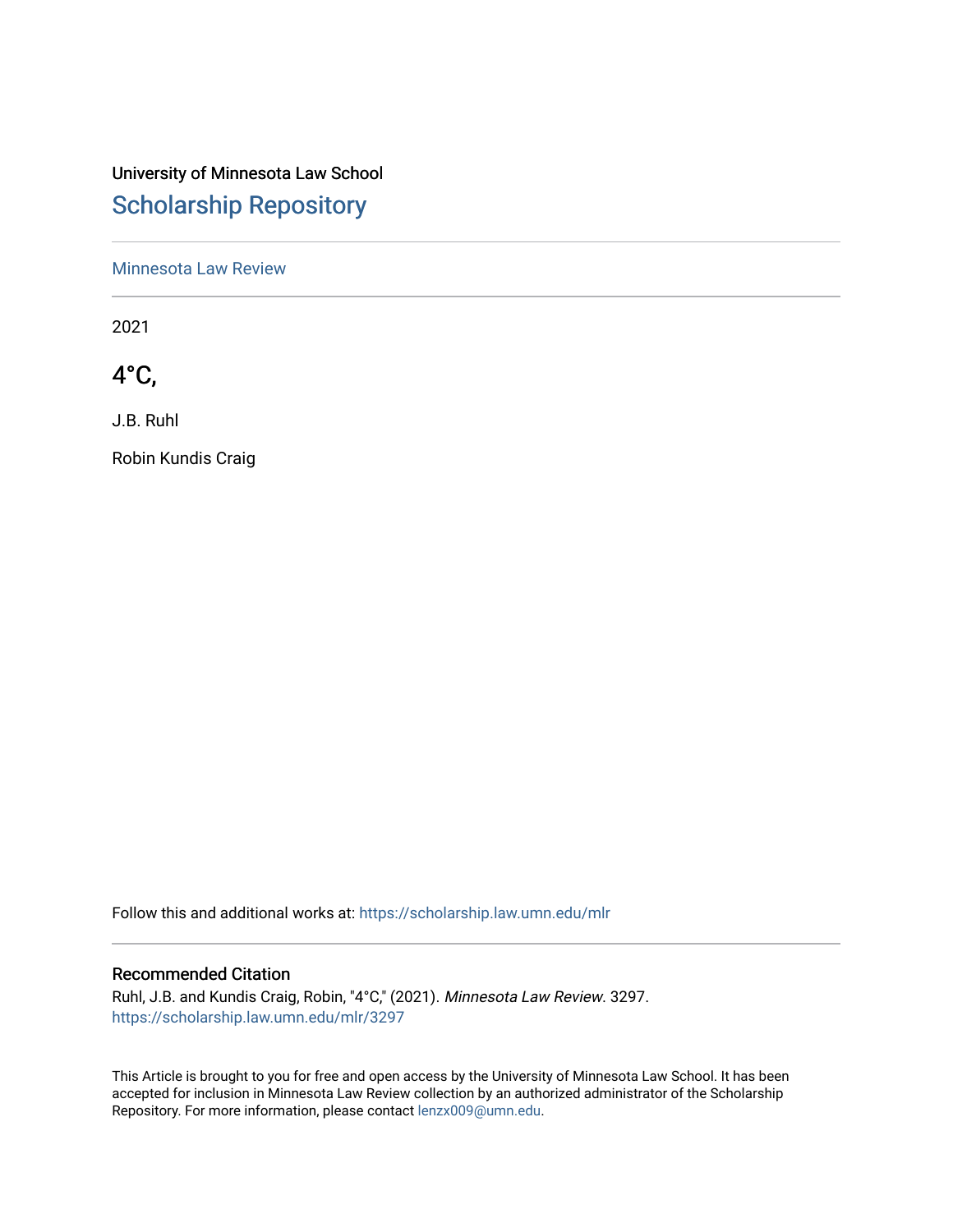University of Minnesota Law School

## Scholarship Repository

Minnesota Law Review

---

2021

# 4°C,

J.B. Ruhl

Robin Kundis Craig

Follow this and additional works at: https://scholarship.law.umn.edu/mlr

---

### Recommended Citation

Ruhl, J.B. and Kundis Craig, Robin, "4°C," (2021). *Minnesota Law Review*. 3297.
https://scholarship.law.umn.edu/mlr/3297

This Article is brought to you for free and open access by the University of Minnesota Law School. It has been accepted for inclusion in Minnesota Law Review collection by an authorized administrator of the Scholarship Repository. For more information, please contact lenzx009@umn.edu.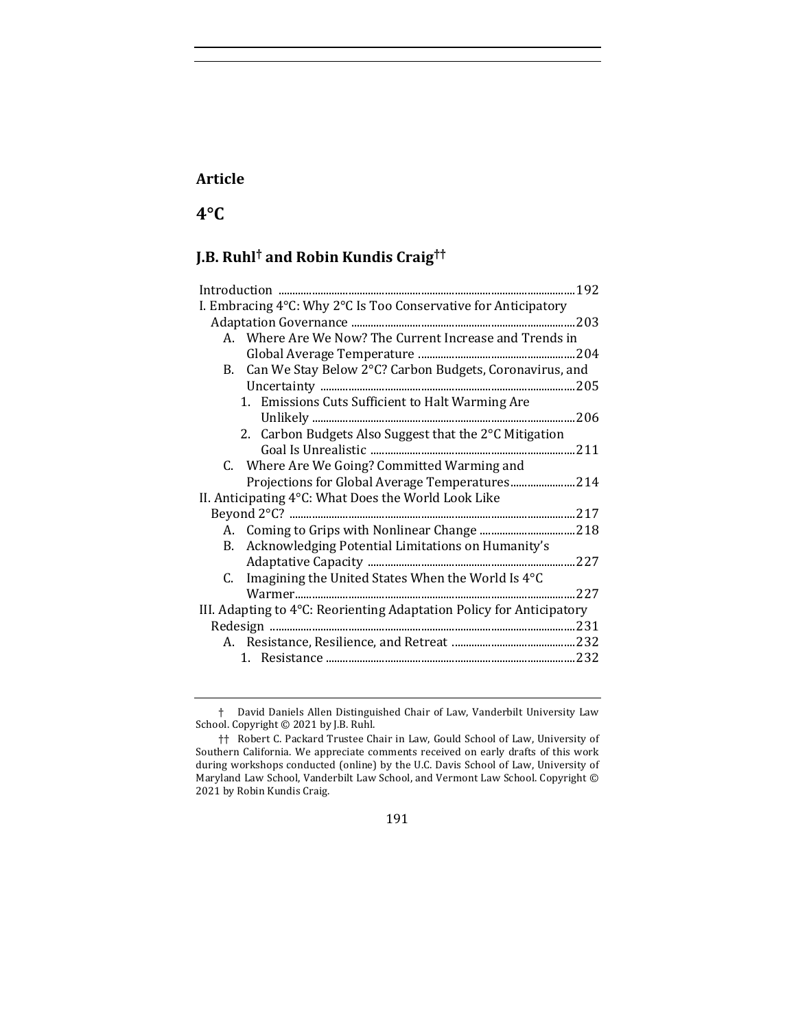**Article**

# 4°C

## J.B. Ruhl[†] and Robin Kundis Craig[††]

Introduction ........................................................................................................ 192
I. Embracing 4°C: Why 2°C Is Too Conservative for Anticipatory Adaptation Governance ............................................................................ 203
- A. Where Are We Now? The Current Increase and Trends in Global Average Temperature ........................................................ 204
- B. Can We Stay Below 2°C? Carbon Budgets, Coronavirus, and Uncertainty ........................................................................................... 205
  - 1. Emissions Cuts Sufficient to Halt Warming Are Unlikely ............................................................................................ 206
  - 2. Carbon Budgets Also Suggest that the 2°C Mitigation Goal Is Unrealistic ....................................................................... 211
- C. Where Are We Going? Committed Warming and Projections for Global Average Temperatures ...................... 214

II. Anticipating 4°C: What Does the World Look Like Beyond 2°C? ..................................................................................................... 217
- A. Coming to Grips with Nonlinear Change ................................ 218
- B. Acknowledging Potential Limitations on Humanity's Adaptative Capacity .......................................................................... 227
- C. Imagining the United States When the World Is 4°C Warmer.................................................................................................. 227

III. Adapting to 4°C: Reorienting Adaptation Policy for Anticipatory Redesign ............................................................................................. 231
- A. Resistance, Resilience, and Retreat ........................................... 232
  - 1. Resistance ........................................................................................ 232

---

† David Daniels Allen Distinguished Chair of Law, Vanderbilt University Law School. Copyright © 2021 by J.B. Ruhl.

†† Robert C. Packard Trustee Chair in Law, Gould School of Law, University of Southern California. We appreciate comments received on early drafts of this work during workshops conducted (online) by the U.C. Davis School of Law, University of Maryland Law School, Vanderbilt Law School, and Vermont Law School. Copyright © 2021 by Robin Kundis Craig.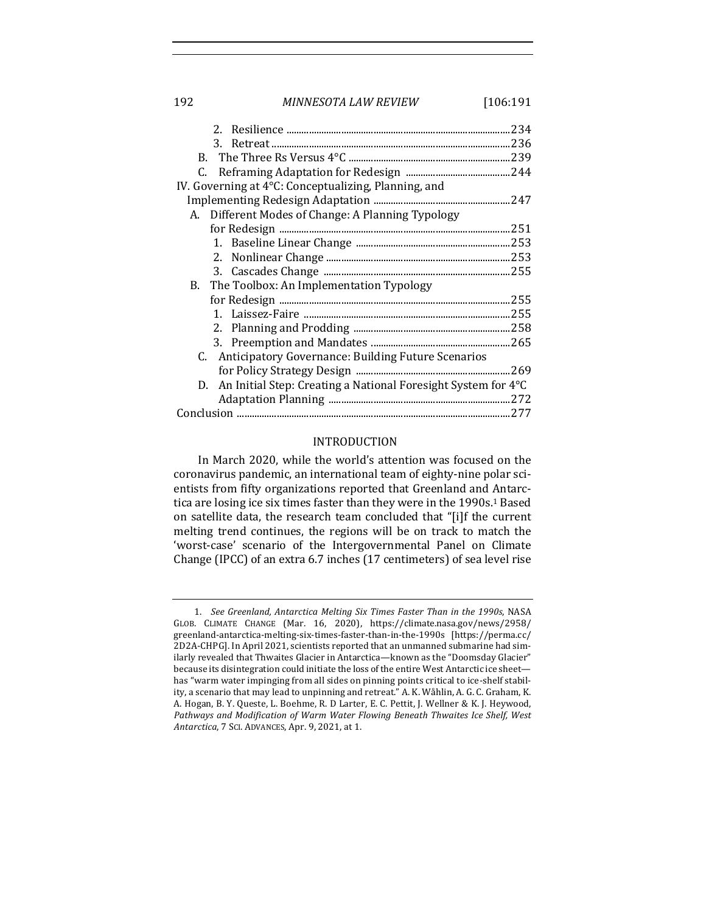2. Resilience ........................................................................................234
3. Retreat ..............................................................................................236

B. The Three Rs Versus 4°C ................................................................239

C. Reframing Adaptation for Redesign .........................................244

IV. Governing at 4°C: Conceptualizing, Planning, and Implementing Redesign Adaptation ......................................................247

A. Different Modes of Change: A Planning Typology for Redesign ...........................................................................................251

1. Baseline Linear Change .............................................................253
2. Nonlinear Change .........................................................................253
3. Cascades Change .........................................................................255

B. The Toolbox: An Implementation Typology for Redesign ...........................................................................................255

1. Laissez-Faire .................................................................................255
2. Planning and Prodding ..............................................................258
3. Preemption and Mandates .......................................................265

C. Anticipatory Governance: Building Future Scenarios for Policy Strategy Design .............................................................269

D. An Initial Step: Creating a National Foresight System for 4°C Adaptation Planning ........................................................................272

Conclusion .............................................................................................................277

## INTRODUCTION

In March 2020, while the world's attention was focused on the coronavirus pandemic, an international team of eighty-nine polar scientists from fifty organizations reported that Greenland and Antarctica are losing ice six times faster than they were in the 1990s.[1] Based on satellite data, the research team concluded that "[i]f the current melting trend continues, the regions will be on track to match the 'worst-case' scenario of the Intergovernmental Panel on Climate Change (IPCC) of an extra 6.7 inches (17 centimeters) of sea level rise

---

1. *See Greenland, Antarctica Melting Six Times Faster Than in the 1990s*, NASA GLOB. CLIMATE CHANGE (Mar. 16, 2020), https://climate.nasa.gov/news/2958/greenland-antarctica-melting-six-times-faster-than-in-the-1990s [https://perma.cc/2D2A-CHPG]. In April 2021, scientists reported that an unmanned submarine had similarly revealed that Thwaites Glacier in Antarctica—known as the "Doomsday Glacier" because its disintegration could initiate the loss of the entire West Antarctic ice sheet—has "warm water impinging from all sides on pinning points critical to ice-shelf stability, a scenario that may lead to unpinning and retreat." A. K. Wåhlin, A. G. C. Graham, K. A. Hogan, B. Y. Queste, L. Boehme, R. D Larter, E. C. Pettit, J. Wellner & K. J. Heywood, *Pathways and Modification of Warm Water Flowing Beneath Thwaites Ice Shelf, West Antarctica*, 7 SCI. ADVANCES, Apr. 9, 2021, at 1.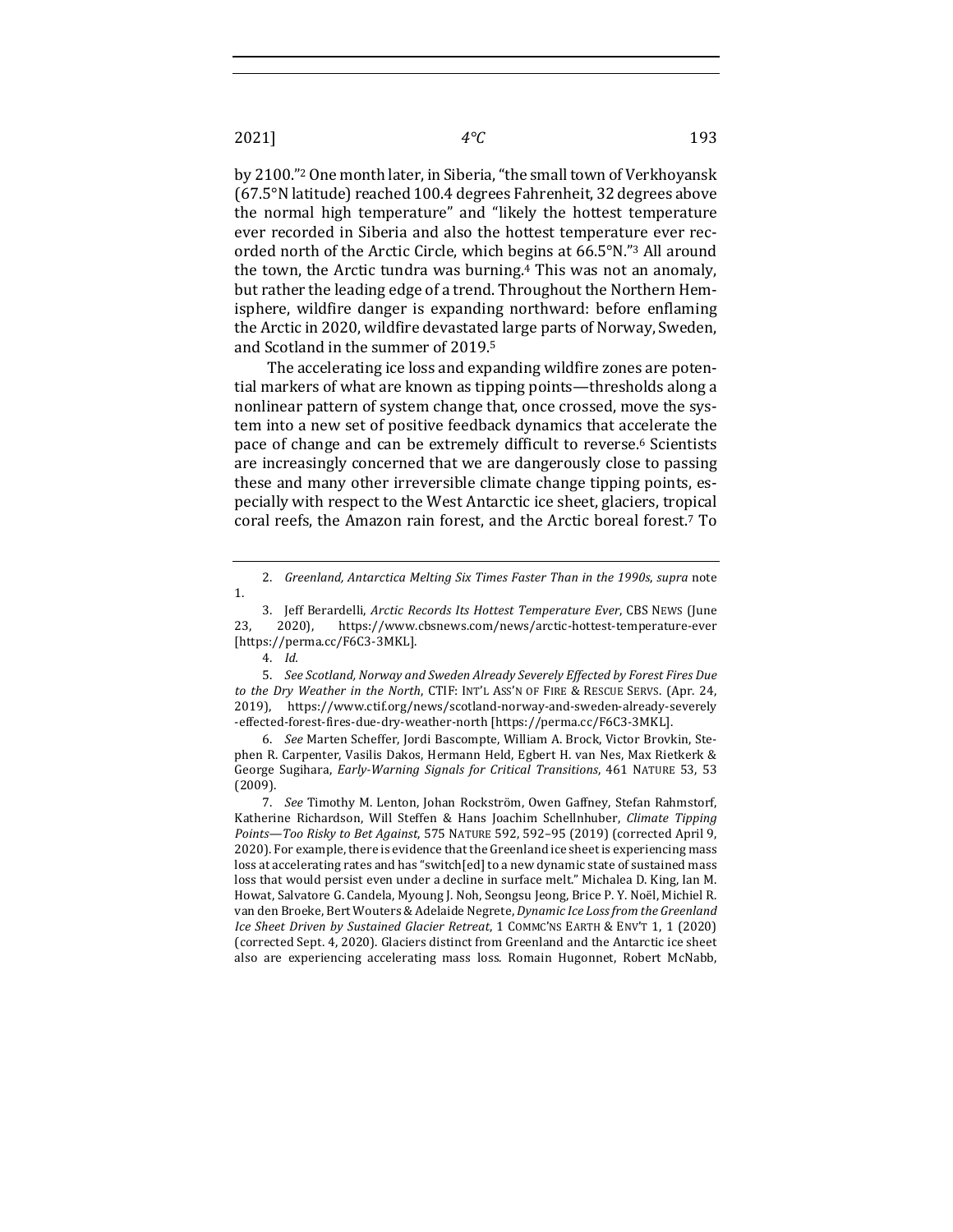by 2100."[2] One month later, in Siberia, "the small town of Verkhoyansk (67.5°N latitude) reached 100.4 degrees Fahrenheit, 32 degrees above the normal high temperature" and "likely the hottest temperature ever recorded in Siberia and also the hottest temperature ever recorded north of the Arctic Circle, which begins at 66.5°N."[3] All around the town, the Arctic tundra was burning.[4] This was not an anomaly, but rather the leading edge of a trend. Throughout the Northern Hemisphere, wildfire danger is expanding northward: before enflaming the Arctic in 2020, wildfire devastated large parts of Norway, Sweden, and Scotland in the summer of 2019.[5]

The accelerating ice loss and expanding wildfire zones are potential markers of what are known as tipping points—thresholds along a nonlinear pattern of system change that, once crossed, move the system into a new set of positive feedback dynamics that accelerate the pace of change and can be extremely difficult to reverse.[6] Scientists are increasingly concerned that we are dangerously close to passing these and many other irreversible climate change tipping points, especially with respect to the West Antarctic ice sheet, glaciers, tropical coral reefs, the Amazon rain forest, and the Arctic boreal forest.[7] To

---

2. *Greenland, Antarctica Melting Six Times Faster Than in the 1990s*, *supra* note 1.

3. Jeff Berardelli, *Arctic Records Its Hottest Temperature Ever*, CBS NEWS (June 23, 2020), https://www.cbsnews.com/news/arctic-hottest-temperature-ever [https://perma.cc/F6C3-3MKL].

4. *Id.*

5. *See Scotland, Norway and Sweden Already Severely Effected by Forest Fires Due to the Dry Weather in the North*, CTIF: INT'L ASS'N OF FIRE & RESCUE SERVS. (Apr. 24, 2019), https://www.ctif.org/news/scotland-norway-and-sweden-already-severely-effected-forest-fires-due-dry-weather-north [https://perma.cc/F6C3-3MKL].

6. *See* Marten Scheffer, Jordi Bascompte, William A. Brock, Victor Brovkin, Stephen R. Carpenter, Vasilis Dakos, Hermann Held, Egbert H. van Nes, Max Rietkerk & George Sugihara, *Early-Warning Signals for Critical Transitions*, 461 NATURE 53, 53 (2009).

7. *See* Timothy M. Lenton, Johan Rockström, Owen Gaffney, Stefan Rahmstorf, Katherine Richardson, Will Steffen & Hans Joachim Schellnhuber, *Climate Tipping Points—Too Risky to Bet Against*, 575 NATURE 592, 592–95 (2019) (corrected April 9, 2020). For example, there is evidence that the Greenland ice sheet is experiencing mass loss at accelerating rates and has "switch[ed] to a new dynamic state of sustained mass loss that would persist even under a decline in surface melt." Michalea D. King, Ian M. Howat, Salvatore G. Candela, Myoung J. Noh, Seongsu Jeong, Brice P. Y. Noël, Michiel R. van den Broeke, Bert Wouters & Adelaide Negrete, *Dynamic Ice Loss from the Greenland Ice Sheet Driven by Sustained Glacier Retreat*, 1 COMMC'NS EARTH & ENV'T 1, 1 (2020) (corrected Sept. 4, 2020). Glaciers distinct from Greenland and the Antarctic ice sheet also are experiencing accelerating mass loss. Romain Hugonnet, Robert McNabb,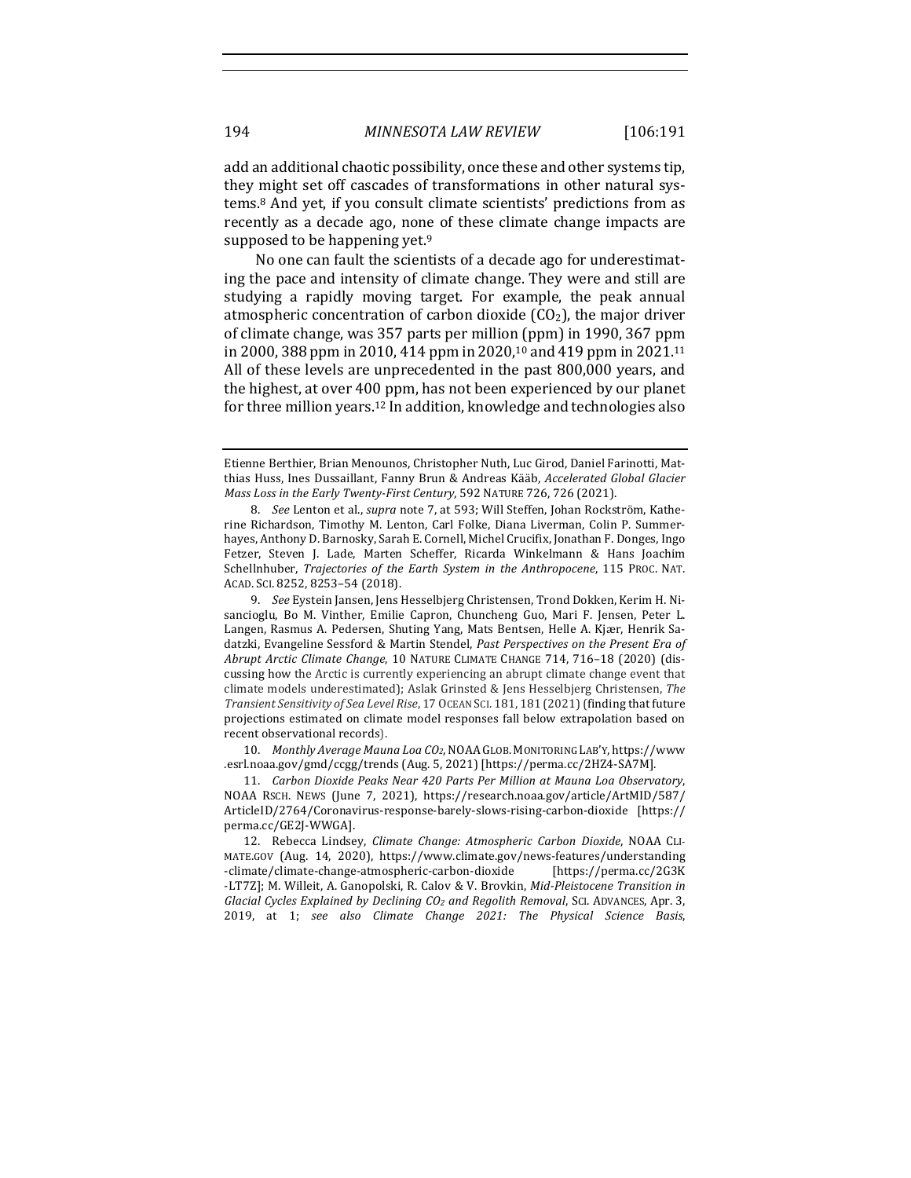add an additional chaotic possibility, once these and other systems tip, they might set off cascades of transformations in other natural systems.[8] And yet, if you consult climate scientists' predictions from as recently as a decade ago, none of these climate change impacts are supposed to be happening yet.[9]

No one can fault the scientists of a decade ago for underestimating the pace and intensity of climate change. They were and still are studying a rapidly moving target. For example, the peak annual atmospheric concentration of carbon dioxide ($CO_2$), the major driver of climate change, was 357 parts per million (ppm) in 1990, 367 ppm in 2000, 388 ppm in 2010, 414 ppm in 2020,[10] and 419 ppm in 2021.[11] All of these levels are unprecedented in the past 800,000 years, and the highest, at over 400 ppm, has not been experienced by our planet for three million years.[12] In addition, knowledge and technologies also

---

Etienne Berthier, Brian Menounos, Christopher Nuth, Luc Girod, Daniel Farinotti, Matthias Huss, Ines Dussaillant, Fanny Brun & Andreas Kääb, *Accelerated Global Glacier Mass Loss in the Early Twenty-First Century*, 592 NATURE 726, 726 (2021).

8. *See* Lenton et al., *supra* note 7, at 593; Will Steffen, Johan Rockström, Katherine Richardson, Timothy M. Lenton, Carl Folke, Diana Liverman, Colin P. Summerhayes, Anthony D. Barnosky, Sarah E. Cornell, Michel Crucifix, Jonathan F. Donges, Ingo Fetzer, Steven J. Lade, Marten Scheffer, Ricarda Winkelmann & Hans Joachim Schellnhuber, *Trajectories of the Earth System in the Anthropocene*, 115 PROC. NAT. ACAD. SCI. 8252, 8253–54 (2018).

9. *See* Eystein Jansen, Jens Hesselbjerg Christensen, Trond Dokken, Kerim H. Nisancioglu, Bo M. Vinther, Emilie Capron, Chuncheng Guo, Mari F. Jensen, Peter L. Langen, Rasmus A. Pedersen, Shuting Yang, Mats Bentsen, Helle A. Kjær, Henrik Sadatzki, Evangeline Sessford & Martin Stendel, *Past Perspectives on the Present Era of Abrupt Arctic Climate Change*, 10 NATURE CLIMATE CHANGE 714, 716–18 (2020) (discussing how the Arctic is currently experiencing an abrupt climate change event that climate models underestimated); Aslak Grinsted & Jens Hesselbjerg Christensen, *The Transient Sensitivity of Sea Level Rise*, 17 OCEAN SCI. 181, 181 (2021) (finding that future projections estimated on climate model responses fall below extrapolation based on recent observational records).

10. *Monthly Average Mauna Loa $CO_2$*, NOAA GLOB. MONITORING LAB'Y, https://www.esrl.noaa.gov/gmd/ccgg/trends (Aug. 5, 2021) [https://perma.cc/2HZ4-SA7M].

11. *Carbon Dioxide Peaks Near 420 Parts Per Million at Mauna Loa Observatory*, NOAA RSCH. NEWS (June 7, 2021), https://research.noaa.gov/article/ArtMID/587/ArticleID/2764/Coronavirus-response-barely-slows-rising-carbon-dioxide [https://perma.cc/GE2J-WWGA].

12. Rebecca Lindsey, *Climate Change: Atmospheric Carbon Dioxide*, NOAA CLIMATE.GOV (Aug. 14, 2020), https://www.climate.gov/news-features/understanding-climate/climate-change-atmospheric-carbon-dioxide [https://perma.cc/2G3K-LT7Z]; M. Willeit, A. Ganopolski, R. Calov & V. Brovkin, *Mid-Pleistocene Transition in Glacial Cycles Explained by Declining $CO_2$ and Regolith Removal*, SCI. ADVANCES, Apr. 3, 2019, at 1; *see also Climate Change 2021: The Physical Science Basis*,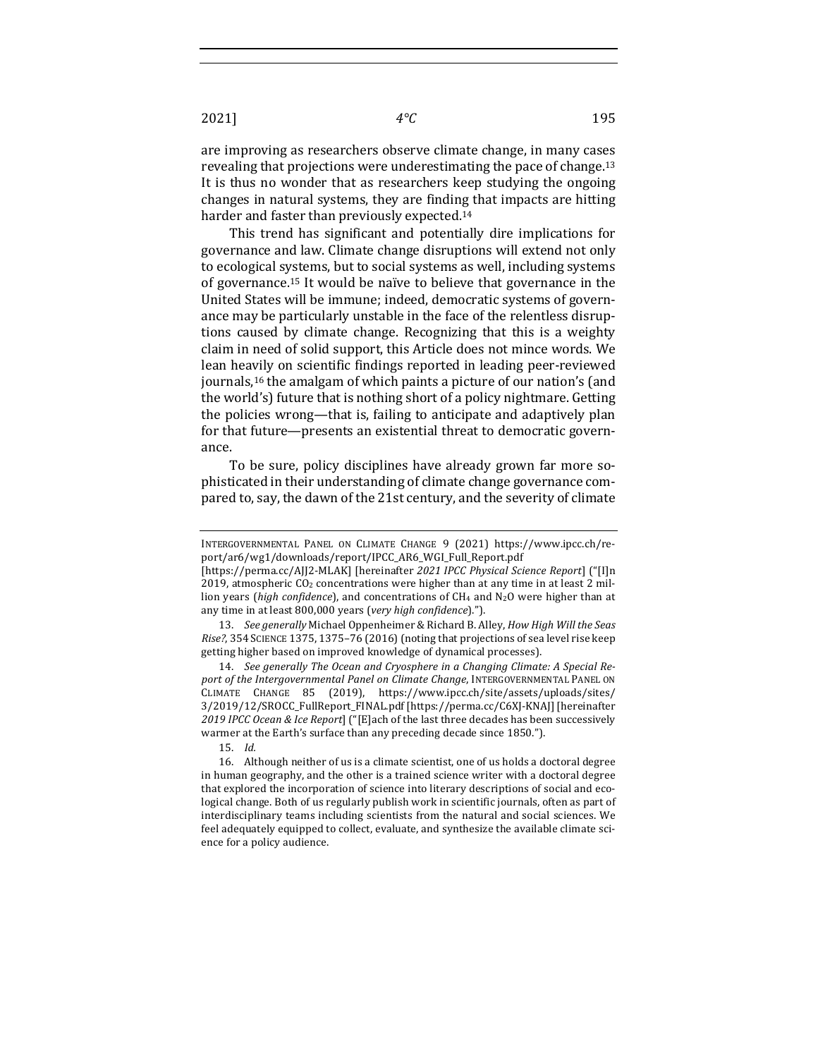are improving as researchers observe climate change, in many cases revealing that projections were underestimating the pace of change.[13] It is thus no wonder that as researchers keep studying the ongoing changes in natural systems, they are finding that impacts are hitting harder and faster than previously expected.[14]

This trend has significant and potentially dire implications for governance and law. Climate change disruptions will extend not only to ecological systems, but to social systems as well, including systems of governance.[15] It would be naïve to believe that governance in the United States will be immune; indeed, democratic systems of governance may be particularly unstable in the face of the relentless disruptions caused by climate change. Recognizing that this is a weighty claim in need of solid support, this Article does not mince words. We lean heavily on scientific findings reported in leading peer-reviewed journals,[16] the amalgam of which paints a picture of our nation's (and the world's) future that is nothing short of a policy nightmare. Getting the policies wrong—that is, failing to anticipate and adaptively plan for that future—presents an existential threat to democratic governance.

To be sure, policy disciplines have already grown far more sophisticated in their understanding of climate change governance compared to, say, the dawn of the 21st century, and the severity of climate

---

INTERGOVERNMENTAL PANEL ON CLIMATE CHANGE 9 (2021) https://www.ipcc.ch/report/ar6/wg1/downloads/report/IPCC_AR6_WGI_Full_Report.pdf [https://perma.cc/AJJ2-MLAK] [hereinafter *2021 IPCC Physical Science Report*] ("[I]n 2019, atmospheric $CO_2$ concentrations were higher than at any time in at least 2 million years (*high confidence*), and concentrations of $CH_4$ and $N_2O$ were higher than at any time in at least 800,000 years (*very high confidence*).").

13. *See generally* Michael Oppenheimer & Richard B. Alley, *How High Will the Seas Rise?*, 354 SCIENCE 1375, 1375–76 (2016) (noting that projections of sea level rise keep getting higher based on improved knowledge of dynamical processes).

14. *See generally The Ocean and Cryosphere in a Changing Climate: A Special Report of the Intergovernmental Panel on Climate Change*, INTERGOVERNMENTAL PANEL ON CLIMATE CHANGE 85 (2019), https://www.ipcc.ch/site/assets/uploads/sites/3/2019/12/SROCC_FullReport_FINAL.pdf [https://perma.cc/C6XJ-KNAJ] [hereinafter *2019 IPCC Ocean & Ice Report*] ("[E]ach of the last three decades has been successively warmer at the Earth's surface than any preceding decade since 1850.").

15. *Id.*

16. Although neither of us is a climate scientist, one of us holds a doctoral degree in human geography, and the other is a trained science writer with a doctoral degree that explored the incorporation of science into literary descriptions of social and ecological change. Both of us regularly publish work in scientific journals, often as part of interdisciplinary teams including scientists from the natural and social sciences. We feel adequately equipped to collect, evaluate, and synthesize the available climate science for a policy audience.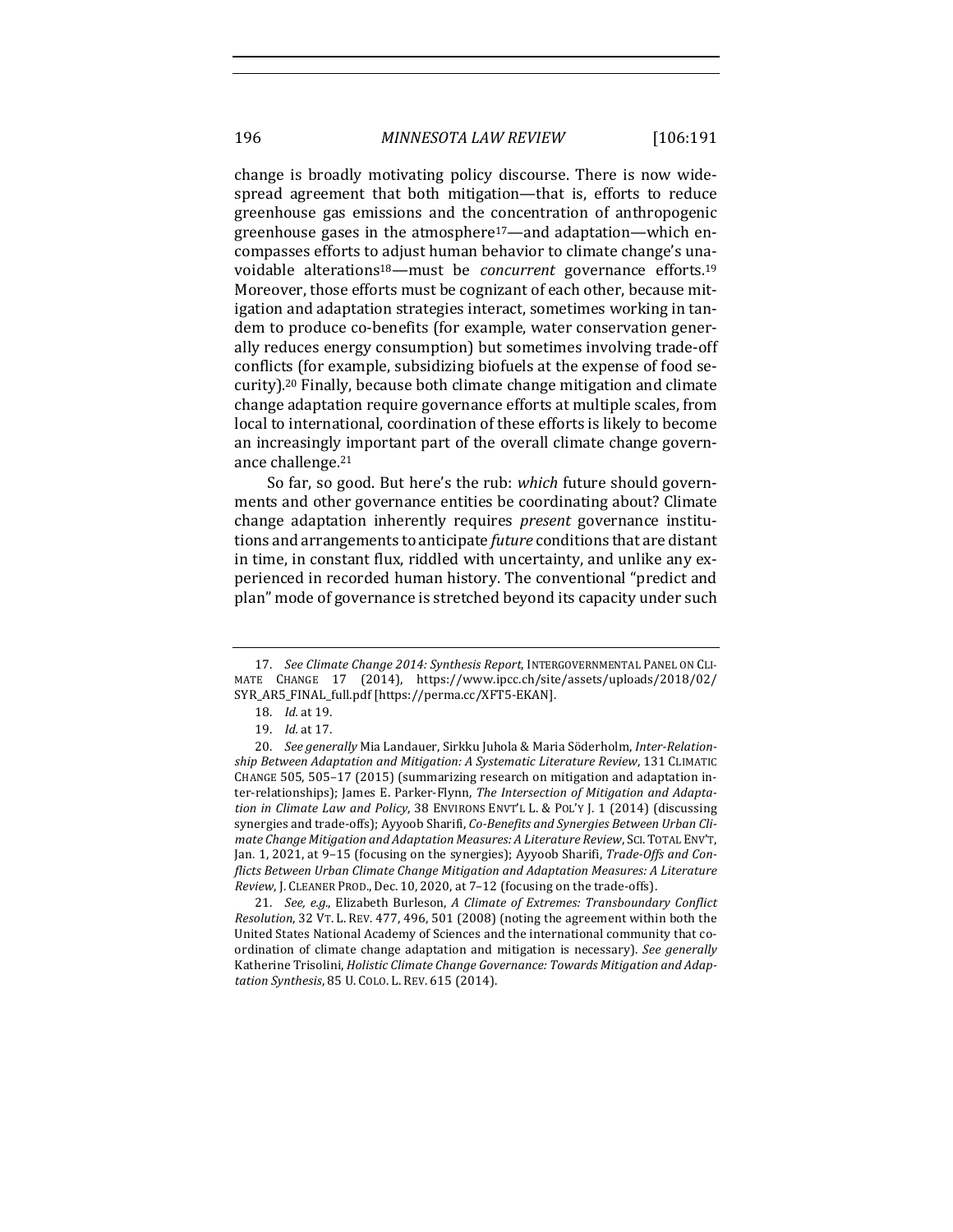change is broadly motivating policy discourse. There is now widespread agreement that both mitigation—that is, efforts to reduce greenhouse gas emissions and the concentration of anthropogenic greenhouse gases in the atmosphere[17]—and adaptation—which encompasses efforts to adjust human behavior to climate change's unavoidable alterations[18]—must be *concurrent* governance efforts.[19] Moreover, those efforts must be cognizant of each other, because mitigation and adaptation strategies interact, sometimes working in tandem to produce co-benefits (for example, water conservation generally reduces energy consumption) but sometimes involving trade-off conflicts (for example, subsidizing biofuels at the expense of food security).[20] Finally, because both climate change mitigation and climate change adaptation require governance efforts at multiple scales, from local to international, coordination of these efforts is likely to become an increasingly important part of the overall climate change governance challenge.[21]

So far, so good. But here's the rub: *which* future should governments and other governance entities be coordinating about? Climate change adaptation inherently requires *present* governance institutions and arrangements to anticipate *future* conditions that are distant in time, in constant flux, riddled with uncertainty, and unlike any experienced in recorded human history. The conventional "predict and plan" mode of governance is stretched beyond its capacity under such

---

17. *See Climate Change 2014: Synthesis Report*, INTERGOVERNMENTAL PANEL ON CLIMATE CHANGE 17 (2014), https://www.ipcc.ch/site/assets/uploads/2018/02/SYR_AR5_FINAL_full.pdf [https://perma.cc/XFT5-EKAN].

18. *Id.* at 19.

19. *Id.* at 17.

20. *See generally* Mia Landauer, Sirkku Juhola & Maria Söderholm, *Inter-Relationship Between Adaptation and Mitigation: A Systematic Literature Review*, 131 CLIMATIC CHANGE 505, 505–17 (2015) (summarizing research on mitigation and adaptation inter-relationships); James E. Parker-Flynn, *The Intersection of Mitigation and Adaptation in Climate Law and Policy*, 38 ENVIRONS ENVT'L L. & POL'Y J. 1 (2014) (discussing synergies and trade-offs); Ayyoob Sharifi, *Co-Benefits and Synergies Between Urban Climate Change Mitigation and Adaptation Measures: A Literature Review*, SCI. TOTAL ENV'T, Jan. 1, 2021, at 9–15 (focusing on the synergies); Ayyoob Sharifi, *Trade-Offs and Conflicts Between Urban Climate Change Mitigation and Adaptation Measures: A Literature Review*, J. CLEANER PROD., Dec. 10, 2020, at 7–12 (focusing on the trade-offs).

21. *See, e.g.*, Elizabeth Burleson, *A Climate of Extremes: Transboundary Conflict Resolution*, 32 VT. L. REV. 477, 496, 501 (2008) (noting the agreement within both the United States National Academy of Sciences and the international community that coordination of climate change adaptation and mitigation is necessary). *See generally* Katherine Trisolini, *Holistic Climate Change Governance: Towards Mitigation and Adaptation Synthesis*, 85 U. COLO. L. REV. 615 (2014).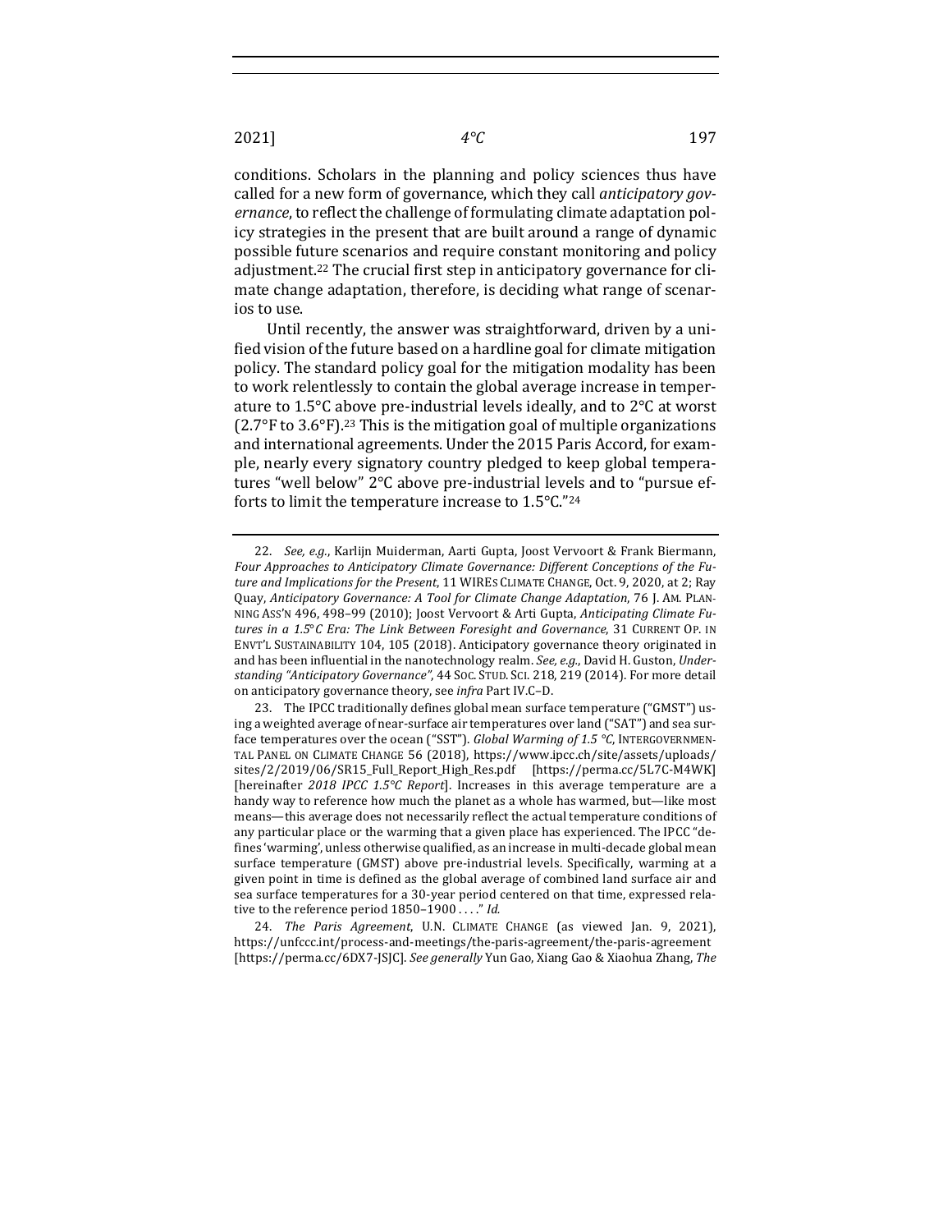conditions. Scholars in the planning and policy sciences thus have called for a new form of governance, which they call *anticipatory governance*, to reflect the challenge of formulating climate adaptation policy strategies in the present that are built around a range of dynamic possible future scenarios and require constant monitoring and policy adjustment.[22] The crucial first step in anticipatory governance for climate change adaptation, therefore, is deciding what range of scenarios to use.

Until recently, the answer was straightforward, driven by a unified vision of the future based on a hardline goal for climate mitigation policy. The standard policy goal for the mitigation modality has been to work relentlessly to contain the global average increase in temperature to 1.5°C above pre-industrial levels ideally, and to 2°C at worst (2.7°F to 3.6°F).[23] This is the mitigation goal of multiple organizations and international agreements. Under the 2015 Paris Accord, for example, nearly every signatory country pledged to keep global temperatures "well below" 2°C above pre-industrial levels and to "pursue efforts to limit the temperature increase to 1.5°C."[24]

---

22. *See, e.g.*, Karlijn Muiderman, Aarti Gupta, Joost Vervoort & Frank Biermann, *Four Approaches to Anticipatory Climate Governance: Different Conceptions of the Future and Implications for the Present*, 11 WIREs CLIMATE CHANGE, Oct. 9, 2020, at 2; Ray Quay, *Anticipatory Governance: A Tool for Climate Change Adaptation*, 76 J. AM. PLANNING ASS'N 496, 498–99 (2010); Joost Vervoort & Arti Gupta, *Anticipating Climate Futures in a 1.5°C Era: The Link Between Foresight and Governance*, 31 CURRENT OP. IN ENVT'L SUSTAINABILITY 104, 105 (2018). Anticipatory governance theory originated in and has been influential in the nanotechnology realm. *See, e.g.*, David H. Guston, *Understanding "Anticipatory Governance"*, 44 SOC. STUD. SCI. 218, 219 (2014). For more detail on anticipatory governance theory, see *infra* Part IV.C–D.

23. The IPCC traditionally defines global mean surface temperature ("GMST") using a weighted average of near-surface air temperatures over land ("SAT") and sea surface temperatures over the ocean ("SST"). *Global Warming of 1.5 °C*, INTERGOVERNMENTAL PANEL ON CLIMATE CHANGE 56 (2018), https://www.ipcc.ch/site/assets/uploads/sites/2/2019/06/SR15_Full_Report_High_Res.pdf [https://perma.cc/5L7C-M4WK] [hereinafter *2018 IPCC 1.5°C Report*]. Increases in this average temperature are a handy way to reference how much the planet as a whole has warmed, but—like most means—this average does not necessarily reflect the actual temperature conditions of any particular place or the warming that a given place has experienced. The IPCC "defines 'warming', unless otherwise qualified, as an increase in multi-decade global mean surface temperature (GMST) above pre-industrial levels. Specifically, warming at a given point in time is defined as the global average of combined land surface air and sea surface temperatures for a 30-year period centered on that time, expressed relative to the reference period 1850–1900 . . . ." *Id.*

24. *The Paris Agreement*, U.N. CLIMATE CHANGE (as viewed Jan. 9, 2021), https://unfccc.int/process-and-meetings/the-paris-agreement/the-paris-agreement [https://perma.cc/6DX7-JSJC]. *See generally* Yun Gao, Xiang Gao & Xiaohua Zhang, *The*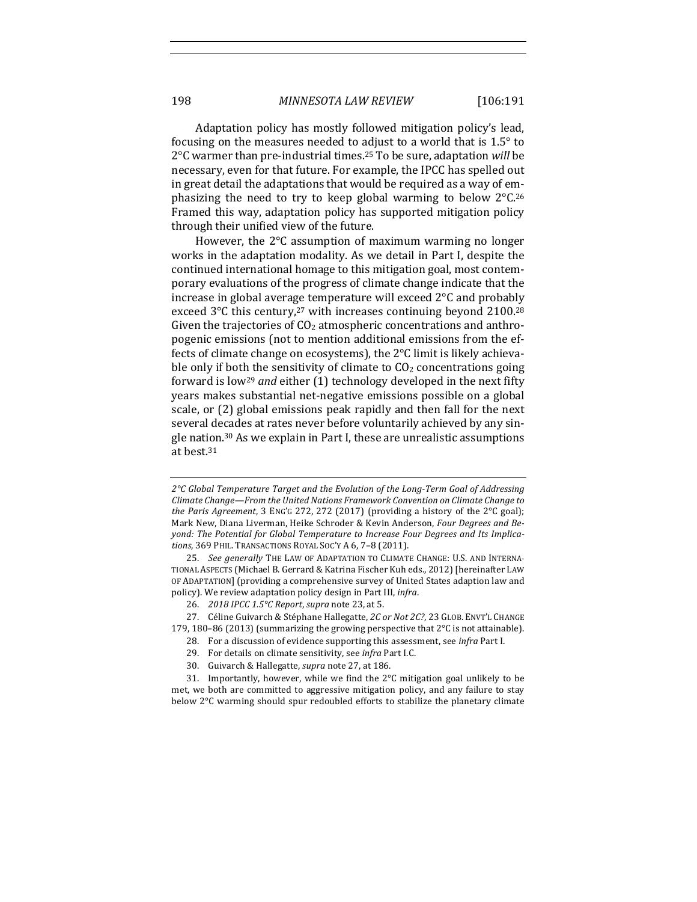Adaptation policy has mostly followed mitigation policy's lead, focusing on the measures needed to adjust to a world that is 1.5° to 2°C warmer than pre-industrial times.[25] To be sure, adaptation *will* be necessary, even for that future. For example, the IPCC has spelled out in great detail the adaptations that would be required as a way of emphasizing the need to try to keep global warming to below 2°C.[26] Framed this way, adaptation policy has supported mitigation policy through their unified view of the future.

However, the 2°C assumption of maximum warming no longer works in the adaptation modality. As we detail in Part I, despite the continued international homage to this mitigation goal, most contemporary evaluations of the progress of climate change indicate that the increase in global average temperature will exceed 2°C and probably exceed 3°C this century,[27] with increases continuing beyond 2100.[28] Given the trajectories of $CO_2$ atmospheric concentrations and anthropogenic emissions (not to mention additional emissions from the effects of climate change on ecosystems), the 2°C limit is likely achievable only if both the sensitivity of climate to $CO_2$ concentrations going forward is low[29] *and* either (1) technology developed in the next fifty years makes substantial net-negative emissions possible on a global scale, or (2) global emissions peak rapidly and then fall for the next several decades at rates never before voluntarily achieved by any single nation.[30] As we explain in Part I, these are unrealistic assumptions at best.[31]

---

*2°C Global Temperature Target and the Evolution of the Long-Term Goal of Addressing Climate Change—From the United Nations Framework Convention on Climate Change to the Paris Agreement*, 3 ENG'G 272, 272 (2017) (providing a history of the 2°C goal); Mark New, Diana Liverman, Heike Schroder & Kevin Anderson, *Four Degrees and Beyond: The Potential for Global Temperature to Increase Four Degrees and Its Implications*, 369 PHIL. TRANSACTIONS ROYAL SOC'Y A 6, 7–8 (2011).

25. *See generally* THE LAW OF ADAPTATION TO CLIMATE CHANGE: U.S. AND INTERNATIONAL ASPECTS (Michael B. Gerrard & Katrina Fischer Kuh eds., 2012) [hereinafter LAW OF ADAPTATION] (providing a comprehensive survey of United States adaption law and policy). We review adaptation policy design in Part III, *infra*.

26. *2018 IPCC 1.5°C Report*, *supra* note 23, at 5.

27. Céline Guivarch & Stéphane Hallegatte, *2C or Not 2C?*, 23 GLOB. ENVT'L CHANGE 179, 180–86 (2013) (summarizing the growing perspective that 2°C is not attainable).

28. For a discussion of evidence supporting this assessment, see *infra* Part I.

29. For details on climate sensitivity, see *infra* Part I.C.

30. Guivarch & Hallegatte, *supra* note 27, at 186.

31. Importantly, however, while we find the 2°C mitigation goal unlikely to be met, we both are committed to aggressive mitigation policy, and any failure to stay below 2°C warming should spur redoubled efforts to stabilize the planetary climate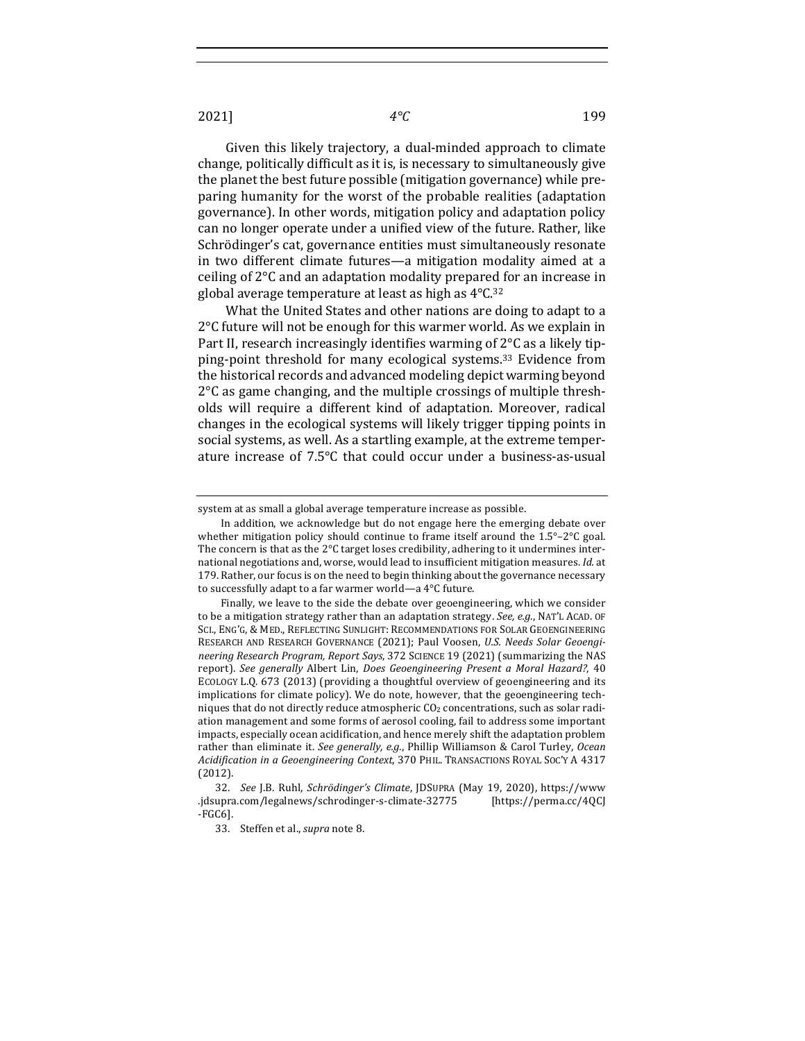Given this likely trajectory, a dual-minded approach to climate change, politically difficult as it is, is necessary to simultaneously give the planet the best future possible (mitigation governance) while preparing humanity for the worst of the probable realities (adaptation governance). In other words, mitigation policy and adaptation policy can no longer operate under a unified view of the future. Rather, like Schrödinger's cat, governance entities must simultaneously resonate in two different climate futures—a mitigation modality aimed at a ceiling of 2°C and an adaptation modality prepared for an increase in global average temperature at least as high as 4°C.[32]

What the United States and other nations are doing to adapt to a 2°C future will not be enough for this warmer world. As we explain in Part II, research increasingly identifies warming of 2°C as a likely tipping-point threshold for many ecological systems.[33] Evidence from the historical records and advanced modeling depict warming beyond 2°C as game changing, and the multiple crossings of multiple thresholds will require a different kind of adaptation. Moreover, radical changes in the ecological systems will likely trigger tipping points in social systems, as well. As a startling example, at the extreme temperature increase of 7.5°C that could occur under a business-as-usual

---

system at as small a global average temperature increase as possible.

In addition, we acknowledge but do not engage here the emerging debate over whether mitigation policy should continue to frame itself around the 1.5°–2°C goal. The concern is that as the 2°C target loses credibility, adhering to it undermines international negotiations and, worse, would lead to insufficient mitigation measures. *Id.* at 179. Rather, our focus is on the need to begin thinking about the governance necessary to successfully adapt to a far warmer world—a 4°C future.

Finally, we leave to the side the debate over geoengineering, which we consider to be a mitigation strategy rather than an adaptation strategy. *See, e.g.*, NAT'L ACAD. OF SCI., ENG'G, & MED., REFLECTING SUNLIGHT: RECOMMENDATIONS FOR SOLAR GEOENGINEERING RESEARCH AND RESEARCH GOVERNANCE (2021); Paul Voosen, *U.S. Needs Solar Geoengineering Research Program, Report Says*, 372 SCIENCE 19 (2021) (summarizing the NAS report). *See generally* Albert Lin, *Does Geoengineering Present a Moral Hazard?*, 40 ECOLOGY L.Q. 673 (2013) (providing a thoughtful overview of geoengineering and its implications for climate policy). We do note, however, that the geoengineering techniques that do not directly reduce atmospheric $CO_2$ concentrations, such as solar radiation management and some forms of aerosol cooling, fail to address some important impacts, especially ocean acidification, and hence merely shift the adaptation problem rather than eliminate it. *See generally, e.g.*, Phillip Williamson & Carol Turley, *Ocean Acidification in a Geoengineering Context*, 370 PHIL. TRANSACTIONS ROYAL SOC'Y A 4317 (2012).

32. *See* J.B. Ruhl, *Schrödinger's Climate*, JDSUPRA (May 19, 2020), https://www.jdsupra.com/legalnews/schrodinger-s-climate-32775 [https://perma.cc/4QCJ-FGC6].

33. Steffen et al., *supra* note 8.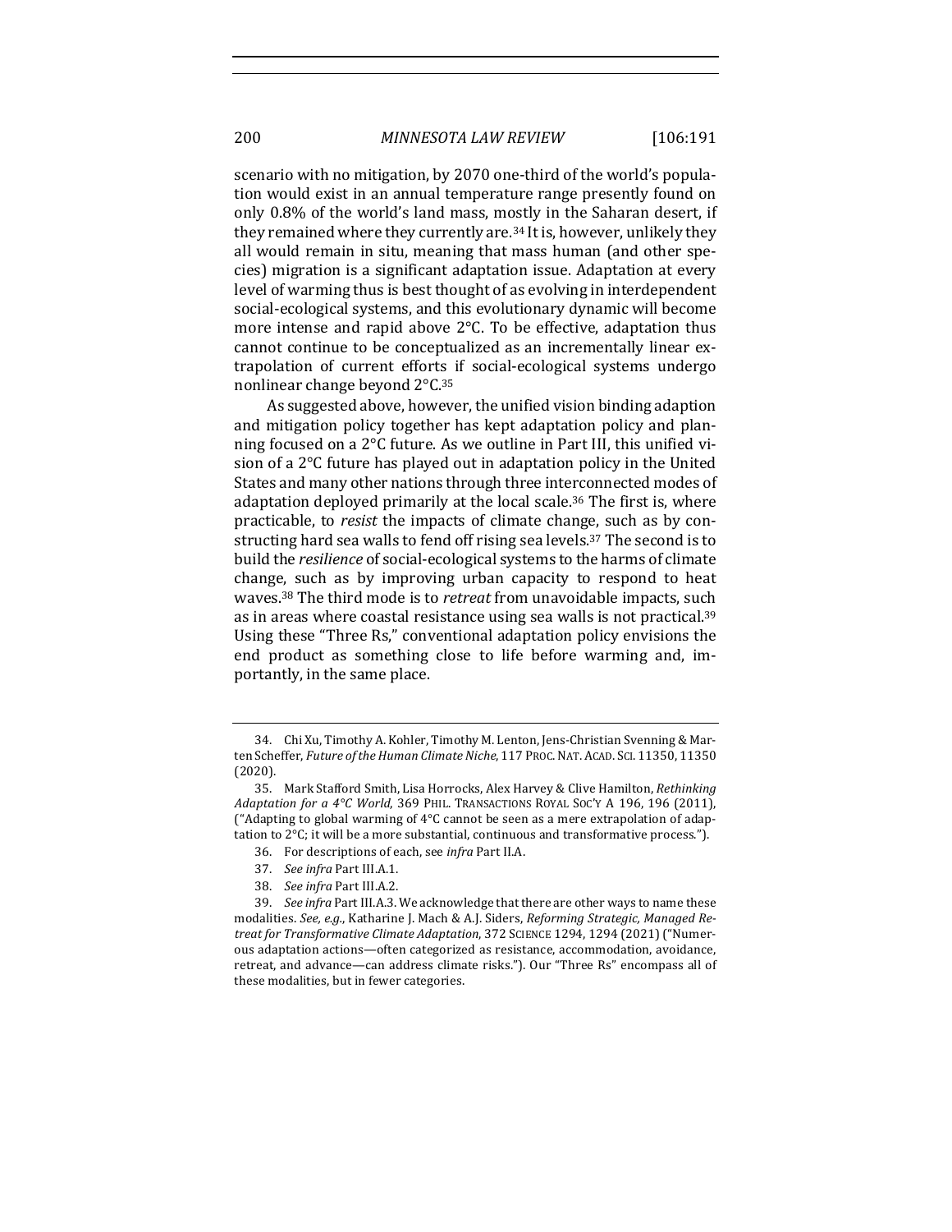scenario with no mitigation, by 2070 one-third of the world's population would exist in an annual temperature range presently found on only 0.8% of the world's land mass, mostly in the Saharan desert, if they remained where they currently are.[34] It is, however, unlikely they all would remain in situ, meaning that mass human (and other species) migration is a significant adaptation issue. Adaptation at every level of warming thus is best thought of as evolving in interdependent social-ecological systems, and this evolutionary dynamic will become more intense and rapid above 2°C. To be effective, adaptation thus cannot continue to be conceptualized as an incrementally linear extrapolation of current efforts if social-ecological systems undergo nonlinear change beyond 2°C.[35]

As suggested above, however, the unified vision binding adaption and mitigation policy together has kept adaptation policy and planning focused on a 2°C future. As we outline in Part III, this unified vision of a 2°C future has played out in adaptation policy in the United States and many other nations through three interconnected modes of adaptation deployed primarily at the local scale.[36] The first is, where practicable, to *resist* the impacts of climate change, such as by constructing hard sea walls to fend off rising sea levels.[37] The second is to build the *resilience* of social-ecological systems to the harms of climate change, such as by improving urban capacity to respond to heat waves.[38] The third mode is to *retreat* from unavoidable impacts, such as in areas where coastal resistance using sea walls is not practical.[39] Using these "Three Rs," conventional adaptation policy envisions the end product as something close to life before warming and, importantly, in the same place.

---

34. Chi Xu, Timothy A. Kohler, Timothy M. Lenton, Jens-Christian Svenning & Marten Scheffer, *Future of the Human Climate Niche*, 117 PROC. NAT. ACAD. SCI. 11350, 11350 (2020).

35. Mark Stafford Smith, Lisa Horrocks, Alex Harvey & Clive Hamilton, *Rethinking Adaptation for a 4°C World*, 369 PHIL. TRANSACTIONS ROYAL SOC'Y A 196, 196 (2011), ("Adapting to global warming of 4°C cannot be seen as a mere extrapolation of adaptation to 2°C; it will be a more substantial, continuous and transformative process.").

36. For descriptions of each, see *infra* Part II.A.

37. *See infra* Part III.A.1.

38. *See infra* Part III.A.2.

39. *See infra* Part III.A.3. We acknowledge that there are other ways to name these modalities. *See, e.g.*, Katharine J. Mach & A.J. Siders, *Reforming Strategic, Managed Retreat for Transformative Climate Adaptation*, 372 SCIENCE 1294, 1294 (2021) ("Numerous adaptation actions—often categorized as resistance, accommodation, avoidance, retreat, and advance—can address climate risks."). Our "Three Rs" encompass all of these modalities, but in fewer categories.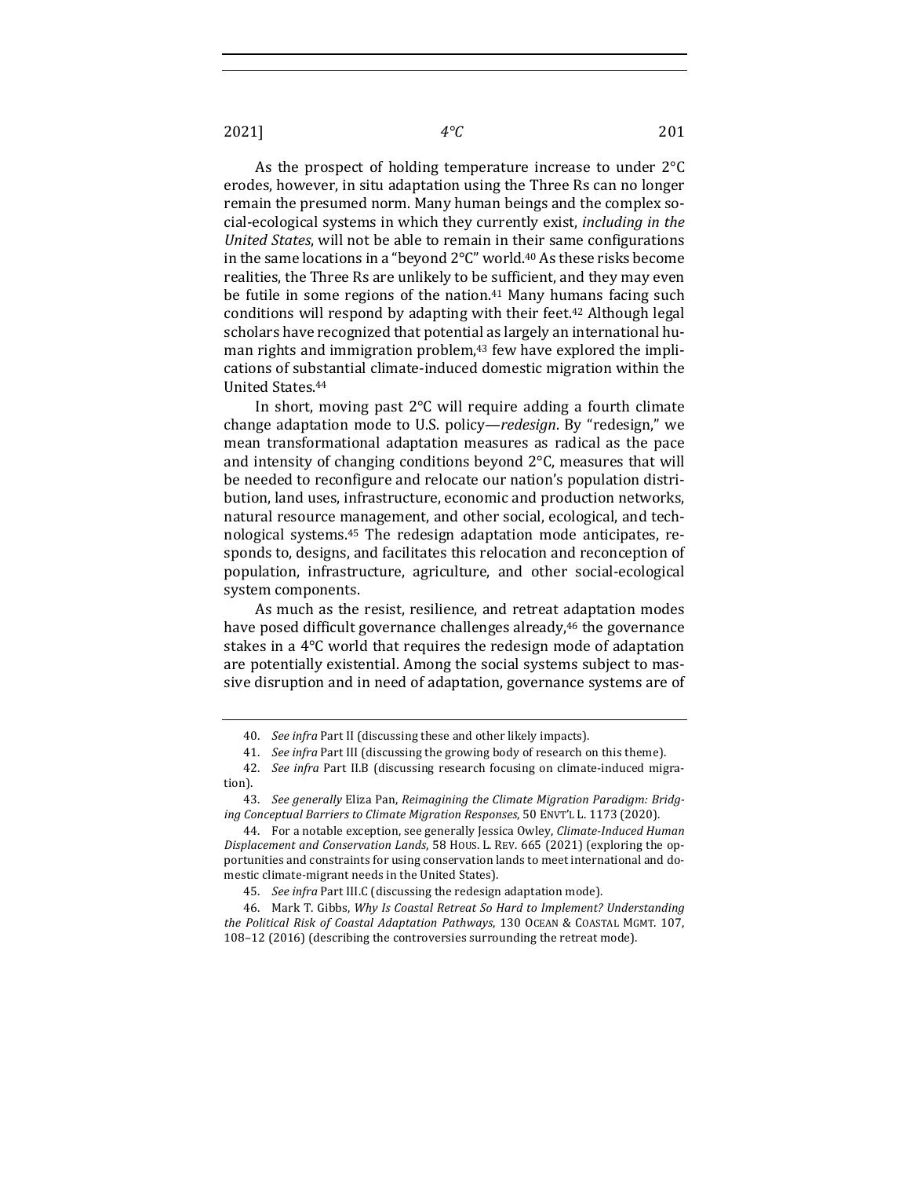As the prospect of holding temperature increase to under 2°C erodes, however, in situ adaptation using the Three Rs can no longer remain the presumed norm. Many human beings and the complex social-ecological systems in which they currently exist, *including in the United States*, will not be able to remain in their same configurations in the same locations in a "beyond 2°C" world.[40] As these risks become realities, the Three Rs are unlikely to be sufficient, and they may even be futile in some regions of the nation.[41] Many humans facing such conditions will respond by adapting with their feet.[42] Although legal scholars have recognized that potential as largely an international human rights and immigration problem,[43] few have explored the implications of substantial climate-induced domestic migration within the United States.[44]

In short, moving past 2°C will require adding a fourth climate change adaptation mode to U.S. policy—*redesign*. By "redesign," we mean transformational adaptation measures as radical as the pace and intensity of changing conditions beyond 2°C, measures that will be needed to reconfigure and relocate our nation's population distribution, land uses, infrastructure, economic and production networks, natural resource management, and other social, ecological, and technological systems.[45] The redesign adaptation mode anticipates, responds to, designs, and facilitates this relocation and reconception of population, infrastructure, agriculture, and other social-ecological system components.

As much as the resist, resilience, and retreat adaptation modes have posed difficult governance challenges already,[46] the governance stakes in a 4°C world that requires the redesign mode of adaptation are potentially existential. Among the social systems subject to massive disruption and in need of adaptation, governance systems are of

---

40. *See infra* Part II (discussing these and other likely impacts).

41. *See infra* Part III (discussing the growing body of research on this theme).

42. *See infra* Part II.B (discussing research focusing on climate-induced migration).

43. *See generally* Eliza Pan, *Reimagining the Climate Migration Paradigm: Bridging Conceptual Barriers to Climate Migration Responses*, 50 ENVT'L L. 1173 (2020).

44. For a notable exception, see generally Jessica Owley, *Climate-Induced Human Displacement and Conservation Lands*, 58 HOUS. L. REV. 665 (2021) (exploring the opportunities and constraints for using conservation lands to meet international and domestic climate-migrant needs in the United States).

45. *See infra* Part III.C (discussing the redesign adaptation mode).

46. Mark T. Gibbs, *Why Is Coastal Retreat So Hard to Implement? Understanding the Political Risk of Coastal Adaptation Pathways*, 130 OCEAN & COASTAL MGMT. 107, 108–12 (2016) (describing the controversies surrounding the retreat mode).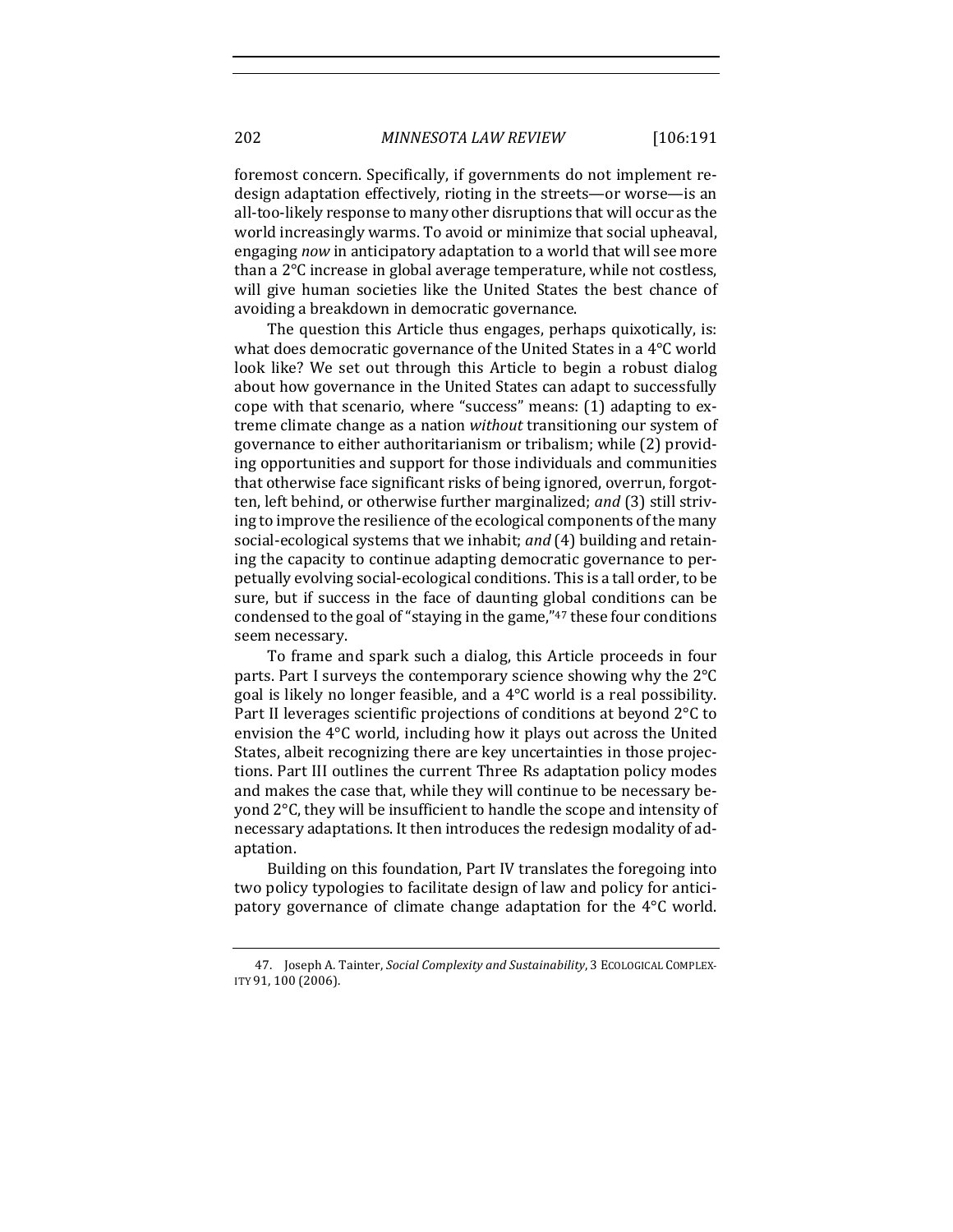foremost concern. Specifically, if governments do not implement redesign adaptation effectively, rioting in the streets—or worse—is an all-too-likely response to many other disruptions that will occur as the world increasingly warms. To avoid or minimize that social upheaval, engaging *now* in anticipatory adaptation to a world that will see more than a 2°C increase in global average temperature, while not costless, will give human societies like the United States the best chance of avoiding a breakdown in democratic governance.

The question this Article thus engages, perhaps quixotically, is: what does democratic governance of the United States in a 4°C world look like? We set out through this Article to begin a robust dialog about how governance in the United States can adapt to successfully cope with that scenario, where "success" means: (1) adapting to extreme climate change as a nation *without* transitioning our system of governance to either authoritarianism or tribalism; while (2) providing opportunities and support for those individuals and communities that otherwise face significant risks of being ignored, overrun, forgotten, left behind, or otherwise further marginalized; *and* (3) still striving to improve the resilience of the ecological components of the many social-ecological systems that we inhabit; *and* (4) building and retaining the capacity to continue adapting democratic governance to perpetually evolving social-ecological conditions. This is a tall order, to be sure, but if success in the face of daunting global conditions can be condensed to the goal of "staying in the game,"[47] these four conditions seem necessary.

To frame and spark such a dialog, this Article proceeds in four parts. Part I surveys the contemporary science showing why the 2°C goal is likely no longer feasible, and a 4°C world is a real possibility. Part II leverages scientific projections of conditions at beyond 2°C to envision the 4°C world, including how it plays out across the United States, albeit recognizing there are key uncertainties in those projections. Part III outlines the current Three Rs adaptation policy modes and makes the case that, while they will continue to be necessary beyond 2°C, they will be insufficient to handle the scope and intensity of necessary adaptations. It then introduces the redesign modality of adaptation.

Building on this foundation, Part IV translates the foregoing into two policy typologies to facilitate design of law and policy for anticipatory governance of climate change adaptation for the 4°C world.

47. Joseph A. Tainter, *Social Complexity and Sustainability*, 3 ECOLOGICAL COMPLEXITY 91, 100 (2006).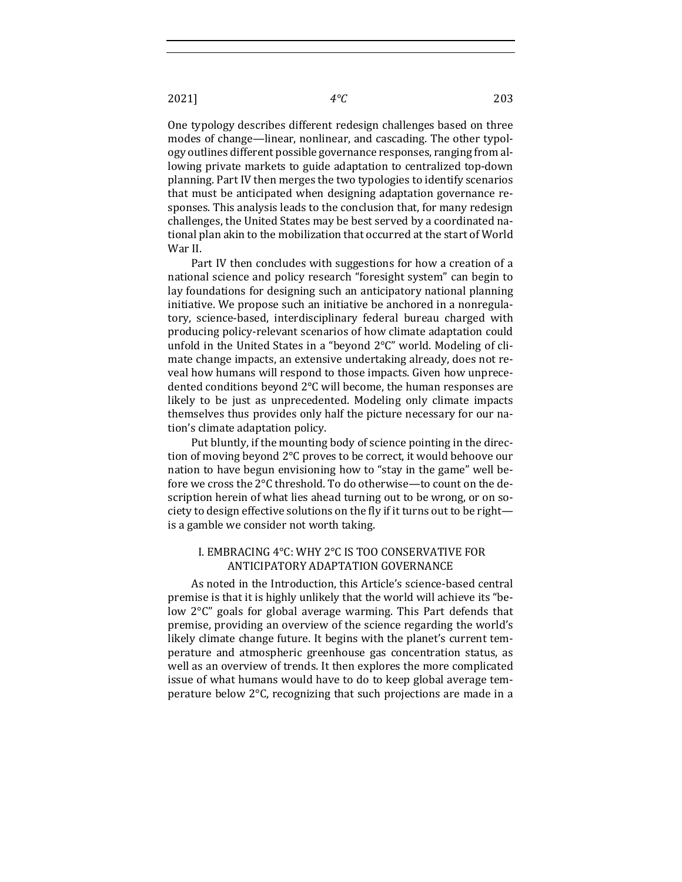One typology describes different redesign challenges based on three modes of change—linear, nonlinear, and cascading. The other typology outlines different possible governance responses, ranging from allowing private markets to guide adaptation to centralized top-down planning. Part IV then merges the two typologies to identify scenarios that must be anticipated when designing adaptation governance responses. This analysis leads to the conclusion that, for many redesign challenges, the United States may be best served by a coordinated national plan akin to the mobilization that occurred at the start of World War II.

Part IV then concludes with suggestions for how a creation of a national science and policy research "foresight system" can begin to lay foundations for designing such an anticipatory national planning initiative. We propose such an initiative be anchored in a nonregulatory, science-based, interdisciplinary federal bureau charged with producing policy-relevant scenarios of how climate adaptation could unfold in the United States in a "beyond 2°C" world. Modeling of climate change impacts, an extensive undertaking already, does not reveal how humans will respond to those impacts. Given how unprecedented conditions beyond 2°C will become, the human responses are likely to be just as unprecedented. Modeling only climate impacts themselves thus provides only half the picture necessary for our nation's climate adaptation policy.

Put bluntly, if the mounting body of science pointing in the direction of moving beyond 2°C proves to be correct, it would behoove our nation to have begun envisioning how to "stay in the game" well before we cross the 2°C threshold. To do otherwise—to count on the description herein of what lies ahead turning out to be wrong, or on society to design effective solutions on the fly if it turns out to be right—is a gamble we consider not worth taking.

## I. EMBRACING 4°C: WHY 2°C IS TOO CONSERVATIVE FOR ANTICIPATORY ADAPTATION GOVERNANCE

As noted in the Introduction, this Article's science-based central premise is that it is highly unlikely that the world will achieve its "below 2°C" goals for global average warming. This Part defends that premise, providing an overview of the science regarding the world's likely climate change future. It begins with the planet's current temperature and atmospheric greenhouse gas concentration status, as well as an overview of trends. It then explores the more complicated issue of what humans would have to do to keep global average temperature below 2°C, recognizing that such projections are made in a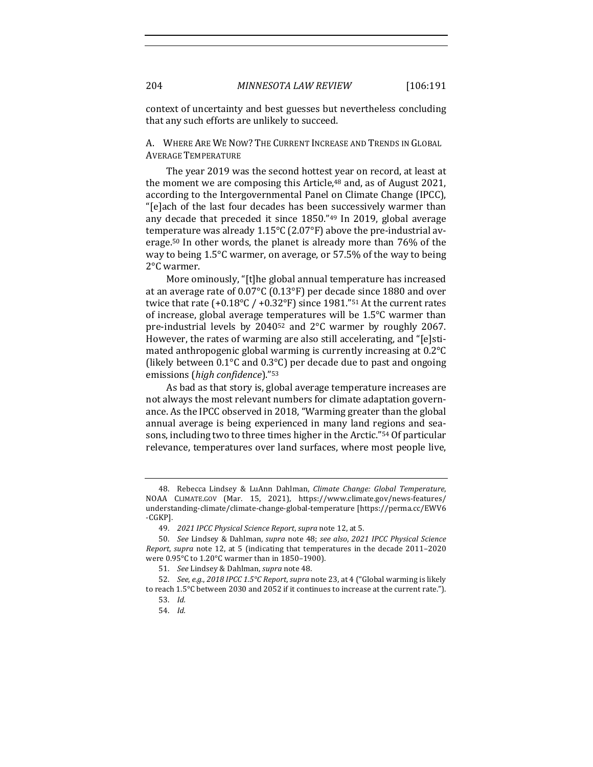context of uncertainty and best guesses but nevertheless concluding that any such efforts are unlikely to succeed.

### A. Where Are We Now? The Current Increase and Trends in Global Average Temperature

The year 2019 was the second hottest year on record, at least at the moment we are composing this Article,[48] and, as of August 2021, according to the Intergovernmental Panel on Climate Change (IPCC), "[e]ach of the last four decades has been successively warmer than any decade that preceded it since 1850."[49] In 2019, global average temperature was already 1.15°C (2.07°F) above the pre-industrial average.[50] In other words, the planet is already more than 76% of the way to being 1.5°C warmer, on average, or 57.5% of the way to being 2°C warmer.

More ominously, "[t]he global annual temperature has increased at an average rate of 0.07°C (0.13°F) per decade since 1880 and over twice that rate (+0.18°C / +0.32°F) since 1981."[51] At the current rates of increase, global average temperatures will be 1.5°C warmer than pre-industrial levels by 2040[52] and 2°C warmer by roughly 2067. However, the rates of warming are also still accelerating, and "[e]stimated anthropogenic global warming is currently increasing at 0.2°C (likely between 0.1°C and 0.3°C) per decade due to past and ongoing emissions (*high confidence*)."[53]

As bad as that story is, global average temperature increases are not always the most relevant numbers for climate adaptation governance. As the IPCC observed in 2018, "Warming greater than the global annual average is being experienced in many land regions and seasons, including two to three times higher in the Arctic."[54] Of particular relevance, temperatures over land surfaces, where most people live,

---

48. Rebecca Lindsey & LuAnn Dahlman, *Climate Change: Global Temperature*, NOAA CLIMATE.GOV (Mar. 15, 2021), https://www.climate.gov/news-features/understanding-climate/climate-change-global-temperature [https://perma.cc/EWV6-CGKP].

49. *2021 IPCC Physical Science Report*, *supra* note 12, at 5.

50. *See* Lindsey & Dahlman, *supra* note 48; *see also*, *2021 IPCC Physical Science Report*, *supra* note 12, at 5 (indicating that temperatures in the decade 2011–2020 were 0.95°C to 1.20°C warmer than in 1850–1900).

51. *See* Lindsey & Dahlman, *supra* note 48.

52. *See, e.g.*, *2018 IPCC 1.5°C Report*, *supra* note 23, at 4 ("Global warming is likely to reach 1.5°C between 2030 and 2052 if it continues to increase at the current rate.").

53. *Id.*

54. *Id.*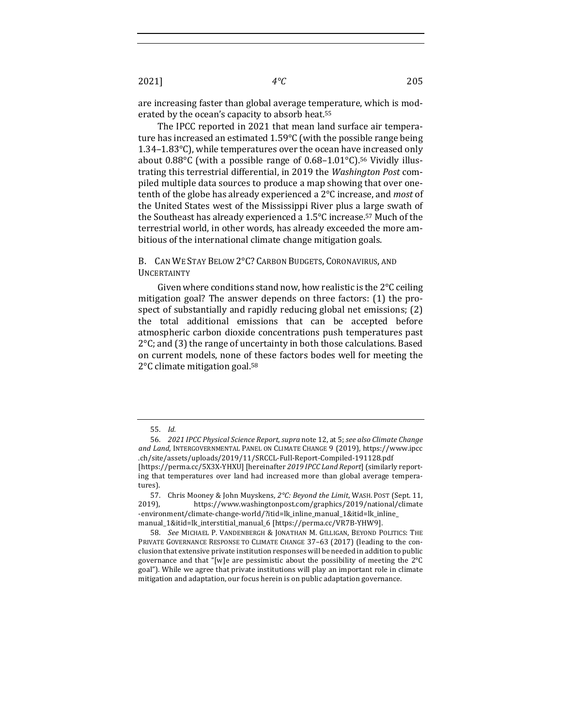are increasing faster than global average temperature, which is moderated by the ocean's capacity to absorb heat.[55]

The IPCC reported in 2021 that mean land surface air temperature has increased an estimated 1.59°C (with the possible range being 1.34–1.83°C), while temperatures over the ocean have increased only about 0.88°C (with a possible range of 0.68–1.01°C).[56] Vividly illustrating this terrestrial differential, in 2019 the *Washington Post* compiled multiple data sources to produce a map showing that over one-tenth of the globe has already experienced a 2°C increase, and *most* of the United States west of the Mississippi River plus a large swath of the Southeast has already experienced a 1.5°C increase.[57] Much of the terrestrial world, in other words, has already exceeded the more ambitious of the international climate change mitigation goals.

### B. Can We Stay Below 2°C? Carbon Budgets, Coronavirus, and Uncertainty

Given where conditions stand now, how realistic is the 2°C ceiling mitigation goal? The answer depends on three factors: (1) the prospect of substantially and rapidly reducing global net emissions; (2) the total additional emissions that can be accepted before atmospheric carbon dioxide concentrations push temperatures past 2°C; and (3) the range of uncertainty in both those calculations. Based on current models, none of these factors bodes well for meeting the 2°C climate mitigation goal.[58]

---

55. *Id.*

56. *2021 IPCC Physical Science Report*, *supra* note 12, at 5; *see also Climate Change and Land*, Intergovernmental Panel on Climate Change 9 (2019), https://www.ipcc.ch/site/assets/uploads/2019/11/SRCCL-Full-Report-Compiled-191128.pdf [https://perma.cc/5X3X-YHXU] [hereinafter *2019 IPCC Land Report*] (similarly reporting that temperatures over land had increased more than global average temperatures).

57. Chris Mooney & John Muyskens, *2°C: Beyond the Limit*, Wash. Post (Sept. 11, 2019), https://www.washingtonpost.com/graphics/2019/national/climate-environment/climate-change-world/?itid=lk_inline_manual_1&itid=lk_inline_manual_1&itid=lk_interstitial_manual_6 [https://perma.cc/VR7B-YHW9].

58. *See* Michael P. Vandenbergh & Jonathan M. Gilligan, Beyond Politics: The Private Governance Response to Climate Change 37–63 (2017) (leading to the conclusion that extensive private institution responses will be needed in addition to public governance and that "[w]e are pessimistic about the possibility of meeting the 2°C goal"). While we agree that private institutions will play an important role in climate mitigation and adaptation, our focus herein is on public adaptation governance.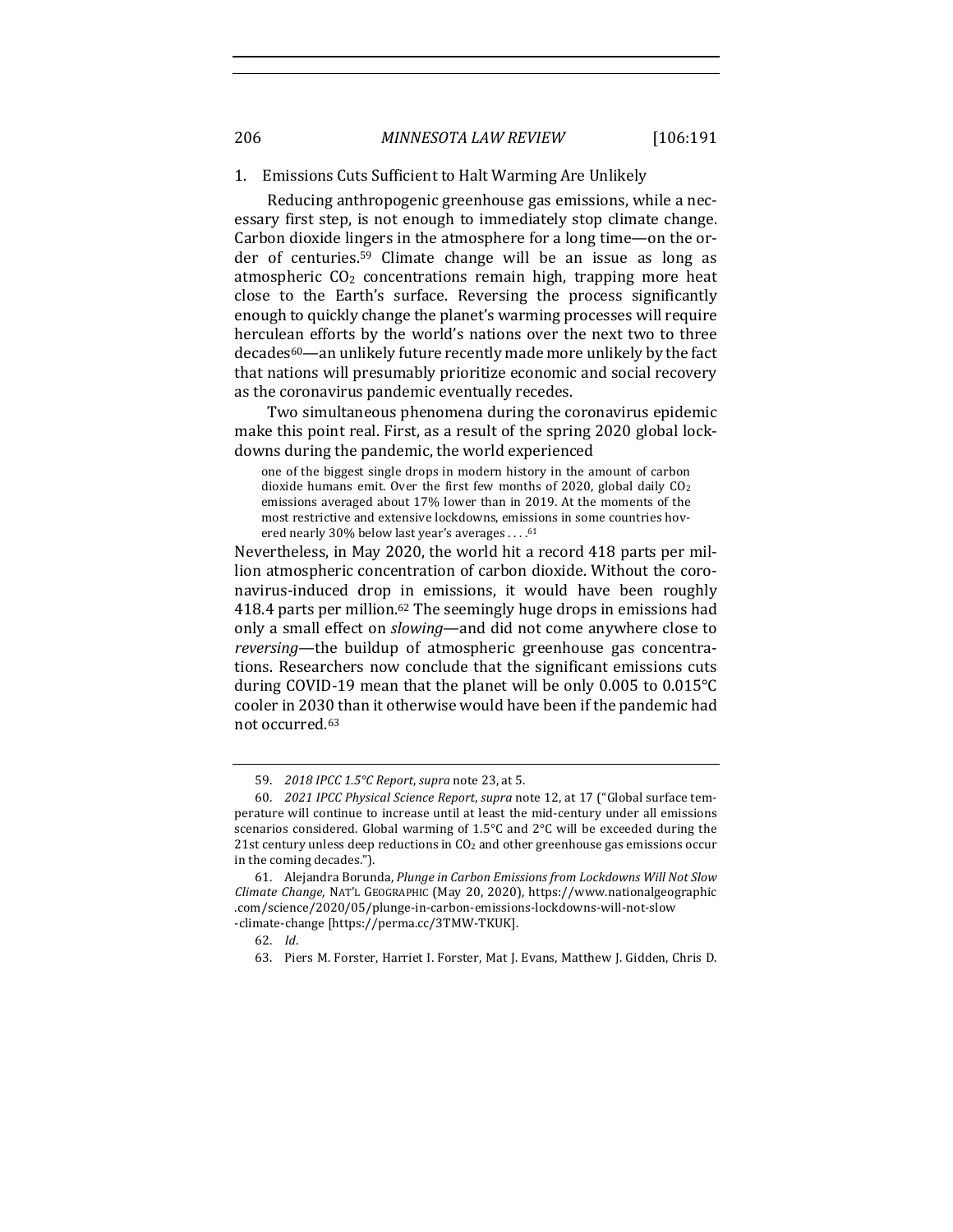### 1. Emissions Cuts Sufficient to Halt Warming Are Unlikely

Reducing anthropogenic greenhouse gas emissions, while a necessary first step, is not enough to immediately stop climate change. Carbon dioxide lingers in the atmosphere for a long time—on the order of centuries.[59] Climate change will be an issue as long as atmospheric $CO_2$ concentrations remain high, trapping more heat close to the Earth's surface. Reversing the process significantly enough to quickly change the planet's warming processes will require herculean efforts by the world's nations over the next two to three decades[60]—an unlikely future recently made more unlikely by the fact that nations will presumably prioritize economic and social recovery as the coronavirus pandemic eventually recedes.

Two simultaneous phenomena during the coronavirus epidemic make this point real. First, as a result of the spring 2020 global lockdowns during the pandemic, the world experienced

> one of the biggest single drops in modern history in the amount of carbon dioxide humans emit. Over the first few months of 2020, global daily $CO_2$ emissions averaged about 17% lower than in 2019. At the moments of the most restrictive and extensive lockdowns, emissions in some countries hovered nearly 30% below last year's averages . . . .[61]

Nevertheless, in May 2020, the world hit a record 418 parts per million atmospheric concentration of carbon dioxide. Without the coronavirus-induced drop in emissions, it would have been roughly 418.4 parts per million.[62] The seemingly huge drops in emissions had only a small effect on *slowing*—and did not come anywhere close to *reversing*—the buildup of atmospheric greenhouse gas concentrations. Researchers now conclude that the significant emissions cuts during COVID-19 mean that the planet will be only 0.005 to 0.015°C cooler in 2030 than it otherwise would have been if the pandemic had not occurred.[63]

---

59. *2018 IPCC 1.5°C Report*, *supra* note 23, at 5.

60. *2021 IPCC Physical Science Report*, *supra* note 12, at 17 ("Global surface temperature will continue to increase until at least the mid-century under all emissions scenarios considered. Global warming of 1.5°C and 2°C will be exceeded during the 21st century unless deep reductions in $CO_2$ and other greenhouse gas emissions occur in the coming decades.").

61. Alejandra Borunda, *Plunge in Carbon Emissions from Lockdowns Will Not Slow Climate Change*, NAT'L GEOGRAPHIC (May 20, 2020), https://www.nationalgeographic.com/science/2020/05/plunge-in-carbon-emissions-lockdowns-will-not-slow-climate-change [https://perma.cc/3TMW-TKUK].

62. *Id.*

63. Piers M. Forster, Harriet I. Forster, Mat J. Evans, Matthew J. Gidden, Chris D.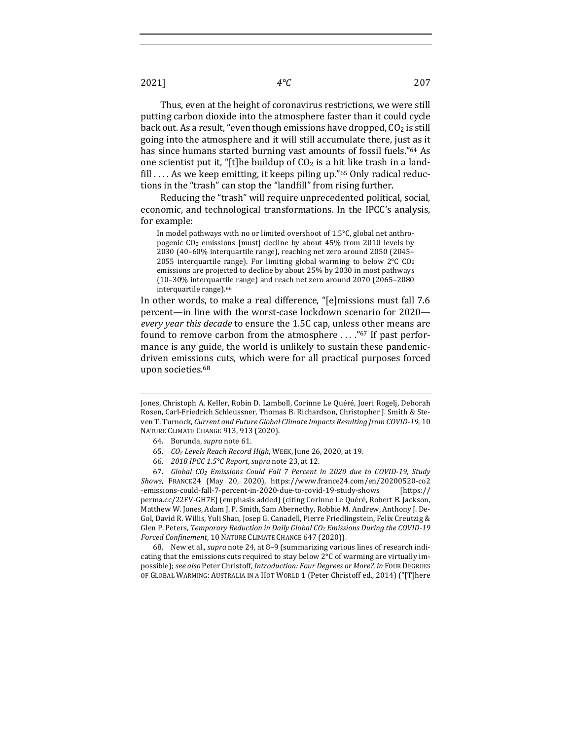Thus, even at the height of coronavirus restrictions, we were still putting carbon dioxide into the atmosphere faster than it could cycle back out. As a result, "even though emissions have dropped, $CO_2$ is still going into the atmosphere and it will still accumulate there, just as it has since humans started burning vast amounts of fossil fuels."[64] As one scientist put it, "[t]he buildup of $CO_2$ is a bit like trash in a landfill . . . . As we keep emitting, it keeps piling up."[65] Only radical reductions in the "trash" can stop the "landfill" from rising further.

Reducing the "trash" will require unprecedented political, social, economic, and technological transformations. In the IPCC's analysis, for example:

> In model pathways with no or limited overshoot of 1.5°C, global net anthropogenic $CO_2$ emissions [must] decline by about 45% from 2010 levels by 2030 (40–60% interquartile range), reaching net zero around 2050 (2045–2055 interquartile range). For limiting global warming to below 2°C $CO_2$ emissions are projected to decline by about 25% by 2030 in most pathways (10–30% interquartile range) and reach net zero around 2070 (2065–2080 interquartile range).[66]

In other words, to make a real difference, "[e]missions must fall 7.6 percent—in line with the worst-case lockdown scenario for 2020—*every year this decade* to ensure the 1.5C cap, unless other means are found to remove carbon from the atmosphere . . . ."[67] If past performance is any guide, the world is unlikely to sustain these pandemic-driven emissions cuts, which were for all practical purposes forced upon societies.[68]

---

Jones, Christoph A. Keller, Robin D. Lamboll, Corinne Le Quéré, Joeri Rogelj, Deborah Rosen, Carl-Friedrich Schleussner, Thomas B. Richardson, Christopher J. Smith & Steven T. Turnock, *Current and Future Global Climate Impacts Resulting from COVID-19*, 10 NATURE CLIMATE CHANGE 913, 913 (2020).

64. Borunda, *supra* note 61.

65. *$CO_2$ Levels Reach Record High*, WEEK, June 26, 2020, at 19.

66. *2018 IPCC 1.5°C Report*, *supra* note 23, at 12.

67. *Global $CO_2$ Emissions Could Fall 7 Percent in 2020 due to COVID-19, Study Shows*, FRANCE24 (May 20, 2020), https://www.france24.com/en/20200520-co2-emissions-could-fall-7-percent-in-2020-due-to-covid-19-study-shows [https://perma.cc/22FV-GH7E] (emphasis added) (citing Corinne Le Quéré, Robert B. Jackson, Matthew W. Jones, Adam J. P. Smith, Sam Abernethy, Robbie M. Andrew, Anthony J. De-Gol, David R. Willis, Yuli Shan, Josep G. Canadell, Pierre Friedlingstein, Felix Creutzig & Glen P. Peters, *Temporary Reduction in Daily Global $CO_2$ Emissions During the COVID-19 Forced Confinement*, 10 NATURE CLIMATE CHANGE 647 (2020)).

68. New et al., *supra* note 24, at 8–9 (summarizing various lines of research indicating that the emissions cuts required to stay below 2°C of warming are virtually impossible); *see also* Peter Christoff, *Introduction: Four Degrees or More?*, *in* FOUR DEGREES OF GLOBAL WARMING: AUSTRALIA IN A HOT WORLD 1 (Peter Christoff ed., 2014) ("[T]here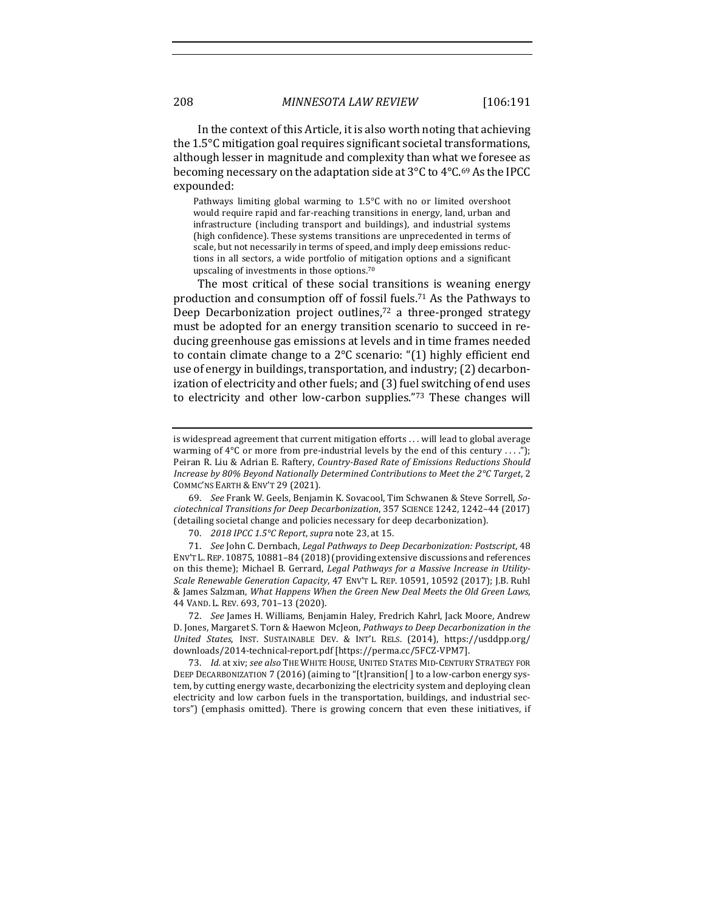In the context of this Article, it is also worth noting that achieving the 1.5°C mitigation goal requires significant societal transformations, although lesser in magnitude and complexity than what we foresee as becoming necessary on the adaptation side at 3°C to 4°C.[69] As the IPCC expounded:

> Pathways limiting global warming to 1.5°C with no or limited overshoot would require rapid and far-reaching transitions in energy, land, urban and infrastructure (including transport and buildings), and industrial systems (high confidence). These systems transitions are unprecedented in terms of scale, but not necessarily in terms of speed, and imply deep emissions reductions in all sectors, a wide portfolio of mitigation options and a significant upscaling of investments in those options.[70]

The most critical of these social transitions is weaning energy production and consumption off of fossil fuels.[71] As the Pathways to Deep Decarbonization project outlines,[72] a three-pronged strategy must be adopted for an energy transition scenario to succeed in reducing greenhouse gas emissions at levels and in time frames needed to contain climate change to a 2°C scenario: "(1) highly efficient end use of energy in buildings, transportation, and industry; (2) decarbonization of electricity and other fuels; and (3) fuel switching of end uses to electricity and other low-carbon supplies."[73] These changes will

---

is widespread agreement that current mitigation efforts . . . will lead to global average warming of 4°C or more from pre-industrial levels by the end of this century . . . ."); Peiran R. Liu & Adrian E. Raftery, *Country-Based Rate of Emissions Reductions Should Increase by 80% Beyond Nationally Determined Contributions to Meet the 2°C Target*, 2 COMMC'NS EARTH & ENV'T 29 (2021).

69. *See* Frank W. Geels, Benjamin K. Sovacool, Tim Schwanen & Steve Sorrell, *Sociotechnical Transitions for Deep Decarbonization*, 357 SCIENCE 1242, 1242–44 (2017) (detailing societal change and policies necessary for deep decarbonization).

70. *2018 IPCC 1.5°C Report*, *supra* note 23, at 15.

71. *See* John C. Dernbach, *Legal Pathways to Deep Decarbonization: Postscript*, 48 ENV'T L. REP. 10875, 10881–84 (2018) (providing extensive discussions and references on this theme); Michael B. Gerrard, *Legal Pathways for a Massive Increase in Utility-Scale Renewable Generation Capacity*, 47 ENV'T L. REP. 10591, 10592 (2017); J.B. Ruhl & James Salzman, *What Happens When the Green New Deal Meets the Old Green Laws*, 44 VAND. L. REV. 693, 701–13 (2020).

72. *See* James H. Williams, Benjamin Haley, Fredrich Kahrl, Jack Moore, Andrew D. Jones, Margaret S. Torn & Haewon McJeon, *Pathways to Deep Decarbonization in the United States*, INST. SUSTAINABLE DEV. & INT'L RELS. (2014), https://usddpp.org/downloads/2014-technical-report.pdf [https://perma.cc/5FCZ-VPM7].

73. *Id.* at xiv; *see also* THE WHITE HOUSE, UNITED STATES MID-CENTURY STRATEGY FOR DEEP DECARBONIZATION 7 (2016) (aiming to "[t]ransition[ ] to a low-carbon energy system, by cutting energy waste, decarbonizing the electricity system and deploying clean electricity and low carbon fuels in the transportation, buildings, and industrial sectors") (emphasis omitted). There is growing concern that even these initiatives, if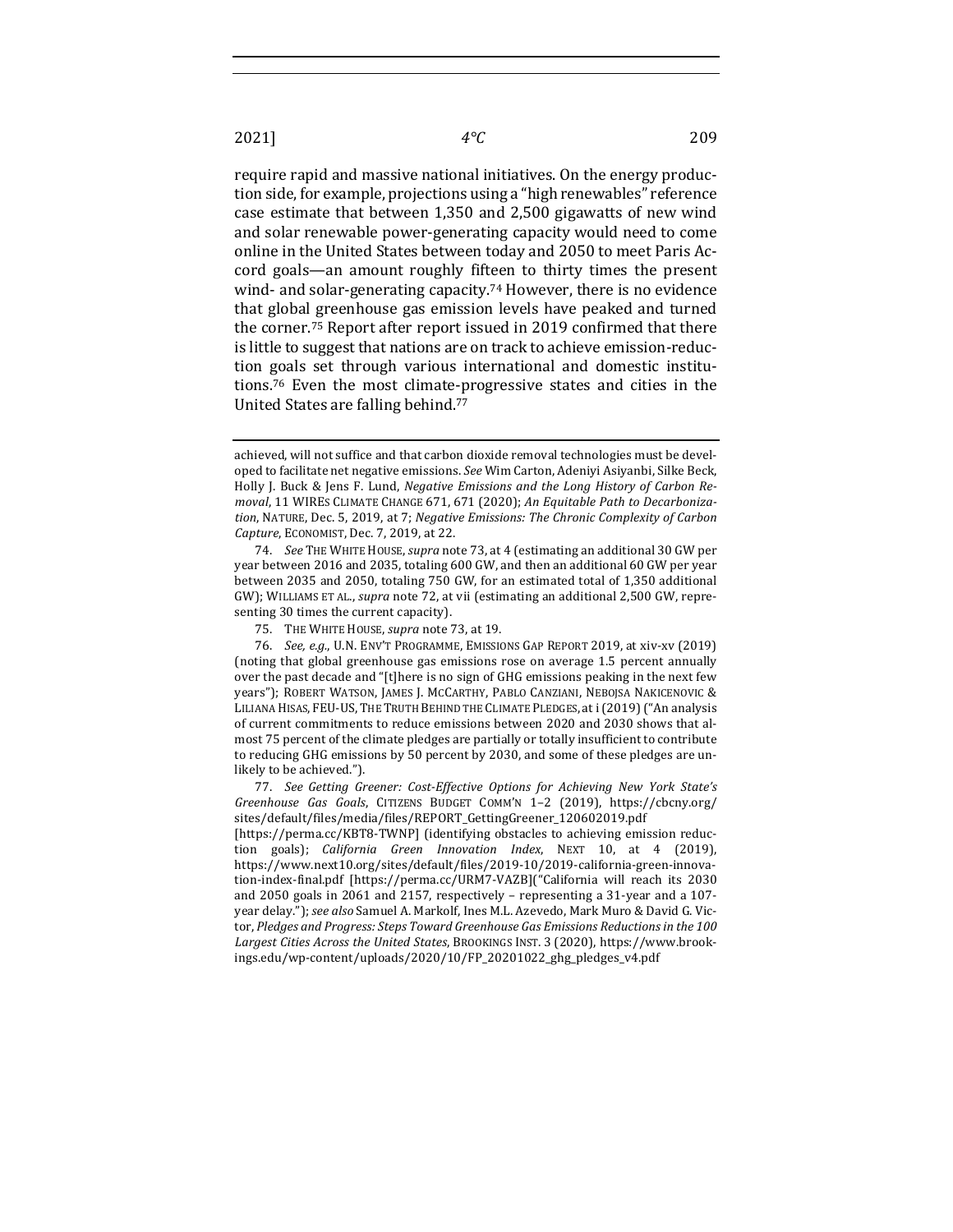require rapid and massive national initiatives. On the energy production side, for example, projections using a "high renewables" reference case estimate that between 1,350 and 2,500 gigawatts of new wind and solar renewable power-generating capacity would need to come online in the United States between today and 2050 to meet Paris Accord goals—an amount roughly fifteen to thirty times the present wind- and solar-generating capacity.[74] However, there is no evidence that global greenhouse gas emission levels have peaked and turned the corner.[75] Report after report issued in 2019 confirmed that there is little to suggest that nations are on track to achieve emission-reduction goals set through various international and domestic institutions.[76] Even the most climate-progressive states and cities in the United States are falling behind.[77]

---

achieved, will not suffice and that carbon dioxide removal technologies must be developed to facilitate net negative emissions. *See* Wim Carton, Adeniyi Asiyanbi, Silke Beck, Holly J. Buck & Jens F. Lund, *Negative Emissions and the Long History of Carbon Removal*, 11 WIREs CLIMATE CHANGE 671, 671 (2020); *An Equitable Path to Decarbonization*, NATURE, Dec. 5, 2019, at 7; *Negative Emissions: The Chronic Complexity of Carbon Capture*, ECONOMIST, Dec. 7, 2019, at 22.

74. *See* THE WHITE HOUSE, *supra* note 73, at 4 (estimating an additional 30 GW per year between 2016 and 2035, totaling 600 GW, and then an additional 60 GW per year between 2035 and 2050, totaling 750 GW, for an estimated total of 1,350 additional GW); WILLIAMS ET AL., *supra* note 72, at vii (estimating an additional 2,500 GW, representing 30 times the current capacity).

75. THE WHITE HOUSE, *supra* note 73, at 19.

76. *See, e.g.*, U.N. ENV'T PROGRAMME, EMISSIONS GAP REPORT 2019, at xiv-xv (2019) (noting that global greenhouse gas emissions rose on average 1.5 percent annually over the past decade and "[t]here is no sign of GHG emissions peaking in the next few years"); ROBERT WATSON, JAMES J. MCCARTHY, PABLO CANZIANI, NEBOJSA NAKICENOVIC & LILIANA HISAS, FEU-US, THE TRUTH BEHIND THE CLIMATE PLEDGES, at i (2019) ("An analysis of current commitments to reduce emissions between 2020 and 2030 shows that almost 75 percent of the climate pledges are partially or totally insufficient to contribute to reducing GHG emissions by 50 percent by 2030, and some of these pledges are unlikely to be achieved.").

77. *See Getting Greener: Cost-Effective Options for Achieving New York State's Greenhouse Gas Goals*, CITIZENS BUDGET COMM'N 1–2 (2019), https://cbcny.org/sites/default/files/media/files/REPORT_GettingGreener_120602019.pdf [https://perma.cc/KBT8-TWNP] (identifying obstacles to achieving emission reduction goals); *California Green Innovation Index*, NEXT 10, at 4 (2019), https://www.next10.org/sites/default/files/2019-10/2019-california-green-innovation-index-final.pdf [https://perma.cc/URM7-VAZB]("California will reach its 2030 and 2050 goals in 2061 and 2157, respectively – representing a 31-year and a 107-year delay."); *see also* Samuel A. Markolf, Ines M.L. Azevedo, Mark Muro & David G. Victor, *Pledges and Progress: Steps Toward Greenhouse Gas Emissions Reductions in the 100 Largest Cities Across the United States*, BROOKINGS INST. 3 (2020), https://www.brookings.edu/wp-content/uploads/2020/10/FP_20201022_ghg_pledges_v4.pdf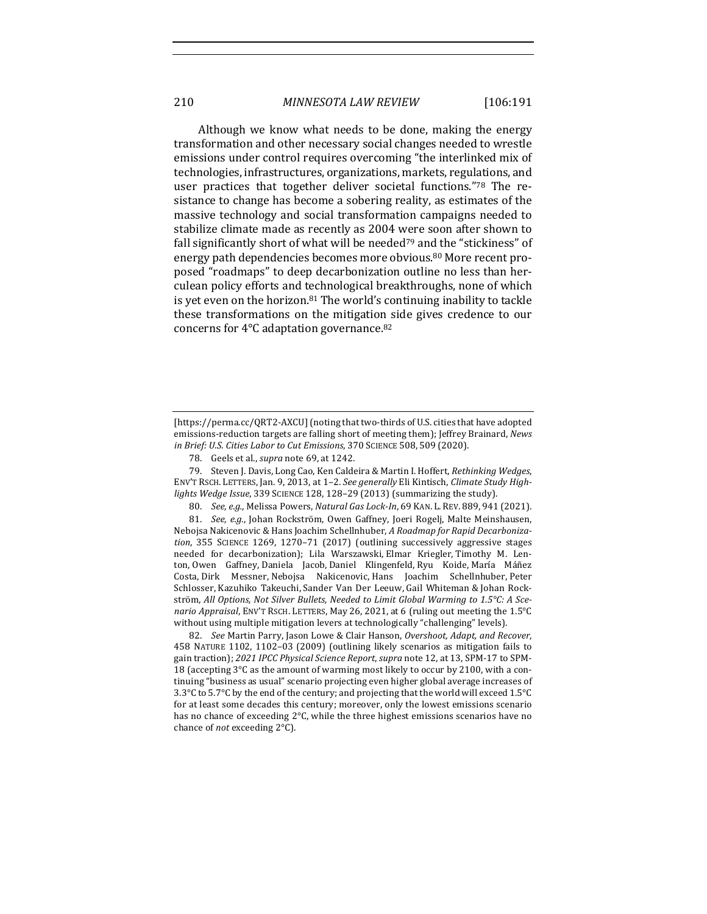Although we know what needs to be done, making the energy transformation and other necessary social changes needed to wrestle emissions under control requires overcoming "the interlinked mix of technologies, infrastructures, organizations, markets, regulations, and user practices that together deliver societal functions."[78] The resistance to change has become a sobering reality, as estimates of the massive technology and social transformation campaigns needed to stabilize climate made as recently as 2004 were soon after shown to fall significantly short of what will be needed[79] and the "stickiness" of energy path dependencies becomes more obvious.[80] More recent proposed "roadmaps" to deep decarbonization outline no less than herculean policy efforts and technological breakthroughs, none of which is yet even on the horizon.[81] The world's continuing inability to tackle these transformations on the mitigation side gives credence to our concerns for 4°C adaptation governance.[82]

---

[https://perma.cc/QRT2-AXCU] (noting that two-thirds of U.S. cities that have adopted emissions-reduction targets are falling short of meeting them); Jeffrey Brainard, *News in Brief: U.S. Cities Labor to Cut Emissions*, 370 SCIENCE 508, 509 (2020).

78. Geels et al., *supra* note 69, at 1242.

79. Steven J. Davis, Long Cao, Ken Caldeira & Martin I. Hoffert, *Rethinking Wedges*, ENV'T RSCH. LETTERS, Jan. 9, 2013, at 1–2. *See generally* Eli Kintisch, *Climate Study Highlights Wedge Issue*, 339 SCIENCE 128, 128–29 (2013) (summarizing the study).

80. *See, e.g.*, Melissa Powers, *Natural Gas Lock-In*, 69 KAN. L. REV. 889, 941 (2021).

81. *See, e.g.*, Johan Rockström, Owen Gaffney, Joeri Rogelj, Malte Meinshausen, Nebojsa Nakicenovic & Hans Joachim Schellnhuber, *A Roadmap for Rapid Decarbonization*, 355 SCIENCE 1269, 1270–71 (2017) (outlining successively aggressive stages needed for decarbonization); Lila Warszawski, Elmar Kriegler, Timothy M. Lenton, Owen Gaffney, Daniela Jacob, Daniel Klingenfeld, Ryu Koide, María Máñez Costa, Dirk Messner, Nebojsa Nakicenovic, Hans Joachim Schellnhuber, Peter Schlosser, Kazuhiko Takeuchi, Sander Van Der Leeuw, Gail Whiteman & Johan Rockström, *All Options, Not Silver Bullets, Needed to Limit Global Warming to 1.5°C: A Scenario Appraisal*, ENV'T RSCH. LETTERS, May 26, 2021, at 6 (ruling out meeting the 1.5°C without using multiple mitigation levers at technologically "challenging" levels).

82. *See* Martin Parry, Jason Lowe & Clair Hanson, *Overshoot, Adapt, and Recover*, 458 NATURE 1102, 1102–03 (2009) (outlining likely scenarios as mitigation fails to gain traction); *2021 IPCC Physical Science Report*, *supra* note 12, at 13, SPM-17 to SPM-18 (accepting 3°C as the amount of warming most likely to occur by 2100, with a continuing "business as usual" scenario projecting even higher global average increases of 3.3°C to 5.7°C by the end of the century; and projecting that the world will exceed 1.5°C for at least some decades this century; moreover, only the lowest emissions scenario has no chance of exceeding 2°C, while the three highest emissions scenarios have no chance of *not* exceeding 2°C).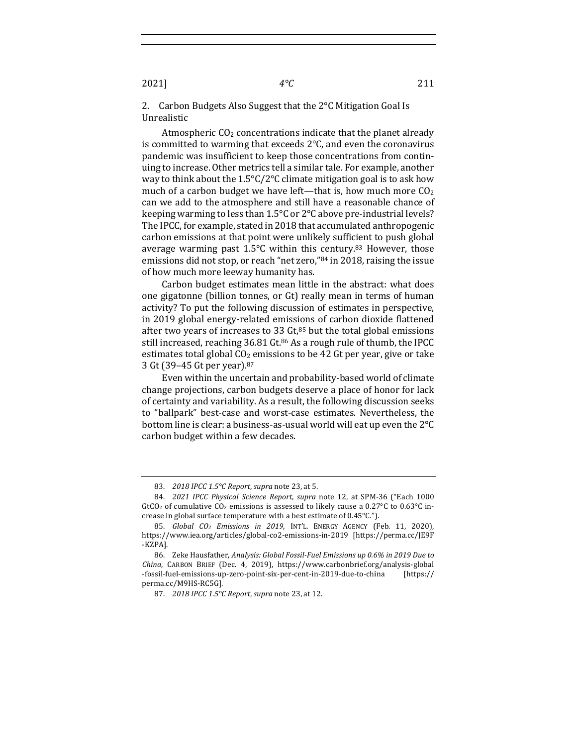### 2. Carbon Budgets Also Suggest that the 2°C Mitigation Goal Is Unrealistic

Atmospheric $CO_2$ concentrations indicate that the planet already is committed to warming that exceeds 2°C, and even the coronavirus pandemic was insufficient to keep those concentrations from continuing to increase. Other metrics tell a similar tale. For example, another way to think about the 1.5°C/2°C climate mitigation goal is to ask how much of a carbon budget we have left—that is, how much more $CO_2$ can we add to the atmosphere and still have a reasonable chance of keeping warming to less than 1.5°C or 2°C above pre-industrial levels? The IPCC, for example, stated in 2018 that accumulated anthropogenic carbon emissions at that point were unlikely sufficient to push global average warming past 1.5°C within this century.[83] However, those emissions did not stop, or reach "net zero,"[84] in 2018, raising the issue of how much more leeway humanity has.

Carbon budget estimates mean little in the abstract: what does one gigatonne (billion tonnes, or Gt) really mean in terms of human activity? To put the following discussion of estimates in perspective, in 2019 global energy-related emissions of carbon dioxide flattened after two years of increases to 33 Gt,[85] but the total global emissions still increased, reaching 36.81 Gt.[86] As a rough rule of thumb, the IPCC estimates total global $CO_2$ emissions to be 42 Gt per year, give or take 3 Gt (39–45 Gt per year).[87]

Even within the uncertain and probability-based world of climate change projections, carbon budgets deserve a place of honor for lack of certainty and variability. As a result, the following discussion seeks to "ballpark" best-case and worst-case estimates. Nevertheless, the bottom line is clear: a business-as-usual world will eat up even the 2°C carbon budget within a few decades.

---

83. *2018 IPCC 1.5°C Report*, *supra* note 23, at 5.

84. *2021 IPCC Physical Science Report*, *supra* note 12, at SPM-36 ("Each 1000 $GtCO_2$ of cumulative $CO_2$ emissions is assessed to likely cause a 0.27°C to 0.63°C increase in global surface temperature with a best estimate of 0.45°C.").

85. *Global $CO_2$ Emissions in 2019*, INT'L. ENERGY AGENCY (Feb. 11, 2020), https://www.iea.org/articles/global-co2-emissions-in-2019 [https://perma.cc/JE9F-KZPA].

86. Zeke Hausfather, *Analysis: Global Fossil-Fuel Emissions up 0.6% in 2019 Due to China*, CARBON BRIEF (Dec. 4, 2019), https://www.carbonbrief.org/analysis-global-fossil-fuel-emissions-up-zero-point-six-per-cent-in-2019-due-to-china [https://perma.cc/M9HS-RC5G].

87. *2018 IPCC 1.5°C Report*, *supra* note 23, at 12.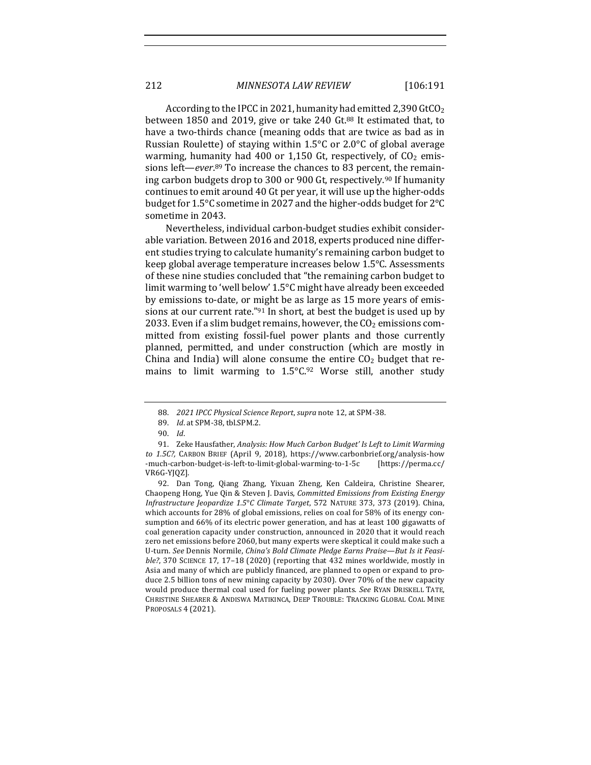According to the IPCC in 2021, humanity had emitted 2,390 Gt$CO_2$ between 1850 and 2019, give or take 240 Gt.[88] It estimated that, to have a two-thirds chance (meaning odds that are twice as bad as in Russian Roulette) of staying within 1.5°C or 2.0°C of global average warming, humanity had 400 or 1,150 Gt, respectively, of $CO_2$ emissions left—*ever*.[89] To increase the chances to 83 percent, the remaining carbon budgets drop to 300 or 900 Gt, respectively.[90] If humanity continues to emit around 40 Gt per year, it will use up the higher-odds budget for 1.5°C sometime in 2027 and the higher-odds budget for 2°C sometime in 2043.

Nevertheless, individual carbon-budget studies exhibit considerable variation. Between 2016 and 2018, experts produced nine different studies trying to calculate humanity's remaining carbon budget to keep global average temperature increases below 1.5°C. Assessments of these nine studies concluded that "the remaining carbon budget to limit warming to 'well below' 1.5°C might have already been exceeded by emissions to-date, or might be as large as 15 more years of emissions at our current rate."[91] In short, at best the budget is used up by 2033. Even if a slim budget remains, however, the $CO_2$ emissions committed from existing fossil-fuel power plants and those currently planned, permitted, and under construction (which are mostly in China and India) will alone consume the entire $CO_2$ budget that remains to limit warming to 1.5°C.[92] Worse still, another study

---

88. *2021 IPCC Physical Science Report*, *supra* note 12, at SPM-38.

89. *Id.* at SPM-38, tbl.SPM.2.

90. *Id.*

91. Zeke Hausfather, *Analysis: How Much Carbon Budget' Is Left to Limit Warming to 1.5C?*, CARBON BRIEF (April 9, 2018), https://www.carbonbrief.org/analysis-how-much-carbon-budget-is-left-to-limit-global-warming-to-1-5c [https://perma.cc/VR6G-YJQZ].

92. Dan Tong, Qiang Zhang, Yixuan Zheng, Ken Caldeira, Christine Shearer, Chaopeng Hong, Yue Qin & Steven J. Davis, *Committed Emissions from Existing Energy Infrastructure Jeopardize 1.5°C Climate Target*, 572 NATURE 373, 373 (2019). China, which accounts for 28% of global emissions, relies on coal for 58% of its energy consumption and 66% of its electric power generation, and has at least 100 gigawatts of coal generation capacity under construction, announced in 2020 that it would reach zero net emissions before 2060, but many experts were skeptical it could make such a U-turn. *See* Dennis Normile, *China's Bold Climate Pledge Earns Praise—But Is it Feasible?*, 370 SCIENCE 17, 17–18 (2020) (reporting that 432 mines worldwide, mostly in Asia and many of which are publicly financed, are planned to open or expand to produce 2.5 billion tons of new mining capacity by 2030). Over 70% of the new capacity would produce thermal coal used for fueling power plants. *See* RYAN DRISKELL TATE, CHRISTINE SHEARER & ANDISWA MATIKINCA, DEEP TROUBLE: TRACKING GLOBAL COAL MINE PROPOSALS 4 (2021).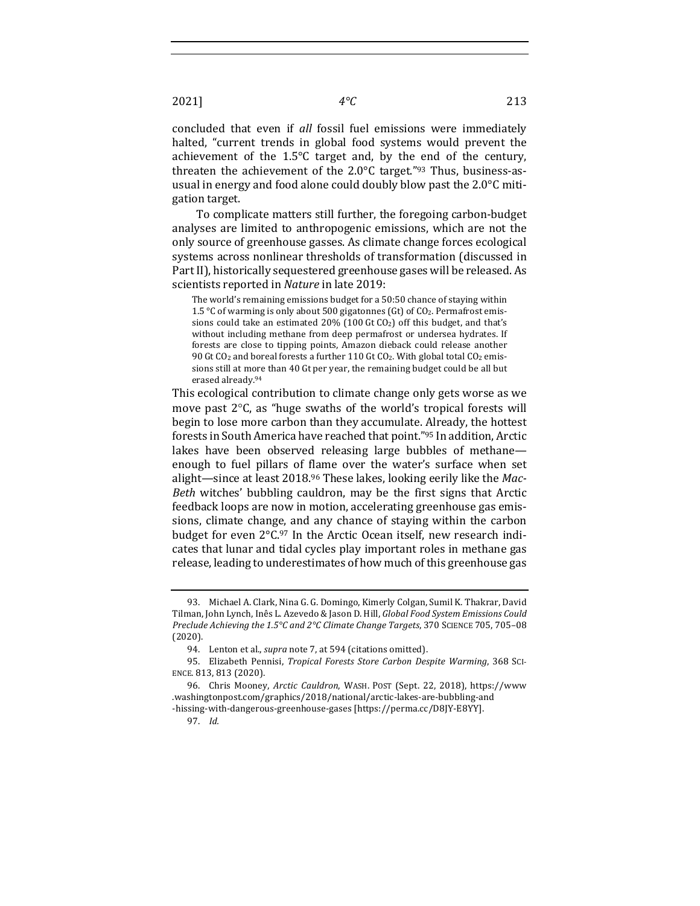concluded that even if *all* fossil fuel emissions were immediately halted, "current trends in global food systems would prevent the achievement of the 1.5°C target and, by the end of the century, threaten the achievement of the 2.0°C target."[93] Thus, business-as-usual in energy and food alone could doubly blow past the 2.0°C mitigation target.

To complicate matters still further, the foregoing carbon-budget analyses are limited to anthropogenic emissions, which are not the only source of greenhouse gasses. As climate change forces ecological systems across nonlinear thresholds of transformation (discussed in Part II), historically sequestered greenhouse gases will be released. As scientists reported in *Nature* in late 2019:

> The world's remaining emissions budget for a 50:50 chance of staying within 1.5 °C of warming is only about 500 gigatonnes (Gt) of $CO_2$. Permafrost emissions could take an estimated 20% (100 Gt $CO_2$) off this budget, and that's without including methane from deep permafrost or undersea hydrates. If forests are close to tipping points, Amazon dieback could release another 90 Gt $CO_2$ and boreal forests a further 110 Gt $CO_2$. With global total $CO_2$ emissions still at more than 40 Gt per year, the remaining budget could be all but erased already.[94]

This ecological contribution to climate change only gets worse as we move past 2°C, as "huge swaths of the world's tropical forests will begin to lose more carbon than they accumulate. Already, the hottest forests in South America have reached that point."[95] In addition, Arctic lakes have been observed releasing large bubbles of methane—enough to fuel pillars of flame over the water's surface when set alight—since at least 2018.[96] These lakes, looking eerily like the *MacBeth* witches' bubbling cauldron, may be the first signs that Arctic feedback loops are now in motion, accelerating greenhouse gas emissions, climate change, and any chance of staying within the carbon budget for even 2°C.[97] In the Arctic Ocean itself, new research indicates that lunar and tidal cycles play important roles in methane gas release, leading to underestimates of how much of this greenhouse gas

---

93. Michael A. Clark, Nina G. G. Domingo, Kimerly Colgan, Sumil K. Thakrar, David Tilman, John Lynch, Inês L. Azevedo & Jason D. Hill, *Global Food System Emissions Could Preclude Achieving the 1.5°C and 2°C Climate Change Targets*, 370 SCIENCE 705, 705–08 (2020).

94. Lenton et al., *supra* note 7, at 594 (citations omitted).

95. Elizabeth Pennisi, *Tropical Forests Store Carbon Despite Warming*, 368 SCIENCE. 813, 813 (2020).

96. Chris Mooney, *Arctic Cauldron*, WASH. POST (Sept. 22, 2018), https://www.washingtonpost.com/graphics/2018/national/arctic-lakes-are-bubbling-and-hissing-with-dangerous-greenhouse-gases [https://perma.cc/D8JY-E8YY].

97. *Id.*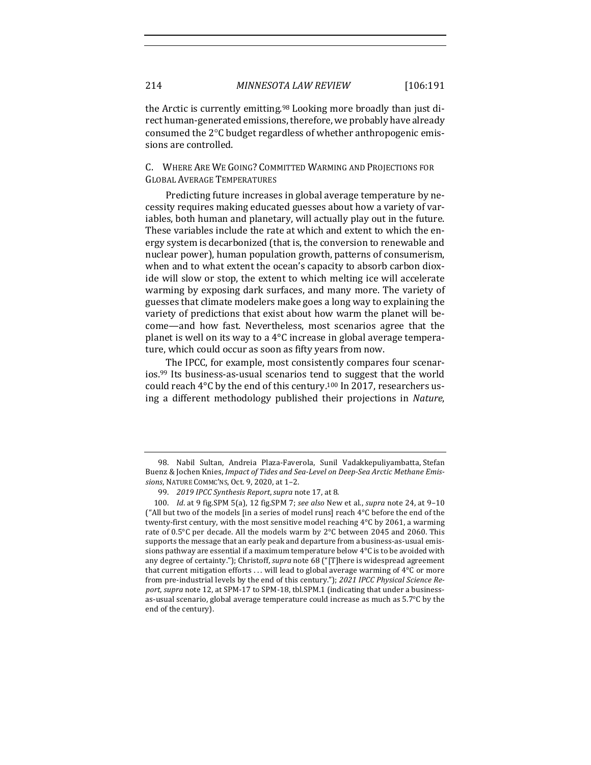the Arctic is currently emitting.[98] Looking more broadly than just direct human-generated emissions, therefore, we probably have already consumed the 2°C budget regardless of whether anthropogenic emissions are controlled.

### C. Where Are We Going? Committed Warming and Projections for Global Average Temperatures

Predicting future increases in global average temperature by necessity requires making educated guesses about how a variety of variables, both human and planetary, will actually play out in the future. These variables include the rate at which and extent to which the energy system is decarbonized (that is, the conversion to renewable and nuclear power), human population growth, patterns of consumerism, when and to what extent the ocean's capacity to absorb carbon dioxide will slow or stop, the extent to which melting ice will accelerate warming by exposing dark surfaces, and many more. The variety of guesses that climate modelers make goes a long way to explaining the variety of predictions that exist about how warm the planet will become—and how fast. Nevertheless, most scenarios agree that the planet is well on its way to a 4°C increase in global average temperature, which could occur as soon as fifty years from now.

The IPCC, for example, most consistently compares four scenarios.[99] Its business-as-usual scenarios tend to suggest that the world could reach 4°C by the end of this century.[100] In 2017, researchers using a different methodology published their projections in *Nature*,

---

98. Nabil Sultan, Andreia Plaza-Faverola, Sunil Vadakkepuliyambatta, Stefan Buenz & Jochen Knies, *Impact of Tides and Sea-Level on Deep-Sea Arctic Methane Emissions*, NATURE COMMC'NS, Oct. 9, 2020, at 1–2.

99. *2019 IPCC Synthesis Report*, *supra* note 17, at 8.

100. *Id.* at 9 fig.SPM 5(a), 12 fig.SPM 7; *see also* New et al., *supra* note 24, at 9–10 ("All but two of the models [in a series of model runs] reach 4°C before the end of the twenty-first century, with the most sensitive model reaching 4°C by 2061, a warming rate of 0.5°C per decade. All the models warm by 2°C between 2045 and 2060. This supports the message that an early peak and departure from a business-as-usual emissions pathway are essential if a maximum temperature below 4°C is to be avoided with any degree of certainty."); Christoff, *supra* note 68 ("[T]here is widespread agreement that current mitigation efforts . . . will lead to global average warming of 4°C or more from pre-industrial levels by the end of this century."); *2021 IPCC Physical Science Report*, *supra* note 12, at SPM-17 to SPM-18, tbl.SPM.1 (indicating that under a business-as-usual scenario, global average temperature could increase as much as 5.7°C by the end of the century).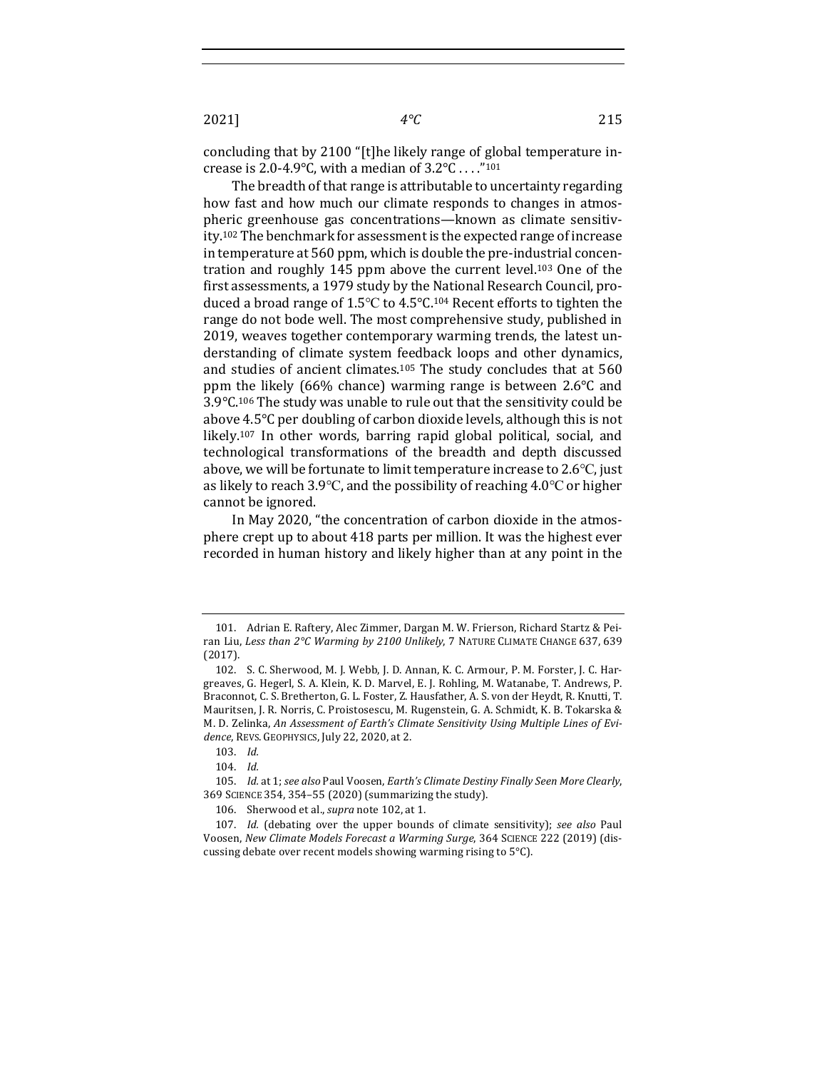concluding that by 2100 "[t]he likely range of global temperature increase is 2.0-4.9°C, with a median of 3.2°C . . . ."[101]

The breadth of that range is attributable to uncertainty regarding how fast and how much our climate responds to changes in atmospheric greenhouse gas concentrations—known as climate sensitivity.[102] The benchmark for assessment is the expected range of increase in temperature at 560 ppm, which is double the pre-industrial concentration and roughly 145 ppm above the current level.[103] One of the first assessments, a 1979 study by the National Research Council, produced a broad range of 1.5°C to 4.5°C.[104] Recent efforts to tighten the range do not bode well. The most comprehensive study, published in 2019, weaves together contemporary warming trends, the latest understanding of climate system feedback loops and other dynamics, and studies of ancient climates.[105] The study concludes that at 560 ppm the likely (66% chance) warming range is between 2.6°C and 3.9°C.[106] The study was unable to rule out that the sensitivity could be above 4.5°C per doubling of carbon dioxide levels, although this is not likely.[107] In other words, barring rapid global political, social, and technological transformations of the breadth and depth discussed above, we will be fortunate to limit temperature increase to 2.6°C, just as likely to reach 3.9°C, and the possibility of reaching 4.0°C or higher cannot be ignored.

In May 2020, "the concentration of carbon dioxide in the atmosphere crept up to about 418 parts per million. It was the highest ever recorded in human history and likely higher than at any point in the

---

101. Adrian E. Raftery, Alec Zimmer, Dargan M. W. Frierson, Richard Startz & Peiran Liu, *Less than 2°C Warming by 2100 Unlikely*, 7 NATURE CLIMATE CHANGE 637, 639 (2017).

102. S. C. Sherwood, M. J. Webb, J. D. Annan, K. C. Armour, P. M. Forster, J. C. Hargreaves, G. Hegerl, S. A. Klein, K. D. Marvel, E. J. Rohling, M. Watanabe, T. Andrews, P. Braconnot, C. S. Bretherton, G. L. Foster, Z. Hausfather, A. S. von der Heydt, R. Knutti, T. Mauritsen, J. R. Norris, C. Proistosescu, M. Rugenstein, G. A. Schmidt, K. B. Tokarska & M. D. Zelinka, *An Assessment of Earth's Climate Sensitivity Using Multiple Lines of Evidence*, REVS. GEOPHYSICS, July 22, 2020, at 2.

103. *Id.*

104. *Id.*

105. *Id.* at 1; *see also* Paul Voosen, *Earth's Climate Destiny Finally Seen More Clearly*, 369 SCIENCE 354, 354–55 (2020) (summarizing the study).

106. Sherwood et al., *supra* note 102, at 1.

107. *Id.* (debating over the upper bounds of climate sensitivity); *see also* Paul Voosen, *New Climate Models Forecast a Warming Surge*, 364 SCIENCE 222 (2019) (discussing debate over recent models showing warming rising to 5°C).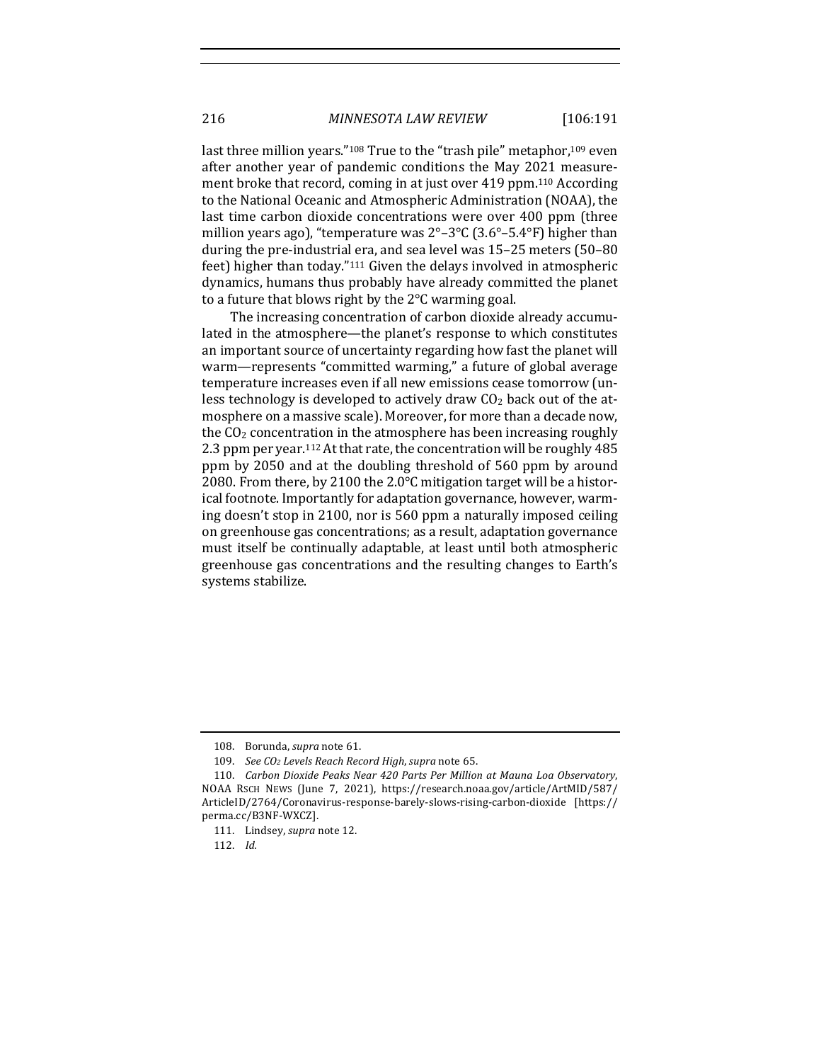last three million years."[108] True to the "trash pile" metaphor,[109] even after another year of pandemic conditions the May 2021 measurement broke that record, coming in at just over 419 ppm.[110] According to the National Oceanic and Atmospheric Administration (NOAA), the last time carbon dioxide concentrations were over 400 ppm (three million years ago), "temperature was 2°–3°C (3.6°–5.4°F) higher than during the pre-industrial era, and sea level was 15–25 meters (50–80 feet) higher than today."[111] Given the delays involved in atmospheric dynamics, humans thus probably have already committed the planet to a future that blows right by the 2°C warming goal.

The increasing concentration of carbon dioxide already accumulated in the atmosphere—the planet's response to which constitutes an important source of uncertainty regarding how fast the planet will warm—represents "committed warming," a future of global average temperature increases even if all new emissions cease tomorrow (unless technology is developed to actively draw $CO_2$ back out of the atmosphere on a massive scale). Moreover, for more than a decade now, the $CO_2$ concentration in the atmosphere has been increasing roughly 2.3 ppm per year.[112] At that rate, the concentration will be roughly 485 ppm by 2050 and at the doubling threshold of 560 ppm by around 2080. From there, by 2100 the 2.0°C mitigation target will be a historical footnote. Importantly for adaptation governance, however, warming doesn't stop in 2100, nor is 560 ppm a naturally imposed ceiling on greenhouse gas concentrations; as a result, adaptation governance must itself be continually adaptable, at least until both atmospheric greenhouse gas concentrations and the resulting changes to Earth's systems stabilize.

---

108. Borunda, *supra* note 61.

109. *See $CO_2$ Levels Reach Record High*, *supra* note 65.

110. *Carbon Dioxide Peaks Near 420 Parts Per Million at Mauna Loa Observatory*, NOAA RSCH NEWS (June 7, 2021), https://research.noaa.gov/article/ArtMID/587/ArticleID/2764/Coronavirus-response-barely-slows-rising-carbon-dioxide [https://perma.cc/B3NF-WXCZ].

111. Lindsey, *supra* note 12.

112. *Id.*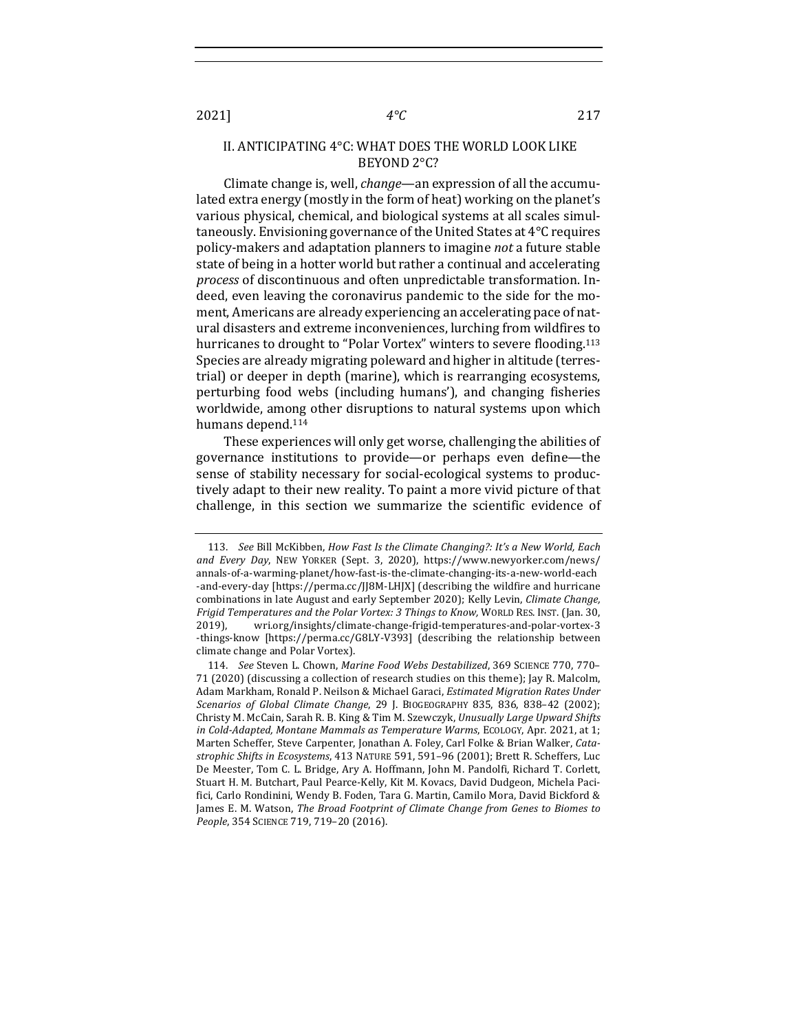## II. ANTICIPATING 4°C: WHAT DOES THE WORLD LOOK LIKE BEYOND 2°C?

Climate change is, well, *change*—an expression of all the accumulated extra energy (mostly in the form of heat) working on the planet's various physical, chemical, and biological systems at all scales simultaneously. Envisioning governance of the United States at 4°C requires policy-makers and adaptation planners to imagine *not* a future stable state of being in a hotter world but rather a continual and accelerating *process* of discontinuous and often unpredictable transformation. Indeed, even leaving the coronavirus pandemic to the side for the moment, Americans are already experiencing an accelerating pace of natural disasters and extreme inconveniences, lurching from wildfires to hurricanes to drought to "Polar Vortex" winters to severe flooding.[113] Species are already migrating poleward and higher in altitude (terrestrial) or deeper in depth (marine), which is rearranging ecosystems, perturbing food webs (including humans'), and changing fisheries worldwide, among other disruptions to natural systems upon which humans depend.[114]

These experiences will only get worse, challenging the abilities of governance institutions to provide—or perhaps even define—the sense of stability necessary for social-ecological systems to productively adapt to their new reality. To paint a more vivid picture of that challenge, in this section we summarize the scientific evidence of

---

113. *See* Bill McKibben, *How Fast Is the Climate Changing?: It's a New World, Each and Every Day*, NEW YORKER (Sept. 3, 2020), https://www.newyorker.com/news/annals-of-a-warming-planet/how-fast-is-the-climate-changing-its-a-new-world-each-and-every-day [https://perma.cc/JJ8M-LHJX] (describing the wildfire and hurricane combinations in late August and early September 2020); Kelly Levin, *Climate Change, Frigid Temperatures and the Polar Vortex: 3 Things to Know,* WORLD RES. INST. (Jan. 30, 2019), wri.org/insights/climate-change-frigid-temperatures-and-polar-vortex-3-things-know [https://perma.cc/G8LY-V393] (describing the relationship between climate change and Polar Vortex).

114. *See* Steven L. Chown, *Marine Food Webs Destabilized*, 369 SCIENCE 770, 770–71 (2020) (discussing a collection of research studies on this theme); Jay R. Malcolm, Adam Markham, Ronald P. Neilson & Michael Garaci, *Estimated Migration Rates Under Scenarios of Global Climate Change*, 29 J. BIOGEOGRAPHY 835, 836, 838–42 (2002); Christy M. McCain, Sarah R. B. King & Tim M. Szewczyk, *Unusually Large Upward Shifts in Cold-Adapted, Montane Mammals as Temperature Warms*, ECOLOGY, Apr. 2021, at 1; Marten Scheffer, Steve Carpenter, Jonathan A. Foley, Carl Folke & Brian Walker, *Catastrophic Shifts in Ecosystems*, 413 NATURE 591, 591–96 (2001); Brett R. Scheffers, Luc De Meester, Tom C. L. Bridge, Ary A. Hoffmann, John M. Pandolfi, Richard T. Corlett, Stuart H. M. Butchart, Paul Pearce-Kelly, Kit M. Kovacs, David Dudgeon, Michela Pacifici, Carlo Rondinini, Wendy B. Foden, Tara G. Martin, Camilo Mora, David Bickford & James E. M. Watson, *The Broad Footprint of Climate Change from Genes to Biomes to People*, 354 SCIENCE 719, 719–20 (2016).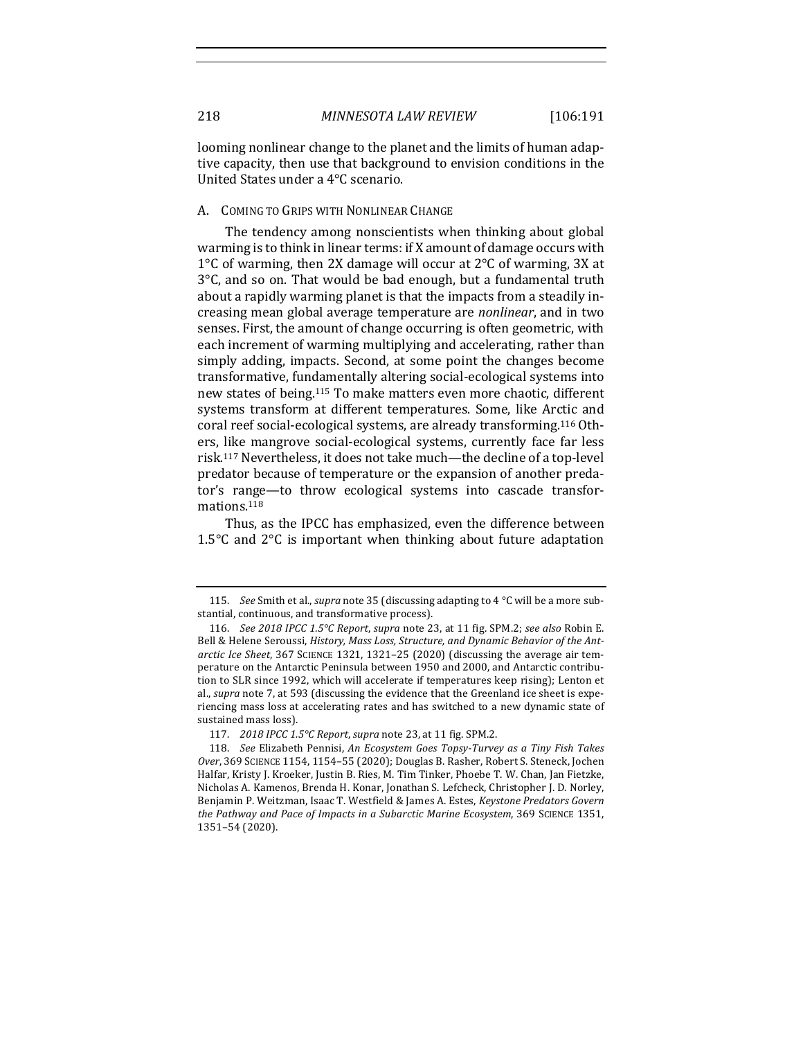looming nonlinear change to the planet and the limits of human adaptive capacity, then use that background to envision conditions in the United States under a 4°C scenario.

### A. Coming to Grips with Nonlinear Change

The tendency among nonscientists when thinking about global warming is to think in linear terms: if X amount of damage occurs with 1°C of warming, then 2X damage will occur at 2°C of warming, 3X at 3°C, and so on. That would be bad enough, but a fundamental truth about a rapidly warming planet is that the impacts from a steadily increasing mean global average temperature are *nonlinear*, and in two senses. First, the amount of change occurring is often geometric, with each increment of warming multiplying and accelerating, rather than simply adding, impacts. Second, at some point the changes become transformative, fundamentally altering social-ecological systems into new states of being.[115] To make matters even more chaotic, different systems transform at different temperatures. Some, like Arctic and coral reef social-ecological systems, are already transforming.[116] Others, like mangrove social-ecological systems, currently face far less risk.[117] Nevertheless, it does not take much—the decline of a top-level predator because of temperature or the expansion of another predator's range—to throw ecological systems into cascade transformations.[118]

Thus, as the IPCC has emphasized, even the difference between 1.5°C and 2°C is important when thinking about future adaptation

---

115. *See* Smith et al., *supra* note 35 (discussing adapting to 4 °C will be a more substantial, continuous, and transformative process).

116. *See 2018 IPCC 1.5°C Report*, *supra* note 23, at 11 fig. SPM.2; *see also* Robin E. Bell & Helene Seroussi, *History, Mass Loss, Structure, and Dynamic Behavior of the Antarctic Ice Sheet*, 367 SCIENCE 1321, 1321–25 (2020) (discussing the average air temperature on the Antarctic Peninsula between 1950 and 2000, and Antarctic contribution to SLR since 1992, which will accelerate if temperatures keep rising); Lenton et al., *supra* note 7, at 593 (discussing the evidence that the Greenland ice sheet is experiencing mass loss at accelerating rates and has switched to a new dynamic state of sustained mass loss).

117. *2018 IPCC 1.5°C Report*, *supra* note 23, at 11 fig. SPM.2.

118. *See* Elizabeth Pennisi, *An Ecosystem Goes Topsy-Turvey as a Tiny Fish Takes Over*, 369 SCIENCE 1154, 1154–55 (2020); Douglas B. Rasher, Robert S. Steneck, Jochen Halfar, Kristy J. Kroeker, Justin B. Ries, M. Tim Tinker, Phoebe T. W. Chan, Jan Fietzke, Nicholas A. Kamenos, Brenda H. Konar, Jonathan S. Lefcheck, Christopher J. D. Norley, Benjamin P. Weitzman, Isaac T. Westfield & James A. Estes, *Keystone Predators Govern the Pathway and Pace of Impacts in a Subarctic Marine Ecosystem*, 369 SCIENCE 1351, 1351–54 (2020).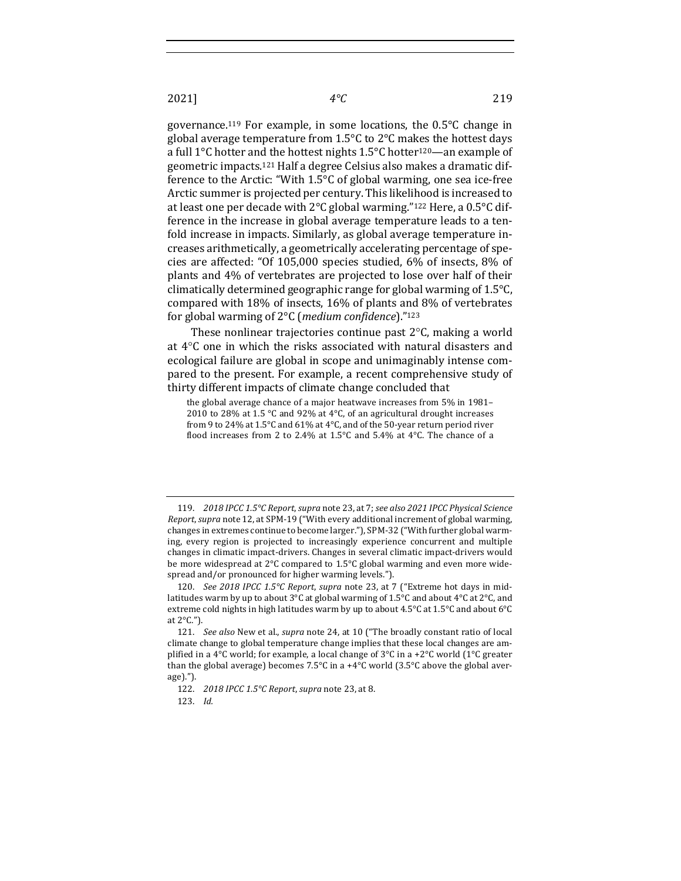governance.[119] For example, in some locations, the 0.5°C change in global average temperature from 1.5°C to 2°C makes the hottest days a full 1°C hotter and the hottest nights 1.5°C hotter[120]—an example of geometric impacts.[121] Half a degree Celsius also makes a dramatic difference to the Arctic: "With 1.5°C of global warming, one sea ice-free Arctic summer is projected per century. This likelihood is increased to at least one per decade with 2°C global warming."[122] Here, a 0.5°C difference in the increase in global average temperature leads to a tenfold increase in impacts. Similarly, as global average temperature increases arithmetically, a geometrically accelerating percentage of species are affected: "Of 105,000 species studied, 6% of insects, 8% of plants and 4% of vertebrates are projected to lose over half of their climatically determined geographic range for global warming of 1.5°C, compared with 18% of insects, 16% of plants and 8% of vertebrates for global warming of 2°C (*medium confidence*)."[123]

These nonlinear trajectories continue past 2°C, making a world at 4°C one in which the risks associated with natural disasters and ecological failure are global in scope and unimaginably intense compared to the present. For example, a recent comprehensive study of thirty different impacts of climate change concluded that

> the global average chance of a major heatwave increases from 5% in 1981–2010 to 28% at 1.5 °C and 92% at 4°C, of an agricultural drought increases from 9 to 24% at 1.5°C and 61% at 4°C, and of the 50-year return period river flood increases from 2 to 2.4% at 1.5°C and 5.4% at 4°C. The chance of a

---

119. *2018 IPCC 1.5°C Report*, *supra* note 23, at 7; *see also 2021 IPCC Physical Science Report*, *supra* note 12, at SPM-19 ("With every additional increment of global warming, changes in extremes continue to become larger."), SPM-32 ("With further global warming, every region is projected to increasingly experience concurrent and multiple changes in climatic impact-drivers. Changes in several climatic impact-drivers would be more widespread at 2°C compared to 1.5°C global warming and even more widespread and/or pronounced for higher warming levels.").

120. *See 2018 IPCC 1.5°C Report*, *supra* note 23, at 7 ("Extreme hot days in mid-latitudes warm by up to about 3°C at global warming of 1.5°C and about 4°C at 2°C, and extreme cold nights in high latitudes warm by up to about 4.5°C at 1.5°C and about 6°C at 2°C.").

121. *See also* New et al., *supra* note 24, at 10 ("The broadly constant ratio of local climate change to global temperature change implies that these local changes are amplified in a 4°C world; for example, a local change of 3°C in a +2°C world (1°C greater than the global average) becomes 7.5°C in a +4°C world (3.5°C above the global average).").

122. *2018 IPCC 1.5°C Report*, *supra* note 23, at 8.

123. *Id.*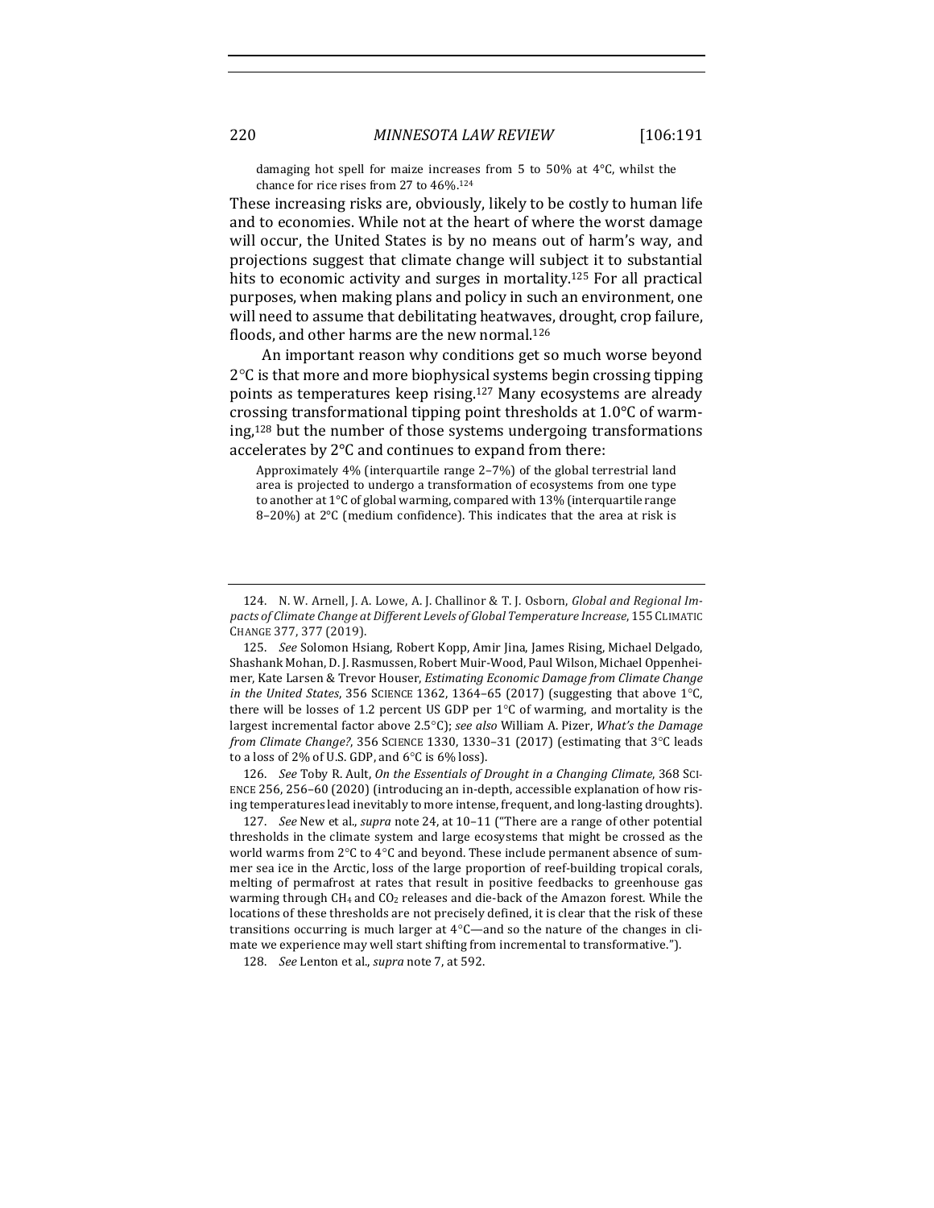> damaging hot spell for maize increases from 5 to 50% at 4°C, whilst the chance for rice rises from 27 to 46%.[124]

These increasing risks are, obviously, likely to be costly to human life and to economies. While not at the heart of where the worst damage will occur, the United States is by no means out of harm's way, and projections suggest that climate change will subject it to substantial hits to economic activity and surges in mortality.[125] For all practical purposes, when making plans and policy in such an environment, one will need to assume that debilitating heatwaves, drought, crop failure, floods, and other harms are the new normal.[126]

An important reason why conditions get so much worse beyond 2°C is that more and more biophysical systems begin crossing tipping points as temperatures keep rising.[127] Many ecosystems are already crossing transformational tipping point thresholds at 1.0°C of warming,[128] but the number of those systems undergoing transformations accelerates by 2°C and continues to expand from there:

> Approximately 4% (interquartile range 2–7%) of the global terrestrial land area is projected to undergo a transformation of ecosystems from one type to another at 1°C of global warming, compared with 13% (interquartile range 8–20%) at 2°C (medium confidence). This indicates that the area at risk is

---

124. N. W. Arnell, J. A. Lowe, A. J. Challinor & T. J. Osborn, *Global and Regional Impacts of Climate Change at Different Levels of Global Temperature Increase*, 155 CLIMATIC CHANGE 377, 377 (2019).

125. *See* Solomon Hsiang, Robert Kopp, Amir Jina, James Rising, Michael Delgado, Shashank Mohan, D. J. Rasmussen, Robert Muir-Wood, Paul Wilson, Michael Oppenheimer, Kate Larsen & Trevor Houser, *Estimating Economic Damage from Climate Change in the United States*, 356 SCIENCE 1362, 1364–65 (2017) (suggesting that above 1°C, there will be losses of 1.2 percent US GDP per 1°C of warming, and mortality is the largest incremental factor above 2.5°C); *see also* William A. Pizer, *What's the Damage from Climate Change?*, 356 SCIENCE 1330, 1330–31 (2017) (estimating that 3°C leads to a loss of 2% of U.S. GDP, and 6°C is 6% loss).

126. *See* Toby R. Ault, *On the Essentials of Drought in a Changing Climate*, 368 SCIENCE 256, 256–60 (2020) (introducing an in-depth, accessible explanation of how rising temperatures lead inevitably to more intense, frequent, and long-lasting droughts).

127. *See* New et al., *supra* note 24, at 10–11 ("There are a range of other potential thresholds in the climate system and large ecosystems that might be crossed as the world warms from 2°C to 4°C and beyond. These include permanent absence of summer sea ice in the Arctic, loss of the large proportion of reef-building tropical corals, melting of permafrost at rates that result in positive feedbacks to greenhouse gas warming through $CH_4$ and $CO_2$ releases and die-back of the Amazon forest. While the locations of these thresholds are not precisely defined, it is clear that the risk of these transitions occurring is much larger at 4°C—and so the nature of the changes in climate we experience may well start shifting from incremental to transformative.").

128. *See* Lenton et al., *supra* note 7, at 592.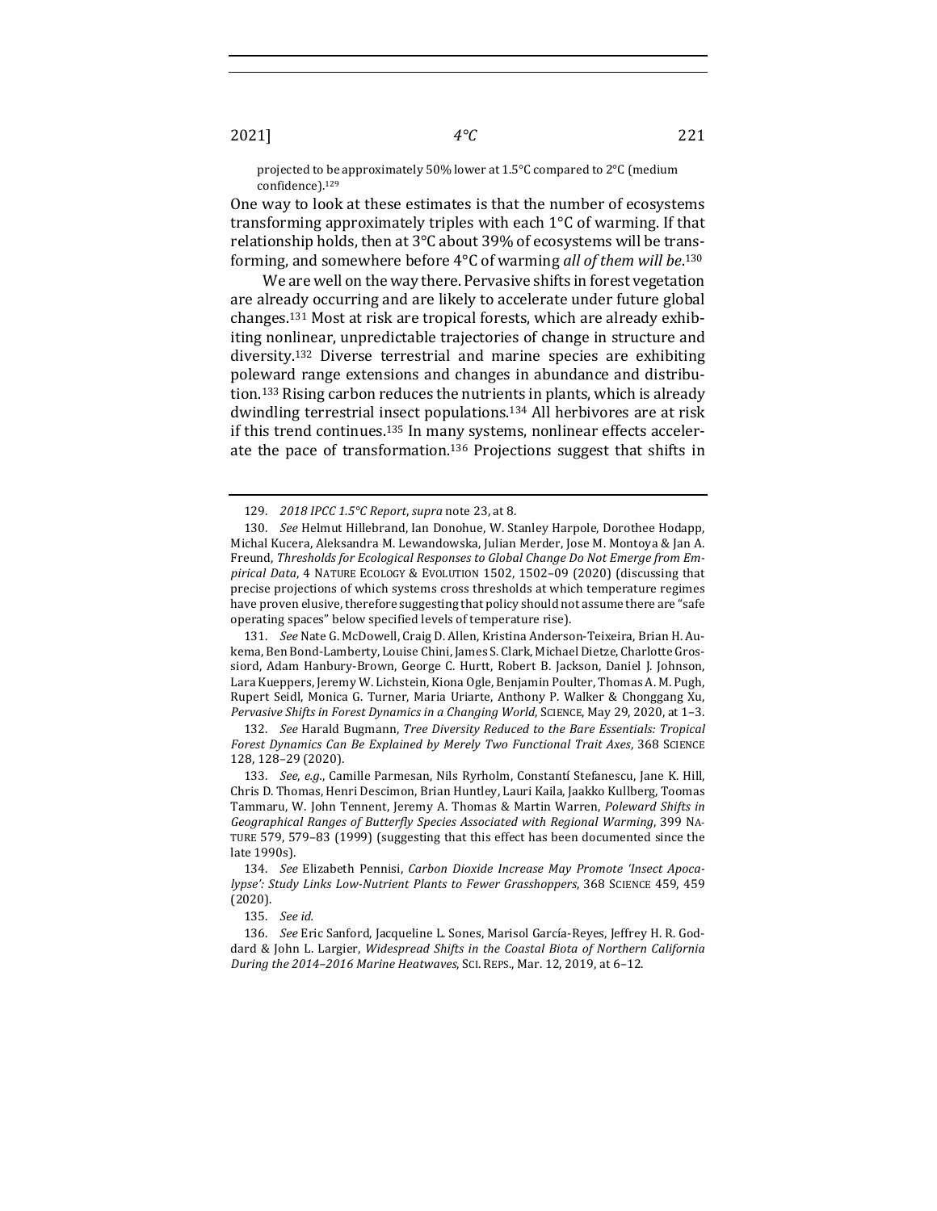projected to be approximately 50% lower at 1.5°C compared to 2°C (medium confidence).[129]

One way to look at these estimates is that the number of ecosystems transforming approximately triples with each 1°C of warming. If that relationship holds, then at 3°C about 39% of ecosystems will be transforming, and somewhere before 4°C of warming *all of them will be*.[130]

We are well on the way there. Pervasive shifts in forest vegetation are already occurring and are likely to accelerate under future global changes.[131] Most at risk are tropical forests, which are already exhibiting nonlinear, unpredictable trajectories of change in structure and diversity.[132] Diverse terrestrial and marine species are exhibiting poleward range extensions and changes in abundance and distribution.[133] Rising carbon reduces the nutrients in plants, which is already dwindling terrestrial insect populations.[134] All herbivores are at risk if this trend continues.[135] In many systems, nonlinear effects accelerate the pace of transformation.[136] Projections suggest that shifts in

---

129. *2018 IPCC 1.5°C Report*, *supra* note 23, at 8.

130. *See* Helmut Hillebrand, Ian Donohue, W. Stanley Harpole, Dorothee Hodapp, Michal Kucera, Aleksandra M. Lewandowska, Julian Merder, Jose M. Montoya & Jan A. Freund, *Thresholds for Ecological Responses to Global Change Do Not Emerge from Empirical Data*, 4 NATURE ECOLOGY & EVOLUTION 1502, 1502–09 (2020) (discussing that precise projections of which systems cross thresholds at which temperature regimes have proven elusive, therefore suggesting that policy should not assume there are "safe operating spaces" below specified levels of temperature rise).

131. *See* Nate G. McDowell, Craig D. Allen, Kristina Anderson-Teixeira, Brian H. Aukema, Ben Bond-Lamberty, Louise Chini, James S. Clark, Michael Dietze, Charlotte Grossiord, Adam Hanbury-Brown, George C. Hurtt, Robert B. Jackson, Daniel J. Johnson, Lara Kueppers, Jeremy W. Lichstein, Kiona Ogle, Benjamin Poulter, Thomas A. M. Pugh, Rupert Seidl, Monica G. Turner, Maria Uriarte, Anthony P. Walker & Chonggang Xu, *Pervasive Shifts in Forest Dynamics in a Changing World*, SCIENCE, May 29, 2020, at 1–3.

132. *See* Harald Bugmann, *Tree Diversity Reduced to the Bare Essentials: Tropical Forest Dynamics Can Be Explained by Merely Two Functional Trait Axes*, 368 SCIENCE 128, 128–29 (2020).

133. *See, e.g.*, Camille Parmesan, Nils Ryrholm, Constantí Stefanescu, Jane K. Hill, Chris D. Thomas, Henri Descimon, Brian Huntley, Lauri Kaila, Jaakko Kullberg, Toomas Tammaru, W. John Tennent, Jeremy A. Thomas & Martin Warren, *Poleward Shifts in Geographical Ranges of Butterfly Species Associated with Regional Warming*, 399 NATURE 579, 579–83 (1999) (suggesting that this effect has been documented since the late 1990s).

134. *See* Elizabeth Pennisi, *Carbon Dioxide Increase May Promote 'Insect Apocalypse': Study Links Low-Nutrient Plants to Fewer Grasshoppers*, 368 SCIENCE 459, 459 (2020).

135. *See id.*

136. *See* Eric Sanford, Jacqueline L. Sones, Marisol García-Reyes, Jeffrey H. R. Goddard & John L. Largier, *Widespread Shifts in the Coastal Biota of Northern California During the 2014–2016 Marine Heatwaves*, SCI. REPS., Mar. 12, 2019, at 6–12.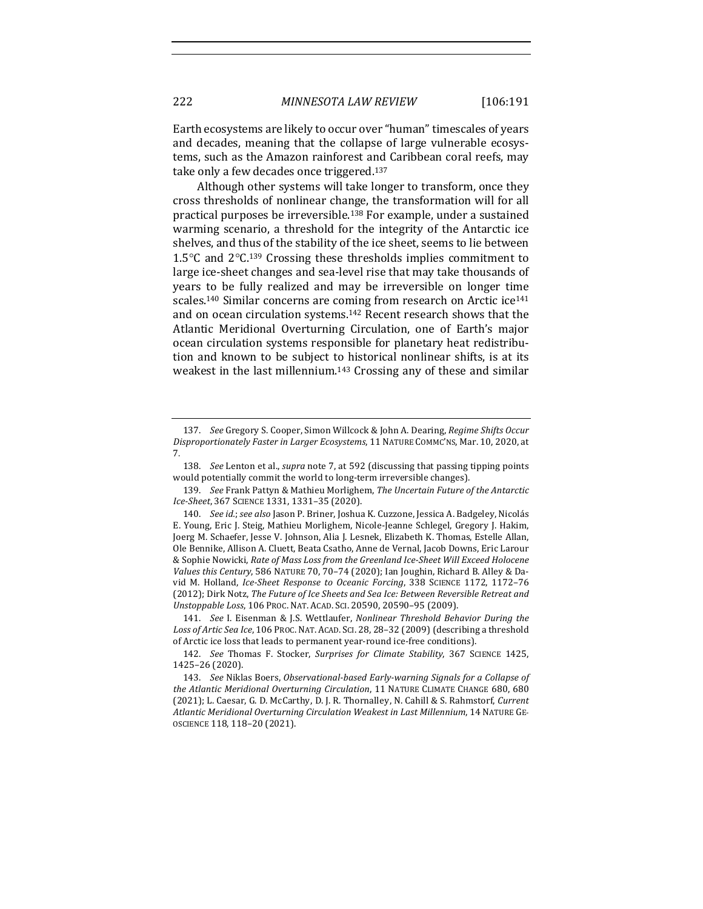Earth ecosystems are likely to occur over "human" timescales of years and decades, meaning that the collapse of large vulnerable ecosystems, such as the Amazon rainforest and Caribbean coral reefs, may take only a few decades once triggered.[137]

Although other systems will take longer to transform, once they cross thresholds of nonlinear change, the transformation will for all practical purposes be irreversible.[138] For example, under a sustained warming scenario, a threshold for the integrity of the Antarctic ice shelves, and thus of the stability of the ice sheet, seems to lie between 1.5°C and 2°C.[139] Crossing these thresholds implies commitment to large ice-sheet changes and sea-level rise that may take thousands of years to be fully realized and may be irreversible on longer time scales.[140] Similar concerns are coming from research on Arctic ice[141] and on ocean circulation systems.[142] Recent research shows that the Atlantic Meridional Overturning Circulation, one of Earth's major ocean circulation systems responsible for planetary heat redistribution and known to be subject to historical nonlinear shifts, is at its weakest in the last millennium.[143] Crossing any of these and similar

---

137. *See* Gregory S. Cooper, Simon Willcock & John A. Dearing, *Regime Shifts Occur Disproportionately Faster in Larger Ecosystems*, 11 NATURE COMMC'NS, Mar. 10, 2020, at 7.

138. *See* Lenton et al., *supra* note 7, at 592 (discussing that passing tipping points would potentially commit the world to long-term irreversible changes).

139. *See* Frank Pattyn & Mathieu Morlighem, *The Uncertain Future of the Antarctic Ice-Sheet*, 367 SCIENCE 1331, 1331–35 (2020).

140. *See id.*; *see also* Jason P. Briner, Joshua K. Cuzzone, Jessica A. Badgeley, Nicolás E. Young, Eric J. Steig, Mathieu Morlighem, Nicole-Jeanne Schlegel, Gregory J. Hakim, Joerg M. Schaefer, Jesse V. Johnson, Alia J. Lesnek, Elizabeth K. Thomas, Estelle Allan, Ole Bennike, Allison A. Cluett, Beata Csatho, Anne de Vernal, Jacob Downs, Eric Larour & Sophie Nowicki, *Rate of Mass Loss from the Greenland Ice-Sheet Will Exceed Holocene Values this Century*, 586 NATURE 70, 70–74 (2020); Ian Joughin, Richard B. Alley & David M. Holland, *Ice-Sheet Response to Oceanic Forcing*, 338 SCIENCE 1172, 1172–76 (2012); Dirk Notz, *The Future of Ice Sheets and Sea Ice: Between Reversible Retreat and Unstoppable Loss*, 106 PROC. NAT. ACAD. SCI. 20590, 20590–95 (2009).

141. *See* I. Eisenman & J.S. Wettlaufer, *Nonlinear Threshold Behavior During the Loss of Artic Sea Ice*, 106 PROC. NAT. ACAD. SCI. 28, 28–32 (2009) (describing a threshold of Arctic ice loss that leads to permanent year-round ice-free conditions).

142. *See* Thomas F. Stocker, *Surprises for Climate Stability*, 367 SCIENCE 1425, 1425–26 (2020).

143. *See* Niklas Boers, *Observational-based Early-warning Signals for a Collapse of the Atlantic Meridional Overturning Circulation*, 11 NATURE CLIMATE CHANGE 680, 680 (2021); L. Caesar, G. D. McCarthy, D. J. R. Thornalley, N. Cahill & S. Rahmstorf, *Current Atlantic Meridional Overturning Circulation Weakest in Last Millennium*, 14 NATURE GEOSCIENCE 118, 118–20 (2021).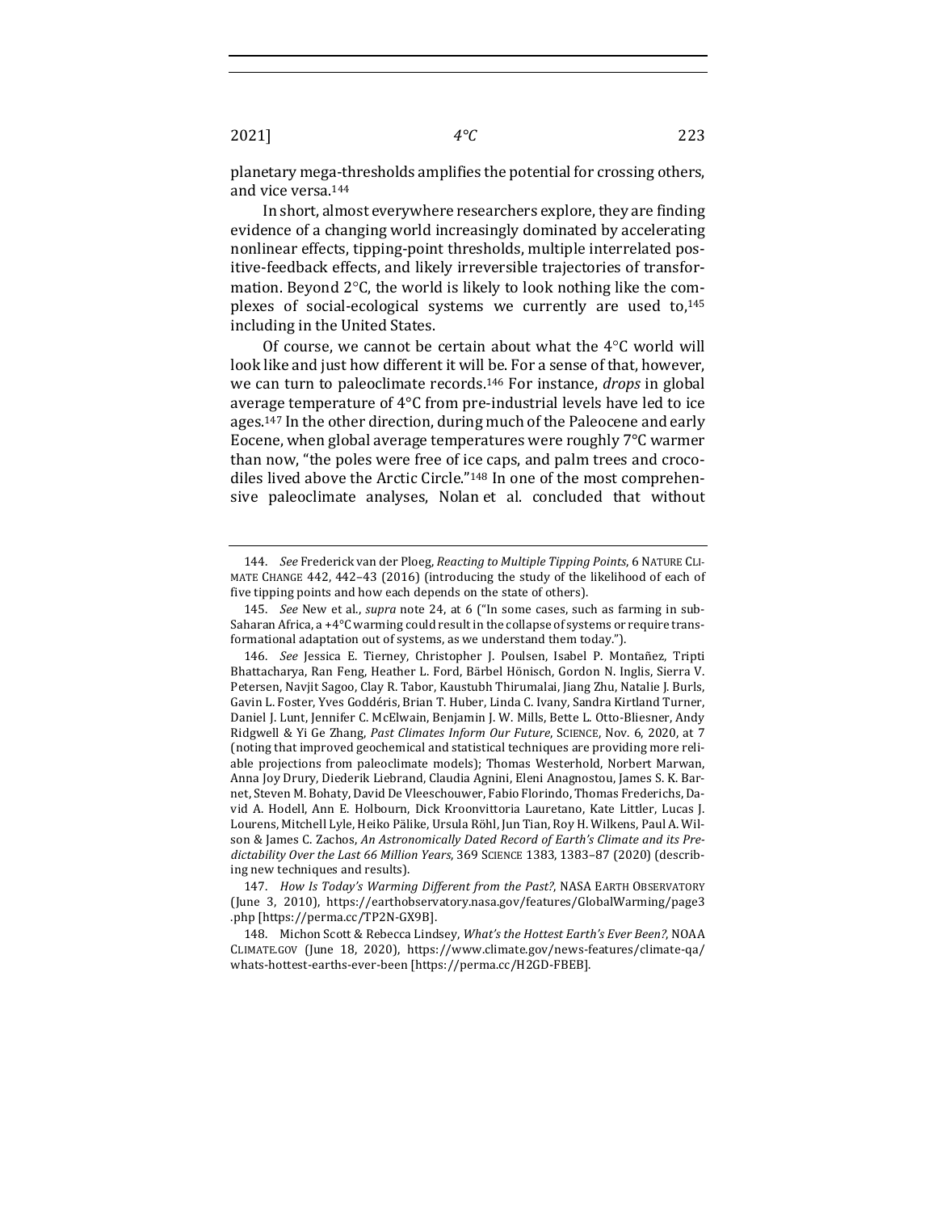planetary mega-thresholds amplifies the potential for crossing others, and vice versa.[144]

In short, almost everywhere researchers explore, they are finding evidence of a changing world increasingly dominated by accelerating nonlinear effects, tipping-point thresholds, multiple interrelated positive-feedback effects, and likely irreversible trajectories of transformation. Beyond 2°C, the world is likely to look nothing like the complexes of social-ecological systems we currently are used to,[145] including in the United States.

Of course, we cannot be certain about what the 4°C world will look like and just how different it will be. For a sense of that, however, we can turn to paleoclimate records.[146] For instance, *drops* in global average temperature of 4°C from pre-industrial levels have led to ice ages.[147] In the other direction, during much of the Paleocene and early Eocene, when global average temperatures were roughly 7°C warmer than now, "the poles were free of ice caps, and palm trees and crocodiles lived above the Arctic Circle."[148] In one of the most comprehensive paleoclimate analyses, Nolan et al. concluded that without

---

144. *See* Frederick van der Ploeg, *Reacting to Multiple Tipping Points*, 6 NATURE CLIMATE CHANGE 442, 442–43 (2016) (introducing the study of the likelihood of each of five tipping points and how each depends on the state of others).

145. *See* New et al., *supra* note 24, at 6 ("In some cases, such as farming in sub-Saharan Africa, a +4°C warming could result in the collapse of systems or require transformational adaptation out of systems, as we understand them today.").

146. *See* Jessica E. Tierney, Christopher J. Poulsen, Isabel P. Montañez, Tripti Bhattacharya, Ran Feng, Heather L. Ford, Bärbel Hönisch, Gordon N. Inglis, Sierra V. Petersen, Navjit Sagoo, Clay R. Tabor, Kaustubh Thirumalai, Jiang Zhu, Natalie J. Burls, Gavin L. Foster, Yves Goddéris, Brian T. Huber, Linda C. Ivany, Sandra Kirtland Turner, Daniel J. Lunt, Jennifer C. McElwain, Benjamin J. W. Mills, Bette L. Otto-Bliesner, Andy Ridgwell & Yi Ge Zhang, *Past Climates Inform Our Future*, SCIENCE, Nov. 6, 2020, at 7 (noting that improved geochemical and statistical techniques are providing more reliable projections from paleoclimate models); Thomas Westerhold, Norbert Marwan, Anna Joy Drury, Diederik Liebrand, Claudia Agnini, Eleni Anagnostou, James S. K. Barnet, Steven M. Bohaty, David De Vleeschouwer, Fabio Florindo, Thomas Frederichs, David A. Hodell, Ann E. Holbourn, Dick Kroonvittoria Lauretano, Kate Littler, Lucas J. Lourens, Mitchell Lyle, Heiko Pälike, Ursula Röhl, Jun Tian, Roy H. Wilkens, Paul A. Wilson & James C. Zachos, *An Astronomically Dated Record of Earth's Climate and its Predictability Over the Last 66 Million Years*, 369 SCIENCE 1383, 1383–87 (2020) (describing new techniques and results).

147. *How Is Today's Warming Different from the Past?*, NASA EARTH OBSERVATORY (June 3, 2010), https://earthobservatory.nasa.gov/features/GlobalWarming/page3.php [https://perma.cc/TP2N-GX9B].

148. Michon Scott & Rebecca Lindsey, *What's the Hottest Earth's Ever Been?*, NOAA CLIMATE.GOV (June 18, 2020), https://www.climate.gov/news-features/climate-qa/whats-hottest-earths-ever-been [https://perma.cc/H2GD-FBEB].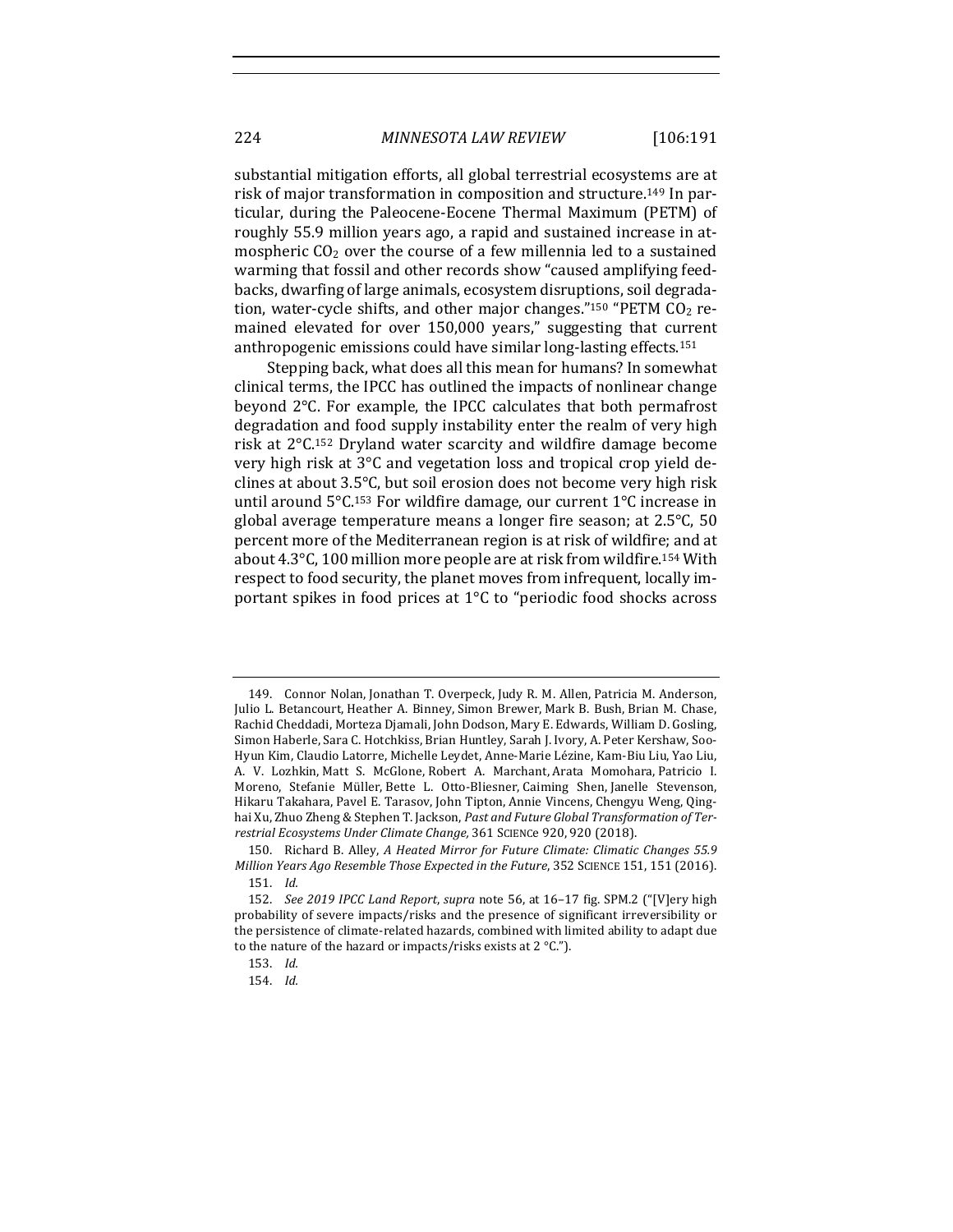substantial mitigation efforts, all global terrestrial ecosystems are at risk of major transformation in composition and structure.[149] In particular, during the Paleocene-Eocene Thermal Maximum (PETM) of roughly 55.9 million years ago, a rapid and sustained increase in atmospheric $CO_2$ over the course of a few millennia led to a sustained warming that fossil and other records show "caused amplifying feedbacks, dwarfing of large animals, ecosystem disruptions, soil degradation, water-cycle shifts, and other major changes."[150] "PETM $CO_2$ remained elevated for over 150,000 years," suggesting that current anthropogenic emissions could have similar long-lasting effects.[151]

Stepping back, what does all this mean for humans? In somewhat clinical terms, the IPCC has outlined the impacts of nonlinear change beyond 2°C. For example, the IPCC calculates that both permafrost degradation and food supply instability enter the realm of very high risk at 2°C.[152] Dryland water scarcity and wildfire damage become very high risk at 3°C and vegetation loss and tropical crop yield declines at about 3.5°C, but soil erosion does not become very high risk until around 5°C.[153] For wildfire damage, our current 1°C increase in global average temperature means a longer fire season; at 2.5°C, 50 percent more of the Mediterranean region is at risk of wildfire; and at about 4.3°C, 100 million more people are at risk from wildfire.[154] With respect to food security, the planet moves from infrequent, locally important spikes in food prices at 1°C to "periodic food shocks across

---

149. Connor Nolan, Jonathan T. Overpeck, Judy R. M. Allen, Patricia M. Anderson, Julio L. Betancourt, Heather A. Binney, Simon Brewer, Mark B. Bush, Brian M. Chase, Rachid Cheddadi, Morteza Djamali, John Dodson, Mary E. Edwards, William D. Gosling, Simon Haberle, Sara C. Hotchkiss, Brian Huntley, Sarah J. Ivory, A. Peter Kershaw, Soo-Hyun Kim, Claudio Latorre, Michelle Leydet, Anne-Marie Lézine, Kam-Biu Liu, Yao Liu, A. V. Lozhkin, Matt S. McGlone, Robert A. Marchant, Arata Momohara, Patricio I. Moreno, Stefanie Müller, Bette L. Otto-Bliesner, Caiming Shen, Janelle Stevenson, Hikaru Takahara, Pavel E. Tarasov, John Tipton, Annie Vincens, Chengyu Weng, Qinghai Xu, Zhuo Zheng & Stephen T. Jackson, *Past and Future Global Transformation of Terrestrial Ecosystems Under Climate Change,* 361 SCIENCE 920, 920 (2018).

150. Richard B. Alley, *A Heated Mirror for Future Climate: Climatic Changes 55.9 Million Years Ago Resemble Those Expected in the Future*, 352 SCIENCE 151, 151 (2016).

151. *Id.*

152. *See 2019 IPCC Land Report*, *supra* note 56, at 16–17 fig. SPM.2 ("[V]ery high probability of severe impacts/risks and the presence of significant irreversibility or the persistence of climate-related hazards, combined with limited ability to adapt due to the nature of the hazard or impacts/risks exists at 2 °C.").

153. *Id.*

154. *Id.*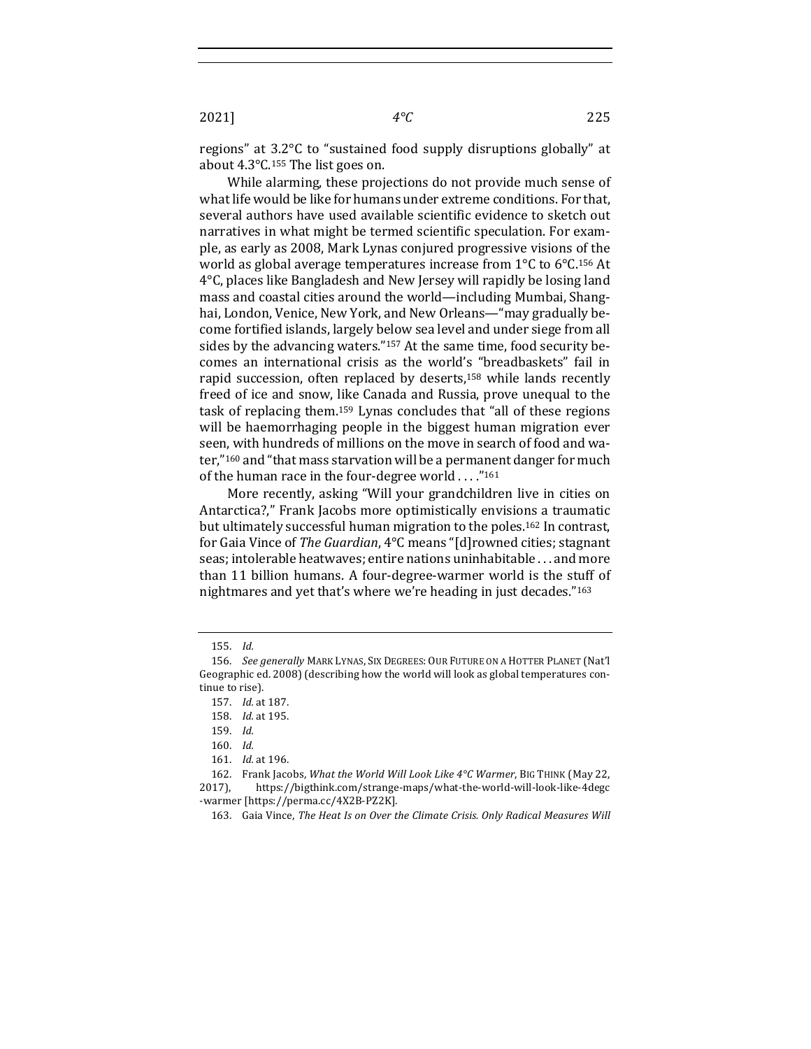regions" at 3.2°C to "sustained food supply disruptions globally" at about 4.3°C.[155] The list goes on.

While alarming, these projections do not provide much sense of what life would be like for humans under extreme conditions. For that, several authors have used available scientific evidence to sketch out narratives in what might be termed scientific speculation. For example, as early as 2008, Mark Lynas conjured progressive visions of the world as global average temperatures increase from 1°C to 6°C.[156] At 4°C, places like Bangladesh and New Jersey will rapidly be losing land mass and coastal cities around the world—including Mumbai, Shanghai, London, Venice, New York, and New Orleans—"may gradually become fortified islands, largely below sea level and under siege from all sides by the advancing waters."[157] At the same time, food security becomes an international crisis as the world's "breadbaskets" fail in rapid succession, often replaced by deserts,[158] while lands recently freed of ice and snow, like Canada and Russia, prove unequal to the task of replacing them.[159] Lynas concludes that "all of these regions will be haemorrhaging people in the biggest human migration ever seen, with hundreds of millions on the move in search of food and water,"[160] and "that mass starvation will be a permanent danger for much of the human race in the four-degree world . . . ."[161]

More recently, asking "Will your grandchildren live in cities on Antarctica?," Frank Jacobs more optimistically envisions a traumatic but ultimately successful human migration to the poles.[162] In contrast, for Gaia Vince of *The Guardian*, 4°C means "[d]rowned cities; stagnant seas; intolerable heatwaves; entire nations uninhabitable . . . and more than 11 billion humans. A four-degree-warmer world is the stuff of nightmares and yet that's where we're heading in just decades."[163]

---

155. *Id.*

156. *See generally* MARK LYNAS, SIX DEGREES: OUR FUTURE ON A HOTTER PLANET (Nat'l Geographic ed. 2008) (describing how the world will look as global temperatures continue to rise).

157. *Id.* at 187.

158. *Id.* at 195.

159. *Id.*

160. *Id.*

161. *Id.* at 196.

162. Frank Jacobs, *What the World Will Look Like 4°C Warmer*, BIG THINK (May 22, 2017), https://bigthink.com/strange-maps/what-the-world-will-look-like-4degc-warmer [https://perma.cc/4X2B-PZ2K].

163. Gaia Vince, *The Heat Is on Over the Climate Crisis. Only Radical Measures Will*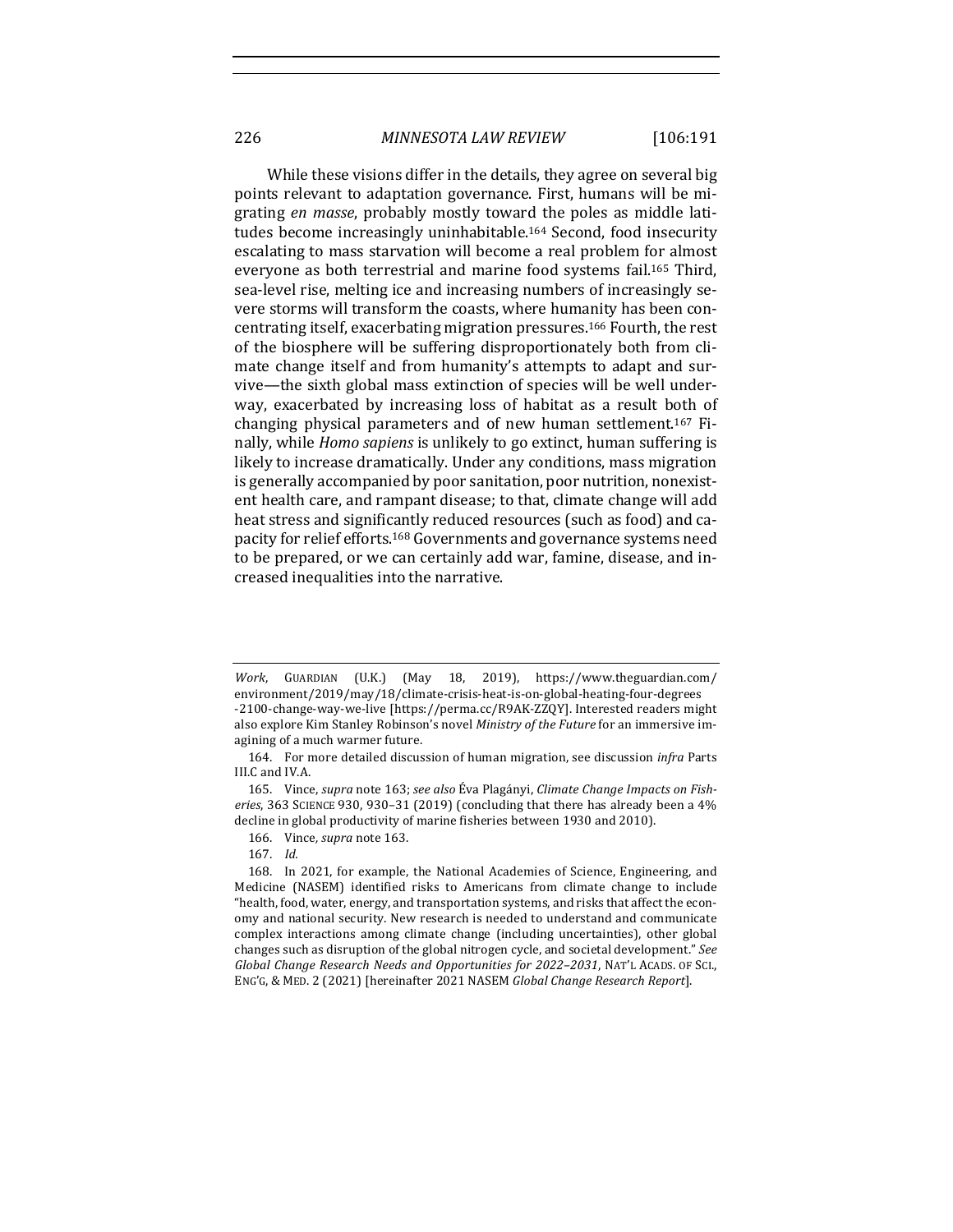While these visions differ in the details, they agree on several big points relevant to adaptation governance. First, humans will be migrating *en masse*, probably mostly toward the poles as middle latitudes become increasingly uninhabitable.[164] Second, food insecurity escalating to mass starvation will become a real problem for almost everyone as both terrestrial and marine food systems fail.[165] Third, sea-level rise, melting ice and increasing numbers of increasingly severe storms will transform the coasts, where humanity has been concentrating itself, exacerbating migration pressures.[166] Fourth, the rest of the biosphere will be suffering disproportionately both from climate change itself and from humanity's attempts to adapt and survive—the sixth global mass extinction of species will be well underway, exacerbated by increasing loss of habitat as a result both of changing physical parameters and of new human settlement.[167] Finally, while *Homo sapiens* is unlikely to go extinct, human suffering is likely to increase dramatically. Under any conditions, mass migration is generally accompanied by poor sanitation, poor nutrition, nonexistent health care, and rampant disease; to that, climate change will add heat stress and significantly reduced resources (such as food) and capacity for relief efforts.[168] Governments and governance systems need to be prepared, or we can certainly add war, famine, disease, and increased inequalities into the narrative.

---

*Work*, GUARDIAN (U.K.) (May 18, 2019), https://www.theguardian.com/environment/2019/may/18/climate-crisis-heat-is-on-global-heating-four-degrees-2100-change-way-we-live [https://perma.cc/R9AK-ZZQY]. Interested readers might also explore Kim Stanley Robinson's novel *Ministry of the Future* for an immersive imagining of a much warmer future.

164. For more detailed discussion of human migration, see discussion *infra* Parts III.C and IV.A.

165. Vince, *supra* note 163; *see also* Éva Plagányi, *Climate Change Impacts on Fisheries*, 363 SCIENCE 930, 930–31 (2019) (concluding that there has already been a 4% decline in global productivity of marine fisheries between 1930 and 2010).

166. Vince, *supra* note 163.

167. *Id.*

168. In 2021, for example, the National Academies of Science, Engineering, and Medicine (NASEM) identified risks to Americans from climate change to include "health, food, water, energy, and transportation systems, and risks that affect the economy and national security. New research is needed to understand and communicate complex interactions among climate change (including uncertainties), other global changes such as disruption of the global nitrogen cycle, and societal development." *See Global Change Research Needs and Opportunities for 2022–2031*, NAT'L ACADS. OF SCI., ENG'G, & MED. 2 (2021) [hereinafter 2021 NASEM *Global Change Research Report*].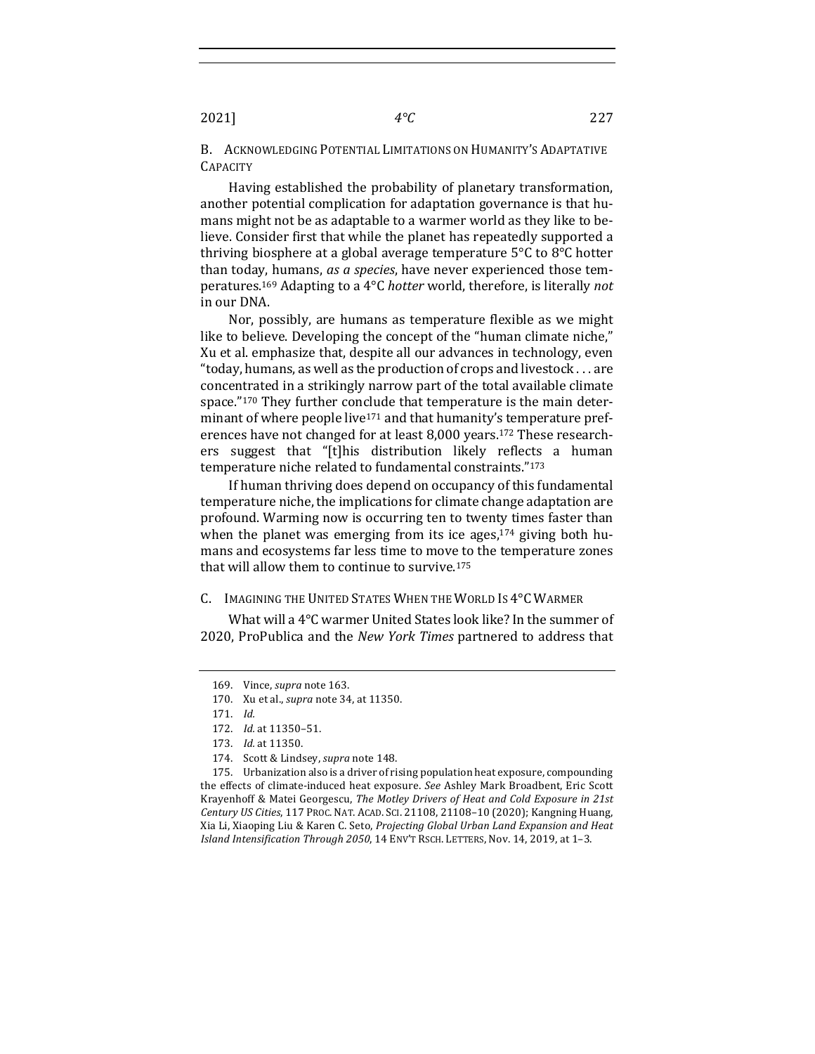### B. Acknowledging Potential Limitations on Humanity's Adaptative Capacity

Having established the probability of planetary transformation, another potential complication for adaptation governance is that humans might not be as adaptable to a warmer world as they like to believe. Consider first that while the planet has repeatedly supported a thriving biosphere at a global average temperature 5°C to 8°C hotter than today, humans, *as a species*, have never experienced those temperatures.[169] Adapting to a 4°C *hotter* world, therefore, is literally *not* in our DNA.

Nor, possibly, are humans as temperature flexible as we might like to believe. Developing the concept of the "human climate niche," Xu et al. emphasize that, despite all our advances in technology, even "today, humans, as well as the production of crops and livestock . . . are concentrated in a strikingly narrow part of the total available climate space."[170] They further conclude that temperature is the main determinant of where people live[171] and that humanity's temperature preferences have not changed for at least 8,000 years.[172] These researchers suggest that "[t]his distribution likely reflects a human temperature niche related to fundamental constraints."[173]

If human thriving does depend on occupancy of this fundamental temperature niche, the implications for climate change adaptation are profound. Warming now is occurring ten to twenty times faster than when the planet was emerging from its ice ages,[174] giving both humans and ecosystems far less time to move to the temperature zones that will allow them to continue to survive.[175]

### C. Imagining the United States When the World Is 4°C Warmer

What will a 4°C warmer United States look like? In the summer of 2020, ProPublica and the *New York Times* partnered to address that

---

169. Vince, *supra* note 163.

170. Xu et al., *supra* note 34, at 11350.

171. *Id.*

172. *Id.* at 11350–51.

173. *Id.* at 11350.

174. Scott & Lindsey, *supra* note 148.

175. Urbanization also is a driver of rising population heat exposure, compounding the effects of climate-induced heat exposure. *See* Ashley Mark Broadbent, Eric Scott Krayenhoff & Matei Georgescu, *The Motley Drivers of Heat and Cold Exposure in 21st Century US Cities*, 117 PROC. NAT. ACAD. SCI. 21108, 21108–10 (2020); Kangning Huang, Xia Li, Xiaoping Liu & Karen C. Seto, *Projecting Global Urban Land Expansion and Heat Island Intensification Through 2050*, 14 ENV'T RSCH. LETTERS, Nov. 14, 2019, at 1–3.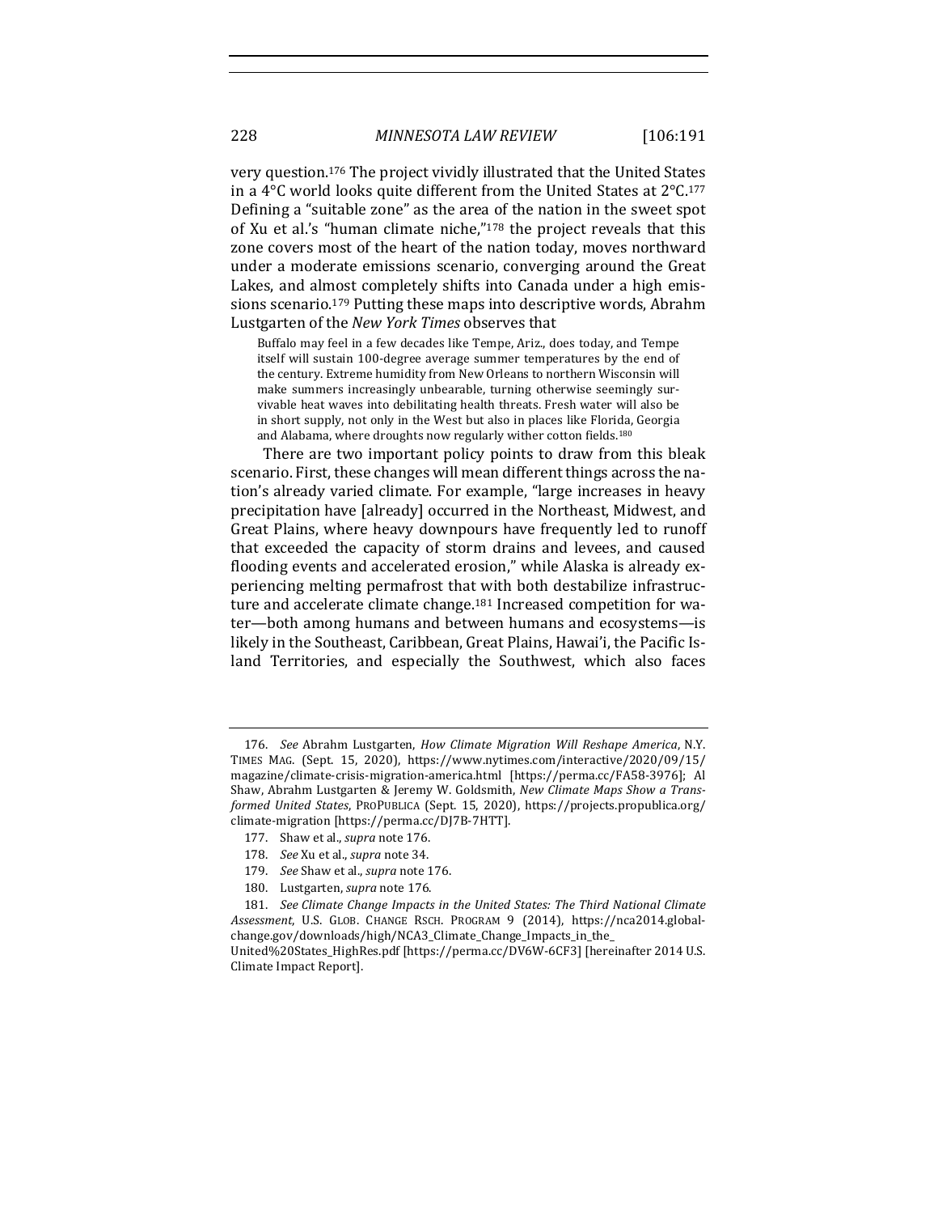very question.[176] The project vividly illustrated that the United States in a 4°C world looks quite different from the United States at 2°C.[177] Defining a "suitable zone" as the area of the nation in the sweet spot of Xu et al.'s "human climate niche,"[178] the project reveals that this zone covers most of the heart of the nation today, moves northward under a moderate emissions scenario, converging around the Great Lakes, and almost completely shifts into Canada under a high emissions scenario.[179] Putting these maps into descriptive words, Abrahm Lustgarten of the *New York Times* observes that

> Buffalo may feel in a few decades like Tempe, Ariz., does today, and Tempe itself will sustain 100-degree average summer temperatures by the end of the century. Extreme humidity from New Orleans to northern Wisconsin will make summers increasingly unbearable, turning otherwise seemingly survivable heat waves into debilitating health threats. Fresh water will also be in short supply, not only in the West but also in places like Florida, Georgia and Alabama, where droughts now regularly wither cotton fields.[180]

There are two important policy points to draw from this bleak scenario. First, these changes will mean different things across the nation's already varied climate. For example, "large increases in heavy precipitation have [already] occurred in the Northeast, Midwest, and Great Plains, where heavy downpours have frequently led to runoff that exceeded the capacity of storm drains and levees, and caused flooding events and accelerated erosion," while Alaska is already experiencing melting permafrost that with both destabilize infrastructure and accelerate climate change.[181] Increased competition for water—both among humans and between humans and ecosystems—is likely in the Southeast, Caribbean, Great Plains, Hawai'i, the Pacific Island Territories, and especially the Southwest, which also faces

---

176. *See* Abrahm Lustgarten, *How Climate Migration Will Reshape America*, N.Y. TIMES MAG. (Sept. 15, 2020), https://www.nytimes.com/interactive/2020/09/15/magazine/climate-crisis-migration-america.html [https://perma.cc/FA58-3976]; Al Shaw, Abrahm Lustgarten & Jeremy W. Goldsmith, *New Climate Maps Show a Transformed United States*, PROPUBLICA (Sept. 15, 2020), https://projects.propublica.org/climate-migration [https://perma.cc/DJ7B-7HTT].

177. Shaw et al., *supra* note 176.

178. *See* Xu et al., *supra* note 34.

179. *See* Shaw et al., *supra* note 176.

180. Lustgarten, *supra* note 176.

181. *See Climate Change Impacts in the United States: The Third National Climate Assessment*, U.S. GLOB. CHANGE RSCH. PROGRAM 9 (2014), https://nca2014.globalchange.gov/downloads/high/NCA3_Climate_Change_Impacts_in_the_United%20States_HighRes.pdf [https://perma.cc/DV6W-6CF3] [hereinafter 2014 U.S. Climate Impact Report].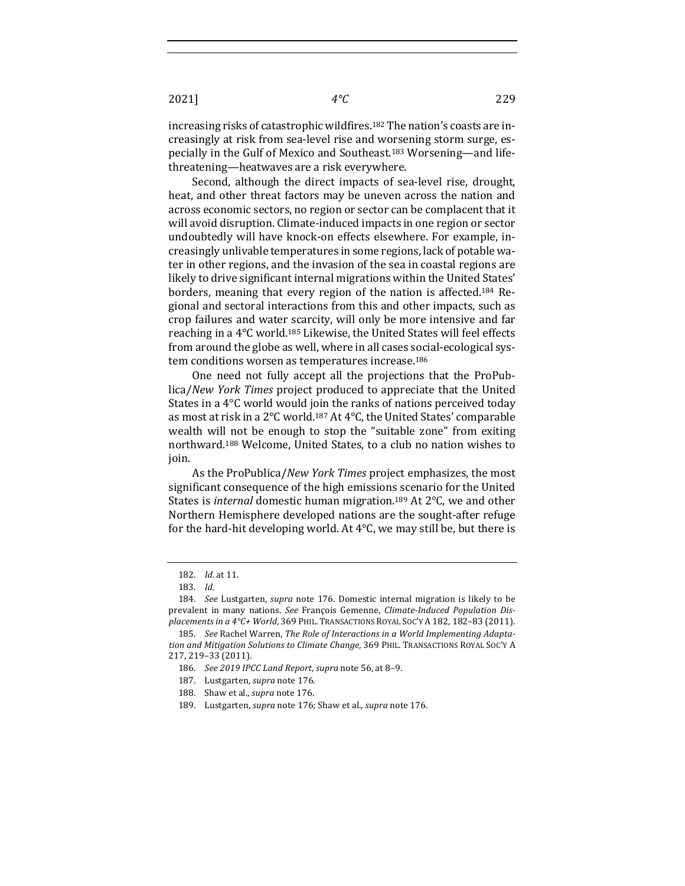increasing risks of catastrophic wildfires.[182] The nation's coasts are increasingly at risk from sea-level rise and worsening storm surge, especially in the Gulf of Mexico and Southeast.[183] Worsening—and life-threatening—heatwaves are a risk everywhere.

Second, although the direct impacts of sea-level rise, drought, heat, and other threat factors may be uneven across the nation and across economic sectors, no region or sector can be complacent that it will avoid disruption. Climate-induced impacts in one region or sector undoubtedly will have knock-on effects elsewhere. For example, increasingly unlivable temperatures in some regions, lack of potable water in other regions, and the invasion of the sea in coastal regions are likely to drive significant internal migrations within the United States' borders, meaning that every region of the nation is affected.[184] Regional and sectoral interactions from this and other impacts, such as crop failures and water scarcity, will only be more intensive and far reaching in a 4°C world.[185] Likewise, the United States will feel effects from around the globe as well, where in all cases social-ecological system conditions worsen as temperatures increase.[186]

One need not fully accept all the projections that the ProPublica/*New York Times* project produced to appreciate that the United States in a 4°C world would join the ranks of nations perceived today as most at risk in a 2°C world.[187] At 4°C, the United States' comparable wealth will not be enough to stop the "suitable zone" from exiting northward.[188] Welcome, United States, to a club no nation wishes to join.

As the ProPublica/*New York Times* project emphasizes, the most significant consequence of the high emissions scenario for the United States is *internal* domestic human migration.[189] At 2°C, we and other Northern Hemisphere developed nations are the sought-after refuge for the hard-hit developing world. At 4°C, we may still be, but there is

---

182. *Id.* at 11.

183. *Id.*

184. *See* Lustgarten, *supra* note 176. Domestic internal migration is likely to be prevalent in many nations. *See* François Gemenne, *Climate-Induced Population Displacements in a 4°C+ World*, 369 PHIL. TRANSACTIONS ROYAL SOC'Y A 182, 182–83 (2011).

185. *See* Rachel Warren, *The Role of Interactions in a World Implementing Adaptation and Mitigation Solutions to Climate Change*, 369 PHIL. TRANSACTIONS ROYAL SOC'Y A 217, 219–33 (2011).

186. *See 2019 IPCC Land Report*, *supra* note 56, at 8–9.

187. Lustgarten, *supra* note 176.

188. Shaw et al., *supra* note 176.

189. Lustgarten, *supra* note 176; Shaw et al., *supra* note 176.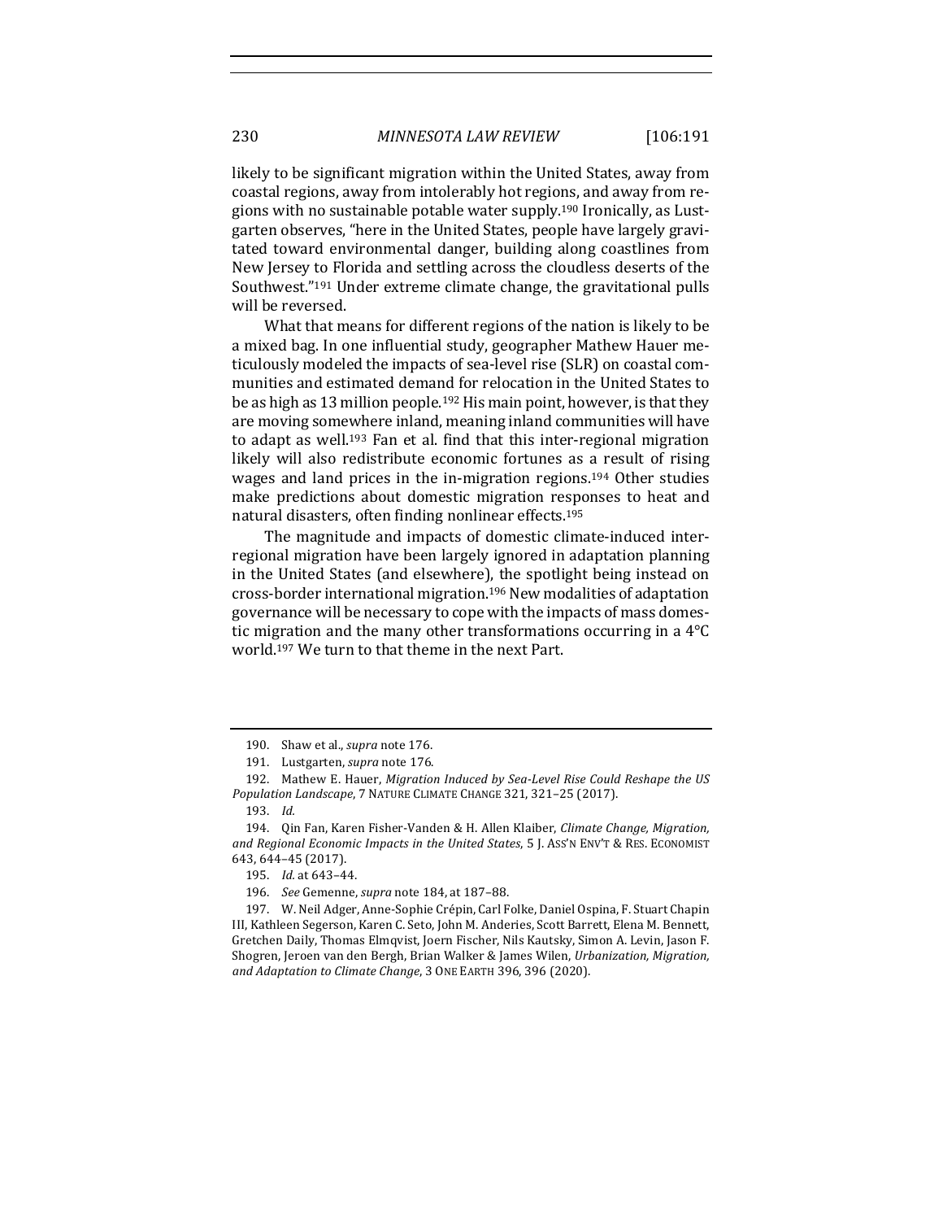likely to be significant migration within the United States, away from coastal regions, away from intolerably hot regions, and away from regions with no sustainable potable water supply.[190] Ironically, as Lustgarten observes, "here in the United States, people have largely gravitated toward environmental danger, building along coastlines from New Jersey to Florida and settling across the cloudless deserts of the Southwest."[191] Under extreme climate change, the gravitational pulls will be reversed.

What that means for different regions of the nation is likely to be a mixed bag. In one influential study, geographer Mathew Hauer meticulously modeled the impacts of sea-level rise (SLR) on coastal communities and estimated demand for relocation in the United States to be as high as 13 million people.[192] His main point, however, is that they are moving somewhere inland, meaning inland communities will have to adapt as well.[193] Fan et al. find that this inter-regional migration likely will also redistribute economic fortunes as a result of rising wages and land prices in the in-migration regions.[194] Other studies make predictions about domestic migration responses to heat and natural disasters, often finding nonlinear effects.[195]

The magnitude and impacts of domestic climate-induced inter-regional migration have been largely ignored in adaptation planning in the United States (and elsewhere), the spotlight being instead on cross-border international migration.[196] New modalities of adaptation governance will be necessary to cope with the impacts of mass domestic migration and the many other transformations occurring in a 4°C world.[197] We turn to that theme in the next Part.

---

190. Shaw et al., *supra* note 176.

191. Lustgarten, *supra* note 176.

192. Mathew E. Hauer, *Migration Induced by Sea-Level Rise Could Reshape the US Population Landscape*, 7 NATURE CLIMATE CHANGE 321, 321–25 (2017).

193. *Id.*

194. Qin Fan, Karen Fisher-Vanden & H. Allen Klaiber, *Climate Change, Migration, and Regional Economic Impacts in the United States*, 5 J. ASS'N ENV'T & RES. ECONOMIST 643, 644–45 (2017).

195. *Id.* at 643–44.

196. *See* Gemenne, *supra* note 184, at 187–88.

197. W. Neil Adger, Anne-Sophie Crépin, Carl Folke, Daniel Ospina, F. Stuart Chapin III, Kathleen Segerson, Karen C. Seto, John M. Anderies, Scott Barrett, Elena M. Bennett, Gretchen Daily, Thomas Elmqvist, Joern Fischer, Nils Kautsky, Simon A. Levin, Jason F. Shogren, Jeroen van den Bergh, Brian Walker & James Wilen, *Urbanization, Migration, and Adaptation to Climate Change*, 3 ONE EARTH 396, 396 (2020).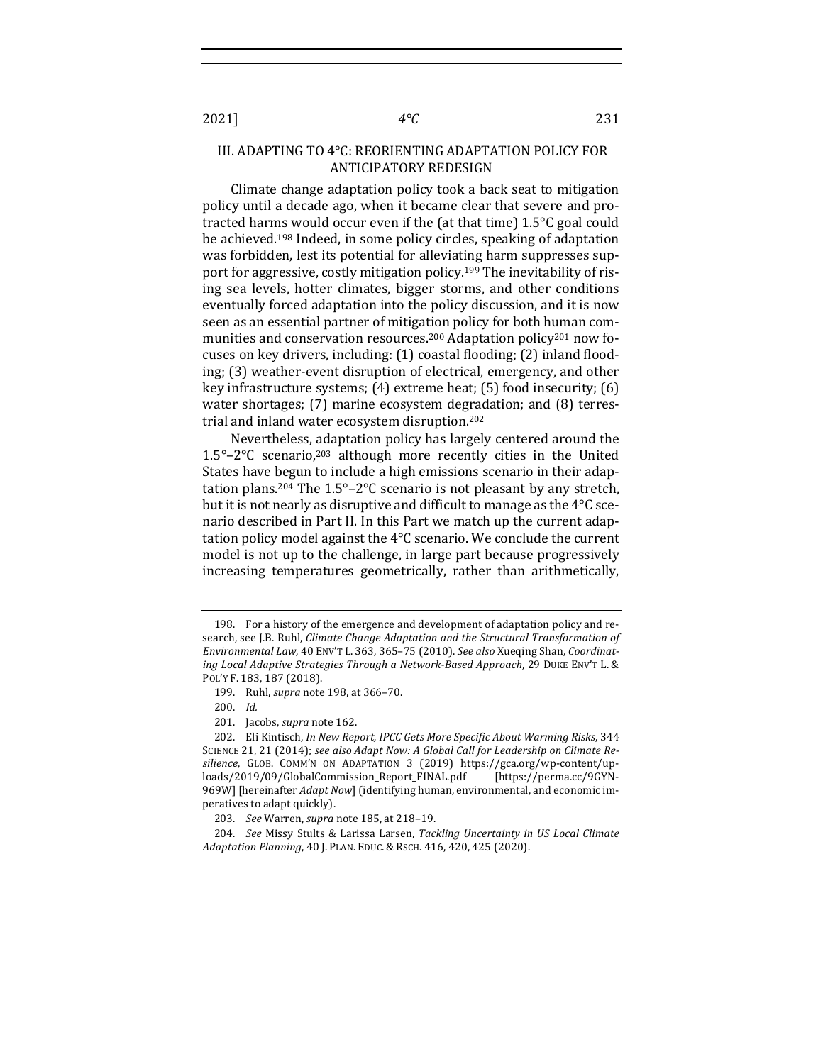## III. ADAPTING TO 4°C: REORIENTING ADAPTATION POLICY FOR ANTICIPATORY REDESIGN

Climate change adaptation policy took a back seat to mitigation policy until a decade ago, when it became clear that severe and protracted harms would occur even if the (at that time) 1.5°C goal could be achieved.[198] Indeed, in some policy circles, speaking of adaptation was forbidden, lest its potential for alleviating harm suppresses support for aggressive, costly mitigation policy.[199] The inevitability of rising sea levels, hotter climates, bigger storms, and other conditions eventually forced adaptation into the policy discussion, and it is now seen as an essential partner of mitigation policy for both human communities and conservation resources.[200] Adaptation policy[201] now focuses on key drivers, including: (1) coastal flooding; (2) inland flooding; (3) weather-event disruption of electrical, emergency, and other key infrastructure systems; (4) extreme heat; (5) food insecurity; (6) water shortages; (7) marine ecosystem degradation; and (8) terrestrial and inland water ecosystem disruption.[202]

Nevertheless, adaptation policy has largely centered around the 1.5°–2°C scenario,[203] although more recently cities in the United States have begun to include a high emissions scenario in their adaptation plans.[204] The 1.5°–2°C scenario is not pleasant by any stretch, but it is not nearly as disruptive and difficult to manage as the 4°C scenario described in Part II. In this Part we match up the current adaptation policy model against the 4°C scenario. We conclude the current model is not up to the challenge, in large part because progressively increasing temperatures geometrically, rather than arithmetically,

---

198. For a history of the emergence and development of adaptation policy and research, see J.B. Ruhl, *Climate Change Adaptation and the Structural Transformation of Environmental Law*, 40 ENV'T L. 363, 365–75 (2010). *See also* Xueqing Shan, *Coordinating Local Adaptive Strategies Through a Network-Based Approach*, 29 DUKE ENV'T L. & POL'Y F. 183, 187 (2018).

199. Ruhl, *supra* note 198, at 366–70.

200. *Id.*

201. Jacobs, *supra* note 162.

202. Eli Kintisch, *In New Report, IPCC Gets More Specific About Warming Risks*, 344 SCIENCE 21, 21 (2014); *see also Adapt Now: A Global Call for Leadership on Climate Resilience*, GLOB. COMM'N ON ADAPTATION 3 (2019) https://gca.org/wp-content/uploads/2019/09/GlobalCommission_Report_FINAL.pdf [https://perma.cc/9GYN-969W] [hereinafter *Adapt Now*] (identifying human, environmental, and economic imperatives to adapt quickly).

203. *See* Warren, *supra* note 185, at 218–19.

204. *See* Missy Stults & Larissa Larsen, *Tackling Uncertainty in US Local Climate Adaptation Planning*, 40 J. PLAN. EDUC. & RSCH. 416, 420, 425 (2020).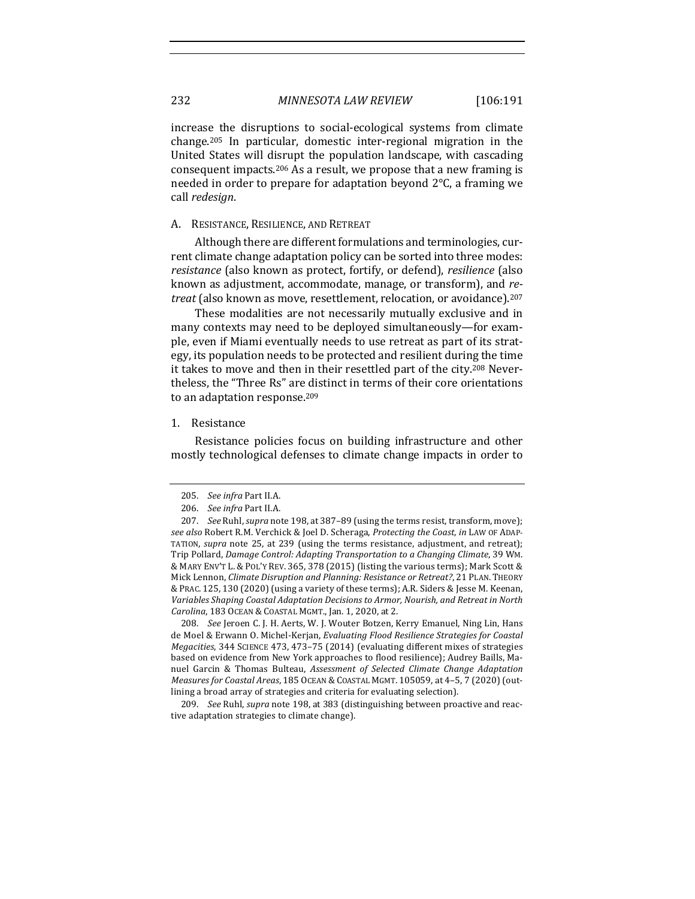increase the disruptions to social-ecological systems from climate change.[205] In particular, domestic inter-regional migration in the United States will disrupt the population landscape, with cascading consequent impacts.[206] As a result, we propose that a new framing is needed in order to prepare for adaptation beyond 2°C, a framing we call *redesign*.

### A. Resistance, Resilience, and Retreat

Although there are different formulations and terminologies, current climate change adaptation policy can be sorted into three modes: *resistance* (also known as protect, fortify, or defend), *resilience* (also known as adjustment, accommodate, manage, or transform), and *retreat* (also known as move, resettlement, relocation, or avoidance).[207]

These modalities are not necessarily mutually exclusive and in many contexts may need to be deployed simultaneously—for example, even if Miami eventually needs to use retreat as part of its strategy, its population needs to be protected and resilient during the time it takes to move and then in their resettled part of the city.[208] Nevertheless, the "Three Rs" are distinct in terms of their core orientations to an adaptation response.[209]

#### 1. Resistance

Resistance policies focus on building infrastructure and other mostly technological defenses to climate change impacts in order to

---

205. *See infra* Part II.A.

206. *See infra* Part II.A.

207. *See* Ruhl, *supra* note 198, at 387–89 (using the terms resist, transform, move); *see also* Robert R.M. Verchick & Joel D. Scheraga, *Protecting the Coast*, *in* LAW OF ADAPTATION, *supra* note 25, at 239 (using the terms resistance, adjustment, and retreat); Trip Pollard, *Damage Control: Adapting Transportation to a Changing Climate*, 39 WM. & MARY ENV'T L. & POL'Y REV. 365, 378 (2015) (listing the various terms); Mark Scott & Mick Lennon, *Climate Disruption and Planning: Resistance or Retreat?*, 21 PLAN. THEORY & PRAC. 125, 130 (2020) (using a variety of these terms); A.R. Siders & Jesse M. Keenan, *Variables Shaping Coastal Adaptation Decisions to Armor, Nourish, and Retreat in North Carolina*, 183 OCEAN & COASTAL MGMT., Jan. 1, 2020, at 2.

208. *See* Jeroen C. J. H. Aerts, W. J. Wouter Botzen, Kerry Emanuel, Ning Lin, Hans de Moel & Erwann O. Michel-Kerjan, *Evaluating Flood Resilience Strategies for Coastal Megacities*, 344 SCIENCE 473, 473–75 (2014) (evaluating different mixes of strategies based on evidence from New York approaches to flood resilience); Audrey Baills, Manuel Garcin & Thomas Bulteau, *Assessment of Selected Climate Change Adaptation Measures for Coastal Areas*, 185 OCEAN & COASTAL MGMT. 105059, at 4–5, 7 (2020) (outlining a broad array of strategies and criteria for evaluating selection).

209. *See* Ruhl, *supra* note 198, at 383 (distinguishing between proactive and reactive adaptation strategies to climate change).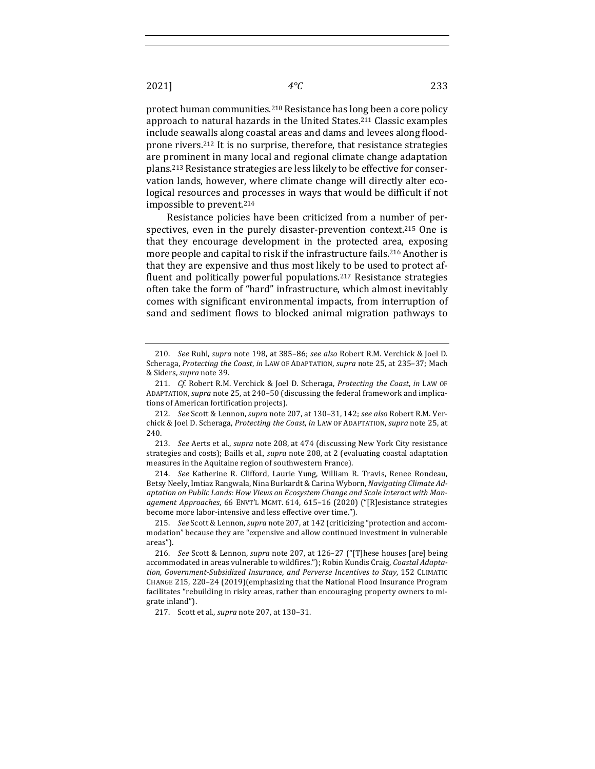protect human communities.[210] Resistance has long been a core policy approach to natural hazards in the United States.[211] Classic examples include seawalls along coastal areas and dams and levees along flood-prone rivers.[212] It is no surprise, therefore, that resistance strategies are prominent in many local and regional climate change adaptation plans.[213] Resistance strategies are less likely to be effective for conservation lands, however, where climate change will directly alter ecological resources and processes in ways that would be difficult if not impossible to prevent.[214]

Resistance policies have been criticized from a number of perspectives, even in the purely disaster-prevention context.[215] One is that they encourage development in the protected area, exposing more people and capital to risk if the infrastructure fails.[216] Another is that they are expensive and thus most likely to be used to protect affluent and politically powerful populations.[217] Resistance strategies often take the form of "hard" infrastructure, which almost inevitably comes with significant environmental impacts, from interruption of sand and sediment flows to blocked animal migration pathways to

---

210. *See* Ruhl, *supra* note 198, at 385–86; *see also* Robert R.M. Verchick & Joel D. Scheraga, *Protecting the Coast*, *in* LAW OF ADAPTATION, *supra* note 25, at 235–37; Mach & Siders, *supra* note 39.

211. *Cf.* Robert R.M. Verchick & Joel D. Scheraga, *Protecting the Coast*, *in* LAW OF ADAPTATION, *supra* note 25, at 240–50 (discussing the federal framework and implications of American fortification projects).

212. *See* Scott & Lennon, *supra* note 207, at 130–31, 142; *see also* Robert R.M. Verchick & Joel D. Scheraga, *Protecting the Coast*, *in* LAW OF ADAPTATION, *supra* note 25, at 240.

213. *See* Aerts et al., *supra* note 208, at 474 (discussing New York City resistance strategies and costs); Baills et al., *supra* note 208, at 2 (evaluating coastal adaptation measures in the Aquitaine region of southwestern France).

214. *See* Katherine R. Clifford, Laurie Yung, William R. Travis, Renee Rondeau, Betsy Neely, Imtiaz Rangwala, Nina Burkardt & Carina Wyborn, *Navigating Climate Adaptation on Public Lands: How Views on Ecosystem Change and Scale Interact with Management Approaches*, 66 ENVT'L MGMT. 614, 615–16 (2020) ("[R]esistance strategies become more labor-intensive and less effective over time.").

215. *See* Scott & Lennon, *supra* note 207, at 142 (criticizing "protection and accommodation" because they are "expensive and allow continued investment in vulnerable areas").

216. *See* Scott & Lennon, *supra* note 207, at 126–27 ("[T]hese houses [are] being accommodated in areas vulnerable to wildfires."); Robin Kundis Craig, *Coastal Adaptation, Government-Subsidized Insurance, and Perverse Incentives to Stay*, 152 CLIMATIC CHANGE 215, 220–24 (2019)(emphasizing that the National Flood Insurance Program facilitates "rebuilding in risky areas, rather than encouraging property owners to migrate inland").

217. Scott et al., *supra* note 207, at 130–31.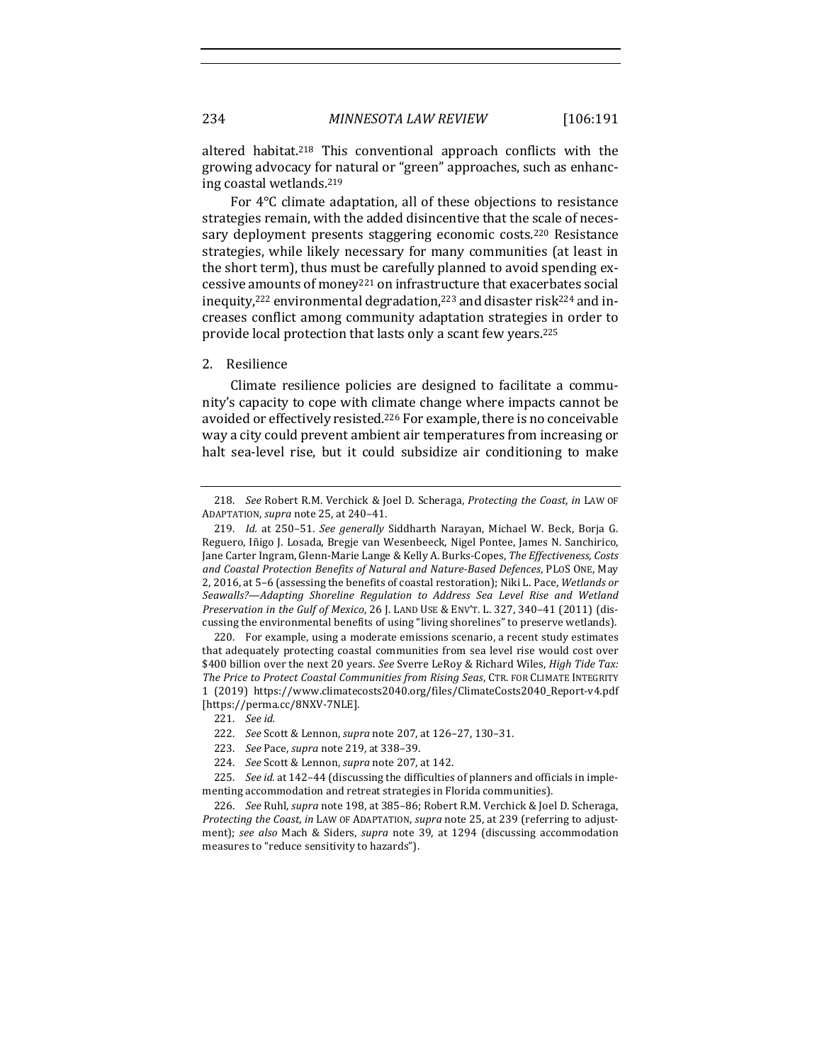altered habitat.[218] This conventional approach conflicts with the growing advocacy for natural or "green" approaches, such as enhancing coastal wetlands.[219]

For 4°C climate adaptation, all of these objections to resistance strategies remain, with the added disincentive that the scale of necessary deployment presents staggering economic costs.[220] Resistance strategies, while likely necessary for many communities (at least in the short term), thus must be carefully planned to avoid spending excessive amounts of money[221] on infrastructure that exacerbates social inequity,[222] environmental degradation,[223] and disaster risk[224] and increases conflict among community adaptation strategies in order to provide local protection that lasts only a scant few years.[225]

2. Resilience

Climate resilience policies are designed to facilitate a community's capacity to cope with climate change where impacts cannot be avoided or effectively resisted.[226] For example, there is no conceivable way a city could prevent ambient air temperatures from increasing or halt sea-level rise, but it could subsidize air conditioning to make

---

218. *See* Robert R.M. Verchick & Joel D. Scheraga, *Protecting the Coast*, *in* LAW OF ADAPTATION, *supra* note 25, at 240–41.

219. *Id.* at 250–51. *See generally* Siddharth Narayan, Michael W. Beck, Borja G. Reguero, Iñigo J. Losada, Bregje van Wesenbeeck, Nigel Pontee, James N. Sanchirico, Jane Carter Ingram, Glenn-Marie Lange & Kelly A. Burks-Copes, *The Effectiveness, Costs and Coastal Protection Benefits of Natural and Nature-Based Defences*, PLOS ONE, May 2, 2016, at 5–6 (assessing the benefits of coastal restoration); Niki L. Pace, *Wetlands or Seawalls?—Adapting Shoreline Regulation to Address Sea Level Rise and Wetland Preservation in the Gulf of Mexico*, 26 J. LAND USE & ENV'T. L. 327, 340–41 (2011) (discussing the environmental benefits of using "living shorelines" to preserve wetlands).

220. For example, using a moderate emissions scenario, a recent study estimates that adequately protecting coastal communities from sea level rise would cost over $400 billion over the next 20 years. *See* Sverre LeRoy & Richard Wiles, *High Tide Tax: The Price to Protect Coastal Communities from Rising Seas*, CTR. FOR CLIMATE INTEGRITY 1 (2019) https://www.climatecosts2040.org/files/ClimateCosts2040_Report-v4.pdf [https://perma.cc/8NXV-7NLE].

221. *See id.*

222. *See* Scott & Lennon, *supra* note 207, at 126–27, 130–31.

223. *See* Pace, *supra* note 219, at 338–39.

224. *See* Scott & Lennon, *supra* note 207, at 142.

225. *See id.* at 142–44 (discussing the difficulties of planners and officials in implementing accommodation and retreat strategies in Florida communities).

226. *See* Ruhl, *supra* note 198, at 385–86; Robert R.M. Verchick & Joel D. Scheraga, *Protecting the Coast*, *in* LAW OF ADAPTATION, *supra* note 25, at 239 (referring to adjustment); *see also* Mach & Siders, *supra* note 39, at 1294 (discussing accommodation measures to "reduce sensitivity to hazards").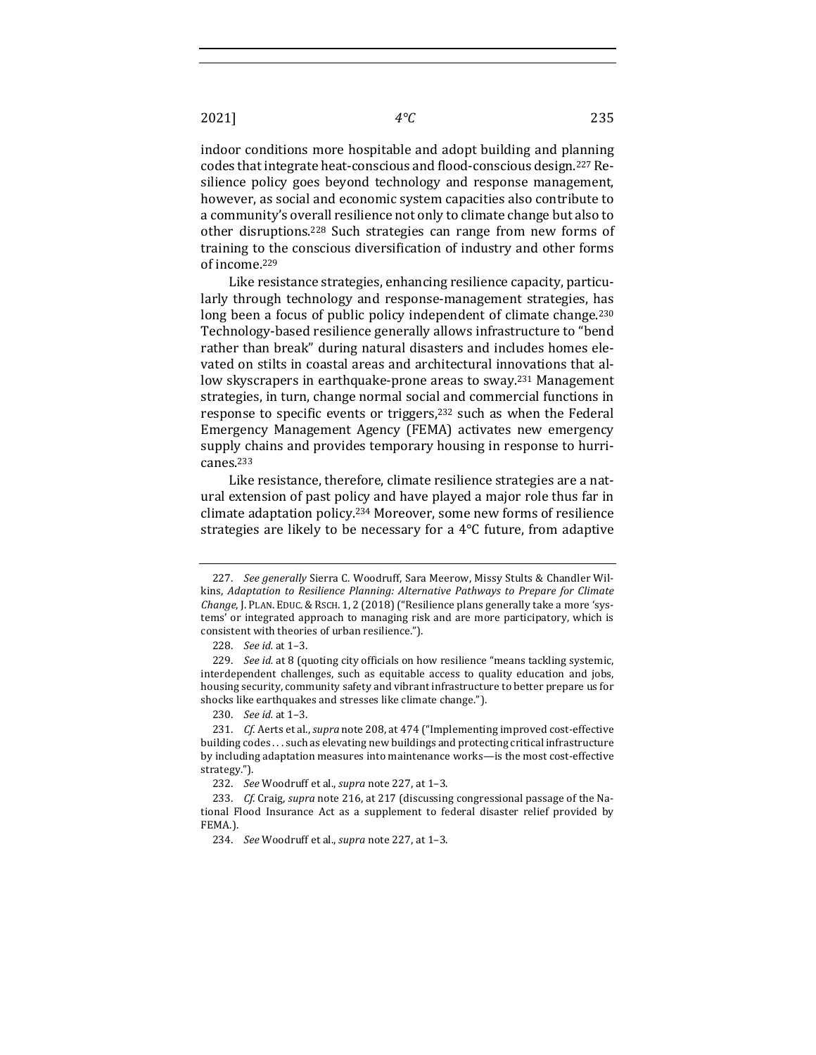indoor conditions more hospitable and adopt building and planning codes that integrate heat-conscious and flood-conscious design.[227] Resilience policy goes beyond technology and response management, however, as social and economic system capacities also contribute to a community's overall resilience not only to climate change but also to other disruptions.[228] Such strategies can range from new forms of training to the conscious diversification of industry and other forms of income.[229]

Like resistance strategies, enhancing resilience capacity, particularly through technology and response-management strategies, has long been a focus of public policy independent of climate change.[230] Technology-based resilience generally allows infrastructure to "bend rather than break" during natural disasters and includes homes elevated on stilts in coastal areas and architectural innovations that allow skyscrapers in earthquake-prone areas to sway.[231] Management strategies, in turn, change normal social and commercial functions in response to specific events or triggers,[232] such as when the Federal Emergency Management Agency (FEMA) activates new emergency supply chains and provides temporary housing in response to hurricanes.[233]

Like resistance, therefore, climate resilience strategies are a natural extension of past policy and have played a major role thus far in climate adaptation policy.[234] Moreover, some new forms of resilience strategies are likely to be necessary for a 4°C future, from adaptive

---

227. *See generally* Sierra C. Woodruff, Sara Meerow, Missy Stults & Chandler Wilkins, *Adaptation to Resilience Planning: Alternative Pathways to Prepare for Climate Change*, J. PLAN. EDUC. & RSCH. 1, 2 (2018) ("Resilience plans generally take a more 'systems' or integrated approach to managing risk and are more participatory, which is consistent with theories of urban resilience.").

228. *See id.* at 1–3.

229. *See id.* at 8 (quoting city officials on how resilience "means tackling systemic, interdependent challenges, such as equitable access to quality education and jobs, housing security, community safety and vibrant infrastructure to better prepare us for shocks like earthquakes and stresses like climate change.").

230. *See id.* at 1–3.

231. *Cf.* Aerts et al., *supra* note 208, at 474 ("Implementing improved cost-effective building codes . . . such as elevating new buildings and protecting critical infrastructure by including adaptation measures into maintenance works—is the most cost-effective strategy.").

232. *See* Woodruff et al., *supra* note 227, at 1–3.

233. *Cf.* Craig, *supra* note 216, at 217 (discussing congressional passage of the National Flood Insurance Act as a supplement to federal disaster relief provided by FEMA.).

234. *See* Woodruff et al., *supra* note 227, at 1–3.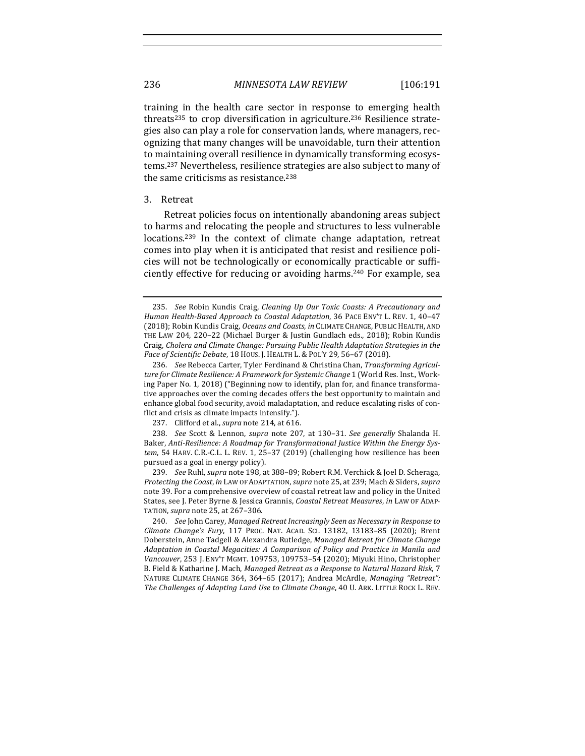training in the health care sector in response to emerging health threats[235] to crop diversification in agriculture.[236] Resilience strategies also can play a role for conservation lands, where managers, recognizing that many changes will be unavoidable, turn their attention to maintaining overall resilience in dynamically transforming ecosystems.[237] Nevertheless, resilience strategies are also subject to many of the same criticisms as resistance.[238]

### 3. Retreat

Retreat policies focus on intentionally abandoning areas subject to harms and relocating the people and structures to less vulnerable locations.[239] In the context of climate change adaptation, retreat comes into play when it is anticipated that resist and resilience policies will not be technologically or economically practicable or sufficiently effective for reducing or avoiding harms.[240] For example, sea

---

235. *See* Robin Kundis Craig, *Cleaning Up Our Toxic Coasts: A Precautionary and Human Health-Based Approach to Coastal Adaptation*, 36 PACE ENV'T L. REV. 1, 40–47 (2018); Robin Kundis Craig, *Oceans and Coasts*, *in* CLIMATE CHANGE, PUBLIC HEALTH, AND THE LAW 204, 220–22 (Michael Burger & Justin Gundlach eds., 2018); Robin Kundis Craig, *Cholera and Climate Change: Pursuing Public Health Adaptation Strategies in the Face of Scientific Debate*, 18 HOUS. J. HEALTH L. & POL'Y 29, 56–67 (2018).

236. *See* Rebecca Carter, Tyler Ferdinand & Christina Chan, *Transforming Agriculture for Climate Resilience: A Framework for Systemic Change* 1 (World Res. Inst., Working Paper No. 1, 2018) ("Beginning now to identify, plan for, and finance transformative approaches over the coming decades offers the best opportunity to maintain and enhance global food security, avoid maladaptation, and reduce escalating risks of conflict and crisis as climate impacts intensify.").

237. Clifford et al., *supra* note 214, at 616.

238. *See* Scott & Lennon, *supra* note 207, at 130–31. *See generally* Shalanda H. Baker, *Anti-Resilience: A Roadmap for Transformational Justice Within the Energy System*, 54 HARV. C.R.-C.L. L. REV. 1, 25–37 (2019) (challenging how resilience has been pursued as a goal in energy policy).

239. *See* Ruhl, *supra* note 198, at 388–89; Robert R.M. Verchick & Joel D. Scheraga, *Protecting the Coast*, *in* LAW OF ADAPTATION, *supra* note 25, at 239; Mach & Siders, *supra* note 39. For a comprehensive overview of coastal retreat law and policy in the United States, see J. Peter Byrne & Jessica Grannis, *Coastal Retreat Measures*, *in* LAW OF ADAPTATION, *supra* note 25, at 267–306.

240. *See* John Carey, *Managed Retreat Increasingly Seen as Necessary in Response to Climate Change's Fury*, 117 PROC. NAT. ACAD. SCI. 13182, 13183–85 (2020); Brent Doberstein, Anne Tadgell & Alexandra Rutledge, *Managed Retreat for Climate Change Adaptation in Coastal Megacities: A Comparison of Policy and Practice in Manila and Vancouver*, 253 J. ENV'T MGMT. 109753, 109753–54 (2020); Miyuki Hino, Christopher B. Field & Katharine J. Mach, *Managed Retreat as a Response to Natural Hazard Risk*, 7 NATURE CLIMATE CHANGE 364, 364–65 (2017); Andrea McArdle, *Managing "Retreat": The Challenges of Adapting Land Use to Climate Change*, 40 U. ARK. LITTLE ROCK L. REV.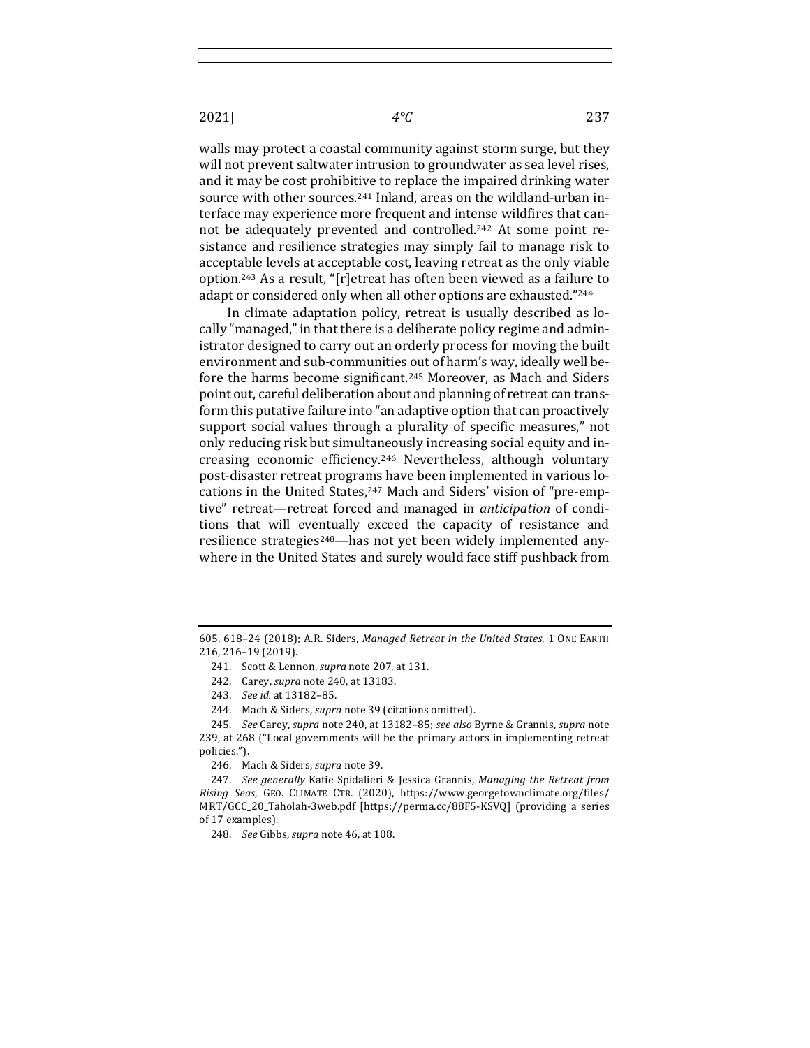walls may protect a coastal community against storm surge, but they will not prevent saltwater intrusion to groundwater as sea level rises, and it may be cost prohibitive to replace the impaired drinking water source with other sources.[241] Inland, areas on the wildland-urban interface may experience more frequent and intense wildfires that cannot be adequately prevented and controlled.[242] At some point resistance and resilience strategies may simply fail to manage risk to acceptable levels at acceptable cost, leaving retreat as the only viable option.[243] As a result, "[r]etreat has often been viewed as a failure to adapt or considered only when all other options are exhausted."[244]

In climate adaptation policy, retreat is usually described as locally "managed," in that there is a deliberate policy regime and administrator designed to carry out an orderly process for moving the built environment and sub-communities out of harm's way, ideally well before the harms become significant.[245] Moreover, as Mach and Siders point out, careful deliberation about and planning of retreat can transform this putative failure into "an adaptive option that can proactively support social values through a plurality of specific measures," not only reducing risk but simultaneously increasing social equity and increasing economic efficiency.[246] Nevertheless, although voluntary post-disaster retreat programs have been implemented in various locations in the United States,[247] Mach and Siders' vision of "pre-emptive" retreat—retreat forced and managed in *anticipation* of conditions that will eventually exceed the capacity of resistance and resilience strategies[248]—has not yet been widely implemented anywhere in the United States and surely would face stiff pushback from

---

605, 618–24 (2018); A.R. Siders, *Managed Retreat in the United States*, 1 ONE EARTH 216, 216–19 (2019).

241. Scott & Lennon, *supra* note 207, at 131.

242. Carey, *supra* note 240, at 13183.

243. *See id.* at 13182–85.

244. Mach & Siders, *supra* note 39 (citations omitted).

245. *See* Carey, *supra* note 240, at 13182–85; *see also* Byrne & Grannis, *supra* note 239, at 268 ("Local governments will be the primary actors in implementing retreat policies.").

246. Mach & Siders, *supra* note 39.

247. *See generally* Katie Spidalieri & Jessica Grannis, *Managing the Retreat from Rising Seas*, GEO. CLIMATE CTR. (2020), https://www.georgetownclimate.org/files/MRT/GCC_20_Taholah-3web.pdf [https://perma.cc/88F5-KSVQ] (providing a series of 17 examples).

248. *See* Gibbs, *supra* note 46, at 108.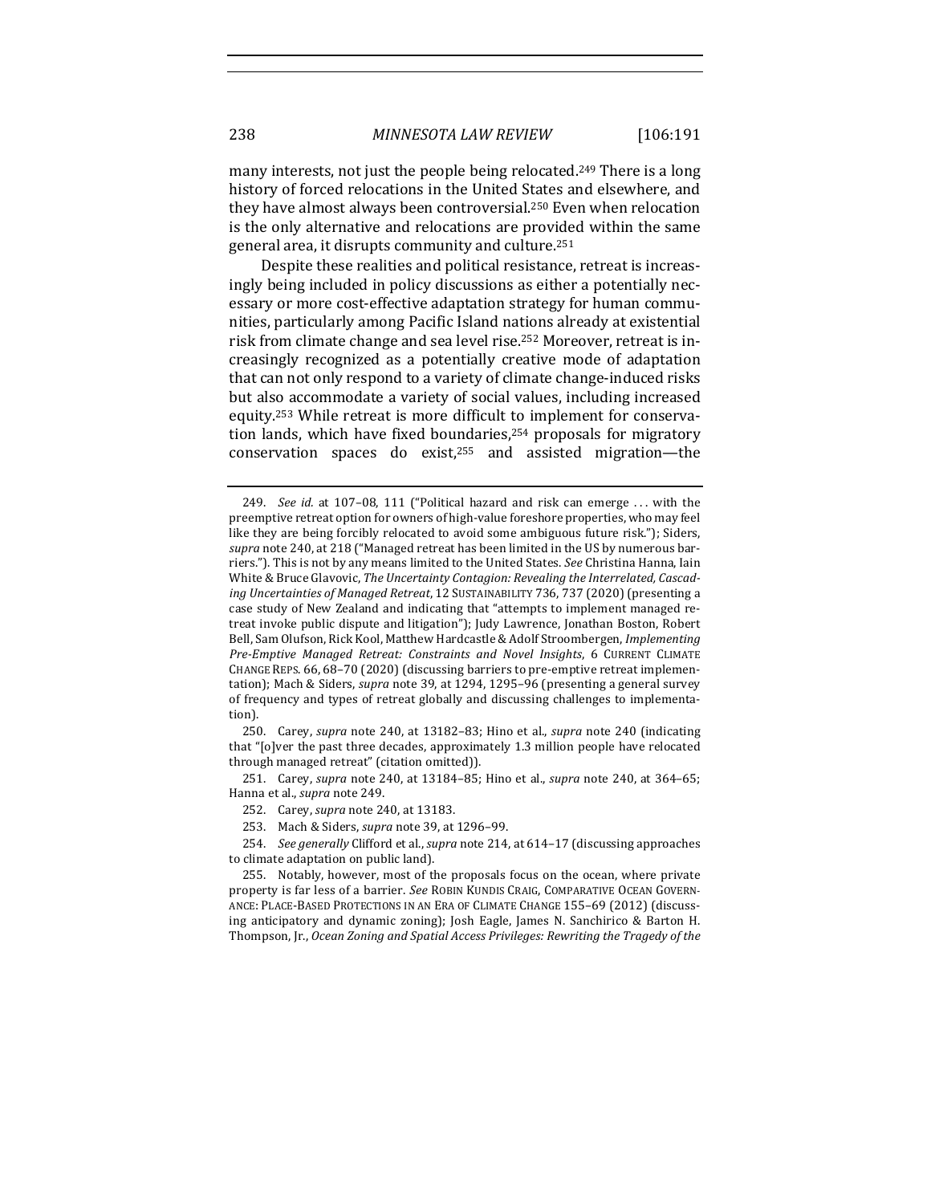many interests, not just the people being relocated.[249] There is a long history of forced relocations in the United States and elsewhere, and they have almost always been controversial.[250] Even when relocation is the only alternative and relocations are provided within the same general area, it disrupts community and culture.[251]

Despite these realities and political resistance, retreat is increasingly being included in policy discussions as either a potentially necessary or more cost-effective adaptation strategy for human communities, particularly among Pacific Island nations already at existential risk from climate change and sea level rise.[252] Moreover, retreat is increasingly recognized as a potentially creative mode of adaptation that can not only respond to a variety of climate change-induced risks but also accommodate a variety of social values, including increased equity.[253] While retreat is more difficult to implement for conservation lands, which have fixed boundaries,[254] proposals for migratory conservation spaces do exist,[255] and assisted migration—the

---

249. *See id.* at 107–08, 111 ("Political hazard and risk can emerge . . . with the preemptive retreat option for owners of high-value foreshore properties, who may feel like they are being forcibly relocated to avoid some ambiguous future risk."); Siders, *supra* note 240, at 218 ("Managed retreat has been limited in the US by numerous barriers."). This is not by any means limited to the United States. *See* Christina Hanna, Iain White & Bruce Glavovic, *The Uncertainty Contagion: Revealing the Interrelated, Cascading Uncertainties of Managed Retreat*, 12 SUSTAINABILITY 736, 737 (2020) (presenting a case study of New Zealand and indicating that "attempts to implement managed retreat invoke public dispute and litigation"); Judy Lawrence, Jonathan Boston, Robert Bell, Sam Olufson, Rick Kool, Matthew Hardcastle & Adolf Stroombergen, *Implementing Pre-Emptive Managed Retreat: Constraints and Novel Insights*, 6 CURRENT CLIMATE CHANGE REPS. 66, 68–70 (2020) (discussing barriers to pre-emptive retreat implementation); Mach & Siders, *supra* note 39, at 1294, 1295–96 (presenting a general survey of frequency and types of retreat globally and discussing challenges to implementation).

250. Carey, *supra* note 240, at 13182–83; Hino et al., *supra* note 240 (indicating that "[o]ver the past three decades, approximately 1.3 million people have relocated through managed retreat" (citation omitted)).

251. Carey, *supra* note 240, at 13184–85; Hino et al., *supra* note 240, at 364–65; Hanna et al., *supra* note 249.

252. Carey, *supra* note 240, at 13183.

253. Mach & Siders, *supra* note 39, at 1296–99.

254. *See generally* Clifford et al., *supra* note 214, at 614–17 (discussing approaches to climate adaptation on public land).

255. Notably, however, most of the proposals focus on the ocean, where private property is far less of a barrier. *See* ROBIN KUNDIS CRAIG, COMPARATIVE OCEAN GOVERNANCE: PLACE-BASED PROTECTIONS IN AN ERA OF CLIMATE CHANGE 155–69 (2012) (discussing anticipatory and dynamic zoning); Josh Eagle, James N. Sanchirico & Barton H. Thompson, Jr., *Ocean Zoning and Spatial Access Privileges: Rewriting the Tragedy of the*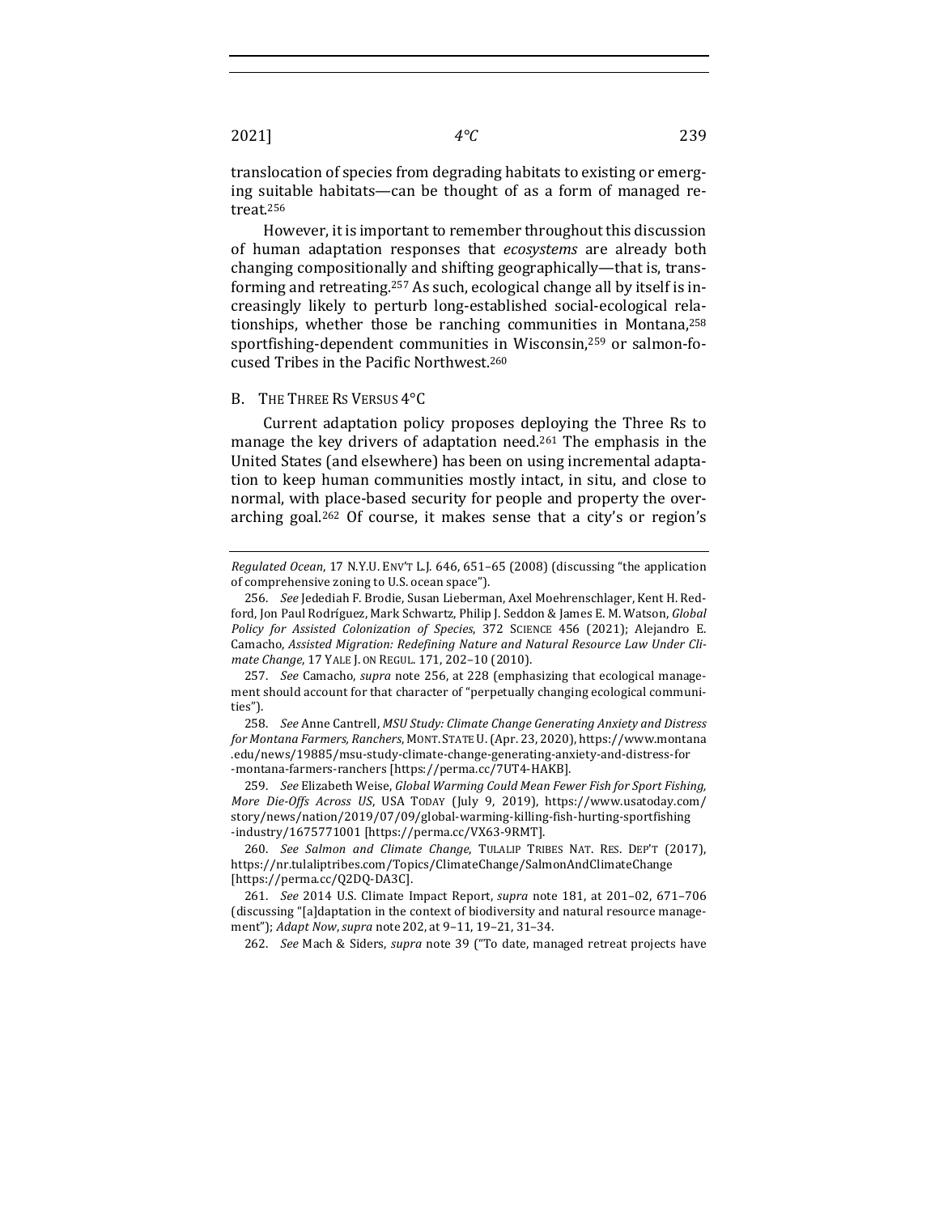translocation of species from degrading habitats to existing or emerging suitable habitats—can be thought of as a form of managed retreat.[256]

However, it is important to remember throughout this discussion of human adaptation responses that *ecosystems* are already both changing compositionally and shifting geographically—that is, transforming and retreating.[257] As such, ecological change all by itself is increasingly likely to perturb long-established social-ecological relationships, whether those be ranching communities in Montana,[258] sportfishing-dependent communities in Wisconsin,[259] or salmon-focused Tribes in the Pacific Northwest.[260]

### B. The Three Rs Versus 4°C

Current adaptation policy proposes deploying the Three Rs to manage the key drivers of adaptation need.[261] The emphasis in the United States (and elsewhere) has been on using incremental adaptation to keep human communities mostly intact, in situ, and close to normal, with place-based security for people and property the overarching goal.[262] Of course, it makes sense that a city's or region's

---

*Regulated Ocean*, 17 N.Y.U. ENV'T L.J. 646, 651–65 (2008) (discussing "the application of comprehensive zoning to U.S. ocean space").

256. *See* Jedediah F. Brodie, Susan Lieberman, Axel Moehrenschlager, Kent H. Redford, Jon Paul Rodríguez, Mark Schwartz, Philip J. Seddon & James E. M. Watson, *Global Policy for Assisted Colonization of Species*, 372 SCIENCE 456 (2021); Alejandro E. Camacho, *Assisted Migration: Redefining Nature and Natural Resource Law Under Climate Change*, 17 YALE J. ON REGUL. 171, 202–10 (2010).

257. *See* Camacho, *supra* note 256, at 228 (emphasizing that ecological management should account for that character of "perpetually changing ecological communities").

258. *See* Anne Cantrell, *MSU Study: Climate Change Generating Anxiety and Distress for Montana Farmers, Ranchers*, MONT. STATE U. (Apr. 23, 2020), https://www.montana.edu/news/19885/msu-study-climate-change-generating-anxiety-and-distress-for-montana-farmers-ranchers [https://perma.cc/7UT4-HAKB].

259. *See* Elizabeth Weise, *Global Warming Could Mean Fewer Fish for Sport Fishing, More Die-Offs Across US*, USA TODAY (July 9, 2019), https://www.usatoday.com/story/news/nation/2019/07/09/global-warming-killing-fish-hurting-sportfishing-industry/1675771001 [https://perma.cc/VX63-9RMT].

260. *See Salmon and Climate Change*, TULALIP TRIBES NAT. RES. DEP'T (2017), https://nr.tulaliptribes.com/Topics/ClimateChange/SalmonAndClimateChange [https://perma.cc/Q2DQ-DA3C].

261. *See* 2014 U.S. Climate Impact Report, *supra* note 181, at 201–02, 671–706 (discussing "[a]daptation in the context of biodiversity and natural resource management"); *Adapt Now*, *supra* note 202, at 9–11, 19–21, 31–34.

262. *See* Mach & Siders, *supra* note 39 ("To date, managed retreat projects have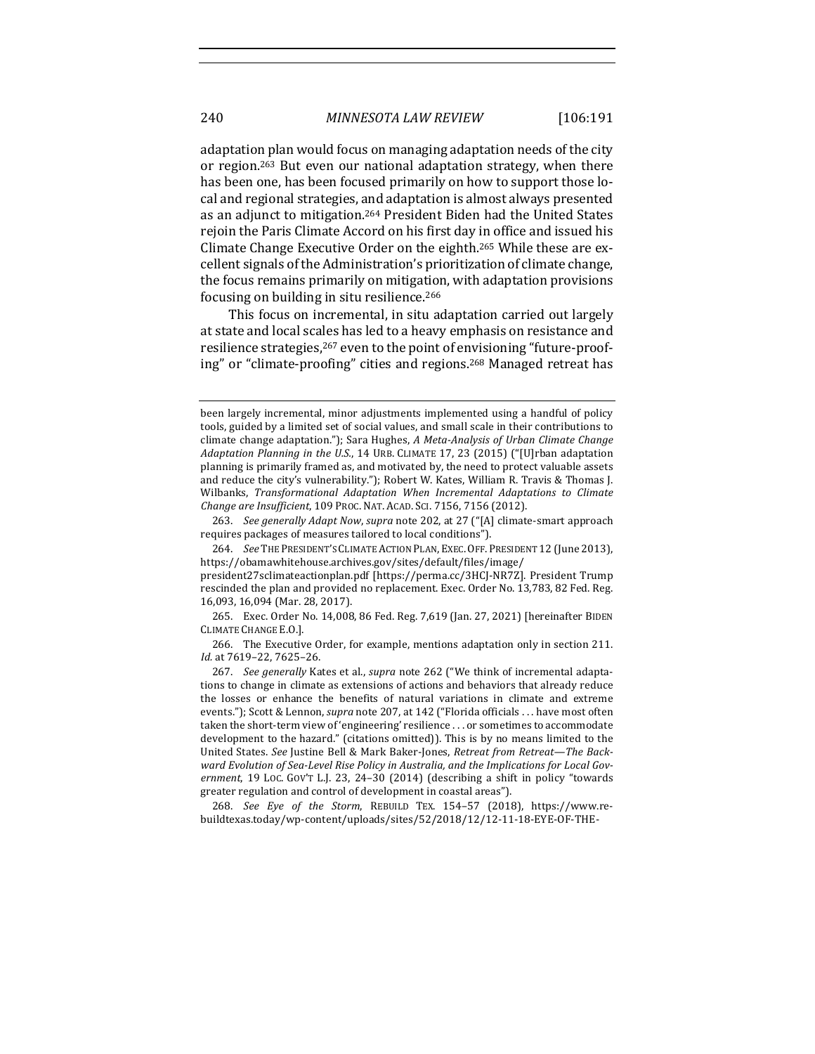adaptation plan would focus on managing adaptation needs of the city or region.[263] But even our national adaptation strategy, when there has been one, has been focused primarily on how to support those local and regional strategies, and adaptation is almost always presented as an adjunct to mitigation.[264] President Biden had the United States rejoin the Paris Climate Accord on his first day in office and issued his Climate Change Executive Order on the eighth.[265] While these are excellent signals of the Administration's prioritization of climate change, the focus remains primarily on mitigation, with adaptation provisions focusing on building in situ resilience.[266]

This focus on incremental, in situ adaptation carried out largely at state and local scales has led to a heavy emphasis on resistance and resilience strategies,[267] even to the point of envisioning "future-proofing" or "climate-proofing" cities and regions.[268] Managed retreat has

---

been largely incremental, minor adjustments implemented using a handful of policy tools, guided by a limited set of social values, and small scale in their contributions to climate change adaptation."); Sara Hughes, *A Meta-Analysis of Urban Climate Change Adaptation Planning in the U.S.*, 14 URB. CLIMATE 17, 23 (2015) ("[U]rban adaptation planning is primarily framed as, and motivated by, the need to protect valuable assets and reduce the city's vulnerability."); Robert W. Kates, William R. Travis & Thomas J. Wilbanks, *Transformational Adaptation When Incremental Adaptations to Climate Change are Insufficient*, 109 PROC. NAT. ACAD. SCI. 7156, 7156 (2012).

263. *See generally Adapt Now*, *supra* note 202, at 27 ("[A] climate-smart approach requires packages of measures tailored to local conditions").

264. *See* THE PRESIDENT'S CLIMATE ACTION PLAN, EXEC. OFF. PRESIDENT 12 (June 2013), https://obamawhitehouse.archives.gov/sites/default/files/image/president27sclimateactionplan.pdf [https://perma.cc/3HCJ-NR7Z]. President Trump rescinded the plan and provided no replacement. Exec. Order No. 13,783, 82 Fed. Reg. 16,093, 16,094 (Mar. 28, 2017).

265. Exec. Order No. 14,008, 86 Fed. Reg. 7,619 (Jan. 27, 2021) [hereinafter BIDEN CLIMATE CHANGE E.O.].

266. The Executive Order, for example, mentions adaptation only in section 211. *Id.* at 7619–22, 7625–26.

267. *See generally* Kates et al., *supra* note 262 ("We think of incremental adaptations to change in climate as extensions of actions and behaviors that already reduce the losses or enhance the benefits of natural variations in climate and extreme events."); Scott & Lennon, *supra* note 207, at 142 ("Florida officials . . . have most often taken the short-term view of 'engineering' resilience . . . or sometimes to accommodate development to the hazard." (citations omitted)). This is by no means limited to the United States. *See* Justine Bell & Mark Baker-Jones, *Retreat from Retreat—The Backward Evolution of Sea-Level Rise Policy in Australia, and the Implications for Local Government*, 19 LOC. GOV'T L.J. 23, 24–30 (2014) (describing a shift in policy "towards greater regulation and control of development in coastal areas").

268. *See Eye of the Storm*, REBUILD TEX. 154–57 (2018), https://www.rebuildtexas.today/wp-content/uploads/sites/52/2018/12/12-11-18-EYE-OF-THE-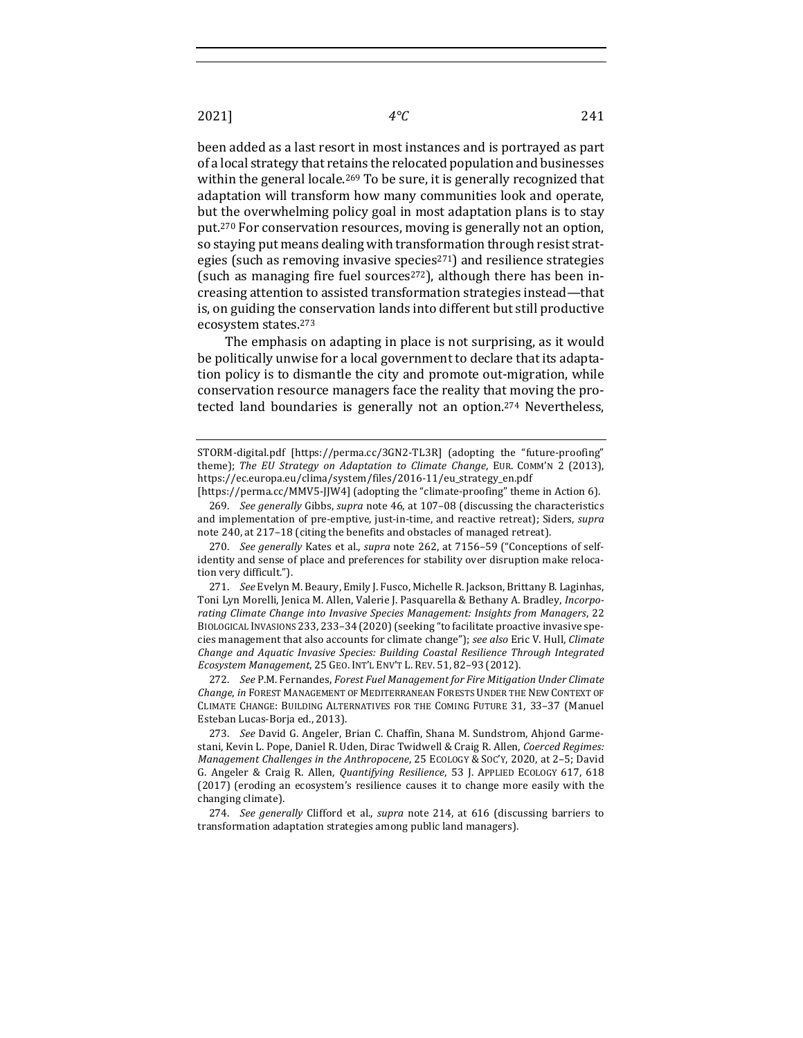been added as a last resort in most instances and is portrayed as part of a local strategy that retains the relocated population and businesses within the general locale.[269] To be sure, it is generally recognized that adaptation will transform how many communities look and operate, but the overwhelming policy goal in most adaptation plans is to stay put.[270] For conservation resources, moving is generally not an option, so staying put means dealing with transformation through resist strategies (such as removing invasive species[271]) and resilience strategies (such as managing fire fuel sources[272]), although there has been increasing attention to assisted transformation strategies instead—that is, on guiding the conservation lands into different but still productive ecosystem states.[273]

The emphasis on adapting in place is not surprising, as it would be politically unwise for a local government to declare that its adaptation policy is to dismantle the city and promote out-migration, while conservation resource managers face the reality that moving the protected land boundaries is generally not an option.[274] Nevertheless,

---

STORM-digital.pdf [https://perma.cc/3GN2-TL3R] (adopting the "future-proofing" theme); *The EU Strategy on Adaptation to Climate Change*, EUR. COMM'N 2 (2013), https://ec.europa.eu/clima/system/files/2016-11/eu_strategy_en.pdf [https://perma.cc/MMV5-JJW4] (adopting the "climate-proofing" theme in Action 6).

269. *See generally* Gibbs, *supra* note 46, at 107–08 (discussing the characteristics and implementation of pre-emptive, just-in-time, and reactive retreat); Siders, *supra* note 240, at 217–18 (citing the benefits and obstacles of managed retreat).

270. *See generally* Kates et al., *supra* note 262, at 7156–59 ("Conceptions of self-identity and sense of place and preferences for stability over disruption make relocation very difficult.").

271. *See* Evelyn M. Beaury, Emily J. Fusco, Michelle R. Jackson, Brittany B. Laginhas, Toni Lyn Morelli, Jenica M. Allen, Valerie J. Pasquarella & Bethany A. Bradley, *Incorporating Climate Change into Invasive Species Management: Insights from Managers*, 22 BIOLOGICAL INVASIONS 233, 233–34 (2020) (seeking "to facilitate proactive invasive species management that also accounts for climate change"); *see also* Eric V. Hull, *Climate Change and Aquatic Invasive Species: Building Coastal Resilience Through Integrated Ecosystem Management*, 25 GEO. INT'L ENV'T L. REV. 51, 82–93 (2012).

272. *See* P.M. Fernandes, *Forest Fuel Management for Fire Mitigation Under Climate Change*, *in* FOREST MANAGEMENT OF MEDITERRANEAN FORESTS UNDER THE NEW CONTEXT OF CLIMATE CHANGE: BUILDING ALTERNATIVES FOR THE COMING FUTURE 31, 33–37 (Manuel Esteban Lucas-Borja ed., 2013).

273. *See* David G. Angeler, Brian C. Chaffin, Shana M. Sundstrom, Ahjond Garmestani, Kevin L. Pope, Daniel R. Uden, Dirac Twidwell & Craig R. Allen, *Coerced Regimes: Management Challenges in the Anthropocene*, 25 ECOLOGY & SOC'Y, 2020, at 2–5; David G. Angeler & Craig R. Allen, *Quantifying Resilience*, 53 J. APPLIED ECOLOGY 617, 618 (2017) (eroding an ecosystem's resilience causes it to change more easily with the changing climate).

274. *See generally* Clifford et al., *supra* note 214, at 616 (discussing barriers to transformation adaptation strategies among public land managers).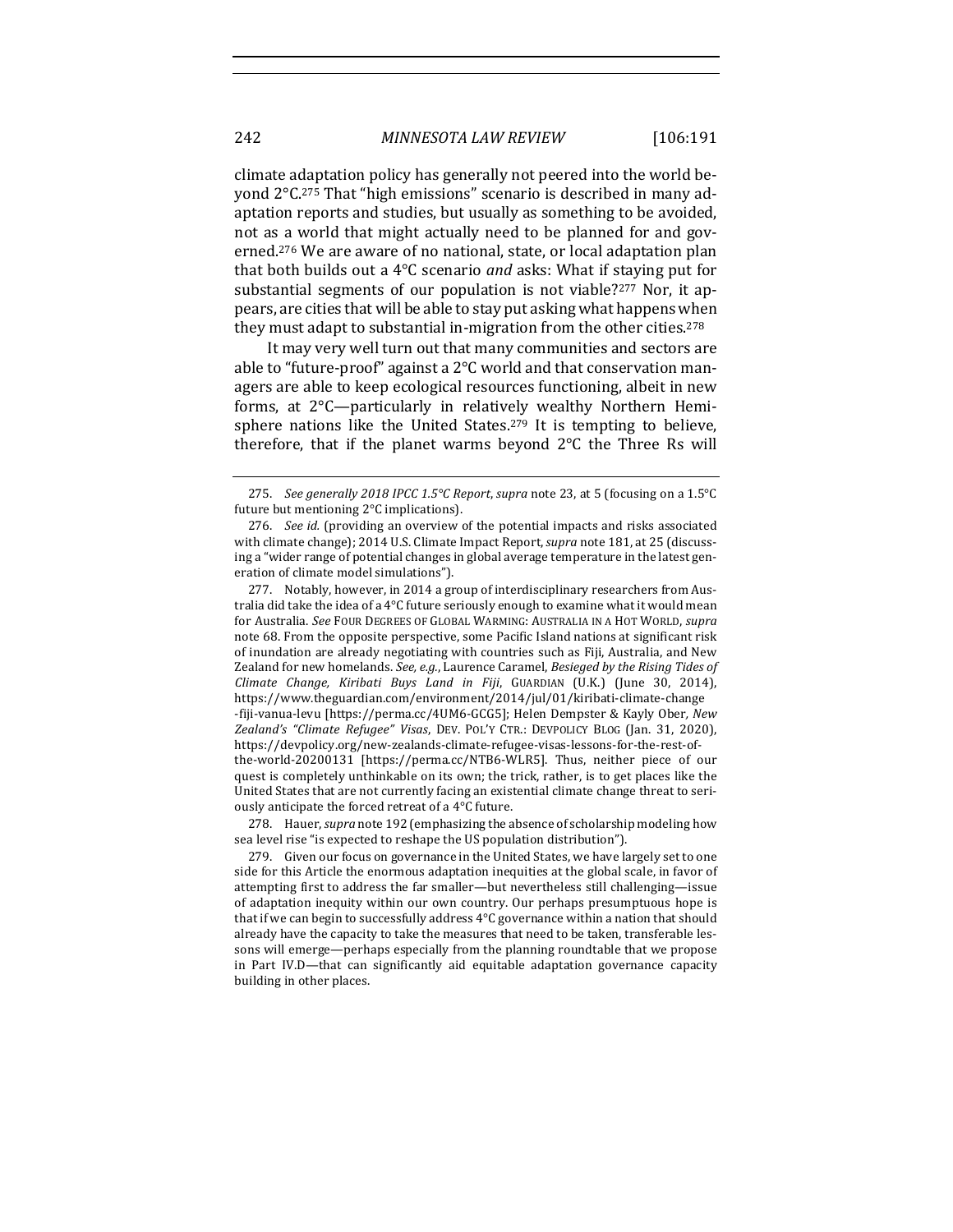climate adaptation policy has generally not peered into the world beyond 2°C.[275] That "high emissions" scenario is described in many adaptation reports and studies, but usually as something to be avoided, not as a world that might actually need to be planned for and governed.[276] We are aware of no national, state, or local adaptation plan that both builds out a 4°C scenario *and* asks: What if staying put for substantial segments of our population is not viable?[277] Nor, it appears, are cities that will be able to stay put asking what happens when they must adapt to substantial in-migration from the other cities.[278]

It may very well turn out that many communities and sectors are able to "future-proof" against a 2°C world and that conservation managers are able to keep ecological resources functioning, albeit in new forms, at 2°C—particularly in relatively wealthy Northern Hemisphere nations like the United States.[279] It is tempting to believe, therefore, that if the planet warms beyond 2°C the Three Rs will

---

275. *See generally 2018 IPCC 1.5°C Report*, *supra* note 23, at 5 (focusing on a 1.5°C future but mentioning 2°C implications).

276. *See id.* (providing an overview of the potential impacts and risks associated with climate change); 2014 U.S. Climate Impact Report, *supra* note 181, at 25 (discussing a "wider range of potential changes in global average temperature in the latest generation of climate model simulations").

277. Notably, however, in 2014 a group of interdisciplinary researchers from Australia did take the idea of a 4°C future seriously enough to examine what it would mean for Australia. *See* FOUR DEGREES OF GLOBAL WARMING: AUSTRALIA IN A HOT WORLD, *supra* note 68. From the opposite perspective, some Pacific Island nations at significant risk of inundation are already negotiating with countries such as Fiji, Australia, and New Zealand for new homelands. *See, e.g.*, Laurence Caramel, *Besieged by the Rising Tides of Climate Change, Kiribati Buys Land in Fiji*, GUARDIAN (U.K.) (June 30, 2014), https://www.theguardian.com/environment/2014/jul/01/kiribati-climate-change-fiji-vanua-levu [https://perma.cc/4UM6-GCG5]; Helen Dempster & Kayly Ober, *New Zealand's "Climate Refugee" Visas*, DEV. POL'Y CTR.: DEVPOLICY BLOG (Jan. 31, 2020), https://devpolicy.org/new-zealands-climate-refugee-visas-lessons-for-the-rest-of-the-world-20200131 [https://perma.cc/NTB6-WLR5]. Thus, neither piece of our quest is completely unthinkable on its own; the trick, rather, is to get places like the United States that are not currently facing an existential climate change threat to seriously anticipate the forced retreat of a 4°C future.

278. Hauer, *supra* note 192 (emphasizing the absence of scholarship modeling how sea level rise "is expected to reshape the US population distribution").

279. Given our focus on governance in the United States, we have largely set to one side for this Article the enormous adaptation inequities at the global scale, in favor of attempting first to address the far smaller—but nevertheless still challenging—issue of adaptation inequity within our own country. Our perhaps presumptuous hope is that if we can begin to successfully address 4°C governance within a nation that should already have the capacity to take the measures that need to be taken, transferable lessons will emerge—perhaps especially from the planning roundtable that we propose in Part IV.D—that can significantly aid equitable adaptation governance capacity building in other places.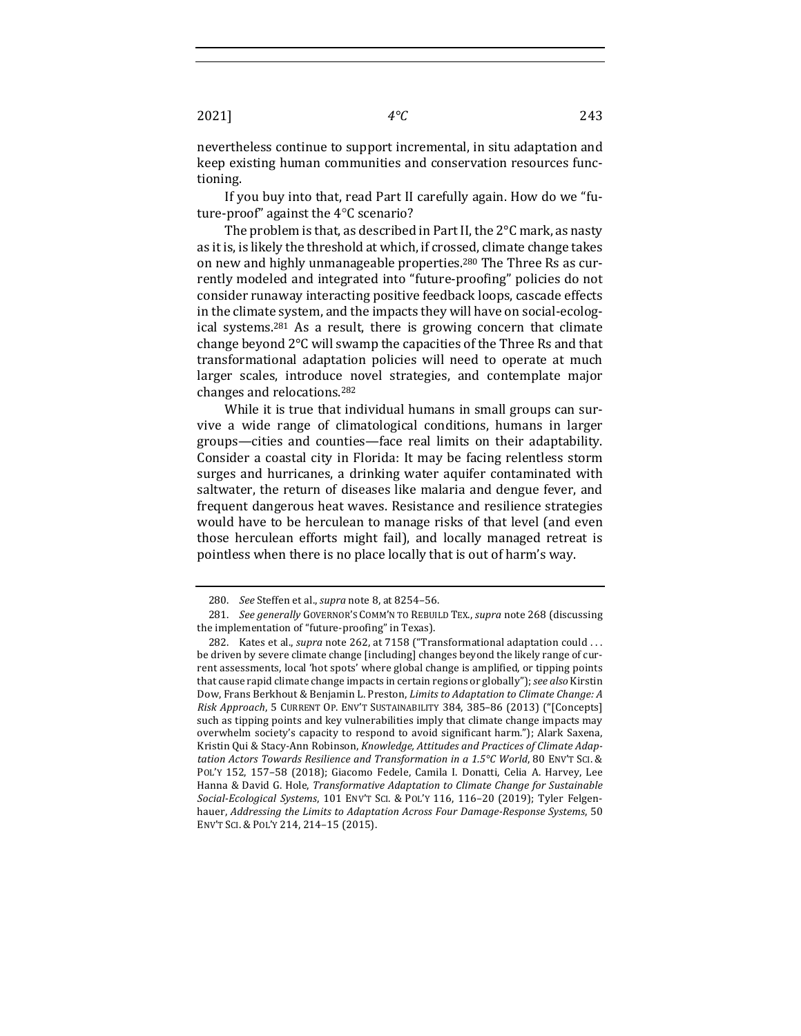nevertheless continue to support incremental, in situ adaptation and keep existing human communities and conservation resources functioning.

If you buy into that, read Part II carefully again. How do we "future-proof" against the 4°C scenario?

The problem is that, as described in Part II, the 2°C mark, as nasty as it is, is likely the threshold at which, if crossed, climate change takes on new and highly unmanageable properties.[280] The Three Rs as currently modeled and integrated into "future-proofing" policies do not consider runaway interacting positive feedback loops, cascade effects in the climate system, and the impacts they will have on social-ecological systems.[281] As a result, there is growing concern that climate change beyond 2°C will swamp the capacities of the Three Rs and that transformational adaptation policies will need to operate at much larger scales, introduce novel strategies, and contemplate major changes and relocations.[282]

While it is true that individual humans in small groups can survive a wide range of climatological conditions, humans in larger groups—cities and counties—face real limits on their adaptability. Consider a coastal city in Florida: It may be facing relentless storm surges and hurricanes, a drinking water aquifer contaminated with saltwater, the return of diseases like malaria and dengue fever, and frequent dangerous heat waves. Resistance and resilience strategies would have to be herculean to manage risks of that level (and even those herculean efforts might fail), and locally managed retreat is pointless when there is no place locally that is out of harm's way.

---

280. *See* Steffen et al., *supra* note 8, at 8254–56.

281. *See generally* GOVERNOR'S COMM'N TO REBUILD TEX., *supra* note 268 (discussing the implementation of "future-proofing" in Texas).

282. Kates et al., *supra* note 262, at 7158 ("Transformational adaptation could . . . be driven by severe climate change [including] changes beyond the likely range of current assessments, local 'hot spots' where global change is amplified, or tipping points that cause rapid climate change impacts in certain regions or globally"); *see also* Kirstin Dow, Frans Berkhout & Benjamin L. Preston, *Limits to Adaptation to Climate Change: A Risk Approach*, 5 CURRENT OP. ENV'T SUSTAINABILITY 384, 385–86 (2013) ("[Concepts] such as tipping points and key vulnerabilities imply that climate change impacts may overwhelm society's capacity to respond to avoid significant harm."); Alark Saxena, Kristin Qui & Stacy-Ann Robinson, *Knowledge, Attitudes and Practices of Climate Adaptation Actors Towards Resilience and Transformation in a 1.5°C World*, 80 ENV'T SCI. & POL'Y 152, 157–58 (2018); Giacomo Fedele, Camila I. Donatti, Celia A. Harvey, Lee Hanna & David G. Hole, *Transformative Adaptation to Climate Change for Sustainable Social-Ecological Systems*, 101 ENV'T SCI. & POL'Y 116, 116–20 (2019); Tyler Felgenhauer, *Addressing the Limits to Adaptation Across Four Damage-Response Systems*, 50 ENV'T SCI. & POL'Y 214, 214–15 (2015).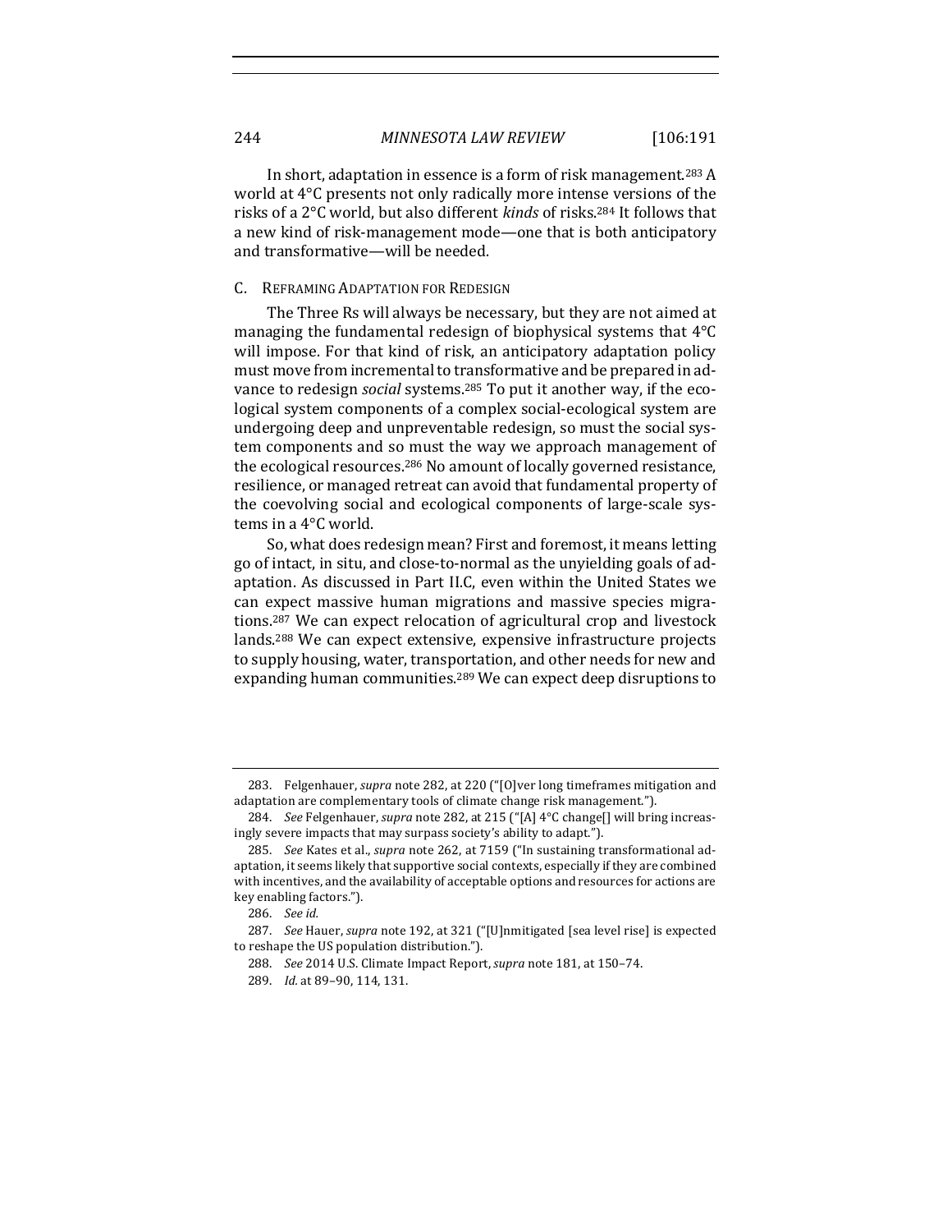In short, adaptation in essence is a form of risk management.[283] A world at 4°C presents not only radically more intense versions of the risks of a 2°C world, but also different *kinds* of risks.[284] It follows that a new kind of risk-management mode—one that is both anticipatory and transformative—will be needed.

### C. Reframing Adaptation for Redesign

The Three Rs will always be necessary, but they are not aimed at managing the fundamental redesign of biophysical systems that 4°C will impose. For that kind of risk, an anticipatory adaptation policy must move from incremental to transformative and be prepared in advance to redesign *social* systems.[285] To put it another way, if the ecological system components of a complex social-ecological system are undergoing deep and unpreventable redesign, so must the social system components and so must the way we approach management of the ecological resources.[286] No amount of locally governed resistance, resilience, or managed retreat can avoid that fundamental property of the coevolving social and ecological components of large-scale systems in a 4°C world.

So, what does redesign mean? First and foremost, it means letting go of intact, in situ, and close-to-normal as the unyielding goals of adaptation. As discussed in Part II.C, even within the United States we can expect massive human migrations and massive species migrations.[287] We can expect relocation of agricultural crop and livestock lands.[288] We can expect extensive, expensive infrastructure projects to supply housing, water, transportation, and other needs for new and expanding human communities.[289] We can expect deep disruptions to

---

283. Felgenhauer, *supra* note 282, at 220 ("[O]ver long timeframes mitigation and adaptation are complementary tools of climate change risk management.").

284. *See* Felgenhauer, *supra* note 282, at 215 ("[A] 4°C change[] will bring increasingly severe impacts that may surpass society's ability to adapt.").

285. *See* Kates et al., *supra* note 262, at 7159 ("In sustaining transformational adaptation, it seems likely that supportive social contexts, especially if they are combined with incentives, and the availability of acceptable options and resources for actions are key enabling factors.").

286. *See id.*

287. *See* Hauer, *supra* note 192, at 321 ("[U]nmitigated [sea level rise] is expected to reshape the US population distribution.").

288. *See* 2014 U.S. Climate Impact Report, *supra* note 181, at 150–74.

289. *Id.* at 89–90, 114, 131.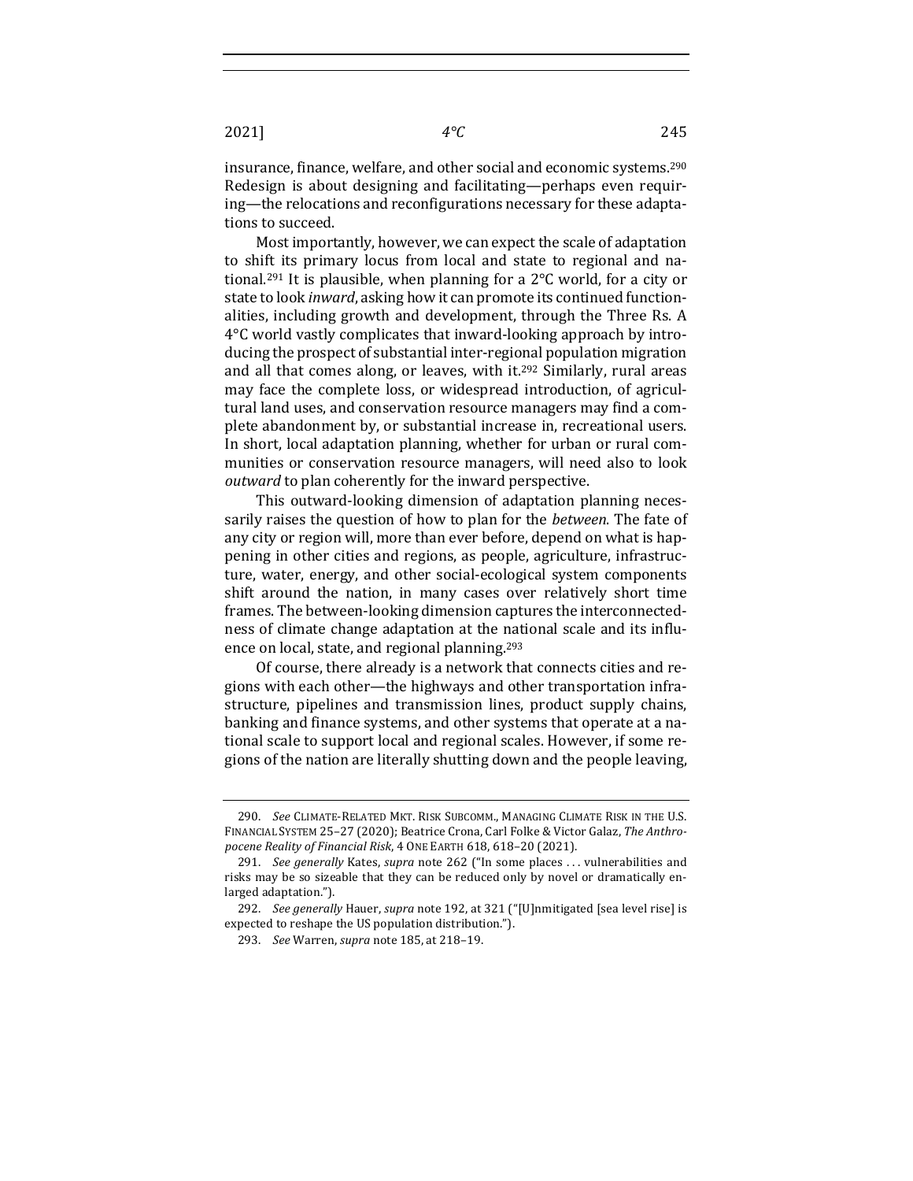insurance, finance, welfare, and other social and economic systems.[290] Redesign is about designing and facilitating—perhaps even requiring—the relocations and reconfigurations necessary for these adaptations to succeed.

Most importantly, however, we can expect the scale of adaptation to shift its primary locus from local and state to regional and national.[291] It is plausible, when planning for a 2°C world, for a city or state to look *inward*, asking how it can promote its continued functionalities, including growth and development, through the Three Rs. A 4°C world vastly complicates that inward-looking approach by introducing the prospect of substantial inter-regional population migration and all that comes along, or leaves, with it.[292] Similarly, rural areas may face the complete loss, or widespread introduction, of agricultural land uses, and conservation resource managers may find a complete abandonment by, or substantial increase in, recreational users. In short, local adaptation planning, whether for urban or rural communities or conservation resource managers, will need also to look *outward* to plan coherently for the inward perspective.

This outward-looking dimension of adaptation planning necessarily raises the question of how to plan for the *between*. The fate of any city or region will, more than ever before, depend on what is happening in other cities and regions, as people, agriculture, infrastructure, water, energy, and other social-ecological system components shift around the nation, in many cases over relatively short time frames. The between-looking dimension captures the interconnectedness of climate change adaptation at the national scale and its influence on local, state, and regional planning.[293]

Of course, there already is a network that connects cities and regions with each other—the highways and other transportation infrastructure, pipelines and transmission lines, product supply chains, banking and finance systems, and other systems that operate at a national scale to support local and regional scales. However, if some regions of the nation are literally shutting down and the people leaving,

---

290. *See* CLIMATE-RELATED MKT. RISK SUBCOMM., MANAGING CLIMATE RISK IN THE U.S. FINANCIAL SYSTEM 25–27 (2020); Beatrice Crona, Carl Folke & Victor Galaz, *The Anthropocene Reality of Financial Risk*, 4 ONE EARTH 618, 618–20 (2021).

291. *See generally* Kates, *supra* note 262 ("In some places . . . vulnerabilities and risks may be so sizeable that they can be reduced only by novel or dramatically enlarged adaptation.").

292. *See generally* Hauer, *supra* note 192, at 321 ("[U]nmitigated [sea level rise] is expected to reshape the US population distribution.").

293. *See* Warren, *supra* note 185, at 218–19.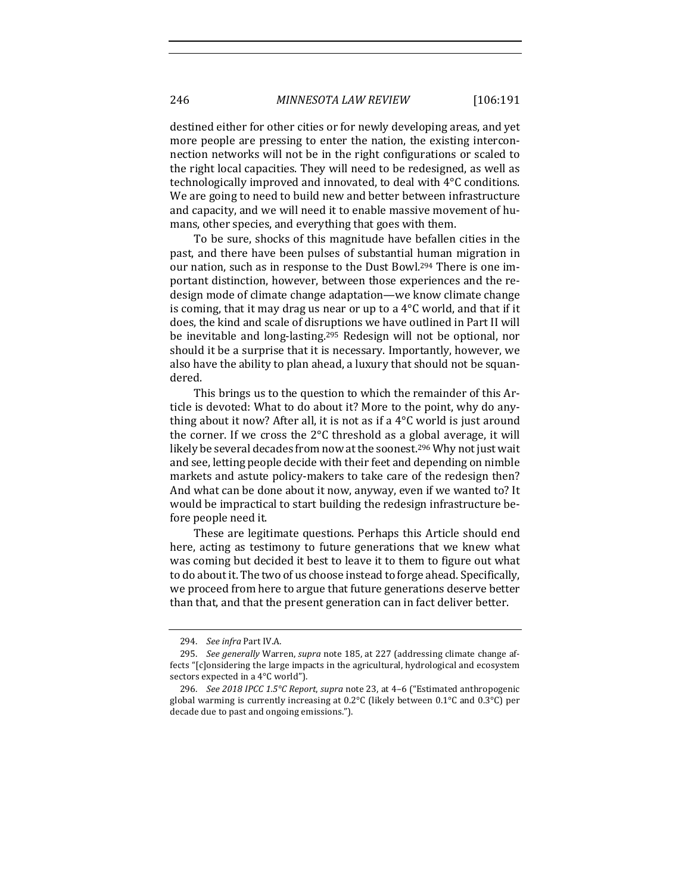destined either for other cities or for newly developing areas, and yet more people are pressing to enter the nation, the existing interconnection networks will not be in the right configurations or scaled to the right local capacities. They will need to be redesigned, as well as technologically improved and innovated, to deal with 4°C conditions. We are going to need to build new and better between infrastructure and capacity, and we will need it to enable massive movement of humans, other species, and everything that goes with them.

To be sure, shocks of this magnitude have befallen cities in the past, and there have been pulses of substantial human migration in our nation, such as in response to the Dust Bowl.[294] There is one important distinction, however, between those experiences and the redesign mode of climate change adaptation—we know climate change is coming, that it may drag us near or up to a 4°C world, and that if it does, the kind and scale of disruptions we have outlined in Part II will be inevitable and long-lasting.[295] Redesign will not be optional, nor should it be a surprise that it is necessary. Importantly, however, we also have the ability to plan ahead, a luxury that should not be squandered.

This brings us to the question to which the remainder of this Article is devoted: What to do about it? More to the point, why do anything about it now? After all, it is not as if a 4°C world is just around the corner. If we cross the 2°C threshold as a global average, it will likely be several decades from now at the soonest.[296] Why not just wait and see, letting people decide with their feet and depending on nimble markets and astute policy-makers to take care of the redesign then? And what can be done about it now, anyway, even if we wanted to? It would be impractical to start building the redesign infrastructure before people need it.

These are legitimate questions. Perhaps this Article should end here, acting as testimony to future generations that we knew what was coming but decided it best to leave it to them to figure out what to do about it. The two of us choose instead to forge ahead. Specifically, we proceed from here to argue that future generations deserve better than that, and that the present generation can in fact deliver better.

---

294. *See infra* Part IV.A.

295. *See generally* Warren, *supra* note 185, at 227 (addressing climate change affects "[c]onsidering the large impacts in the agricultural, hydrological and ecosystem sectors expected in a 4°C world").

296. *See 2018 IPCC 1.5°C Report*, *supra* note 23, at 4–6 ("Estimated anthropogenic global warming is currently increasing at 0.2°C (likely between 0.1°C and 0.3°C) per decade due to past and ongoing emissions.").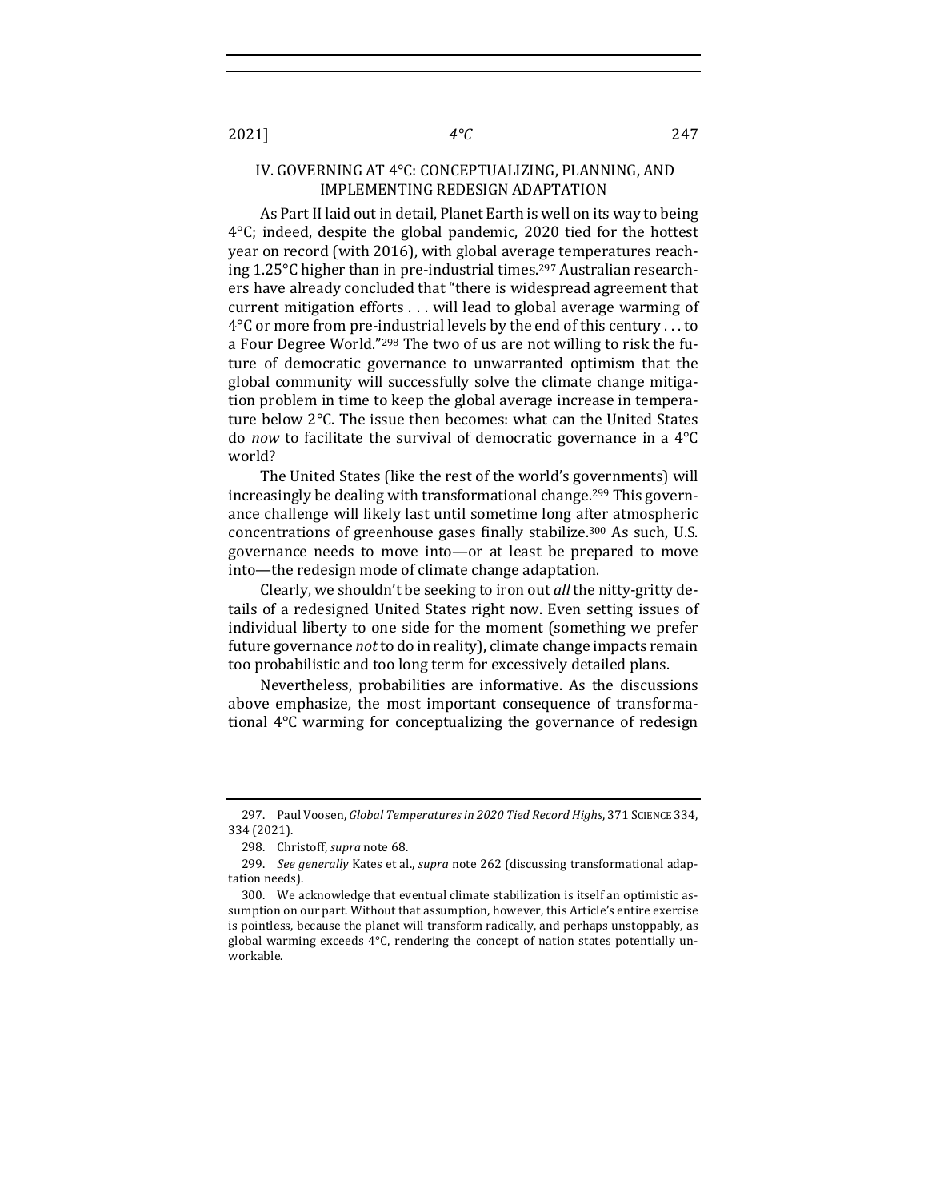## IV. GOVERNING AT 4°C: CONCEPTUALIZING, PLANNING, AND IMPLEMENTING REDESIGN ADAPTATION

As Part II laid out in detail, Planet Earth is well on its way to being 4°C; indeed, despite the global pandemic, 2020 tied for the hottest year on record (with 2016), with global average temperatures reaching 1.25°C higher than in pre-industrial times.[297] Australian researchers have already concluded that "there is widespread agreement that current mitigation efforts . . . will lead to global average warming of 4°C or more from pre-industrial levels by the end of this century . . . to a Four Degree World."[298] The two of us are not willing to risk the future of democratic governance to unwarranted optimism that the global community will successfully solve the climate change mitigation problem in time to keep the global average increase in temperature below 2°C. The issue then becomes: what can the United States do *now* to facilitate the survival of democratic governance in a 4°C world?

The United States (like the rest of the world's governments) will increasingly be dealing with transformational change.[299] This governance challenge will likely last until sometime long after atmospheric concentrations of greenhouse gases finally stabilize.[300] As such, U.S. governance needs to move into—or at least be prepared to move into—the redesign mode of climate change adaptation.

Clearly, we shouldn't be seeking to iron out *all* the nitty-gritty details of a redesigned United States right now. Even setting issues of individual liberty to one side for the moment (something we prefer future governance *not* to do in reality), climate change impacts remain too probabilistic and too long term for excessively detailed plans.

Nevertheless, probabilities are informative. As the discussions above emphasize, the most important consequence of transformational 4°C warming for conceptualizing the governance of redesign

---

297. Paul Voosen, *Global Temperatures in 2020 Tied Record Highs*, 371 SCIENCE 334, 334 (2021).

298. Christoff, *supra* note 68.

299. *See generally* Kates et al., *supra* note 262 (discussing transformational adaptation needs).

300. We acknowledge that eventual climate stabilization is itself an optimistic assumption on our part. Without that assumption, however, this Article's entire exercise is pointless, because the planet will transform radically, and perhaps unstoppably, as global warming exceeds 4°C, rendering the concept of nation states potentially unworkable.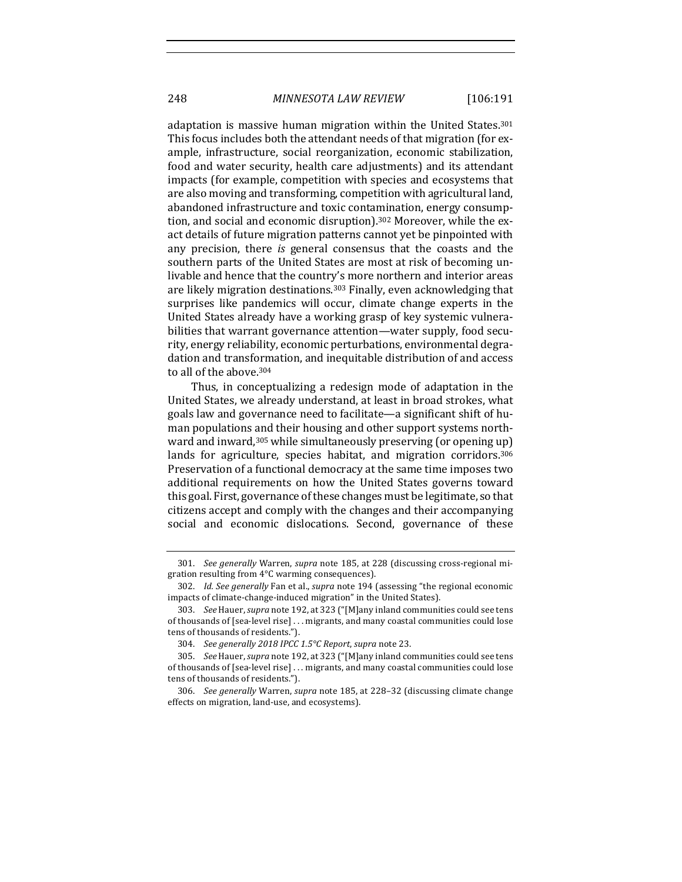adaptation is massive human migration within the United States.[301] This focus includes both the attendant needs of that migration (for example, infrastructure, social reorganization, economic stabilization, food and water security, health care adjustments) and its attendant impacts (for example, competition with species and ecosystems that are also moving and transforming, competition with agricultural land, abandoned infrastructure and toxic contamination, energy consumption, and social and economic disruption).[302] Moreover, while the exact details of future migration patterns cannot yet be pinpointed with any precision, there *is* general consensus that the coasts and the southern parts of the United States are most at risk of becoming unlivable and hence that the country's more northern and interior areas are likely migration destinations.[303] Finally, even acknowledging that surprises like pandemics will occur, climate change experts in the United States already have a working grasp of key systemic vulnerabilities that warrant governance attention—water supply, food security, energy reliability, economic perturbations, environmental degradation and transformation, and inequitable distribution of and access to all of the above.[304]

Thus, in conceptualizing a redesign mode of adaptation in the United States, we already understand, at least in broad strokes, what goals law and governance need to facilitate—a significant shift of human populations and their housing and other support systems northward and inward,[305] while simultaneously preserving (or opening up) lands for agriculture, species habitat, and migration corridors.[306] Preservation of a functional democracy at the same time imposes two additional requirements on how the United States governs toward this goal. First, governance of these changes must be legitimate, so that citizens accept and comply with the changes and their accompanying social and economic dislocations. Second, governance of these

301. *See generally* Warren, *supra* note 185, at 228 (discussing cross-regional migration resulting from 4°C warming consequences).

302. *Id. See generally* Fan et al., *supra* note 194 (assessing "the regional economic impacts of climate-change-induced migration" in the United States).

303. *See* Hauer, *supra* note 192, at 323 ("[M]any inland communities could see tens of thousands of [sea-level rise] . . . migrants, and many coastal communities could lose tens of thousands of residents.").

304. *See generally 2018 IPCC 1.5°C Report*, *supra* note 23.

305. *See* Hauer, *supra* note 192, at 323 ("[M]any inland communities could see tens of thousands of [sea-level rise] . . . migrants, and many coastal communities could lose tens of thousands of residents.").

306. *See generally* Warren, *supra* note 185, at 228–32 (discussing climate change effects on migration, land-use, and ecosystems).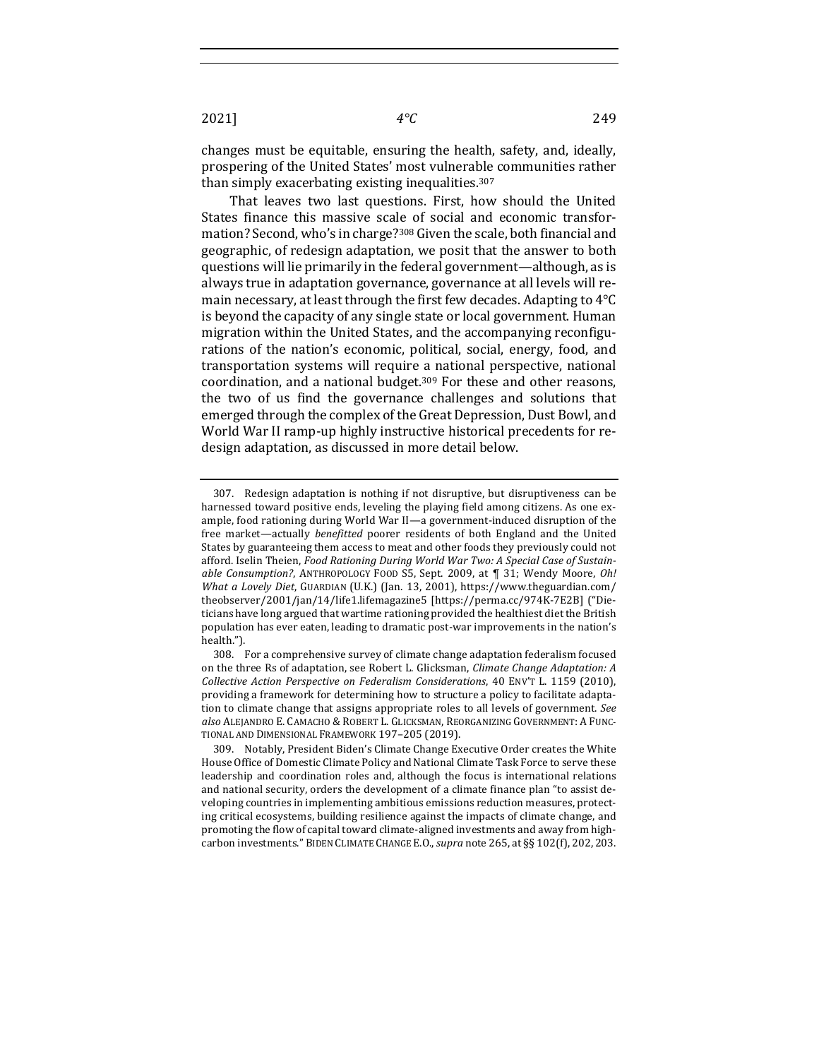changes must be equitable, ensuring the health, safety, and, ideally, prospering of the United States' most vulnerable communities rather than simply exacerbating existing inequalities.[307]

That leaves two last questions. First, how should the United States finance this massive scale of social and economic transformation? Second, who's in charge?[308] Given the scale, both financial and geographic, of redesign adaptation, we posit that the answer to both questions will lie primarily in the federal government—although, as is always true in adaptation governance, governance at all levels will remain necessary, at least through the first few decades. Adapting to 4°C is beyond the capacity of any single state or local government. Human migration within the United States, and the accompanying reconfigurations of the nation's economic, political, social, energy, food, and transportation systems will require a national perspective, national coordination, and a national budget.[309] For these and other reasons, the two of us find the governance challenges and solutions that emerged through the complex of the Great Depression, Dust Bowl, and World War II ramp-up highly instructive historical precedents for redesign adaptation, as discussed in more detail below.

---

307. Redesign adaptation is nothing if not disruptive, but disruptiveness can be harnessed toward positive ends, leveling the playing field among citizens. As one example, food rationing during World War II—a government-induced disruption of the free market—actually *benefitted* poorer residents of both England and the United States by guaranteeing them access to meat and other foods they previously could not afford. Iselin Theien, *Food Rationing During World War Two: A Special Case of Sustainable Consumption?*, ANTHROPOLOGY FOOD S5, Sept. 2009, at ¶ 31; Wendy Moore, *Oh! What a Lovely Diet*, GUARDIAN (U.K.) (Jan. 13, 2001), https://www.theguardian.com/theobserver/2001/jan/14/life1.lifemagazine5 [https://perma.cc/974K-7E2B] ("Dieticians have long argued that wartime rationing provided the healthiest diet the British population has ever eaten, leading to dramatic post-war improvements in the nation's health.").

308. For a comprehensive survey of climate change adaptation federalism focused on the three Rs of adaptation, see Robert L. Glicksman, *Climate Change Adaptation: A Collective Action Perspective on Federalism Considerations*, 40 ENV'T L. 1159 (2010), providing a framework for determining how to structure a policy to facilitate adaptation to climate change that assigns appropriate roles to all levels of government. *See also* ALEJANDRO E. CAMACHO & ROBERT L. GLICKSMAN, REORGANIZING GOVERNMENT: A FUNCTIONAL AND DIMENSIONAL FRAMEWORK 197–205 (2019).

309. Notably, President Biden's Climate Change Executive Order creates the White House Office of Domestic Climate Policy and National Climate Task Force to serve these leadership and coordination roles and, although the focus is international relations and national security, orders the development of a climate finance plan "to assist developing countries in implementing ambitious emissions reduction measures, protecting critical ecosystems, building resilience against the impacts of climate change, and promoting the flow of capital toward climate-aligned investments and away from high-carbon investments." BIDEN CLIMATE CHANGE E.O., *supra* note 265, at §§ 102(f), 202, 203.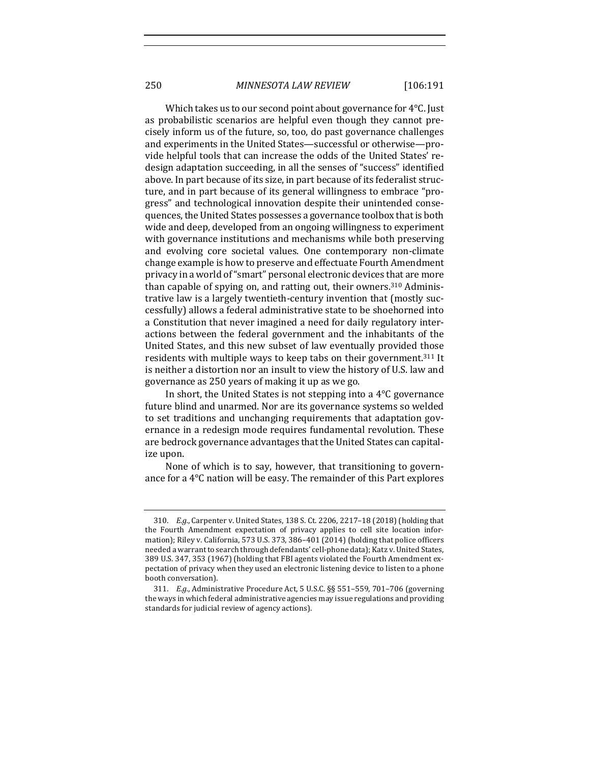Which takes us to our second point about governance for 4°C. Just as probabilistic scenarios are helpful even though they cannot precisely inform us of the future, so, too, do past governance challenges and experiments in the United States—successful or otherwise—provide helpful tools that can increase the odds of the United States' redesign adaptation succeeding, in all the senses of "success" identified above. In part because of its size, in part because of its federalist structure, and in part because of its general willingness to embrace "progress" and technological innovation despite their unintended consequences, the United States possesses a governance toolbox that is both wide and deep, developed from an ongoing willingness to experiment with governance institutions and mechanisms while both preserving and evolving core societal values. One contemporary non-climate change example is how to preserve and effectuate Fourth Amendment privacy in a world of "smart" personal electronic devices that are more than capable of spying on, and ratting out, their owners.[310] Administrative law is a largely twentieth-century invention that (mostly successfully) allows a federal administrative state to be shoehorned into a Constitution that never imagined a need for daily regulatory interactions between the federal government and the inhabitants of the United States, and this new subset of law eventually provided those residents with multiple ways to keep tabs on their government.[311] It is neither a distortion nor an insult to view the history of U.S. law and governance as 250 years of making it up as we go.

In short, the United States is not stepping into a 4°C governance future blind and unarmed. Nor are its governance systems so welded to set traditions and unchanging requirements that adaptation governance in a redesign mode requires fundamental revolution. These are bedrock governance advantages that the United States can capitalize upon.

None of which is to say, however, that transitioning to governance for a 4°C nation will be easy. The remainder of this Part explores

---

310. *E.g.*, Carpenter v. United States, 138 S. Ct. 2206, 2217–18 (2018) (holding that the Fourth Amendment expectation of privacy applies to cell site location information); Riley v. California, 573 U.S. 373, 386–401 (2014) (holding that police officers needed a warrant to search through defendants' cell-phone data); Katz v. United States, 389 U.S. 347, 353 (1967) (holding that FBI agents violated the Fourth Amendment expectation of privacy when they used an electronic listening device to listen to a phone booth conversation).

311. *E.g.*, Administrative Procedure Act, 5 U.S.C. §§ 551–559, 701–706 (governing the ways in which federal administrative agencies may issue regulations and providing standards for judicial review of agency actions).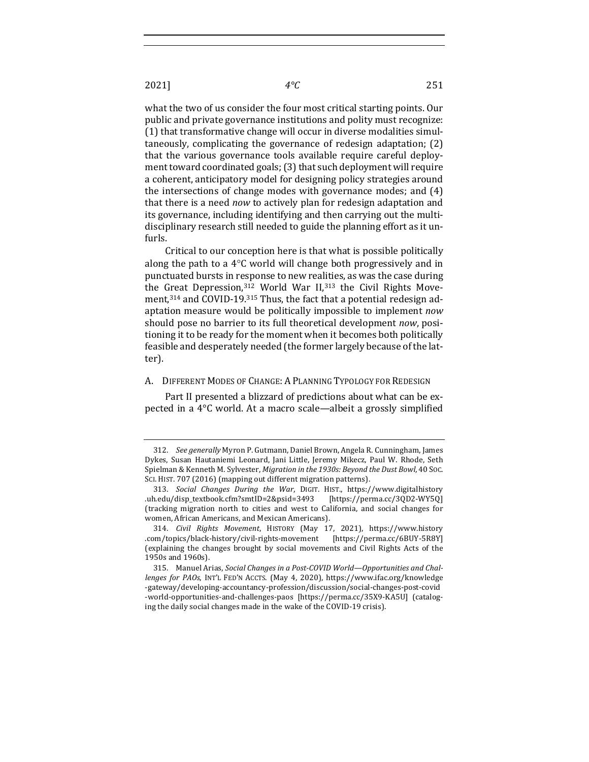what the two of us consider the four most critical starting points. Our public and private governance institutions and polity must recognize: (1) that transformative change will occur in diverse modalities simultaneously, complicating the governance of redesign adaptation; (2) that the various governance tools available require careful deployment toward coordinated goals; (3) that such deployment will require a coherent, anticipatory model for designing policy strategies around the intersections of change modes with governance modes; and (4) that there is a need *now* to actively plan for redesign adaptation and its governance, including identifying and then carrying out the multidisciplinary research still needed to guide the planning effort as it unfurls.

Critical to our conception here is that what is possible politically along the path to a 4°C world will change both progressively and in punctuated bursts in response to new realities, as was the case during the Great Depression,[312] World War II,[313] the Civil Rights Movement,[314] and COVID-19.[315] Thus, the fact that a potential redesign adaptation measure would be politically impossible to implement *now* should pose no barrier to its full theoretical development *now*, positioning it to be ready for the moment when it becomes both politically feasible and desperately needed (the former largely because of the latter).

## A. Different Modes of Change: A Planning Typology for Redesign

Part II presented a blizzard of predictions about what can be expected in a 4°C world. At a macro scale—albeit a grossly simplified

---

312. *See generally* Myron P. Gutmann, Daniel Brown, Angela R. Cunningham, James Dykes, Susan Hautaniemi Leonard, Jani Little, Jeremy Mikecz, Paul W. Rhode, Seth Spielman & Kenneth M. Sylvester, *Migration in the 1930s: Beyond the Dust Bowl*, 40 SOC. SCI. HIST. 707 (2016) (mapping out different migration patterns).

313. *Social Changes During the War*, DIGIT. HIST., https://www.digitalhistory.uh.edu/disp_textbook.cfm?smtID=2&psid=3493 [https://perma.cc/3QD2-WY5Q] (tracking migration north to cities and west to California, and social changes for women, African Americans, and Mexican Americans).

314. *Civil Rights Movement*, HISTORY (May 17, 2021), https://www.history.com/topics/black-history/civil-rights-movement [https://perma.cc/6BUY-5R8Y] (explaining the changes brought by social movements and Civil Rights Acts of the 1950s and 1960s).

315. Manuel Arias, *Social Changes in a Post-COVID World—Opportunities and Challenges for PAOs*, INT'L FED'N ACCTS. (May 4, 2020), https://www.ifac.org/knowledge-gateway/developing-accountancy-profession/discussion/social-changes-post-covid-world-opportunities-and-challenges-paos [https://perma.cc/35X9-KA5U] (cataloging the daily social changes made in the wake of the COVID-19 crisis).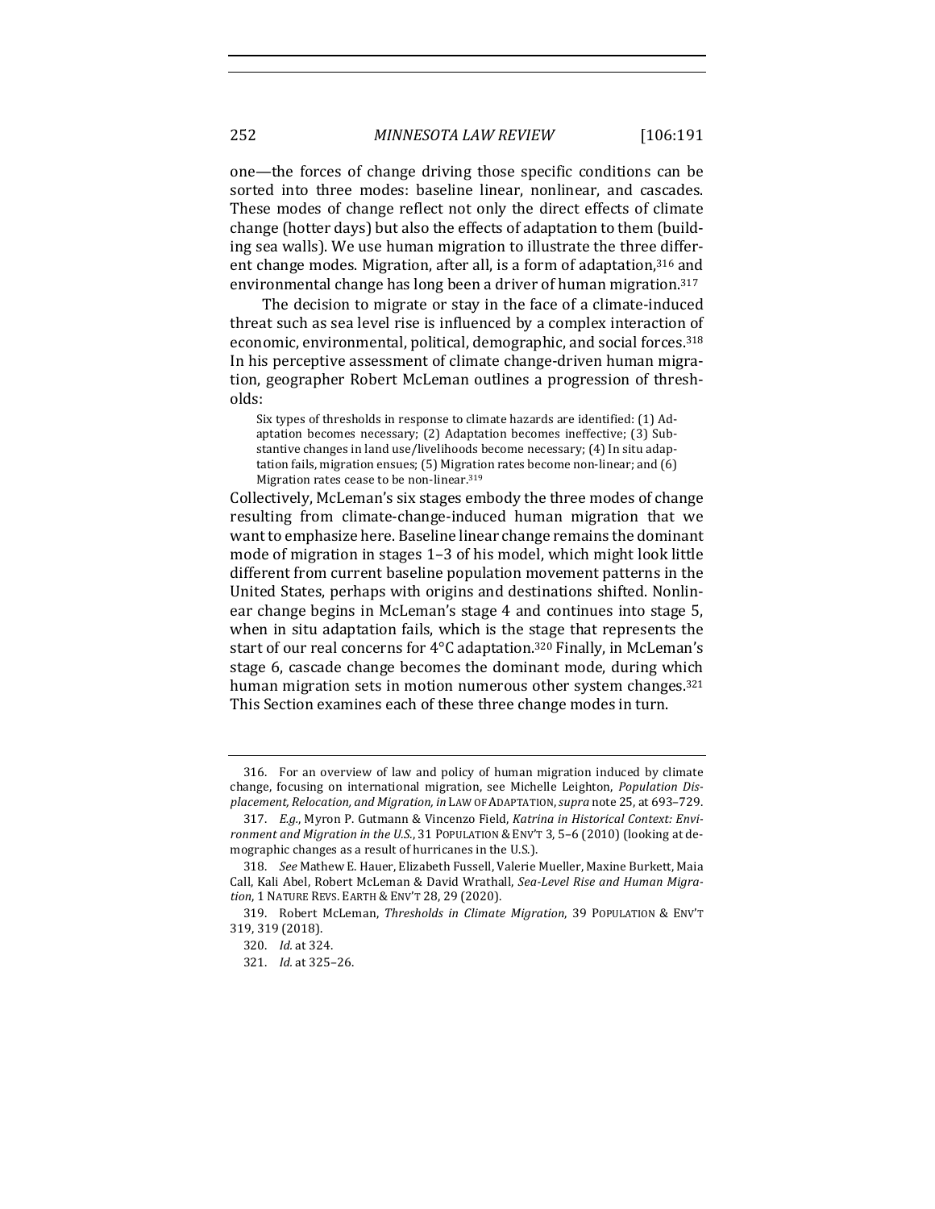one—the forces of change driving those specific conditions can be sorted into three modes: baseline linear, nonlinear, and cascades. These modes of change reflect not only the direct effects of climate change (hotter days) but also the effects of adaptation to them (building sea walls). We use human migration to illustrate the three different change modes. Migration, after all, is a form of adaptation,[316] and environmental change has long been a driver of human migration.[317]

The decision to migrate or stay in the face of a climate-induced threat such as sea level rise is influenced by a complex interaction of economic, environmental, political, demographic, and social forces.[318] In his perceptive assessment of climate change-driven human migration, geographer Robert McLeman outlines a progression of thresholds:

> Six types of thresholds in response to climate hazards are identified: (1) Adaptation becomes necessary; (2) Adaptation becomes ineffective; (3) Substantive changes in land use/livelihoods become necessary; (4) In situ adaptation fails, migration ensues; (5) Migration rates become non-linear; and (6) Migration rates cease to be non-linear.[319]

Collectively, McLeman's six stages embody the three modes of change resulting from climate-change-induced human migration that we want to emphasize here. Baseline linear change remains the dominant mode of migration in stages 1–3 of his model, which might look little different from current baseline population movement patterns in the United States, perhaps with origins and destinations shifted. Nonlinear change begins in McLeman's stage 4 and continues into stage 5, when in situ adaptation fails, which is the stage that represents the start of our real concerns for 4°C adaptation.[320] Finally, in McLeman's stage 6, cascade change becomes the dominant mode, during which human migration sets in motion numerous other system changes.[321] This Section examines each of these three change modes in turn.

---

316. For an overview of law and policy of human migration induced by climate change, focusing on international migration, see Michelle Leighton, *Population Displacement, Relocation, and Migration*, *in* LAW OF ADAPTATION, *supra* note 25, at 693–729.

317. *E.g.*, Myron P. Gutmann & Vincenzo Field, *Katrina in Historical Context: Environment and Migration in the U.S.*, 31 POPULATION & ENV'T 3, 5–6 (2010) (looking at demographic changes as a result of hurricanes in the U.S.).

318. *See* Mathew E. Hauer, Elizabeth Fussell, Valerie Mueller, Maxine Burkett, Maia Call, Kali Abel, Robert McLeman & David Wrathall, *Sea-Level Rise and Human Migration*, 1 NATURE REVS. EARTH & ENV'T 28, 29 (2020).

319. Robert McLeman, *Thresholds in Climate Migration*, 39 POPULATION & ENV'T 319, 319 (2018).

320. *Id.* at 324.

321. *Id.* at 325–26.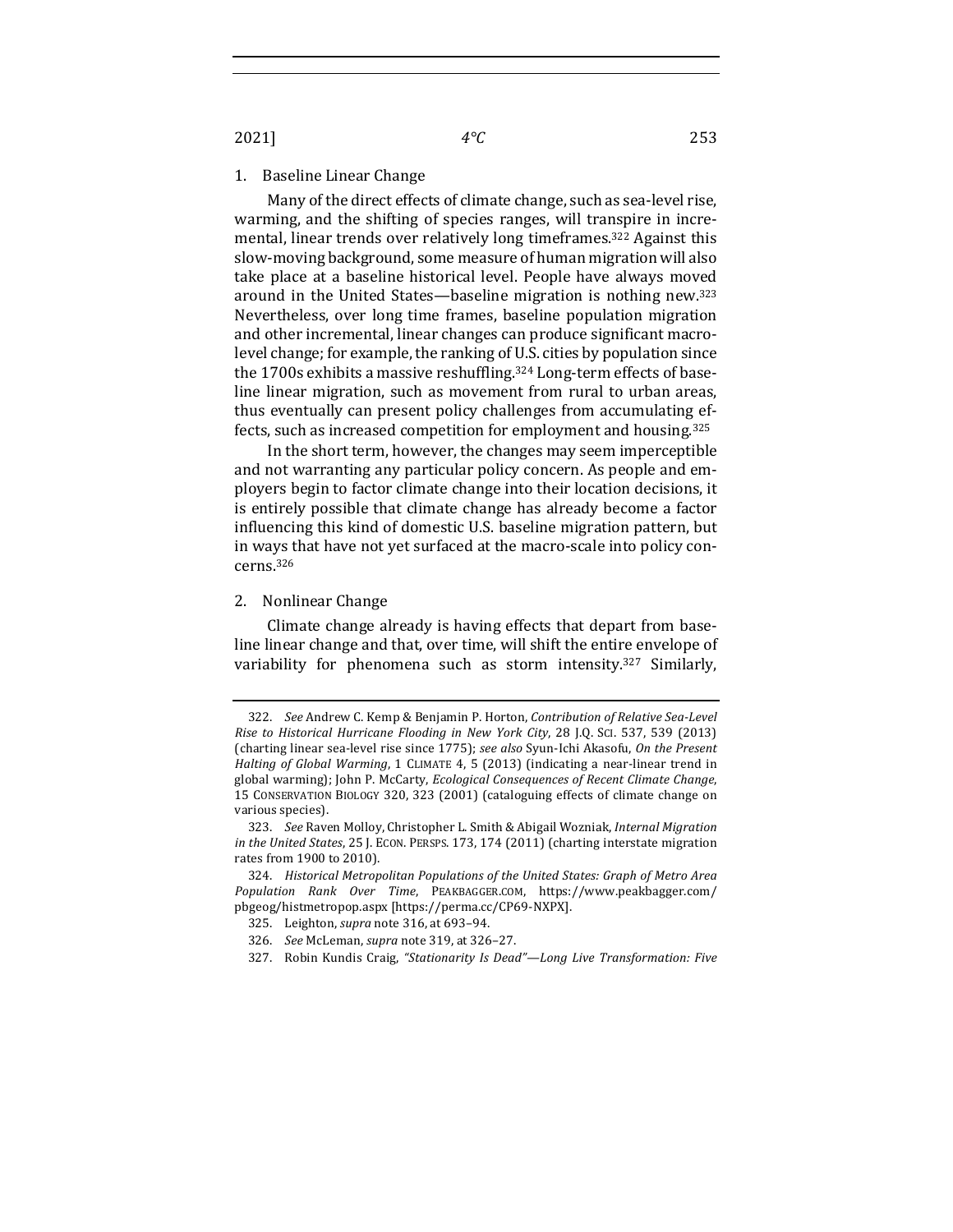### 1. Baseline Linear Change

Many of the direct effects of climate change, such as sea-level rise, warming, and the shifting of species ranges, will transpire in incremental, linear trends over relatively long timeframes.[322] Against this slow-moving background, some measure of human migration will also take place at a baseline historical level. People have always moved around in the United States—baseline migration is nothing new.[323] Nevertheless, over long time frames, baseline population migration and other incremental, linear changes can produce significant macro-level change; for example, the ranking of U.S. cities by population since the 1700s exhibits a massive reshuffling.[324] Long-term effects of baseline linear migration, such as movement from rural to urban areas, thus eventually can present policy challenges from accumulating effects, such as increased competition for employment and housing.[325]

In the short term, however, the changes may seem imperceptible and not warranting any particular policy concern. As people and employers begin to factor climate change into their location decisions, it is entirely possible that climate change has already become a factor influencing this kind of domestic U.S. baseline migration pattern, but in ways that have not yet surfaced at the macro-scale into policy concerns.[326]

### 2. Nonlinear Change

Climate change already is having effects that depart from baseline linear change and that, over time, will shift the entire envelope of variability for phenomena such as storm intensity.[327] Similarly,

---

322. *See* Andrew C. Kemp & Benjamin P. Horton, *Contribution of Relative Sea-Level Rise to Historical Hurricane Flooding in New York City*, 28 J.Q. SCI. 537, 539 (2013) (charting linear sea-level rise since 1775); *see also* Syun-Ichi Akasofu, *On the Present Halting of Global Warming*, 1 CLIMATE 4, 5 (2013) (indicating a near-linear trend in global warming); John P. McCarty, *Ecological Consequences of Recent Climate Change*, 15 CONSERVATION BIOLOGY 320, 323 (2001) (cataloguing effects of climate change on various species).

323. *See* Raven Molloy, Christopher L. Smith & Abigail Wozniak, *Internal Migration in the United States*, 25 J. ECON. PERSPS. 173, 174 (2011) (charting interstate migration rates from 1900 to 2010).

324. *Historical Metropolitan Populations of the United States: Graph of Metro Area Population Rank Over Time*, PEAKBAGGER.COM, https://www.peakbagger.com/pbgeog/histmetropop.aspx [https://perma.cc/CP69-NXPX].

325. Leighton, *supra* note 316, at 693–94.

326. *See* McLeman, *supra* note 319, at 326–27.

327. Robin Kundis Craig, *"Stationarity Is Dead"—Long Live Transformation: Five*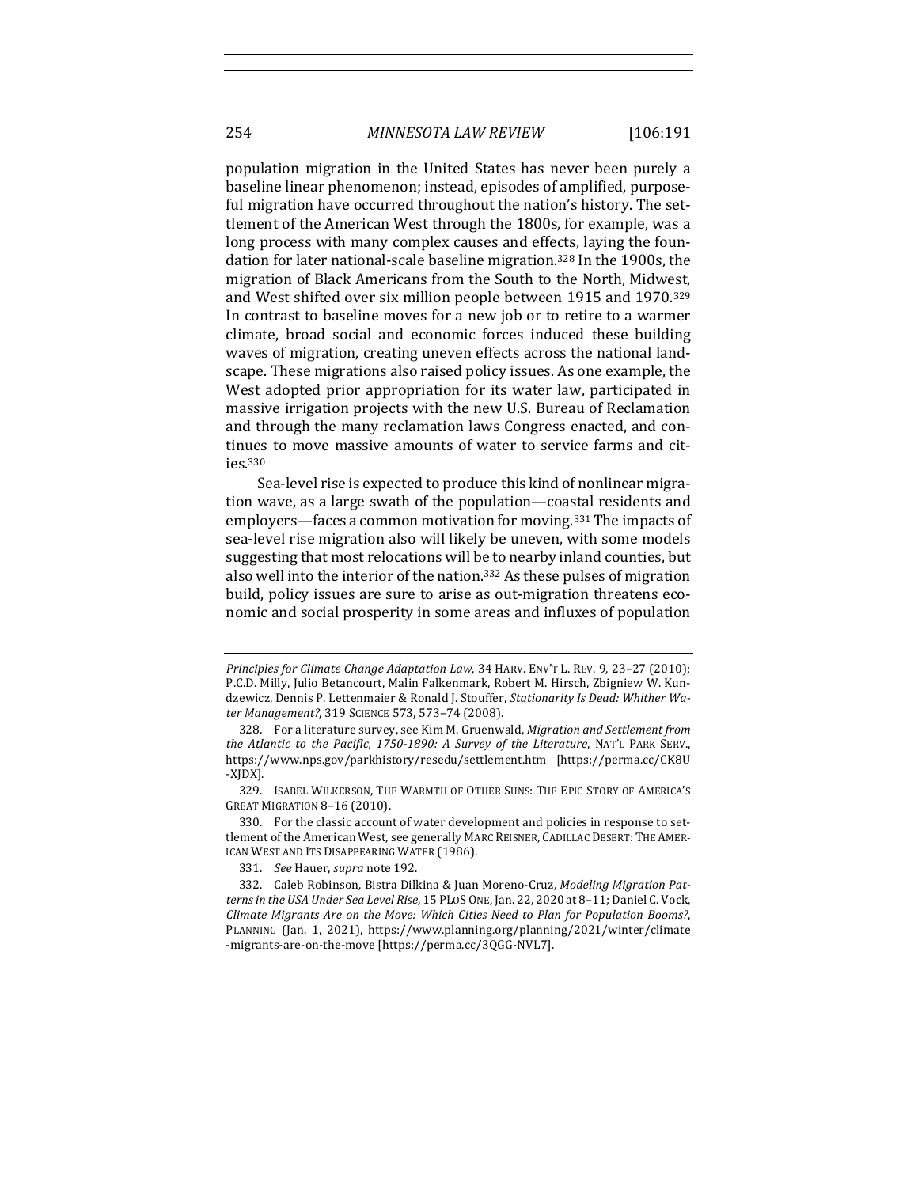population migration in the United States has never been purely a baseline linear phenomenon; instead, episodes of amplified, purposeful migration have occurred throughout the nation's history. The settlement of the American West through the 1800s, for example, was a long process with many complex causes and effects, laying the foundation for later national-scale baseline migration.[328] In the 1900s, the migration of Black Americans from the South to the North, Midwest, and West shifted over six million people between 1915 and 1970.[329] In contrast to baseline moves for a new job or to retire to a warmer climate, broad social and economic forces induced these building waves of migration, creating uneven effects across the national landscape. These migrations also raised policy issues. As one example, the West adopted prior appropriation for its water law, participated in massive irrigation projects with the new U.S. Bureau of Reclamation and through the many reclamation laws Congress enacted, and continues to move massive amounts of water to service farms and cities.[330]

Sea-level rise is expected to produce this kind of nonlinear migration wave, as a large swath of the population—coastal residents and employers—faces a common motivation for moving.[331] The impacts of sea-level rise migration also will likely be uneven, with some models suggesting that most relocations will be to nearby inland counties, but also well into the interior of the nation.[332] As these pulses of migration build, policy issues are sure to arise as out-migration threatens economic and social prosperity in some areas and influxes of population

---

*Principles for Climate Change Adaptation Law*, 34 HARV. ENV'T L. REV. 9, 23–27 (2010); P.C.D. Milly, Julio Betancourt, Malin Falkenmark, Robert M. Hirsch, Zbigniew W. Kundzewicz, Dennis P. Lettenmaier & Ronald J. Stouffer, *Stationarity Is Dead: Whither Water Management?*, 319 SCIENCE 573, 573–74 (2008).

328. For a literature survey, see Kim M. Gruenwald, *Migration and Settlement from the Atlantic to the Pacific, 1750-1890: A Survey of the Literature*, NAT'L PARK SERV., https://www.nps.gov/parkhistory/resedu/settlement.htm [https://perma.cc/CK8U-XJDX].

329. ISABEL WILKERSON, THE WARMTH OF OTHER SUNS: THE EPIC STORY OF AMERICA'S GREAT MIGRATION 8–16 (2010).

330. For the classic account of water development and policies in response to settlement of the American West, see generally MARC REISNER, CADILLAC DESERT: THE AMERICAN WEST AND ITS DISAPPEARING WATER (1986).

331. *See* Hauer, *supra* note 192.

332. Caleb Robinson, Bistra Dilkina & Juan Moreno-Cruz, *Modeling Migration Patterns in the USA Under Sea Level Rise*, 15 PLOS ONE, Jan. 22, 2020 at 8–11; Daniel C. Vock, *Climate Migrants Are on the Move: Which Cities Need to Plan for Population Booms?*, PLANNING (Jan. 1, 2021), https://www.planning.org/planning/2021/winter/climate-migrants-are-on-the-move [https://perma.cc/3QGG-NVL7].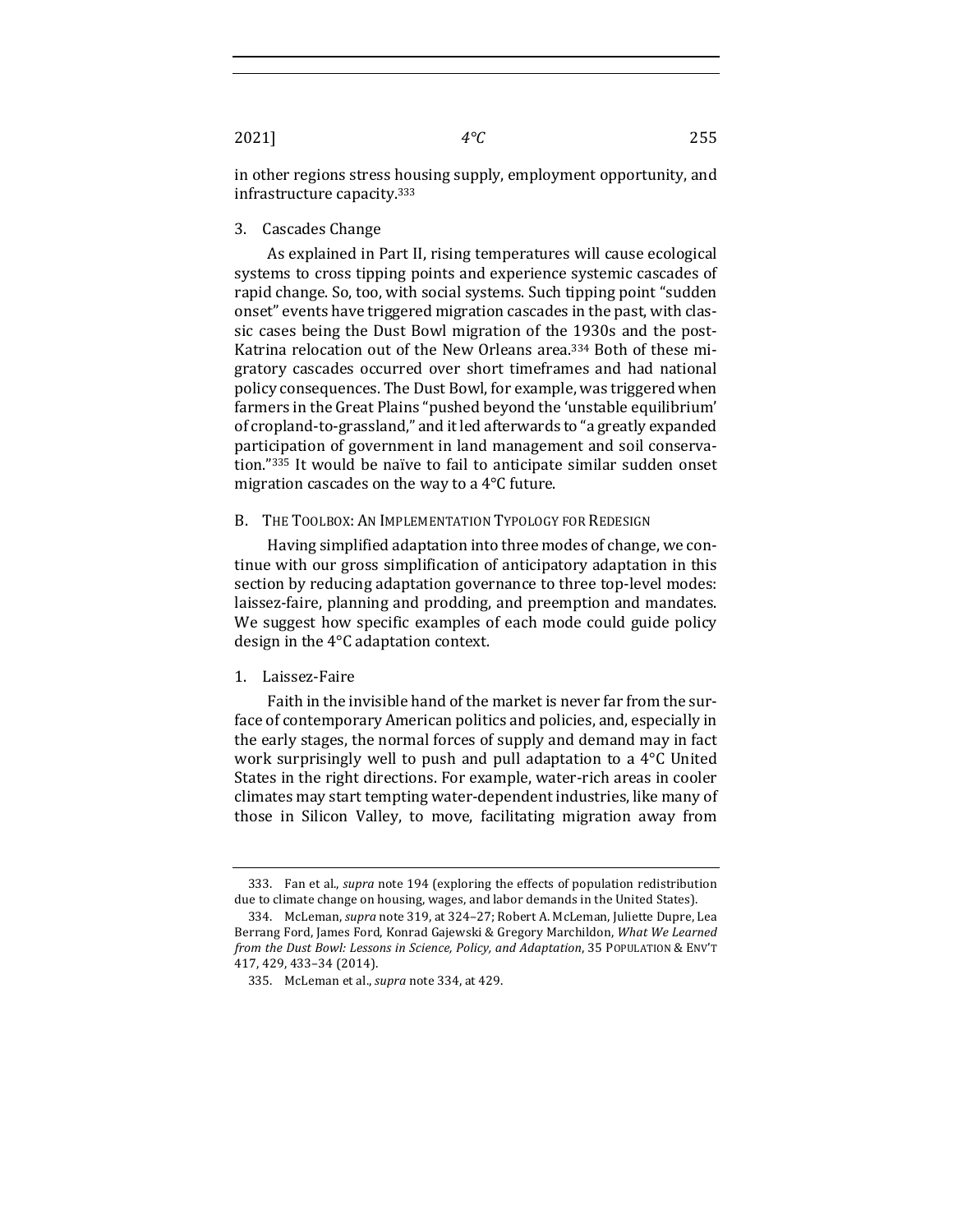in other regions stress housing supply, employment opportunity, and infrastructure capacity.[333]

### 3. Cascades Change

As explained in Part II, rising temperatures will cause ecological systems to cross tipping points and experience systemic cascades of rapid change. So, too, with social systems. Such tipping point "sudden onset" events have triggered migration cascades in the past, with classic cases being the Dust Bowl migration of the 1930s and the post-Katrina relocation out of the New Orleans area.[334] Both of these migratory cascades occurred over short timeframes and had national policy consequences. The Dust Bowl, for example, was triggered when farmers in the Great Plains "pushed beyond the 'unstable equilibrium' of cropland-to-grassland," and it led afterwards to "a greatly expanded participation of government in land management and soil conservation."[335] It would be naïve to fail to anticipate similar sudden onset migration cascades on the way to a 4°C future.

## B. The Toolbox: An Implementation Typology for Redesign

Having simplified adaptation into three modes of change, we continue with our gross simplification of anticipatory adaptation in this section by reducing adaptation governance to three top-level modes: laissez-faire, planning and prodding, and preemption and mandates. We suggest how specific examples of each mode could guide policy design in the 4°C adaptation context.

### 1. Laissez-Faire

Faith in the invisible hand of the market is never far from the surface of contemporary American politics and policies, and, especially in the early stages, the normal forces of supply and demand may in fact work surprisingly well to push and pull adaptation to a 4°C United States in the right directions. For example, water-rich areas in cooler climates may start tempting water-dependent industries, like many of those in Silicon Valley, to move, facilitating migration away from

---

333. Fan et al., *supra* note 194 (exploring the effects of population redistribution due to climate change on housing, wages, and labor demands in the United States).

334. McLeman, *supra* note 319, at 324–27; Robert A. McLeman, Juliette Dupre, Lea Berrang Ford, James Ford, Konrad Gajewski & Gregory Marchildon, *What We Learned from the Dust Bowl: Lessons in Science, Policy, and Adaptation*, 35 POPULATION & ENV'T 417, 429, 433–34 (2014).

335. McLeman et al., *supra* note 334, at 429.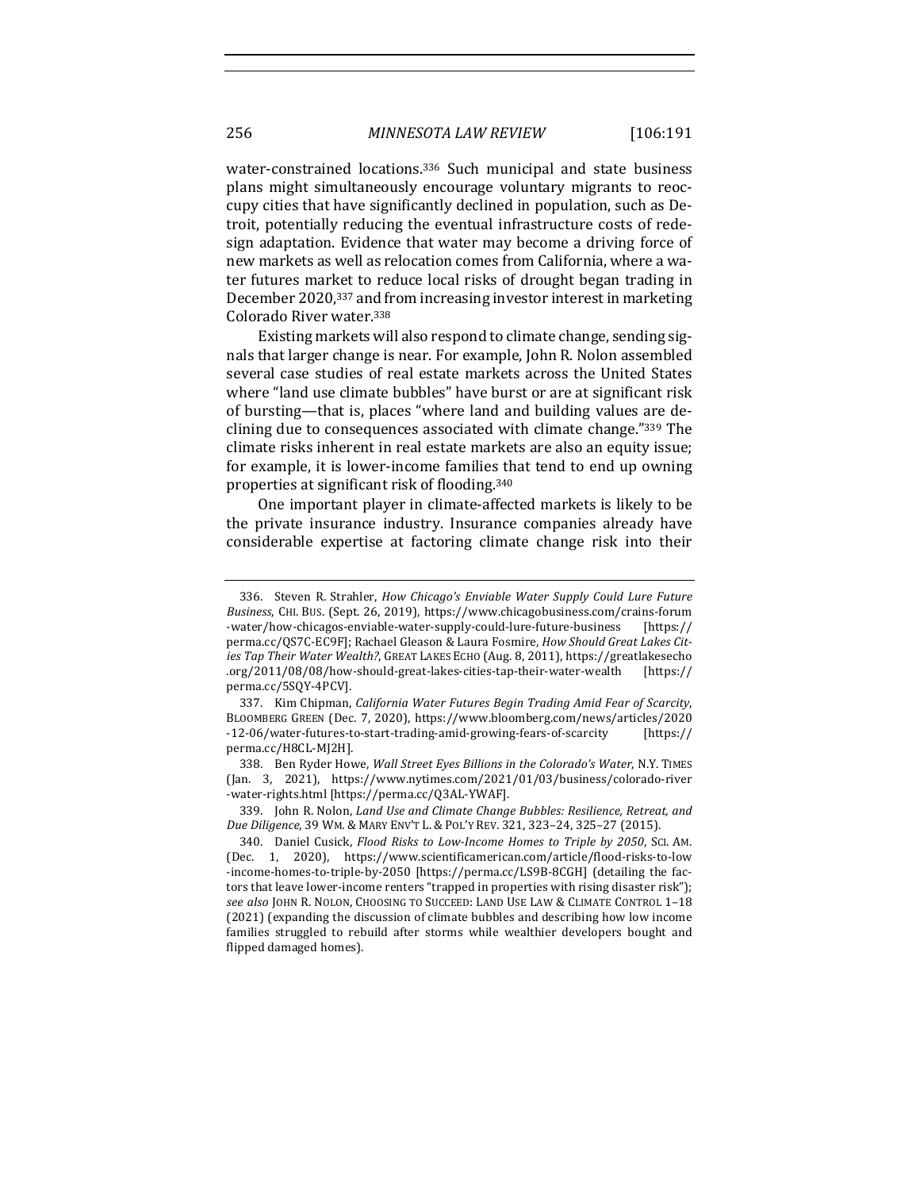water-constrained locations.[336] Such municipal and state business plans might simultaneously encourage voluntary migrants to reoccupy cities that have significantly declined in population, such as Detroit, potentially reducing the eventual infrastructure costs of redesign adaptation. Evidence that water may become a driving force of new markets as well as relocation comes from California, where a water futures market to reduce local risks of drought began trading in December 2020,[337] and from increasing investor interest in marketing Colorado River water.[338]

Existing markets will also respond to climate change, sending signals that larger change is near. For example, John R. Nolon assembled several case studies of real estate markets across the United States where "land use climate bubbles" have burst or are at significant risk of bursting—that is, places "where land and building values are declining due to consequences associated with climate change."[339] The climate risks inherent in real estate markets are also an equity issue; for example, it is lower-income families that tend to end up owning properties at significant risk of flooding.[340]

One important player in climate-affected markets is likely to be the private insurance industry. Insurance companies already have considerable expertise at factoring climate change risk into their

---

336. Steven R. Strahler, *How Chicago's Enviable Water Supply Could Lure Future Business*, CHI. BUS. (Sept. 26, 2019), https://www.chicagobusiness.com/crains-forum-water/how-chicagos-enviable-water-supply-could-lure-future-business [https://perma.cc/QS7C-EC9F]; Rachael Gleason & Laura Fosmire, *How Should Great Lakes Cities Tap Their Water Wealth?*, GREAT LAKES ECHO (Aug. 8, 2011), https://greatlakesecho.org/2011/08/08/how-should-great-lakes-cities-tap-their-water-wealth [https://perma.cc/5SQY-4PCV].

337. Kim Chipman, *California Water Futures Begin Trading Amid Fear of Scarcity*, BLOOMBERG GREEN (Dec. 7, 2020), https://www.bloomberg.com/news/articles/2020-12-06/water-futures-to-start-trading-amid-growing-fears-of-scarcity [https://perma.cc/H8CL-MJ2H].

338. Ben Ryder Howe, *Wall Street Eyes Billions in the Colorado's Water*, N.Y. TIMES (Jan. 3, 2021), https://www.nytimes.com/2021/01/03/business/colorado-river-water-rights.html [https://perma.cc/Q3AL-YWAF].

339. John R. Nolon, *Land Use and Climate Change Bubbles: Resilience, Retreat, and Due Diligence*, 39 WM. & MARY ENV'T L. & POL'Y REV. 321, 323–24, 325–27 (2015).

340. Daniel Cusick, *Flood Risks to Low-Income Homes to Triple by 2050*, SCI. AM. (Dec. 1, 2020), https://www.scientificamerican.com/article/flood-risks-to-low-income-homes-to-triple-by-2050 [https://perma.cc/LS9B-8CGH] (detailing the factors that leave lower-income renters "trapped in properties with rising disaster risk"); *see also* JOHN R. NOLON, CHOOSING TO SUCCEED: LAND USE LAW & CLIMATE CONTROL 1–18 (2021) (expanding the discussion of climate bubbles and describing how low income families struggled to rebuild after storms while wealthier developers bought and flipped damaged homes).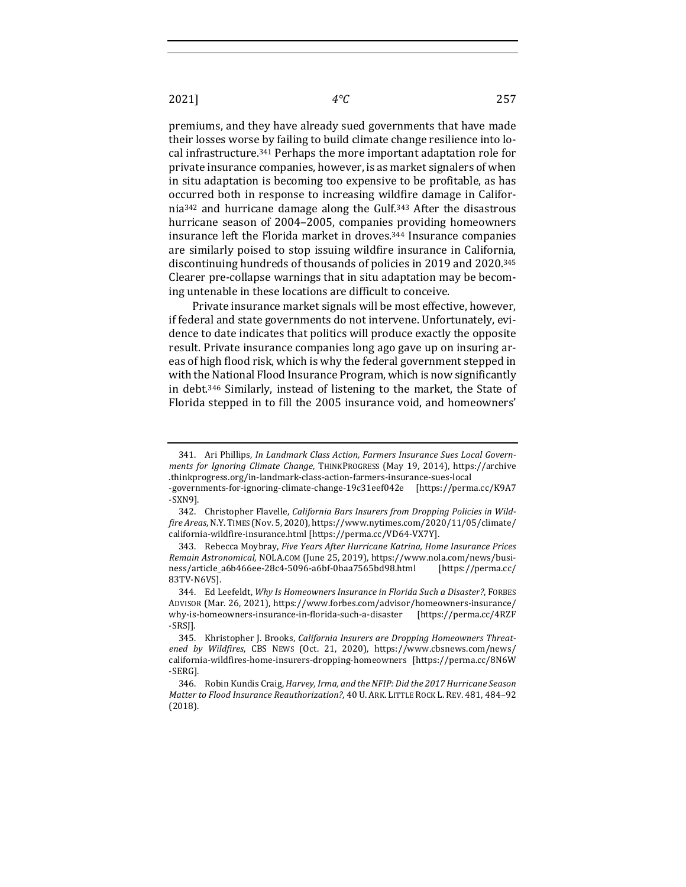premiums, and they have already sued governments that have made their losses worse by failing to build climate change resilience into local infrastructure.[341] Perhaps the more important adaptation role for private insurance companies, however, is as market signalers of when in situ adaptation is becoming too expensive to be profitable, as has occurred both in response to increasing wildfire damage in California[342] and hurricane damage along the Gulf.[343] After the disastrous hurricane season of 2004–2005, companies providing homeowners insurance left the Florida market in droves.[344] Insurance companies are similarly poised to stop issuing wildfire insurance in California, discontinuing hundreds of thousands of policies in 2019 and 2020.[345] Clearer pre-collapse warnings that in situ adaptation may be becoming untenable in these locations are difficult to conceive.

Private insurance market signals will be most effective, however, if federal and state governments do not intervene. Unfortunately, evidence to date indicates that politics will produce exactly the opposite result. Private insurance companies long ago gave up on insuring areas of high flood risk, which is why the federal government stepped in with the National Flood Insurance Program, which is now significantly in debt.[346] Similarly, instead of listening to the market, the State of Florida stepped in to fill the 2005 insurance void, and homeowners'

---

341. Ari Phillips, *In Landmark Class Action, Farmers Insurance Sues Local Governments for Ignoring Climate Change*, THINKPROGRESS (May 19, 2014), https://archive.thinkprogress.org/in-landmark-class-action-farmers-insurance-sues-local-governments-for-ignoring-climate-change-19c31eef042e [https://perma.cc/K9A7-SXN9].

342. Christopher Flavelle, *California Bars Insurers from Dropping Policies in Wildfire Areas*, N.Y. TIMES (Nov. 5, 2020), https://www.nytimes.com/2020/11/05/climate/california-wildfire-insurance.html [https://perma.cc/VD64-VX7Y].

343. Rebecca Moybray, *Five Years After Hurricane Katrina, Home Insurance Prices Remain Astronomical*, NOLA.COM (June 25, 2019), https://www.nola.com/news/business/article_a6b466ee-28c4-5096-a6bf-0baa7565bd98.html [https://perma.cc/83TV-N6VS].

344. Ed Leefeldt, *Why Is Homeowners Insurance in Florida Such a Disaster?*, FORBES ADVISOR (Mar. 26, 2021), https://www.forbes.com/advisor/homeowners-insurance/why-is-homeowners-insurance-in-florida-such-a-disaster [https://perma.cc/4RZF-SRSJ].

345. Khristopher J. Brooks, *California Insurers are Dropping Homeowners Threatened by Wildfires*, CBS NEWS (Oct. 21, 2020), https://www.cbsnews.com/news/california-wildfires-home-insurers-dropping-homeowners [https://perma.cc/8N6W-SERG].

346. Robin Kundis Craig, *Harvey, Irma, and the NFIP: Did the 2017 Hurricane Season Matter to Flood Insurance Reauthorization?*, 40 U. ARK. LITTLE ROCK L. REV. 481, 484–92 (2018).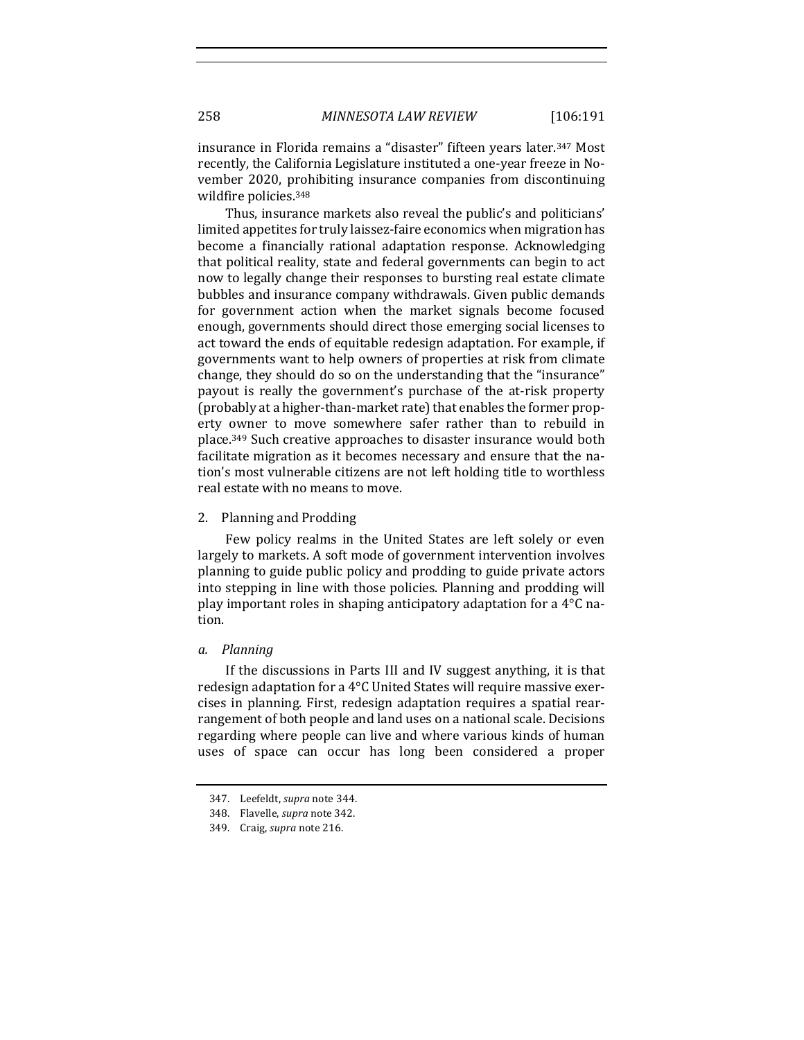insurance in Florida remains a "disaster" fifteen years later.[347] Most recently, the California Legislature instituted a one-year freeze in November 2020, prohibiting insurance companies from discontinuing wildfire policies.[348]

Thus, insurance markets also reveal the public's and politicians' limited appetites for truly laissez-faire economics when migration has become a financially rational adaptation response. Acknowledging that political reality, state and federal governments can begin to act now to legally change their responses to bursting real estate climate bubbles and insurance company withdrawals. Given public demands for government action when the market signals become focused enough, governments should direct those emerging social licenses to act toward the ends of equitable redesign adaptation. For example, if governments want to help owners of properties at risk from climate change, they should do so on the understanding that the "insurance" payout is really the government's purchase of the at-risk property (probably at a higher-than-market rate) that enables the former property owner to move somewhere safer rather than to rebuild in place.[349] Such creative approaches to disaster insurance would both facilitate migration as it becomes necessary and ensure that the nation's most vulnerable citizens are not left holding title to worthless real estate with no means to move.

2. Planning and Prodding

Few policy realms in the United States are left solely or even largely to markets. A soft mode of government intervention involves planning to guide public policy and prodding to guide private actors into stepping in line with those policies. Planning and prodding will play important roles in shaping anticipatory adaptation for a 4°C nation.

*a. Planning*

If the discussions in Parts III and IV suggest anything, it is that redesign adaptation for a 4°C United States will require massive exercises in planning. First, redesign adaptation requires a spatial rearrangement of both people and land uses on a national scale. Decisions regarding where people can live and where various kinds of human uses of space can occur has long been considered a proper

347. Leefeldt, *supra* note 344.

348. Flavelle, *supra* note 342.

349. Craig, *supra* note 216.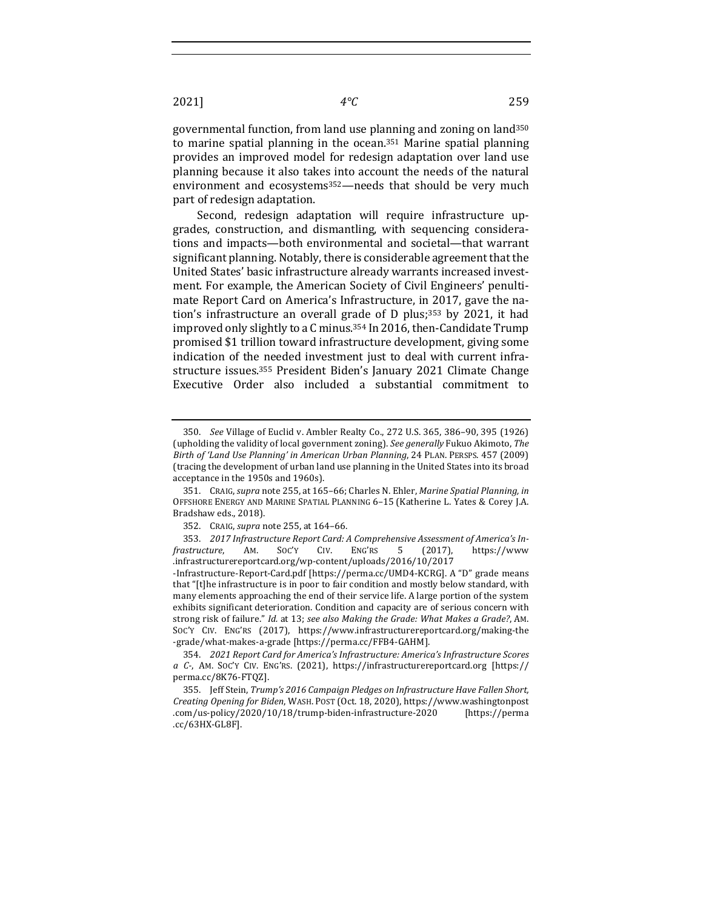governmental function, from land use planning and zoning on land[350] to marine spatial planning in the ocean.[351] Marine spatial planning provides an improved model for redesign adaptation over land use planning because it also takes into account the needs of the natural environment and ecosystems[352]—needs that should be very much part of redesign adaptation.

Second, redesign adaptation will require infrastructure upgrades, construction, and dismantling, with sequencing considerations and impacts—both environmental and societal—that warrant significant planning. Notably, there is considerable agreement that the United States' basic infrastructure already warrants increased investment. For example, the American Society of Civil Engineers' penultimate Report Card on America's Infrastructure, in 2017, gave the nation's infrastructure an overall grade of D plus;[353] by 2021, it had improved only slightly to a C minus.[354] In 2016, then-Candidate Trump promised $1 trillion toward infrastructure development, giving some indication of the needed investment just to deal with current infrastructure issues.[355] President Biden's January 2021 Climate Change Executive Order also included a substantial commitment to

---

350. *See* Village of Euclid v. Ambler Realty Co., 272 U.S. 365, 386–90, 395 (1926) (upholding the validity of local government zoning). *See generally* Fukuo Akimoto, *The Birth of 'Land Use Planning' in American Urban Planning*, 24 PLAN. PERSPS. 457 (2009) (tracing the development of urban land use planning in the United States into its broad acceptance in the 1950s and 1960s).

351. CRAIG, *supra* note 255, at 165–66; Charles N. Ehler, *Marine Spatial Planning*, *in* OFFSHORE ENERGY AND MARINE SPATIAL PLANNING 6–15 (Katherine L. Yates & Corey J.A. Bradshaw eds., 2018).

352. CRAIG, *supra* note 255, at 164–66.

353. *2017 Infrastructure Report Card: A Comprehensive Assessment of America's Infrastructure*, AM. SOC'Y CIV. ENG'RS 5 (2017), https://www.infrastructurereportcard.org/wp-content/uploads/2016/10/2017-Infrastructure-Report-Card.pdf [https://perma.cc/UMD4-KCRG]. A "D" grade means that "[t]he infrastructure is in poor to fair condition and mostly below standard, with many elements approaching the end of their service life. A large portion of the system exhibits significant deterioration. Condition and capacity are of serious concern with strong risk of failure." *Id.* at 13; *see also Making the Grade: What Makes a Grade?*, AM. SOC'Y CIV. ENG'RS (2017), https://www.infrastructurereportcard.org/making-the-grade/what-makes-a-grade [https://perma.cc/FFB4-GAHM].

354. *2021 Report Card for America's Infrastructure: America's Infrastructure Scores a C-*, AM. SOC'Y CIV. ENG'RS. (2021), https://infrastructurereportcard.org [https://perma.cc/8K76-FTQZ].

355. Jeff Stein, *Trump's 2016 Campaign Pledges on Infrastructure Have Fallen Short, Creating Opening for Biden*, WASH. POST (Oct. 18, 2020), https://www.washingtonpost.com/us-policy/2020/10/18/trump-biden-infrastructure-2020 [https://perma.cc/63HX-GL8F].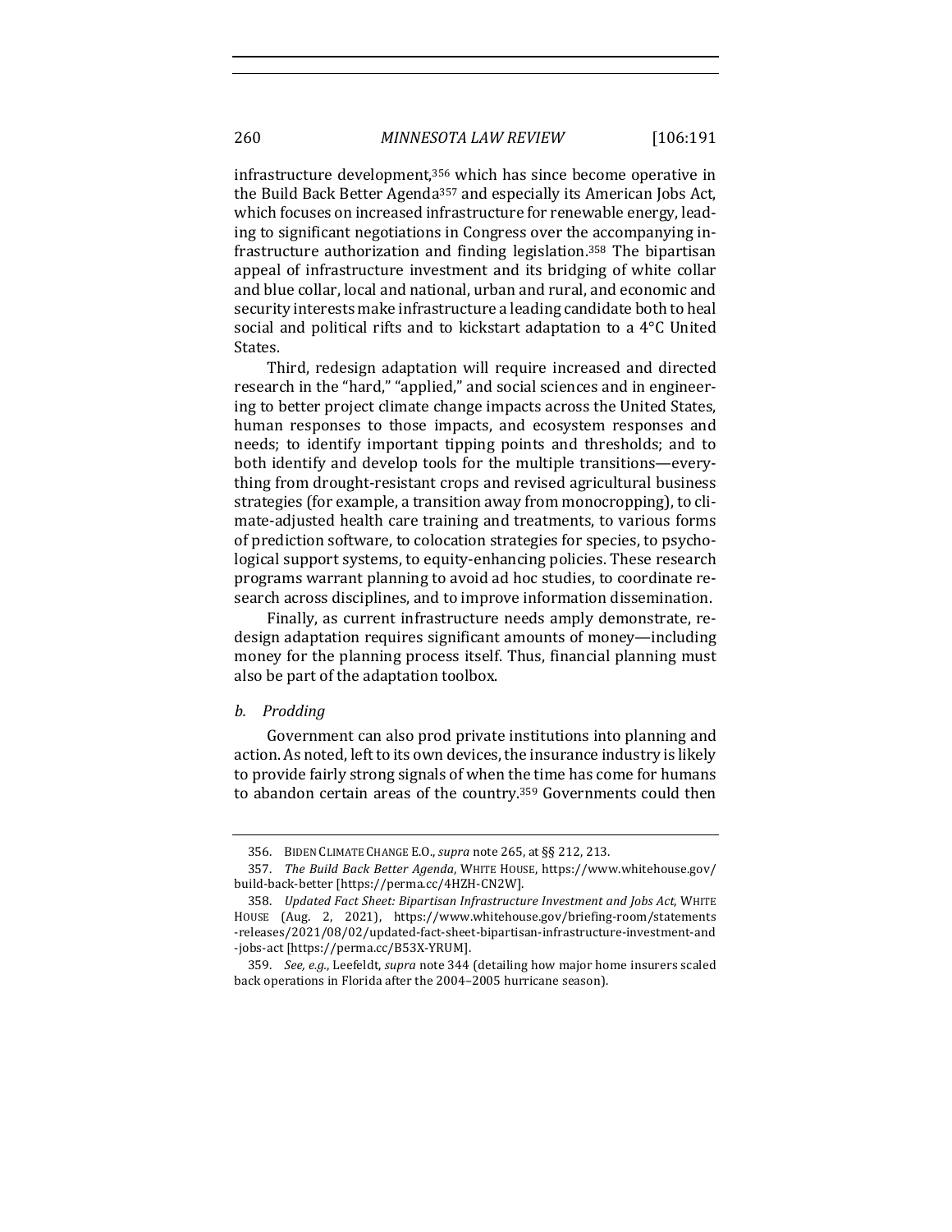infrastructure development,[356] which has since become operative in the Build Back Better Agenda[357] and especially its American Jobs Act, which focuses on increased infrastructure for renewable energy, leading to significant negotiations in Congress over the accompanying infrastructure authorization and finding legislation.[358] The bipartisan appeal of infrastructure investment and its bridging of white collar and blue collar, local and national, urban and rural, and economic and security interests make infrastructure a leading candidate both to heal social and political rifts and to kickstart adaptation to a 4°C United States.

Third, redesign adaptation will require increased and directed research in the "hard," "applied," and social sciences and in engineering to better project climate change impacts across the United States, human responses to those impacts, and ecosystem responses and needs; to identify important tipping points and thresholds; and to both identify and develop tools for the multiple transitions—everything from drought-resistant crops and revised agricultural business strategies (for example, a transition away from monocropping), to climate-adjusted health care training and treatments, to various forms of prediction software, to colocation strategies for species, to psychological support systems, to equity-enhancing policies. These research programs warrant planning to avoid ad hoc studies, to coordinate research across disciplines, and to improve information dissemination.

Finally, as current infrastructure needs amply demonstrate, redesign adaptation requires significant amounts of money—including money for the planning process itself. Thus, financial planning must also be part of the adaptation toolbox.

*b. Prodding*

Government can also prod private institutions into planning and action. As noted, left to its own devices, the insurance industry is likely to provide fairly strong signals of when the time has come for humans to abandon certain areas of the country.[359] Governments could then

---

356. BIDEN CLIMATE CHANGE E.O., *supra* note 265, at §§ 212, 213.

357. *The Build Back Better Agenda*, WHITE HOUSE, https://www.whitehouse.gov/build-back-better [https://perma.cc/4HZH-CN2W].

358. *Updated Fact Sheet: Bipartisan Infrastructure Investment and Jobs Act*, WHITE HOUSE (Aug. 2, 2021), https://www.whitehouse.gov/briefing-room/statements-releases/2021/08/02/updated-fact-sheet-bipartisan-infrastructure-investment-and-jobs-act [https://perma.cc/B53X-YRUM].

359. *See, e.g.*, Leefeldt, *supra* note 344 (detailing how major home insurers scaled back operations in Florida after the 2004–2005 hurricane season).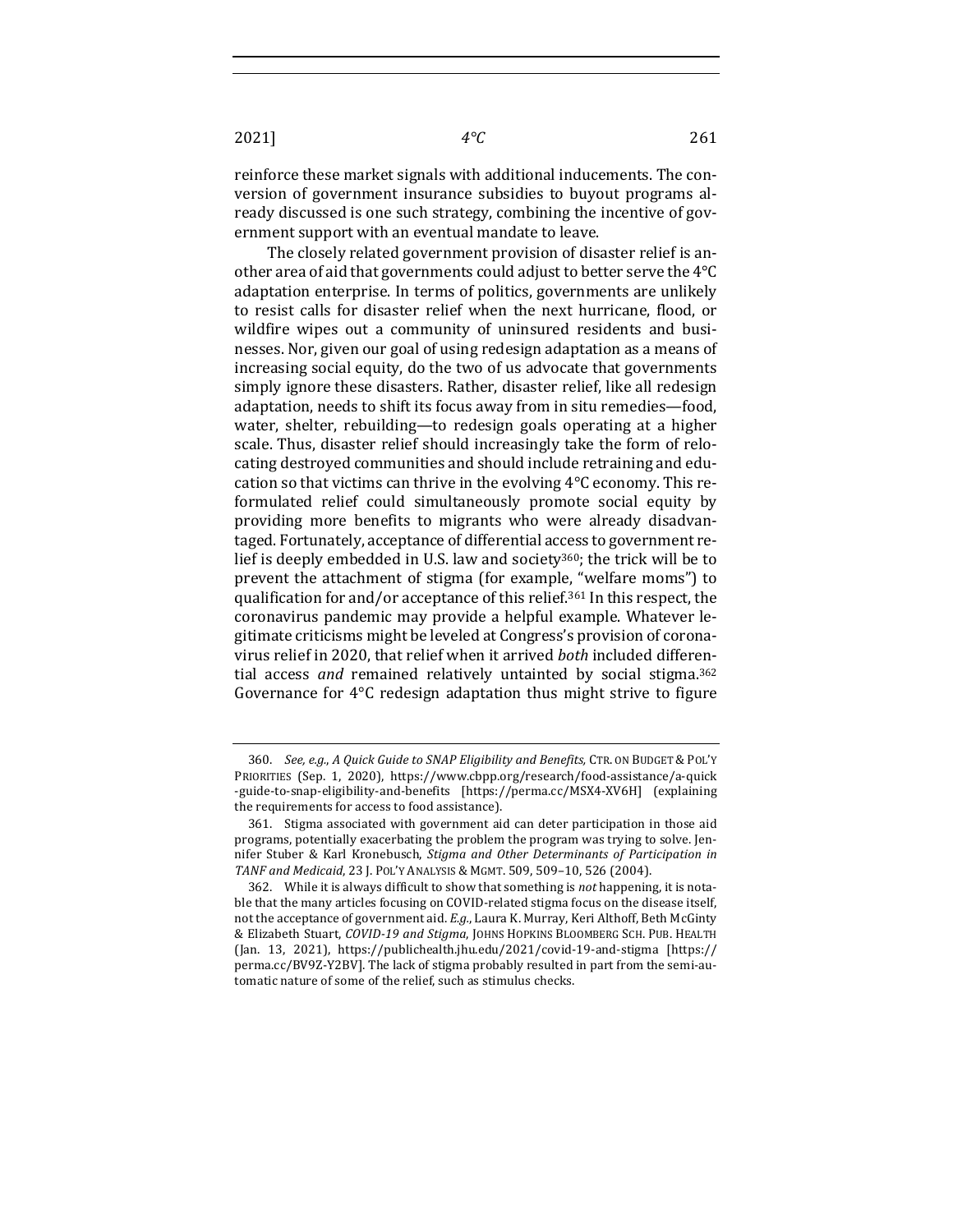reinforce these market signals with additional inducements. The conversion of government insurance subsidies to buyout programs already discussed is one such strategy, combining the incentive of government support with an eventual mandate to leave.

The closely related government provision of disaster relief is another area of aid that governments could adjust to better serve the 4°C adaptation enterprise. In terms of politics, governments are unlikely to resist calls for disaster relief when the next hurricane, flood, or wildfire wipes out a community of uninsured residents and businesses. Nor, given our goal of using redesign adaptation as a means of increasing social equity, do the two of us advocate that governments simply ignore these disasters. Rather, disaster relief, like all redesign adaptation, needs to shift its focus away from in situ remedies—food, water, shelter, rebuilding—to redesign goals operating at a higher scale. Thus, disaster relief should increasingly take the form of relocating destroyed communities and should include retraining and education so that victims can thrive in the evolving 4°C economy. This reformulated relief could simultaneously promote social equity by providing more benefits to migrants who were already disadvantaged. Fortunately, acceptance of differential access to government relief is deeply embedded in U.S. law and society[360]; the trick will be to prevent the attachment of stigma (for example, "welfare moms") to qualification for and/or acceptance of this relief.[361] In this respect, the coronavirus pandemic may provide a helpful example. Whatever legitimate criticisms might be leveled at Congress's provision of coronavirus relief in 2020, that relief when it arrived *both* included differential access *and* remained relatively untainted by social stigma.[362] Governance for 4°C redesign adaptation thus might strive to figure

---

360. *See, e.g.*, *A Quick Guide to SNAP Eligibility and Benefits*, CTR. ON BUDGET & POL'Y PRIORITIES (Sep. 1, 2020), https://www.cbpp.org/research/food-assistance/a-quick-guide-to-snap-eligibility-and-benefits [https://perma.cc/MSX4-XV6H] (explaining the requirements for access to food assistance).

361. Stigma associated with government aid can deter participation in those aid programs, potentially exacerbating the problem the program was trying to solve. Jennifer Stuber & Karl Kronebusch, *Stigma and Other Determinants of Participation in TANF and Medicaid*, 23 J. POL'Y ANALYSIS & MGMT. 509, 509–10, 526 (2004).

362. While it is always difficult to show that something is *not* happening, it is notable that the many articles focusing on COVID-related stigma focus on the disease itself, not the acceptance of government aid. *E.g.*, Laura K. Murray, Keri Althoff, Beth McGinty & Elizabeth Stuart, *COVID-19 and Stigma*, JOHNS HOPKINS BLOOMBERG SCH. PUB. HEALTH (Jan. 13, 2021), https://publichealth.jhu.edu/2021/covid-19-and-stigma [https://perma.cc/BV9Z-Y2BV]. The lack of stigma probably resulted in part from the semi-automatic nature of some of the relief, such as stimulus checks.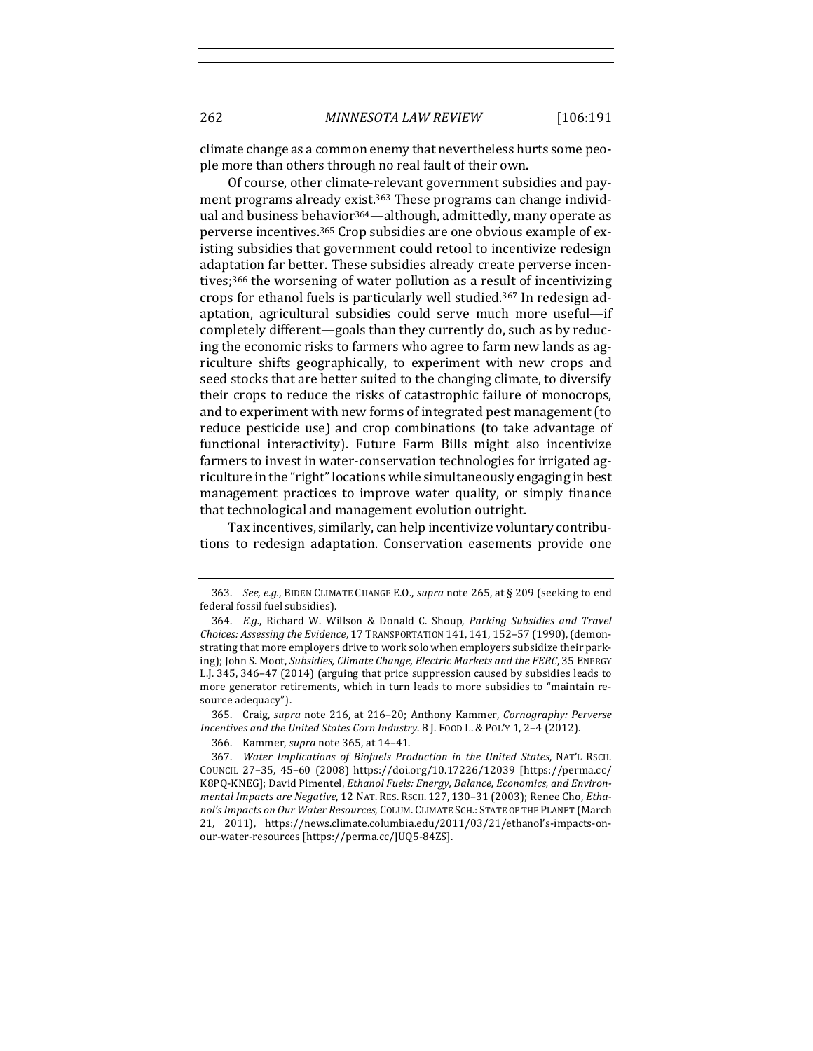climate change as a common enemy that nevertheless hurts some people more than others through no real fault of their own.

Of course, other climate-relevant government subsidies and payment programs already exist.[363] These programs can change individual and business behavior[364]—although, admittedly, many operate as perverse incentives.[365] Crop subsidies are one obvious example of existing subsidies that government could retool to incentivize redesign adaptation far better. These subsidies already create perverse incentives;[366] the worsening of water pollution as a result of incentivizing crops for ethanol fuels is particularly well studied.[367] In redesign adaptation, agricultural subsidies could serve much more useful—if completely different—goals than they currently do, such as by reducing the economic risks to farmers who agree to farm new lands as agriculture shifts geographically, to experiment with new crops and seed stocks that are better suited to the changing climate, to diversify their crops to reduce the risks of catastrophic failure of monocrops, and to experiment with new forms of integrated pest management (to reduce pesticide use) and crop combinations (to take advantage of functional interactivity). Future Farm Bills might also incentivize farmers to invest in water-conservation technologies for irrigated agriculture in the "right" locations while simultaneously engaging in best management practices to improve water quality, or simply finance that technological and management evolution outright.

Tax incentives, similarly, can help incentivize voluntary contributions to redesign adaptation. Conservation easements provide one

---

363. *See, e.g.*, BIDEN CLIMATE CHANGE E.O., *supra* note 265, at § 209 (seeking to end federal fossil fuel subsidies).

364. *E.g.*, Richard W. Willson & Donald C. Shoup, *Parking Subsidies and Travel Choices: Assessing the Evidence*, 17 TRANSPORTATION 141, 141, 152–57 (1990), (demonstrating that more employers drive to work solo when employers subsidize their parking); John S. Moot, *Subsidies, Climate Change, Electric Markets and the FERC*, 35 ENERGY L.J. 345, 346–47 (2014) (arguing that price suppression caused by subsidies leads to more generator retirements, which in turn leads to more subsidies to "maintain resource adequacy").

365. Craig, *supra* note 216, at 216–20; Anthony Kammer, *Cornography: Perverse Incentives and the United States Corn Industry*. 8 J. FOOD L. & POL'Y 1, 2–4 (2012).

366. Kammer, *supra* note 365, at 14–41.

367. *Water Implications of Biofuels Production in the United States*, NAT'L RSCH. COUNCIL 27–35, 45–60 (2008) https://doi.org/10.17226/12039 [https://perma.cc/K8PQ-KNEG]; David Pimentel, *Ethanol Fuels: Energy, Balance, Economics, and Environmental Impacts are Negative*, 12 NAT. RES. RSCH. 127, 130–31 (2003); Renee Cho, *Ethanol's Impacts on Our Water Resources*, COLUM. CLIMATE SCH.: STATE OF THE PLANET (March 21, 2011), https://news.climate.columbia.edu/2011/03/21/ethanol's-impacts-on-our-water-resources [https://perma.cc/JUQ5-84ZS].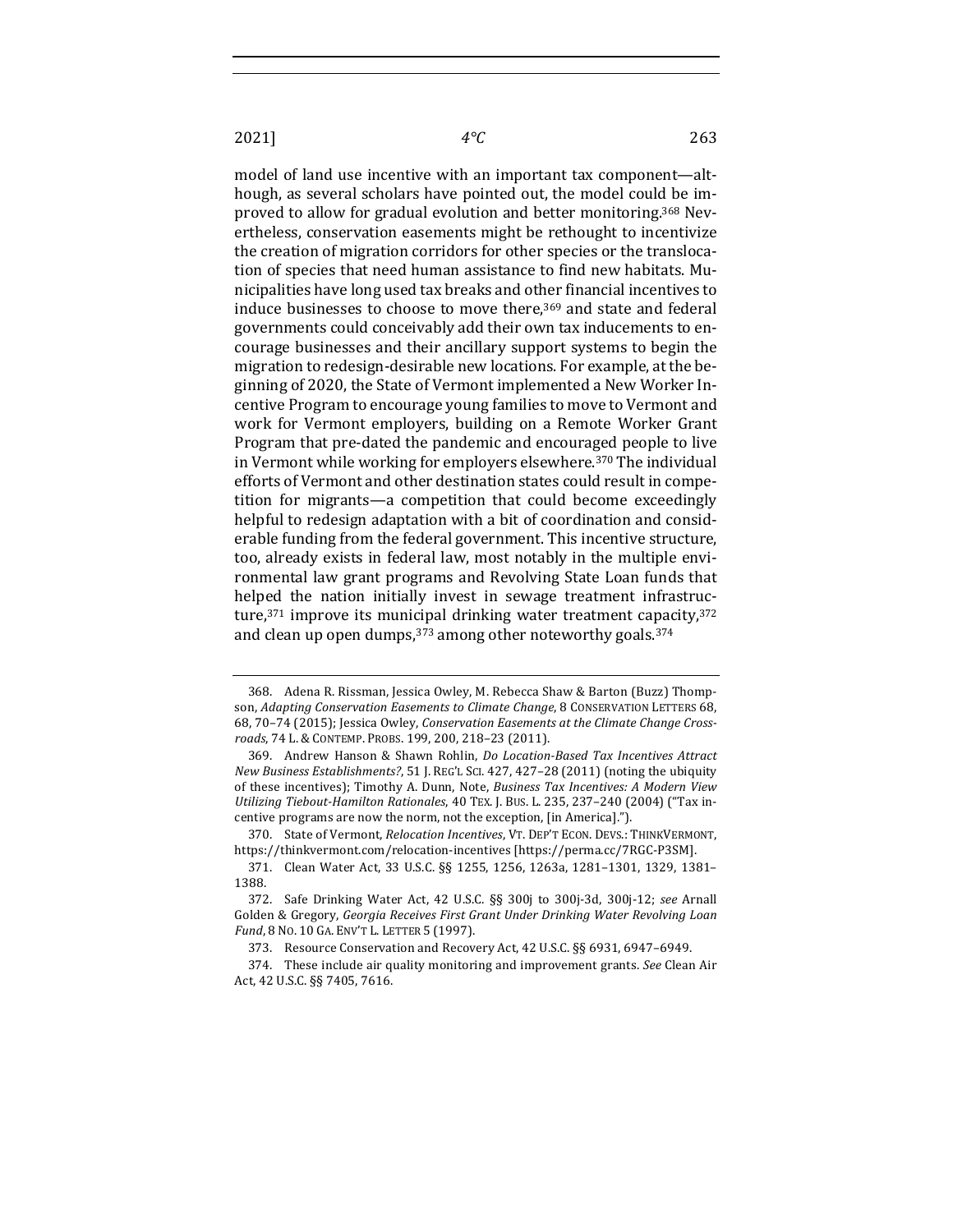model of land use incentive with an important tax component—although, as several scholars have pointed out, the model could be improved to allow for gradual evolution and better monitoring.[368] Nevertheless, conservation easements might be rethought to incentivize the creation of migration corridors for other species or the translocation of species that need human assistance to find new habitats. Municipalities have long used tax breaks and other financial incentives to induce businesses to choose to move there,[369] and state and federal governments could conceivably add their own tax inducements to encourage businesses and their ancillary support systems to begin the migration to redesign-desirable new locations. For example, at the beginning of 2020, the State of Vermont implemented a New Worker Incentive Program to encourage young families to move to Vermont and work for Vermont employers, building on a Remote Worker Grant Program that pre-dated the pandemic and encouraged people to live in Vermont while working for employers elsewhere.[370] The individual efforts of Vermont and other destination states could result in competition for migrants—a competition that could become exceedingly helpful to redesign adaptation with a bit of coordination and considerable funding from the federal government. This incentive structure, too, already exists in federal law, most notably in the multiple environmental law grant programs and Revolving State Loan funds that helped the nation initially invest in sewage treatment infrastructure,[371] improve its municipal drinking water treatment capacity,[372] and clean up open dumps,[373] among other noteworthy goals.[374]

---

368. Adena R. Rissman, Jessica Owley, M. Rebecca Shaw & Barton (Buzz) Thompson, *Adapting Conservation Easements to Climate Change*, 8 CONSERVATION LETTERS 68, 68, 70–74 (2015); Jessica Owley, *Conservation Easements at the Climate Change Crossroads*, 74 L. & CONTEMP. PROBS. 199, 200, 218–23 (2011).

369. Andrew Hanson & Shawn Rohlin, *Do Location-Based Tax Incentives Attract New Business Establishments?*, 51 J. REG'L SCI. 427, 427–28 (2011) (noting the ubiquity of these incentives); Timothy A. Dunn, Note, *Business Tax Incentives: A Modern View Utilizing Tiebout-Hamilton Rationales*, 40 TEX. J. BUS. L. 235, 237–240 (2004) ("Tax incentive programs are now the norm, not the exception, [in America].").

370. State of Vermont, *Relocation Incentives*, VT. DEP'T ECON. DEVS.: THINKVERMONT, https://thinkvermont.com/relocation-incentives [https://perma.cc/7RGC-P3SM].

371. Clean Water Act, 33 U.S.C. §§ 1255, 1256, 1263a, 1281–1301, 1329, 1381–1388.

372. Safe Drinking Water Act, 42 U.S.C. §§ 300j to 300j-3d, 300j-12; *see* Arnall Golden & Gregory, *Georgia Receives First Grant Under Drinking Water Revolving Loan Fund*, 8 NO. 10 GA. ENV'T L. LETTER 5 (1997).

373. Resource Conservation and Recovery Act, 42 U.S.C. §§ 6931, 6947–6949.

374. These include air quality monitoring and improvement grants. *See* Clean Air Act, 42 U.S.C. §§ 7405, 7616.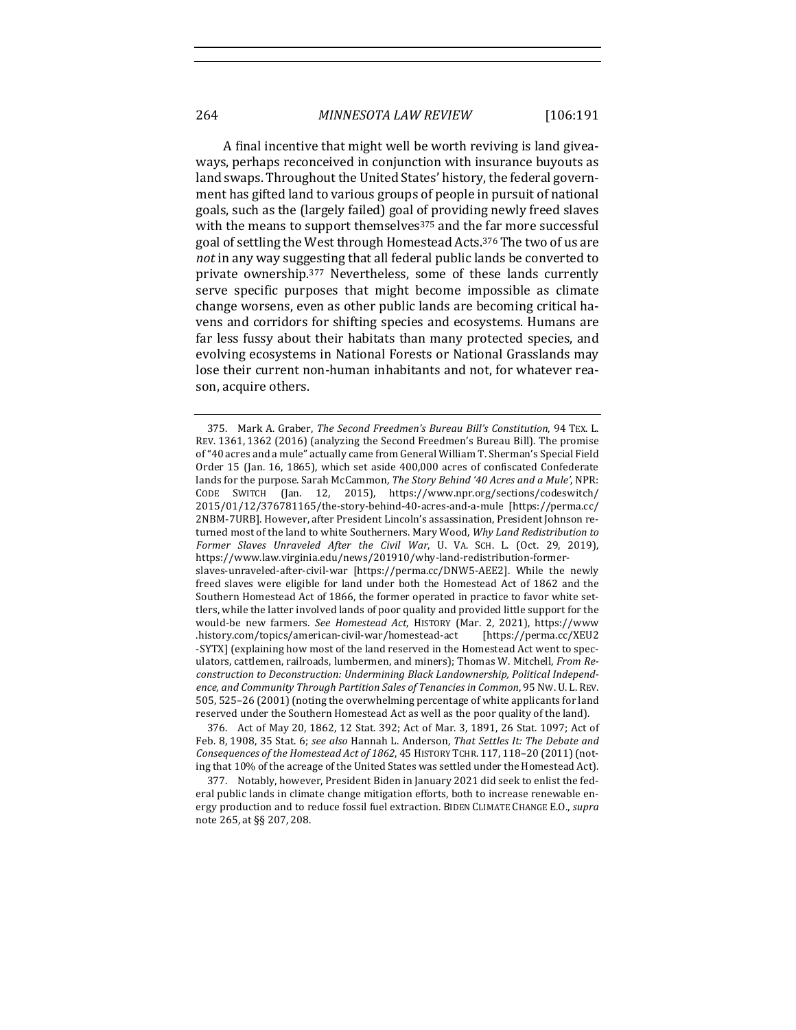A final incentive that might well be worth reviving is land giveaways, perhaps reconceived in conjunction with insurance buyouts as land swaps. Throughout the United States' history, the federal government has gifted land to various groups of people in pursuit of national goals, such as the (largely failed) goal of providing newly freed slaves with the means to support themselves[375] and the far more successful goal of settling the West through Homestead Acts.[376] The two of us are *not* in any way suggesting that all federal public lands be converted to private ownership.[377] Nevertheless, some of these lands currently serve specific purposes that might become impossible as climate change worsens, even as other public lands are becoming critical havens and corridors for shifting species and ecosystems. Humans are far less fussy about their habitats than many protected species, and evolving ecosystems in National Forests or National Grasslands may lose their current non-human inhabitants and not, for whatever reason, acquire others.

---

375. Mark A. Graber, *The Second Freedmen's Bureau Bill's Constitution*, 94 TEX. L. REV. 1361, 1362 (2016) (analyzing the Second Freedmen's Bureau Bill). The promise of "40 acres and a mule" actually came from General William T. Sherman's Special Field Order 15 (Jan. 16, 1865), which set aside 400,000 acres of confiscated Confederate lands for the purpose. Sarah McCammon, *The Story Behind '40 Acres and a Mule'*, NPR: CODE SWITCH (Jan. 12, 2015), https://www.npr.org/sections/codeswitch/2015/01/12/376781165/the-story-behind-40-acres-and-a-mule [https://perma.cc/2NBM-7URB]. However, after President Lincoln's assassination, President Johnson returned most of the land to white Southerners. Mary Wood, *Why Land Redistribution to Former Slaves Unraveled After the Civil War*, U. VA. SCH. L. (Oct. 29, 2019), https://www.law.virginia.edu/news/201910/why-land-redistribution-former-slaves-unraveled-after-civil-war [https://perma.cc/DNW5-AEE2]. While the newly freed slaves were eligible for land under both the Homestead Act of 1862 and the Southern Homestead Act of 1866, the former operated in practice to favor white settlers, while the latter involved lands of poor quality and provided little support for the would-be new farmers. *See Homestead Act*, HISTORY (Mar. 2, 2021), https://www.history.com/topics/american-civil-war/homestead-act [https://perma.cc/XEU2-SYTX] (explaining how most of the land reserved in the Homestead Act went to speculators, cattlemen, railroads, lumbermen, and miners); Thomas W. Mitchell, *From Reconstruction to Deconstruction: Undermining Black Landownership, Political Independence, and Community Through Partition Sales of Tenancies in Common*, 95 NW. U. L. REV. 505, 525–26 (2001) (noting the overwhelming percentage of white applicants for land reserved under the Southern Homestead Act as well as the poor quality of the land).

376. Act of May 20, 1862, 12 Stat. 392; Act of Mar. 3, 1891, 26 Stat. 1097; Act of Feb. 8, 1908, 35 Stat. 6; *see also* Hannah L. Anderson, *That Settles It: The Debate and Consequences of the Homestead Act of 1862*, 45 HISTORY TCHR. 117, 118–20 (2011) (noting that 10% of the acreage of the United States was settled under the Homestead Act).

377. Notably, however, President Biden in January 2021 did seek to enlist the federal public lands in climate change mitigation efforts, both to increase renewable energy production and to reduce fossil fuel extraction. BIDEN CLIMATE CHANGE E.O., *supra* note 265, at §§ 207, 208.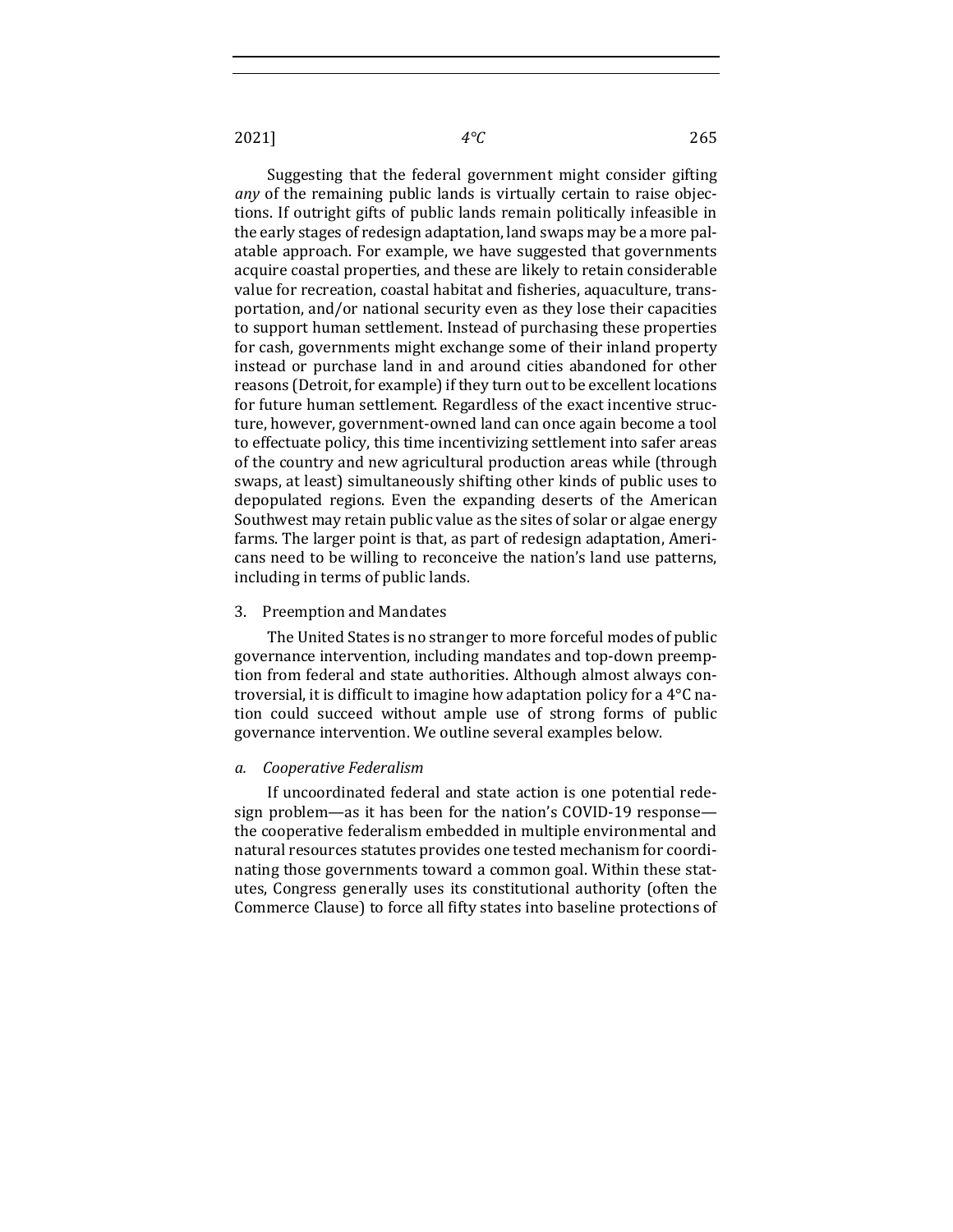Suggesting that the federal government might consider gifting *any* of the remaining public lands is virtually certain to raise objections. If outright gifts of public lands remain politically infeasible in the early stages of redesign adaptation, land swaps may be a more palatable approach. For example, we have suggested that governments acquire coastal properties, and these are likely to retain considerable value for recreation, coastal habitat and fisheries, aquaculture, transportation, and/or national security even as they lose their capacities to support human settlement. Instead of purchasing these properties for cash, governments might exchange some of their inland property instead or purchase land in and around cities abandoned for other reasons (Detroit, for example) if they turn out to be excellent locations for future human settlement. Regardless of the exact incentive structure, however, government-owned land can once again become a tool to effectuate policy, this time incentivizing settlement into safer areas of the country and new agricultural production areas while (through swaps, at least) simultaneously shifting other kinds of public uses to depopulated regions. Even the expanding deserts of the American Southwest may retain public value as the sites of solar or algae energy farms. The larger point is that, as part of redesign adaptation, Americans need to be willing to reconceive the nation's land use patterns, including in terms of public lands.

### 3. Preemption and Mandates

The United States is no stranger to more forceful modes of public governance intervention, including mandates and top-down preemption from federal and state authorities. Although almost always controversial, it is difficult to imagine how adaptation policy for a 4°C nation could succeed without ample use of strong forms of public governance intervention. We outline several examples below.

#### *a. Cooperative Federalism*

If uncoordinated federal and state action is one potential redesign problem—as it has been for the nation's COVID-19 response—the cooperative federalism embedded in multiple environmental and natural resources statutes provides one tested mechanism for coordinating those governments toward a common goal. Within these statutes, Congress generally uses its constitutional authority (often the Commerce Clause) to force all fifty states into baseline protections of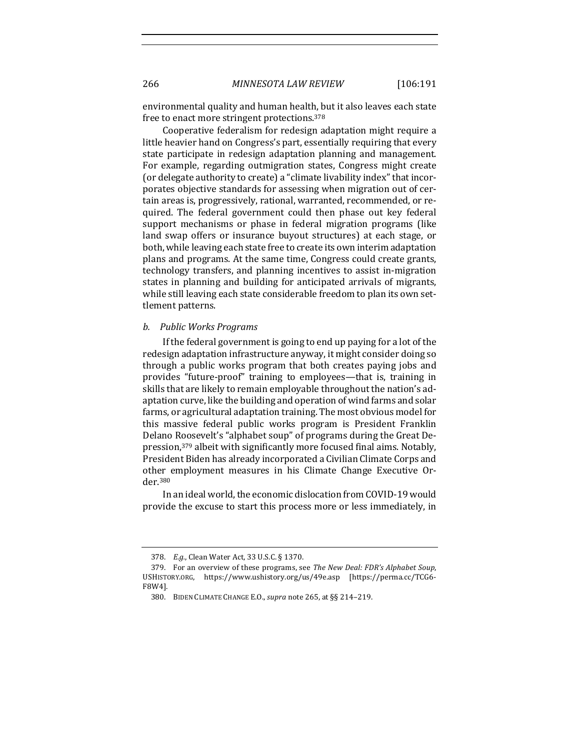environmental quality and human health, but it also leaves each state free to enact more stringent protections.[378]

Cooperative federalism for redesign adaptation might require a little heavier hand on Congress's part, essentially requiring that every state participate in redesign adaptation planning and management. For example, regarding outmigration states, Congress might create (or delegate authority to create) a "climate livability index" that incorporates objective standards for assessing when migration out of certain areas is, progressively, rational, warranted, recommended, or required. The federal government could then phase out key federal support mechanisms or phase in federal migration programs (like land swap offers or insurance buyout structures) at each stage, or both, while leaving each state free to create its own interim adaptation plans and programs. At the same time, Congress could create grants, technology transfers, and planning incentives to assist in-migration states in planning and building for anticipated arrivals of migrants, while still leaving each state considerable freedom to plan its own settlement patterns.

### *b. Public Works Programs*

If the federal government is going to end up paying for a lot of the redesign adaptation infrastructure anyway, it might consider doing so through a public works program that both creates paying jobs and provides "future-proof" training to employees—that is, training in skills that are likely to remain employable throughout the nation's adaptation curve, like the building and operation of wind farms and solar farms, or agricultural adaptation training. The most obvious model for this massive federal public works program is President Franklin Delano Roosevelt's "alphabet soup" of programs during the Great Depression,[379] albeit with significantly more focused final aims. Notably, President Biden has already incorporated a Civilian Climate Corps and other employment measures in his Climate Change Executive Order.[380]

In an ideal world, the economic dislocation from COVID-19 would provide the excuse to start this process more or less immediately, in

---

378. *E.g.*, Clean Water Act, 33 U.S.C. § 1370.

379. For an overview of these programs, see *The New Deal: FDR's Alphabet Soup*, USHISTORY.ORG, https://www.ushistory.org/us/49e.asp [https://perma.cc/TCG6-F8W4].

380. BIDEN CLIMATE CHANGE E.O., *supra* note 265, at §§ 214–219.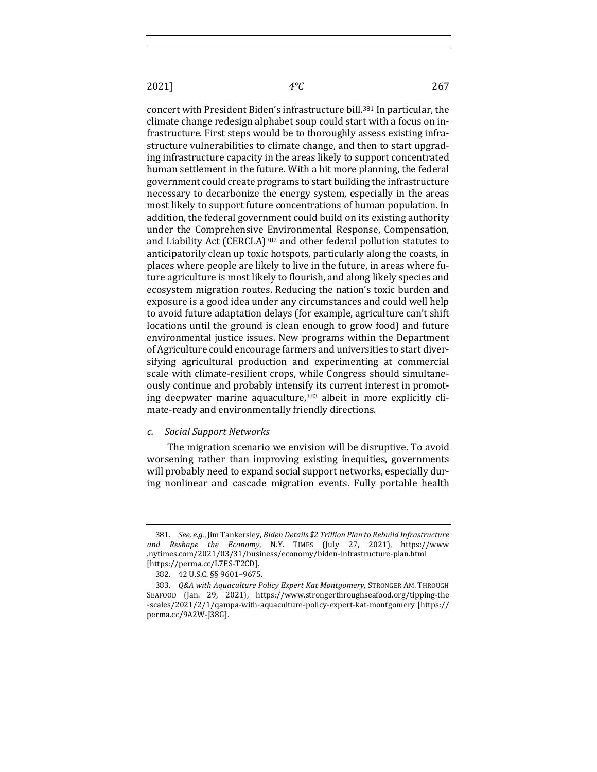concert with President Biden's infrastructure bill.[381] In particular, the climate change redesign alphabet soup could start with a focus on infrastructure. First steps would be to thoroughly assess existing infrastructure vulnerabilities to climate change, and then to start upgrading infrastructure capacity in the areas likely to support concentrated human settlement in the future. With a bit more planning, the federal government could create programs to start building the infrastructure necessary to decarbonize the energy system, especially in the areas most likely to support future concentrations of human population. In addition, the federal government could build on its existing authority under the Comprehensive Environmental Response, Compensation, and Liability Act (CERCLA)[382] and other federal pollution statutes to anticipatorily clean up toxic hotspots, particularly along the coasts, in places where people are likely to live in the future, in areas where future agriculture is most likely to flourish, and along likely species and ecosystem migration routes. Reducing the nation's toxic burden and exposure is a good idea under any circumstances and could well help to avoid future adaptation delays (for example, agriculture can't shift locations until the ground is clean enough to grow food) and future environmental justice issues. New programs within the Department of Agriculture could encourage farmers and universities to start diversifying agricultural production and experimenting at commercial scale with climate-resilient crops, while Congress should simultaneously continue and probably intensify its current interest in promoting deepwater marine aquaculture,[383] albeit in more explicitly climate-ready and environmentally friendly directions.

*c. Social Support Networks*

The migration scenario we envision will be disruptive. To avoid worsening rather than improving existing inequities, governments will probably need to expand social support networks, especially during nonlinear and cascade migration events. Fully portable health

---

381. *See, e.g.*, Jim Tankersley, *Biden Details $2 Trillion Plan to Rebuild Infrastructure and Reshape the Economy*, N.Y. TIMES (July 27, 2021), https://www.nytimes.com/2021/03/31/business/economy/biden-infrastructure-plan.html [https://perma.cc/L7ES-T2CD].

382. 42 U.S.C. §§ 9601–9675.

383. *Q&A with Aquaculture Policy Expert Kat Montgomery*, STRONGER AM. THROUGH SEAFOOD (Jan. 29, 2021), https://www.strongerthroughseafood.org/tipping-the-scales/2021/2/1/qampa-with-aquaculture-policy-expert-kat-montgomery [https://perma.cc/9A2W-J38G].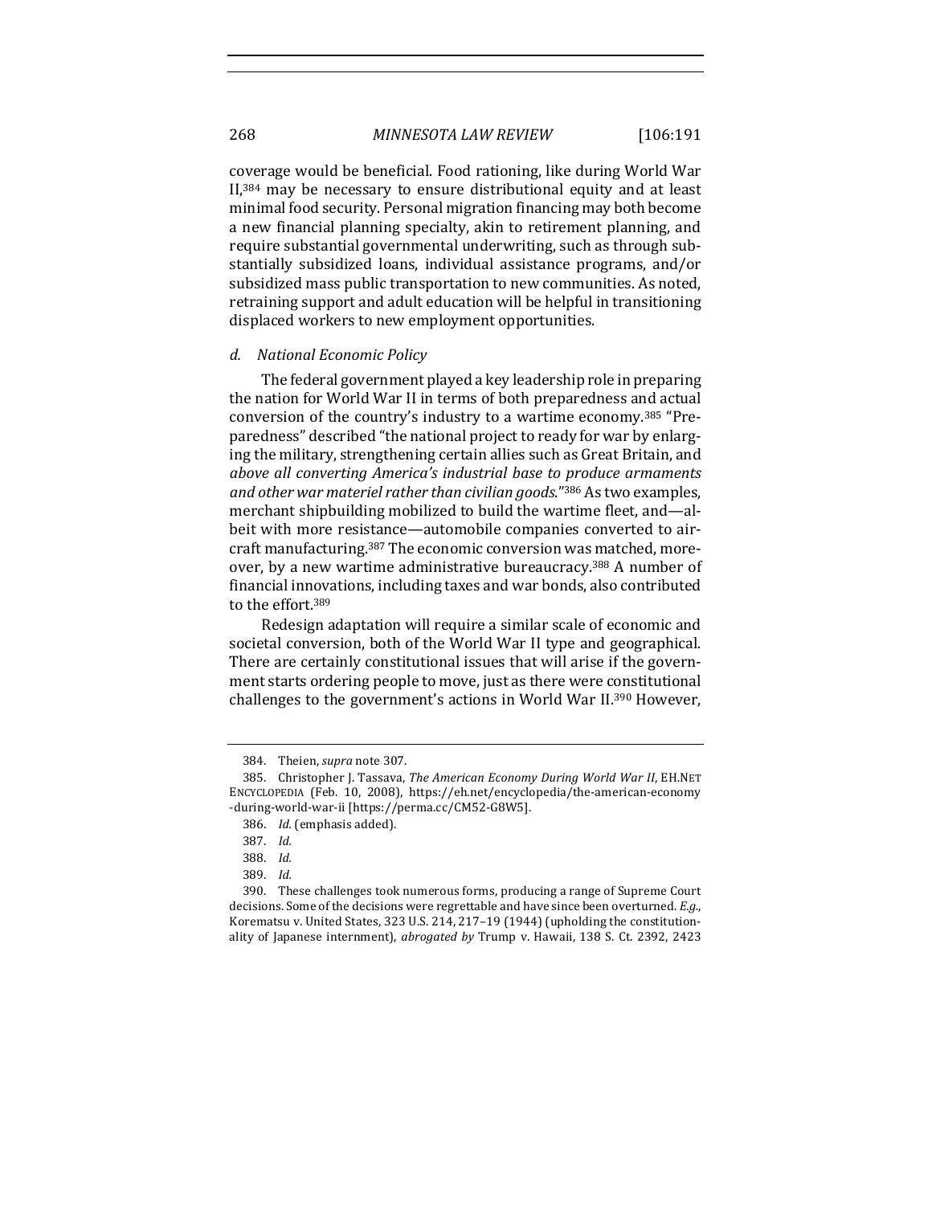coverage would be beneficial. Food rationing, like during World War II,[384] may be necessary to ensure distributional equity and at least minimal food security. Personal migration financing may both become a new financial planning specialty, akin to retirement planning, and require substantial governmental underwriting, such as through substantially subsidized loans, individual assistance programs, and/or subsidized mass public transportation to new communities. As noted, retraining support and adult education will be helpful in transitioning displaced workers to new employment opportunities.

#### *d. National Economic Policy*

The federal government played a key leadership role in preparing the nation for World War II in terms of both preparedness and actual conversion of the country's industry to a wartime economy.[385] "Preparedness" described "the national project to ready for war by enlarging the military, strengthening certain allies such as Great Britain, and *above all converting America's industrial base to produce armaments and other war materiel rather than civilian goods*."[386] As two examples, merchant shipbuilding mobilized to build the wartime fleet, and—albeit with more resistance—automobile companies converted to aircraft manufacturing.[387] The economic conversion was matched, moreover, by a new wartime administrative bureaucracy.[388] A number of financial innovations, including taxes and war bonds, also contributed to the effort.[389]

Redesign adaptation will require a similar scale of economic and societal conversion, both of the World War II type and geographical. There are certainly constitutional issues that will arise if the government starts ordering people to move, just as there were constitutional challenges to the government's actions in World War II.[390] However,

---

384. Theien, *supra* note 307.

385. Christopher J. Tassava, *The American Economy During World War II*, EH.NET ENCYCLOPEDIA (Feb. 10, 2008), https://eh.net/encyclopedia/the-american-economy-during-world-war-ii [https://perma.cc/CM52-G8W5].

386. *Id.* (emphasis added).

387. *Id.*

388. *Id.*

389. *Id.*

390. These challenges took numerous forms, producing a range of Supreme Court decisions. Some of the decisions were regrettable and have since been overturned. *E.g.*, Korematsu v. United States, 323 U.S. 214, 217–19 (1944) (upholding the constitutionality of Japanese internment), *abrogated by* Trump v. Hawaii, 138 S. Ct. 2392, 2423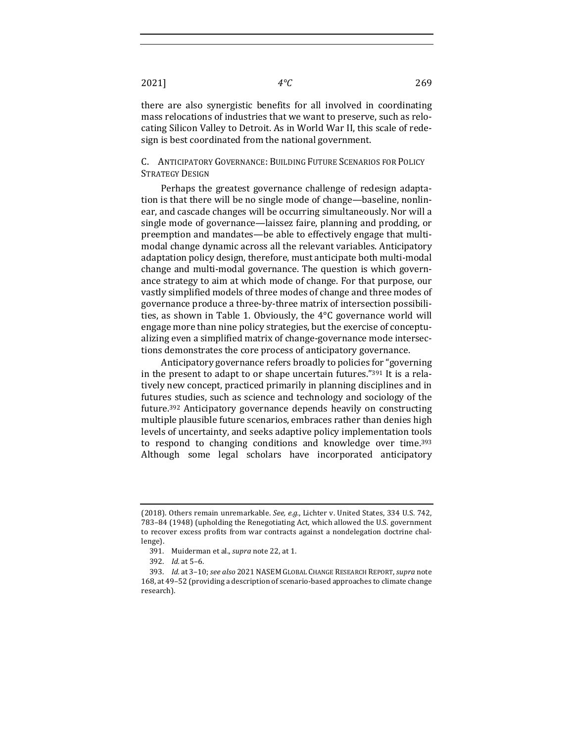there are also synergistic benefits for all involved in coordinating mass relocations of industries that we want to preserve, such as relocating Silicon Valley to Detroit. As in World War II, this scale of redesign is best coordinated from the national government.

### C. Anticipatory Governance: Building Future Scenarios for Policy Strategy Design

Perhaps the greatest governance challenge of redesign adaptation is that there will be no single mode of change—baseline, nonlinear, and cascade changes will be occurring simultaneously. Nor will a single mode of governance—laissez faire, planning and prodding, or preemption and mandates—be able to effectively engage that multimodal change dynamic across all the relevant variables. Anticipatory adaptation policy design, therefore, must anticipate both multi-modal change and multi-modal governance. The question is which governance strategy to aim at which mode of change. For that purpose, our vastly simplified models of three modes of change and three modes of governance produce a three-by-three matrix of intersection possibilities, as shown in Table 1. Obviously, the 4°C governance world will engage more than nine policy strategies, but the exercise of conceptualizing even a simplified matrix of change-governance mode intersections demonstrates the core process of anticipatory governance.

Anticipatory governance refers broadly to policies for "governing in the present to adapt to or shape uncertain futures."[391] It is a relatively new concept, practiced primarily in planning disciplines and in futures studies, such as science and technology and sociology of the future.[392] Anticipatory governance depends heavily on constructing multiple plausible future scenarios, embraces rather than denies high levels of uncertainty, and seeks adaptive policy implementation tools to respond to changing conditions and knowledge over time.[393] Although some legal scholars have incorporated anticipatory

---

(2018). Others remain unremarkable. *See, e.g.*, Lichter v. United States, 334 U.S. 742, 783–84 (1948) (upholding the Renegotiating Act, which allowed the U.S. government to recover excess profits from war contracts against a nondelegation doctrine challenge).

391. Muiderman et al., *supra* note 22, at 1.

392. *Id.* at 5–6.

393. *Id.* at 3–10; *see also* 2021 NASEM Global Change Research Report, *supra* note 168, at 49–52 (providing a description of scenario-based approaches to climate change research).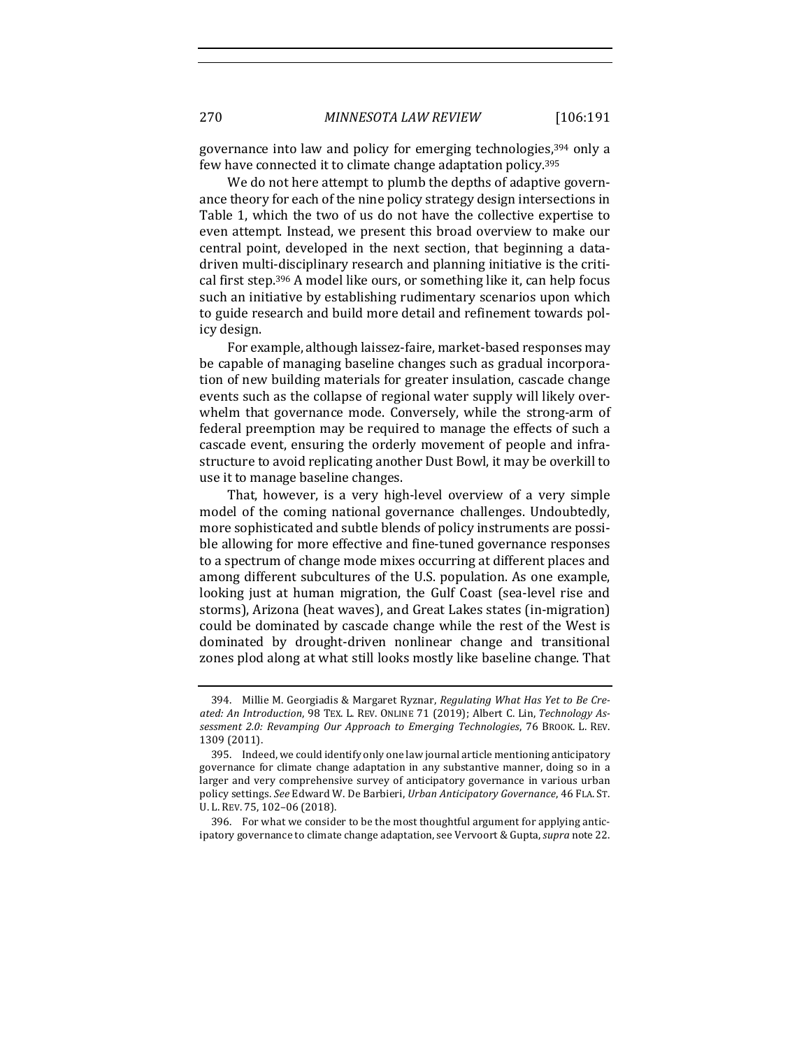governance into law and policy for emerging technologies,[394] only a few have connected it to climate change adaptation policy.[395]

We do not here attempt to plumb the depths of adaptive governance theory for each of the nine policy strategy design intersections in Table 1, which the two of us do not have the collective expertise to even attempt. Instead, we present this broad overview to make our central point, developed in the next section, that beginning a data-driven multi-disciplinary research and planning initiative is the critical first step.[396] A model like ours, or something like it, can help focus such an initiative by establishing rudimentary scenarios upon which to guide research and build more detail and refinement towards policy design.

For example, although laissez-faire, market-based responses may be capable of managing baseline changes such as gradual incorporation of new building materials for greater insulation, cascade change events such as the collapse of regional water supply will likely overwhelm that governance mode. Conversely, while the strong-arm of federal preemption may be required to manage the effects of such a cascade event, ensuring the orderly movement of people and infrastructure to avoid replicating another Dust Bowl, it may be overkill to use it to manage baseline changes.

That, however, is a very high-level overview of a very simple model of the coming national governance challenges. Undoubtedly, more sophisticated and subtle blends of policy instruments are possible allowing for more effective and fine-tuned governance responses to a spectrum of change mode mixes occurring at different places and among different subcultures of the U.S. population. As one example, looking just at human migration, the Gulf Coast (sea-level rise and storms), Arizona (heat waves), and Great Lakes states (in-migration) could be dominated by cascade change while the rest of the West is dominated by drought-driven nonlinear change and transitional zones plod along at what still looks mostly like baseline change. That

---

394. Millie M. Georgiadis & Margaret Ryznar, *Regulating What Has Yet to Be Created: An Introduction*, 98 TEX. L. REV. ONLINE 71 (2019); Albert C. Lin, *Technology Assessment 2.0: Revamping Our Approach to Emerging Technologies*, 76 BROOK. L. REV. 1309 (2011).

395. Indeed, we could identify only one law journal article mentioning anticipatory governance for climate change adaptation in any substantive manner, doing so in a larger and very comprehensive survey of anticipatory governance in various urban policy settings. *See* Edward W. De Barbieri, *Urban Anticipatory Governance*, 46 FLA. ST. U. L. REV. 75, 102–06 (2018).

396. For what we consider to be the most thoughtful argument for applying anticipatory governance to climate change adaptation, see Vervoort & Gupta, *supra* note 22.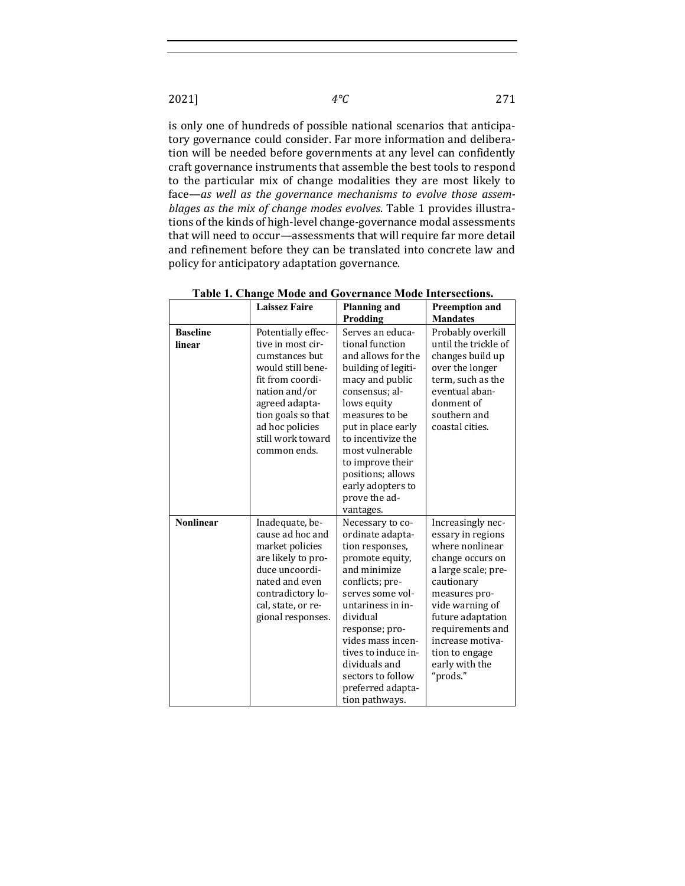is only one of hundreds of possible national scenarios that anticipatory governance could consider. Far more information and deliberation will be needed before governments at any level can confidently craft governance instruments that assemble the best tools to respond to the particular mix of change modalities they are most likely to face—*as well as the governance mechanisms to evolve those assemblages as the mix of change modes evolves*. Table 1 provides illustrations of the kinds of high-level change-governance modal assessments that will need to occur—assessments that will require far more detail and refinement before they can be translated into concrete law and policy for anticipatory adaptation governance.

**Table 1. Change Mode and Governance Mode Intersections.**

| | Laissez Faire | Planning and Prodding | Preemption and Mandates |
|---|---|---|---|
| **Baseline linear** | Potentially effective in most circumstances but would still benefit from coordination and/or agreed adaptation goals so that ad hoc policies still work toward common ends. | Serves an educational function and allows for the building of legitimacy and public consensus; allows equity measures to be put in place early to incentivize the most vulnerable to improve their positions; allows early adopters to prove the advantages. | Probably overkill until the trickle of changes build up over the longer term, such as the eventual abandonment of southern and coastal cities. |
| **Nonlinear** | Inadequate, because ad hoc and market policies are likely to produce uncoordinated and even contradictory local, state, or regional responses. | Necessary to coordinate adaptation responses, promote equity, and minimize conflicts; preserves some voluntariness in individual response; provides mass incentives to induce individuals and sectors to follow preferred adaptation pathways. | Increasingly necessary in regions where nonlinear change occurs on a large scale; precautionary measures provide warning of future adaptation requirements and increase motivation to engage early with the "prods." |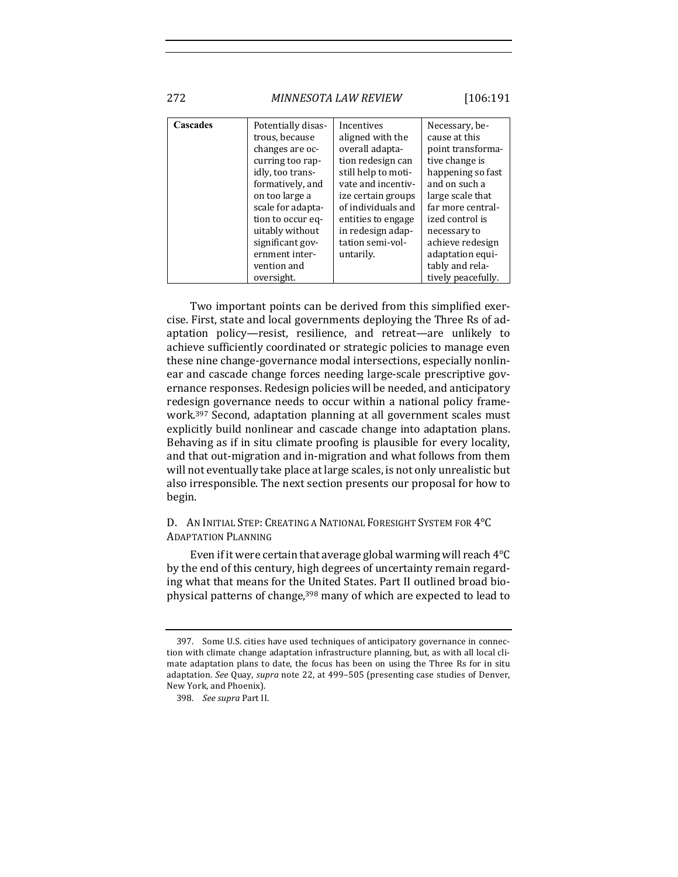| **Cascades** | Potentially disastrous, because changes are occurring too rapidly, too transformatively, and on too large a scale for adaptation to occur equitably without significant government intervention and oversight. | Incentives aligned with the overall adaptation redesign can still help to motivate and incentivize certain groups of individuals and entities to engage in redesign adaptation semi-voluntarily. | Necessary, because at this point transformative change is happening so fast and on such a large scale that far more centralized control is necessary to achieve redesign adaptation equitably and relatively peacefully. |
|---|---|---|---|

Two important points can be derived from this simplified exercise. First, state and local governments deploying the Three Rs of adaptation policy—resist, resilience, and retreat—are unlikely to achieve sufficiently coordinated or strategic policies to manage even these nine change-governance modal intersections, especially nonlinear and cascade change forces needing large-scale prescriptive governance responses. Redesign policies will be needed, and anticipatory redesign governance needs to occur within a national policy framework.[397] Second, adaptation planning at all government scales must explicitly build nonlinear and cascade change into adaptation plans. Behaving as if in situ climate proofing is plausible for every locality, and that out-migration and in-migration and what follows from them will not eventually take place at large scales, is not only unrealistic but also irresponsible. The next section presents our proposal for how to begin.

### D. An Initial Step: Creating a National Foresight System for 4°C Adaptation Planning

Even if it were certain that average global warming will reach 4°C by the end of this century, high degrees of uncertainty remain regarding what that means for the United States. Part II outlined broad biophysical patterns of change,[398] many of which are expected to lead to

397. Some U.S. cities have used techniques of anticipatory governance in connection with climate change adaptation infrastructure planning, but, as with all local climate adaptation plans to date, the focus has been on using the Three Rs for in situ adaptation. *See* Quay, *supra* note 22, at 499–505 (presenting case studies of Denver, New York, and Phoenix).

398. *See supra* Part II.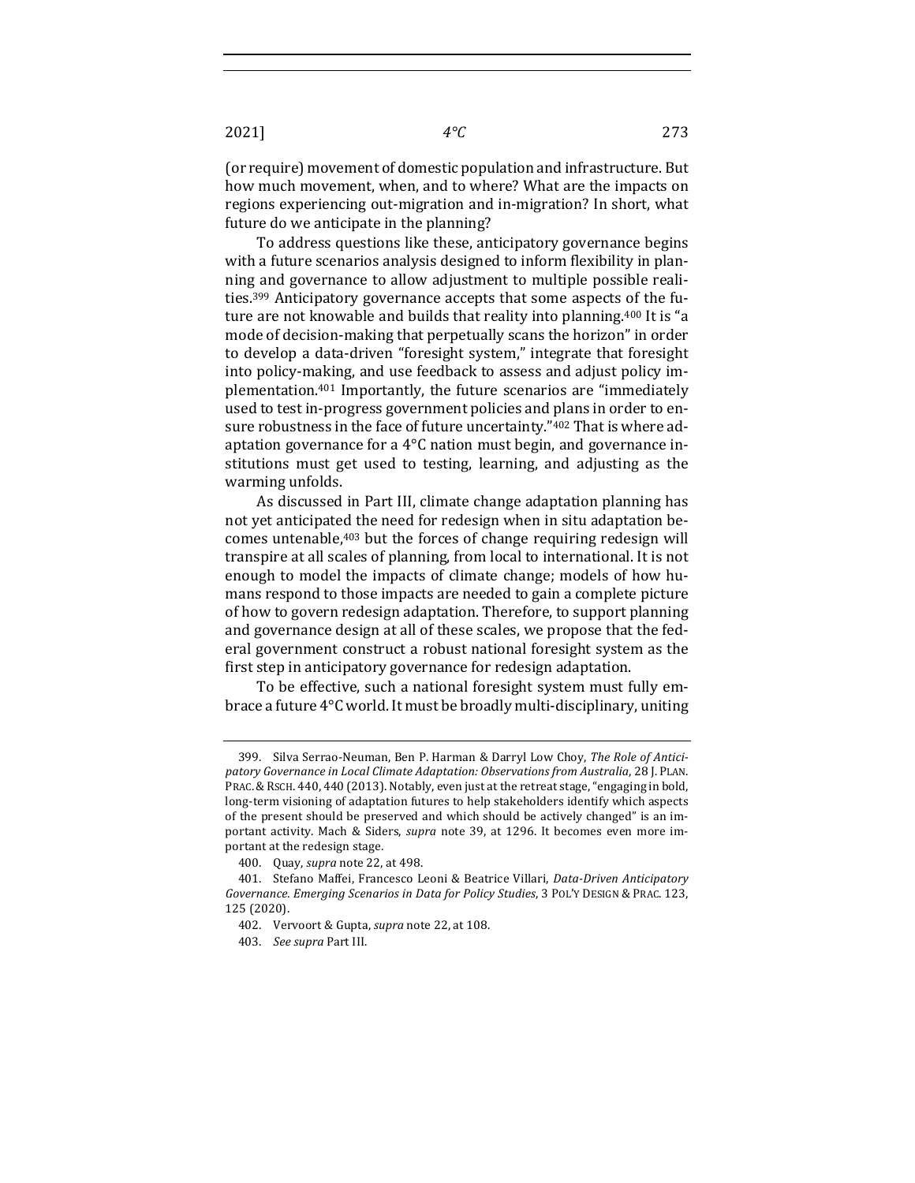(or require) movement of domestic population and infrastructure. But how much movement, when, and to where? What are the impacts on regions experiencing out-migration and in-migration? In short, what future do we anticipate in the planning?

To address questions like these, anticipatory governance begins with a future scenarios analysis designed to inform flexibility in planning and governance to allow adjustment to multiple possible realities.[399] Anticipatory governance accepts that some aspects of the future are not knowable and builds that reality into planning.[400] It is "a mode of decision-making that perpetually scans the horizon" in order to develop a data-driven "foresight system," integrate that foresight into policy-making, and use feedback to assess and adjust policy implementation.[401] Importantly, the future scenarios are "immediately used to test in-progress government policies and plans in order to ensure robustness in the face of future uncertainty."[402] That is where adaptation governance for a 4°C nation must begin, and governance institutions must get used to testing, learning, and adjusting as the warming unfolds.

As discussed in Part III, climate change adaptation planning has not yet anticipated the need for redesign when in situ adaptation becomes untenable,[403] but the forces of change requiring redesign will transpire at all scales of planning, from local to international. It is not enough to model the impacts of climate change; models of how humans respond to those impacts are needed to gain a complete picture of how to govern redesign adaptation. Therefore, to support planning and governance design at all of these scales, we propose that the federal government construct a robust national foresight system as the first step in anticipatory governance for redesign adaptation.

To be effective, such a national foresight system must fully embrace a future 4°C world. It must be broadly multi-disciplinary, uniting

---

399. Silva Serrao-Neuman, Ben P. Harman & Darryl Low Choy, *The Role of Anticipatory Governance in Local Climate Adaptation: Observations from Australia*, 28 J. PLAN. PRAC. & RSCH. 440, 440 (2013). Notably, even just at the retreat stage, "engaging in bold, long-term visioning of adaptation futures to help stakeholders identify which aspects of the present should be preserved and which should be actively changed" is an important activity. Mach & Siders, *supra* note 39, at 1296. It becomes even more important at the redesign stage.

400. Quay, *supra* note 22, at 498.

401. Stefano Maffei, Francesco Leoni & Beatrice Villari, *Data-Driven Anticipatory Governance. Emerging Scenarios in Data for Policy Studies*, 3 POL'Y DESIGN & PRAC. 123, 125 (2020).

402. Vervoort & Gupta, *supra* note 22, at 108.

403. *See supra* Part III.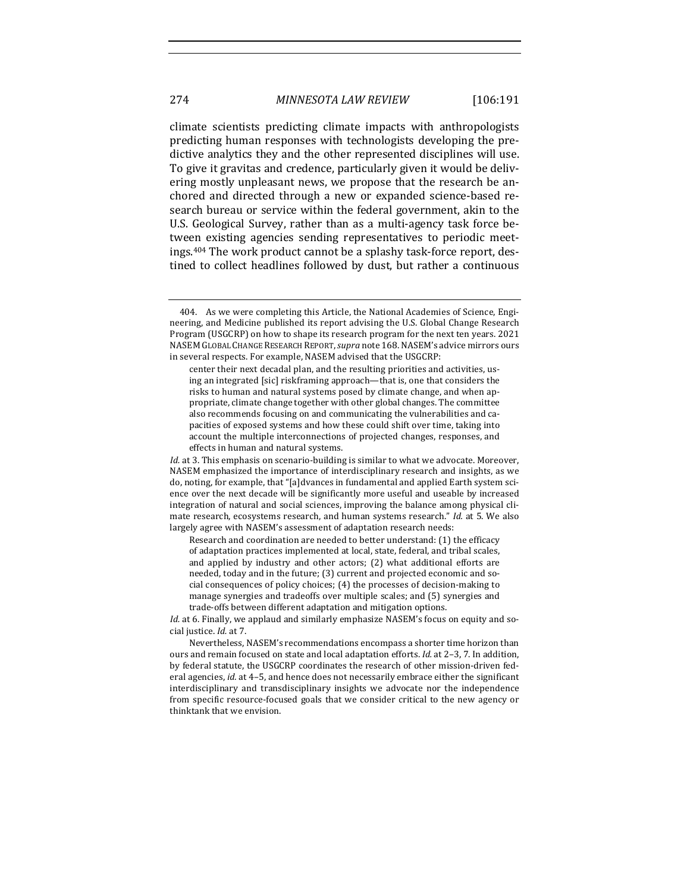climate scientists predicting climate impacts with anthropologists predicting human responses with technologists developing the predictive analytics they and the other represented disciplines will use. To give it gravitas and credence, particularly given it would be delivering mostly unpleasant news, we propose that the research be anchored and directed through a new or expanded science-based research bureau or service within the federal government, akin to the U.S. Geological Survey, rather than as a multi-agency task force between existing agencies sending representatives to periodic meetings.[404] The work product cannot be a splashy task-force report, destined to collect headlines followed by dust, but rather a continuous

---

404. As we were completing this Article, the National Academies of Science, Engineering, and Medicine published its report advising the U.S. Global Change Research Program (USGCRP) on how to shape its research program for the next ten years. 2021 NASEM GLOBAL CHANGE RESEARCH REPORT, *supra* note 168. NASEM's advice mirrors ours in several respects. For example, NASEM advised that the USGCRP:

> center their next decadal plan, and the resulting priorities and activities, using an integrated [sic] riskframing approach—that is, one that considers the risks to human and natural systems posed by climate change, and when appropriate, climate change together with other global changes. The committee also recommends focusing on and communicating the vulnerabilities and capacities of exposed systems and how these could shift over time, taking into account the multiple interconnections of projected changes, responses, and effects in human and natural systems.

*Id.* at 3. This emphasis on scenario-building is similar to what we advocate. Moreover, NASEM emphasized the importance of interdisciplinary research and insights, as we do, noting, for example, that "[a]dvances in fundamental and applied Earth system science over the next decade will be significantly more useful and useable by increased integration of natural and social sciences, improving the balance among physical climate research, ecosystems research, and human systems research." *Id.* at 5. We also largely agree with NASEM's assessment of adaptation research needs:

> Research and coordination are needed to better understand: (1) the efficacy of adaptation practices implemented at local, state, federal, and tribal scales, and applied by industry and other actors; (2) what additional efforts are needed, today and in the future; (3) current and projected economic and social consequences of policy choices; (4) the processes of decision-making to manage synergies and tradeoffs over multiple scales; and (5) synergies and trade-offs between different adaptation and mitigation options.

*Id.* at 6. Finally, we applaud and similarly emphasize NASEM's focus on equity and social justice. *Id.* at 7.

Nevertheless, NASEM's recommendations encompass a shorter time horizon than ours and remain focused on state and local adaptation efforts. *Id.* at 2–3, 7. In addition, by federal statute, the USGCRP coordinates the research of other mission-driven federal agencies, *id.* at 4–5, and hence does not necessarily embrace either the significant interdisciplinary and transdisciplinary insights we advocate nor the independence from specific resource-focused goals that we consider critical to the new agency or thinktank that we envision.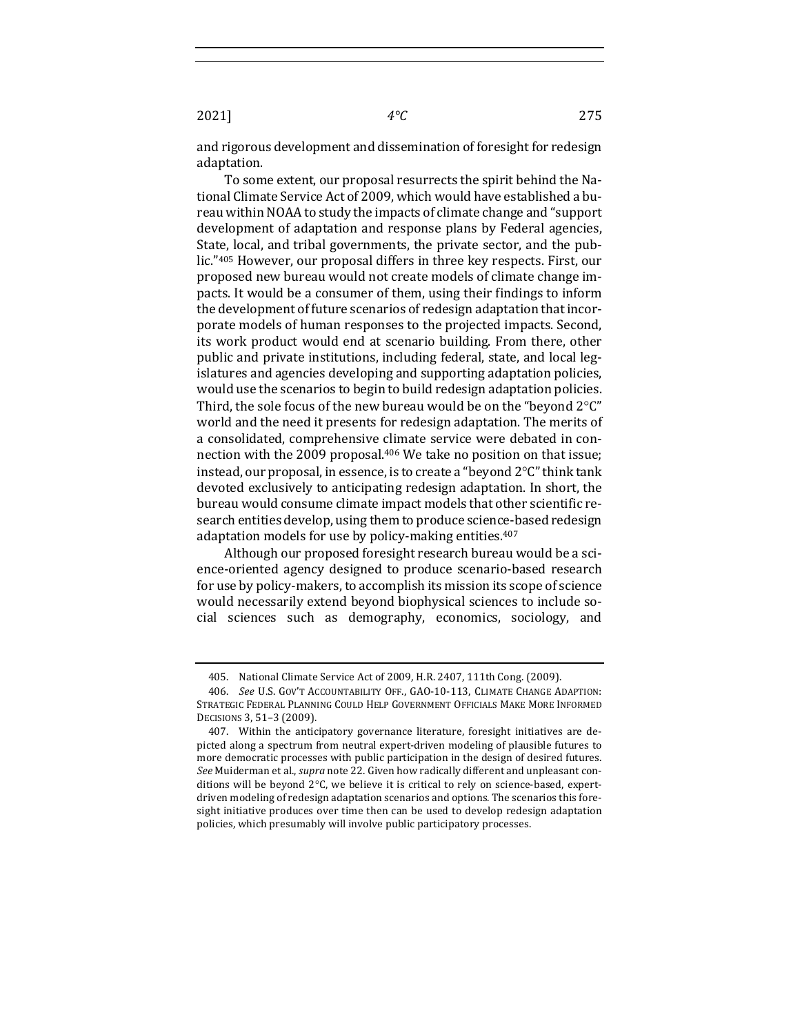and rigorous development and dissemination of foresight for redesign adaptation.

To some extent, our proposal resurrects the spirit behind the National Climate Service Act of 2009, which would have established a bureau within NOAA to study the impacts of climate change and "support development of adaptation and response plans by Federal agencies, State, local, and tribal governments, the private sector, and the public."[405] However, our proposal differs in three key respects. First, our proposed new bureau would not create models of climate change impacts. It would be a consumer of them, using their findings to inform the development of future scenarios of redesign adaptation that incorporate models of human responses to the projected impacts. Second, its work product would end at scenario building. From there, other public and private institutions, including federal, state, and local legislatures and agencies developing and supporting adaptation policies, would use the scenarios to begin to build redesign adaptation policies. Third, the sole focus of the new bureau would be on the "beyond 2°C" world and the need it presents for redesign adaptation. The merits of a consolidated, comprehensive climate service were debated in connection with the 2009 proposal.[406] We take no position on that issue; instead, our proposal, in essence, is to create a "beyond 2°C" think tank devoted exclusively to anticipating redesign adaptation. In short, the bureau would consume climate impact models that other scientific research entities develop, using them to produce science-based redesign adaptation models for use by policy-making entities.[407]

Although our proposed foresight research bureau would be a science-oriented agency designed to produce scenario-based research for use by policy-makers, to accomplish its mission its scope of science would necessarily extend beyond biophysical sciences to include social sciences such as demography, economics, sociology, and

---

405. National Climate Service Act of 2009, H.R. 2407, 111th Cong. (2009).

406. *See* U.S. GOV'T ACCOUNTABILITY OFF., GAO-10-113, CLIMATE CHANGE ADAPTION: STRATEGIC FEDERAL PLANNING COULD HELP GOVERNMENT OFFICIALS MAKE MORE INFORMED DECISIONS 3, 51–3 (2009).

407. Within the anticipatory governance literature, foresight initiatives are depicted along a spectrum from neutral expert-driven modeling of plausible futures to more democratic processes with public participation in the design of desired futures. *See* Muiderman et al., *supra* note 22. Given how radically different and unpleasant conditions will be beyond 2°C, we believe it is critical to rely on science-based, expert-driven modeling of redesign adaptation scenarios and options. The scenarios this foresight initiative produces over time then can be used to develop redesign adaptation policies, which presumably will involve public participatory processes.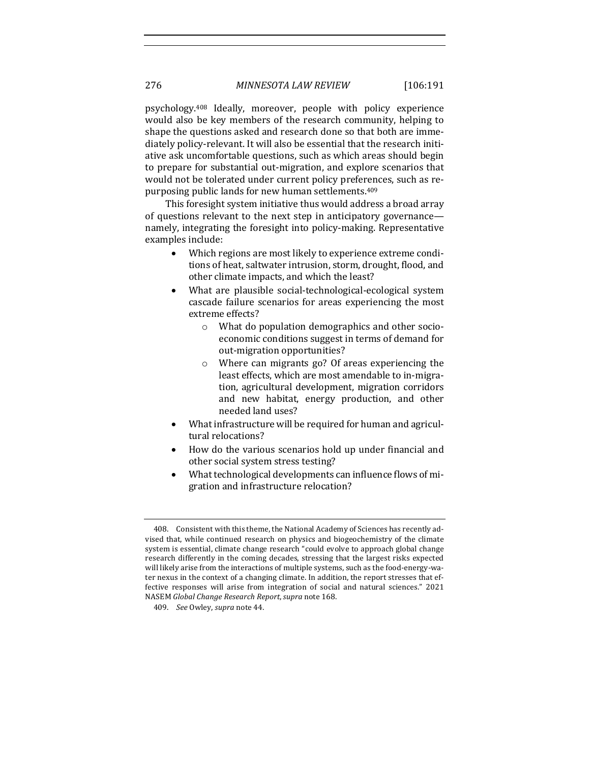psychology.[408] Ideally, moreover, people with policy experience would also be key members of the research community, helping to shape the questions asked and research done so that both are immediately policy-relevant. It will also be essential that the research initiative ask uncomfortable questions, such as which areas should begin to prepare for substantial out-migration, and explore scenarios that would not be tolerated under current policy preferences, such as repurposing public lands for new human settlements.[409]

This foresight system initiative thus would address a broad array of questions relevant to the next step in anticipatory governance—namely, integrating the foresight into policy-making. Representative examples include:

- Which regions are most likely to experience extreme conditions of heat, saltwater intrusion, storm, drought, flood, and other climate impacts, and which the least?
- What are plausible social-technological-ecological system cascade failure scenarios for areas experiencing the most extreme effects?
    - What do population demographics and other socioeconomic conditions suggest in terms of demand for out-migration opportunities?
    - Where can migrants go? Of areas experiencing the least effects, which are most amendable to in-migration, agricultural development, migration corridors and new habitat, energy production, and other needed land uses?
- What infrastructure will be required for human and agricultural relocations?
- How do the various scenarios hold up under financial and other social system stress testing?
- What technological developments can influence flows of migration and infrastructure relocation?

---

408. Consistent with this theme, the National Academy of Sciences has recently advised that, while continued research on physics and biogeochemistry of the climate system is essential, climate change research "could evolve to approach global change research differently in the coming decades, stressing that the largest risks expected will likely arise from the interactions of multiple systems, such as the food-energy-water nexus in the context of a changing climate. In addition, the report stresses that effective responses will arise from integration of social and natural sciences." 2021 NASEM *Global Change Research Report*, *supra* note 168.

409. *See* Owley, *supra* note 44.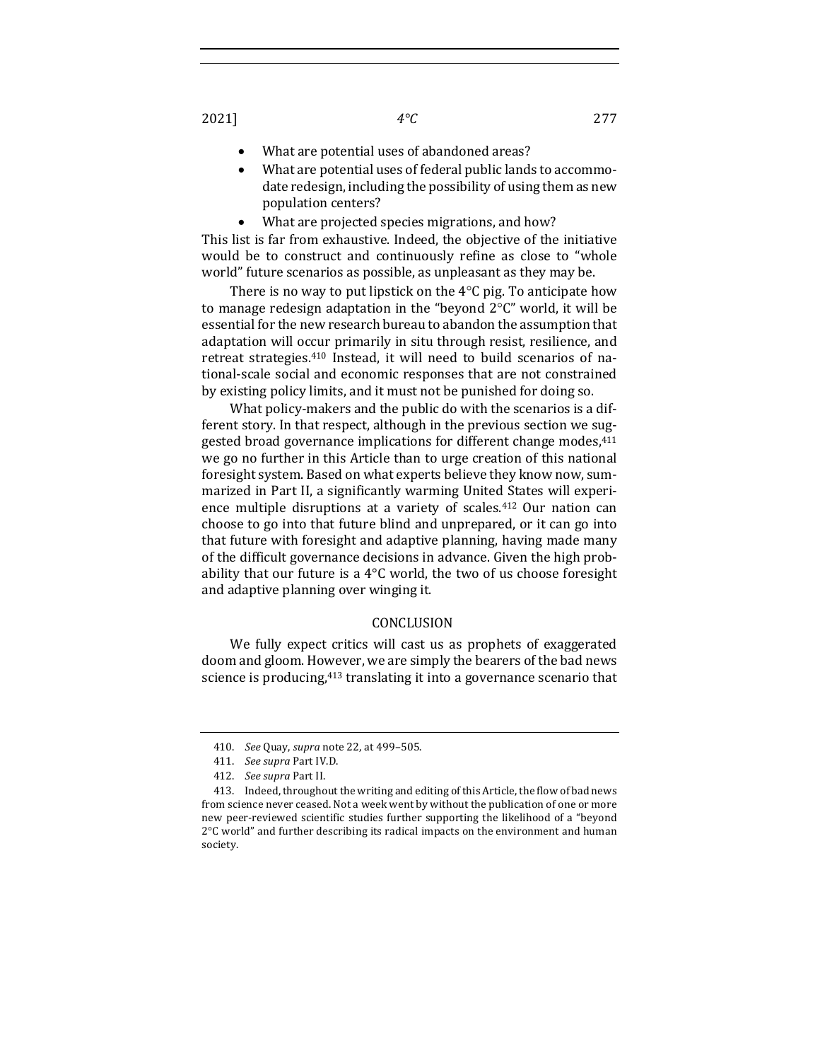- What are potential uses of abandoned areas?
- What are potential uses of federal public lands to accommodate redesign, including the possibility of using them as new population centers?
- What are projected species migrations, and how?

This list is far from exhaustive. Indeed, the objective of the initiative would be to construct and continuously refine as close to "whole world" future scenarios as possible, as unpleasant as they may be.

There is no way to put lipstick on the 4°C pig. To anticipate how to manage redesign adaptation in the "beyond 2°C" world, it will be essential for the new research bureau to abandon the assumption that adaptation will occur primarily in situ through resist, resilience, and retreat strategies.[410] Instead, it will need to build scenarios of national-scale social and economic responses that are not constrained by existing policy limits, and it must not be punished for doing so.

What policy-makers and the public do with the scenarios is a different story. In that respect, although in the previous section we suggested broad governance implications for different change modes,[411] we go no further in this Article than to urge creation of this national foresight system. Based on what experts believe they know now, summarized in Part II, a significantly warming United States will experience multiple disruptions at a variety of scales.[412] Our nation can choose to go into that future blind and unprepared, or it can go into that future with foresight and adaptive planning, having made many of the difficult governance decisions in advance. Given the high probability that our future is a 4°C world, the two of us choose foresight and adaptive planning over winging it.

## CONCLUSION

We fully expect critics will cast us as prophets of exaggerated doom and gloom. However, we are simply the bearers of the bad news science is producing,[413] translating it into a governance scenario that

---

410. *See* Quay, *supra* note 22, at 499–505.

411. *See supra* Part IV.D.

412. *See supra* Part II.

413. Indeed, throughout the writing and editing of this Article, the flow of bad news from science never ceased. Not a week went by without the publication of one or more new peer-reviewed scientific studies further supporting the likelihood of a "beyond 2°C world" and further describing its radical impacts on the environment and human society.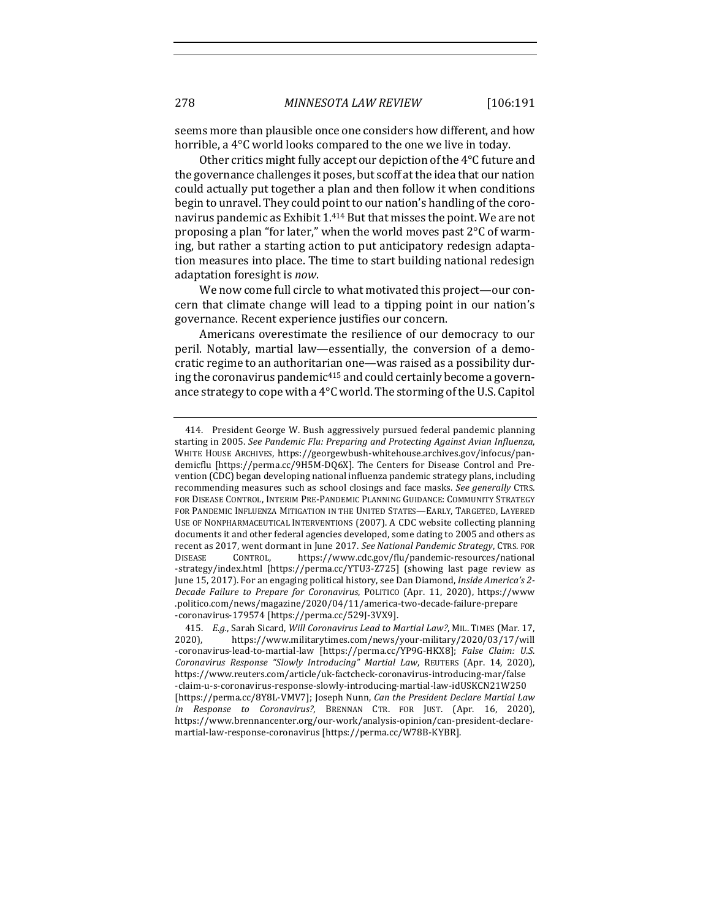seems more than plausible once one considers how different, and how horrible, a 4°C world looks compared to the one we live in today.

Other critics might fully accept our depiction of the 4°C future and the governance challenges it poses, but scoff at the idea that our nation could actually put together a plan and then follow it when conditions begin to unravel. They could point to our nation's handling of the coronavirus pandemic as Exhibit 1.[414] But that misses the point. We are not proposing a plan "for later," when the world moves past 2°C of warming, but rather a starting action to put anticipatory redesign adaptation measures into place. The time to start building national redesign adaptation foresight is *now*.

We now come full circle to what motivated this project—our concern that climate change will lead to a tipping point in our nation's governance. Recent experience justifies our concern.

Americans overestimate the resilience of our democracy to our peril. Notably, martial law—essentially, the conversion of a democratic regime to an authoritarian one—was raised as a possibility during the coronavirus pandemic[415] and could certainly become a governance strategy to cope with a 4°C world. The storming of the U.S. Capitol

---

414. President George W. Bush aggressively pursued federal pandemic planning starting in 2005. *See Pandemic Flu: Preparing and Protecting Against Avian Influenza*, WHITE HOUSE ARCHIVES, https://georgewbush-whitehouse.archives.gov/infocus/pandemicflu [https://perma.cc/9H5M-DQ6X]. The Centers for Disease Control and Prevention (CDC) began developing national influenza pandemic strategy plans, including recommending measures such as school closings and face masks. *See generally* CTRS. FOR DISEASE CONTROL, INTERIM PRE-PANDEMIC PLANNING GUIDANCE: COMMUNITY STRATEGY FOR PANDEMIC INFLUENZA MITIGATION IN THE UNITED STATES—EARLY, TARGETED, LAYERED USE OF NONPHARMACEUTICAL INTERVENTIONS (2007). A CDC website collecting planning documents it and other federal agencies developed, some dating to 2005 and others as recent as 2017, went dormant in June 2017. *See National Pandemic Strategy*, CTRS. FOR DISEASE CONTROL, https://www.cdc.gov/flu/pandemic-resources/national-strategy/index.html [https://perma.cc/YTU3-Z725] (showing last page review as June 15, 2017). For an engaging political history, see Dan Diamond, *Inside America's 2-Decade Failure to Prepare for Coronavirus*, POLITICO (Apr. 11, 2020), https://www.politico.com/news/magazine/2020/04/11/america-two-decade-failure-prepare-coronavirus-179574 [https://perma.cc/529J-3VX9].

415. *E.g.*, Sarah Sicard, *Will Coronavirus Lead to Martial Law?*, MIL. TIMES (Mar. 17, 2020), https://www.militarytimes.com/news/your-military/2020/03/17/will-coronavirus-lead-to-martial-law [https://perma.cc/YP9G-HKX8]; *False Claim: U.S. Coronavirus Response "Slowly Introducing" Martial Law*, REUTERS (Apr. 14, 2020), https://www.reuters.com/article/uk-factcheck-coronavirus-introducing-mar/false-claim-u-s-coronavirus-response-slowly-introducing-martial-law-idUSKCN21W250 [https://perma.cc/8Y8L-VMV7]; Joseph Nunn, *Can the President Declare Martial Law in Response to Coronavirus?*, BRENNAN CTR. FOR JUST. (Apr. 16, 2020), https://www.brennancenter.org/our-work/analysis-opinion/can-president-declare-martial-law-response-coronavirus [https://perma.cc/W78B-KYBR].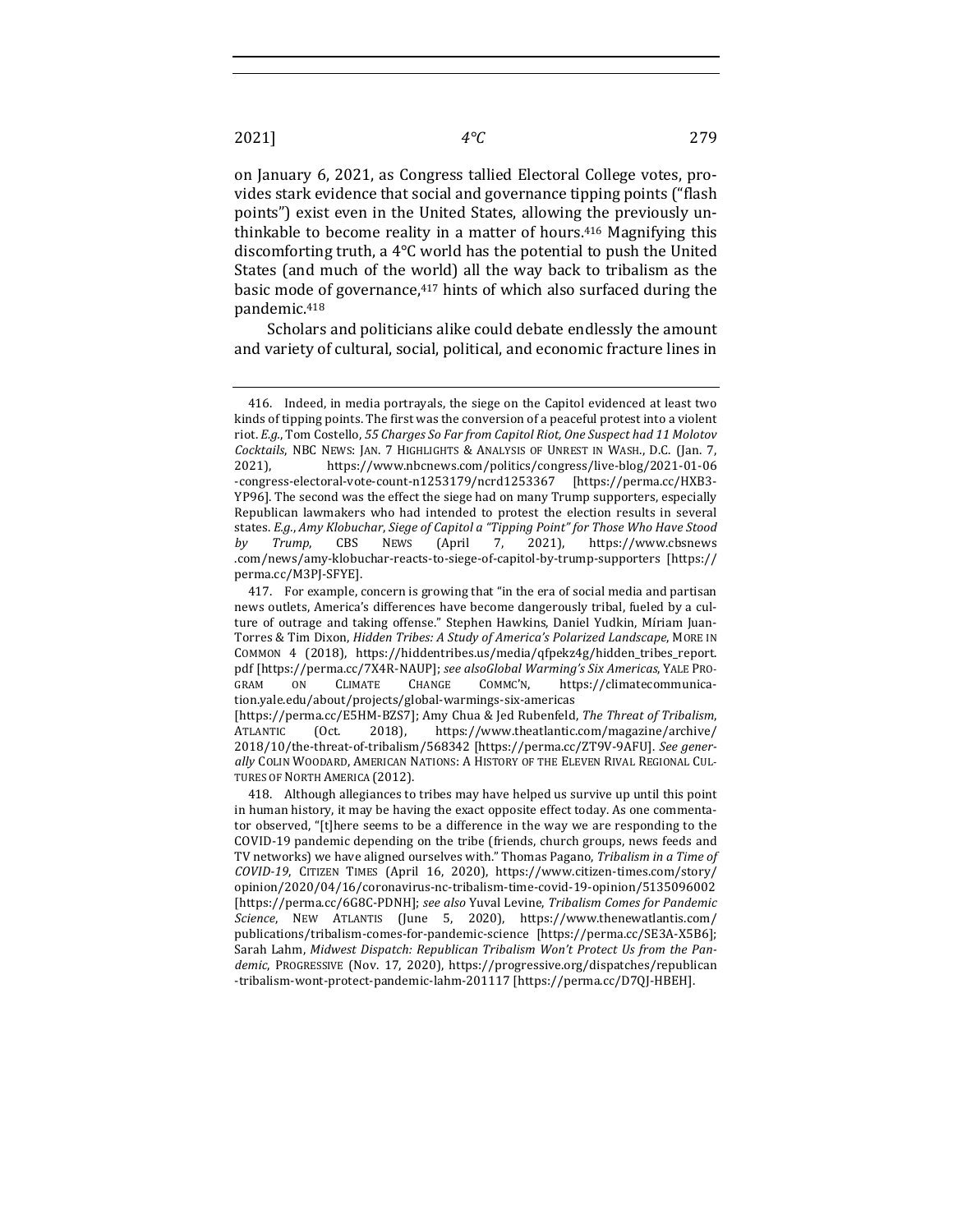on January 6, 2021, as Congress tallied Electoral College votes, provides stark evidence that social and governance tipping points ("flash points") exist even in the United States, allowing the previously unthinkable to become reality in a matter of hours.[416] Magnifying this discomforting truth, a 4°C world has the potential to push the United States (and much of the world) all the way back to tribalism as the basic mode of governance,[417] hints of which also surfaced during the pandemic.[418]

Scholars and politicians alike could debate endlessly the amount and variety of cultural, social, political, and economic fracture lines in

---

416. Indeed, in media portrayals, the siege on the Capitol evidenced at least two kinds of tipping points. The first was the conversion of a peaceful protest into a violent riot. *E.g.*, Tom Costello, *55 Charges So Far from Capitol Riot, One Suspect had 11 Molotov Cocktails*, NBC NEWS: JAN. 7 HIGHLIGHTS & ANALYSIS OF UNREST IN WASH., D.C. (Jan. 7, 2021), https://www.nbcnews.com/politics/congress/live-blog/2021-01-06-congress-electoral-vote-count-n1253179/ncrd1253367 [https://perma.cc/HXB3-YP96]. The second was the effect the siege had on many Trump supporters, especially Republican lawmakers who had intended to protest the election results in several states. *E.g.*, *Amy Klobuchar, Siege of Capitol a "Tipping Point" for Those Who Have Stood by Trump*, CBS NEWS (April 7, 2021), https://www.cbsnews.com/news/amy-klobuchar-reacts-to-siege-of-capitol-by-trump-supporters [https://perma.cc/M3PJ-SFYE].

417. For example, concern is growing that "in the era of social media and partisan news outlets, America's differences have become dangerously tribal, fueled by a culture of outrage and taking offense." Stephen Hawkins, Daniel Yudkin, Míriam Juan-Torres & Tim Dixon, *Hidden Tribes: A Study of America's Polarized Landscape*, MORE IN COMMON 4 (2018), https://hiddentribes.us/media/qfpekz4g/hidden_tribes_report.pdf [https://perma.cc/7X4R-NAUP]; *see alsoGlobal Warming's Six Americas*, YALE PROGRAM ON CLIMATE CHANGE COMMC'N, https://climatecommunication.yale.edu/about/projects/global-warmings-six-americas [https://perma.cc/E5HM-BZS7]; Amy Chua & Jed Rubenfeld, *The Threat of Tribalism*, ATLANTIC (Oct. 2018), https://www.theatlantic.com/magazine/archive/2018/10/the-threat-of-tribalism/568342 [https://perma.cc/ZT9V-9AFU]. *See generally* COLIN WOODARD, AMERICAN NATIONS: A HISTORY OF THE ELEVEN RIVAL REGIONAL CULTURES OF NORTH AMERICA (2012).

418. Although allegiances to tribes may have helped us survive up until this point in human history, it may be having the exact opposite effect today. As one commentator observed, "[t]here seems to be a difference in the way we are responding to the COVID-19 pandemic depending on the tribe (friends, church groups, news feeds and TV networks) we have aligned ourselves with." Thomas Pagano, *Tribalism in a Time of COVID-19*, CITIZEN TIMES (April 16, 2020), https://www.citizen-times.com/story/opinion/2020/04/16/coronavirus-nc-tribalism-time-covid-19-opinion/5135096002 [https://perma.cc/6G8C-PDNH]; *see also* Yuval Levine, *Tribalism Comes for Pandemic Science*, NEW ATLANTIS (June 5, 2020), https://www.thenewatlantis.com/publications/tribalism-comes-for-pandemic-science [https://perma.cc/SE3A-X5B6]; Sarah Lahm, *Midwest Dispatch: Republican Tribalism Won't Protect Us from the Pandemic*, PROGRESSIVE (Nov. 17, 2020), https://progressive.org/dispatches/republican-tribalism-wont-protect-pandemic-lahm-201117 [https://perma.cc/D7QJ-HBEH].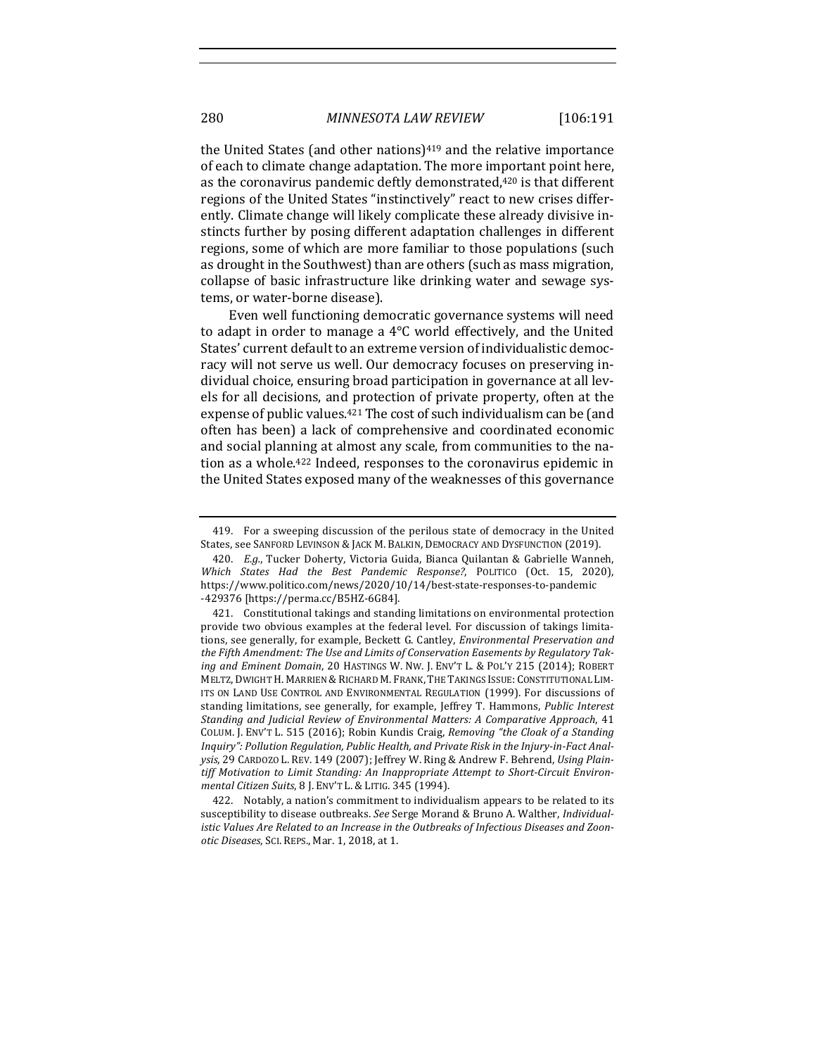the United States (and other nations)[419] and the relative importance of each to climate change adaptation. The more important point here, as the coronavirus pandemic deftly demonstrated,[420] is that different regions of the United States "instinctively" react to new crises differently. Climate change will likely complicate these already divisive instincts further by posing different adaptation challenges in different regions, some of which are more familiar to those populations (such as drought in the Southwest) than are others (such as mass migration, collapse of basic infrastructure like drinking water and sewage systems, or water-borne disease).

Even well functioning democratic governance systems will need to adapt in order to manage a 4°C world effectively, and the United States' current default to an extreme version of individualistic democracy will not serve us well. Our democracy focuses on preserving individual choice, ensuring broad participation in governance at all levels for all decisions, and protection of private property, often at the expense of public values.[421] The cost of such individualism can be (and often has been) a lack of comprehensive and coordinated economic and social planning at almost any scale, from communities to the nation as a whole.[422] Indeed, responses to the coronavirus epidemic in the United States exposed many of the weaknesses of this governance

---

419. For a sweeping discussion of the perilous state of democracy in the United States, see SANFORD LEVINSON & JACK M. BALKIN, DEMOCRACY AND DYSFUNCTION (2019).

420. *E.g.*, Tucker Doherty, Victoria Guida, Bianca Quilantan & Gabrielle Wanneh, *Which States Had the Best Pandemic Response?*, POLITICO (Oct. 15, 2020), https://www.politico.com/news/2020/10/14/best-state-responses-to-pandemic-429376 [https://perma.cc/B5HZ-6G84].

421. Constitutional takings and standing limitations on environmental protection provide two obvious examples at the federal level. For discussion of takings limitations, see generally, for example, Beckett G. Cantley, *Environmental Preservation and the Fifth Amendment: The Use and Limits of Conservation Easements by Regulatory Taking and Eminent Domain*, 20 HASTINGS W. NW. J. ENV'T L. & POL'Y 215 (2014); ROBERT MELTZ, DWIGHT H. MARRIEN & RICHARD M. FRANK, THE TAKINGS ISSUE: CONSTITUTIONAL LIMITS ON LAND USE CONTROL AND ENVIRONMENTAL REGULATION (1999). For discussions of standing limitations, see generally, for example, Jeffrey T. Hammons, *Public Interest Standing and Judicial Review of Environmental Matters: A Comparative Approach*, 41 COLUM. J. ENV'T L. 515 (2016); Robin Kundis Craig, *Removing "the Cloak of a Standing Inquiry": Pollution Regulation, Public Health, and Private Risk in the Injury-in-Fact Analysis*, 29 CARDOZO L. REV. 149 (2007); Jeffrey W. Ring & Andrew F. Behrend, *Using Plaintiff Motivation to Limit Standing: An Inappropriate Attempt to Short-Circuit Environmental Citizen Suits*, 8 J. ENV'T L. & LITIG. 345 (1994).

422. Notably, a nation's commitment to individualism appears to be related to its susceptibility to disease outbreaks. *See* Serge Morand & Bruno A. Walther, *Individualistic Values Are Related to an Increase in the Outbreaks of Infectious Diseases and Zoonotic Diseases*, SCI. REPS., Mar. 1, 2018, at 1.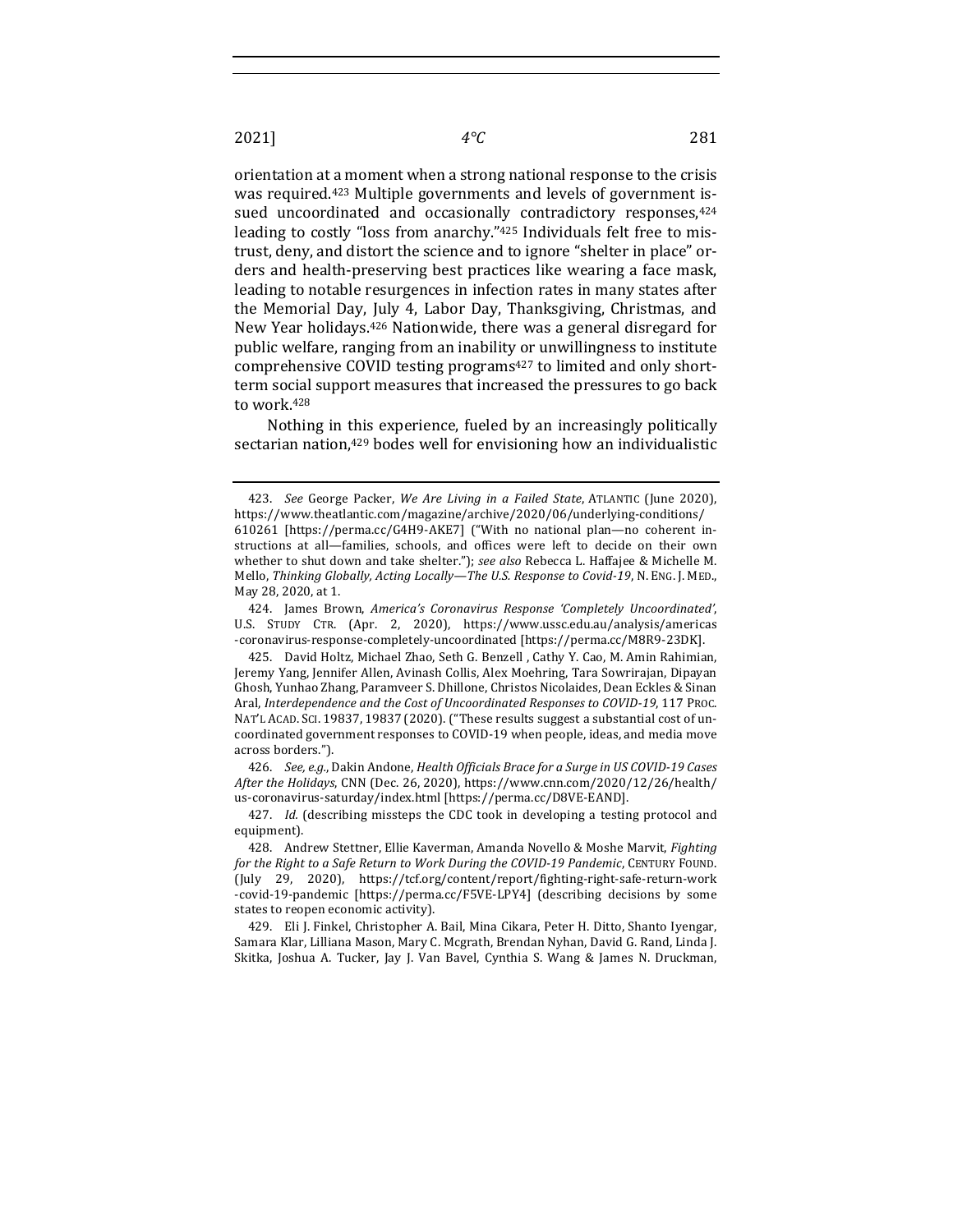orientation at a moment when a strong national response to the crisis was required.[423] Multiple governments and levels of government issued uncoordinated and occasionally contradictory responses,[424] leading to costly "loss from anarchy."[425] Individuals felt free to mistrust, deny, and distort the science and to ignore "shelter in place" orders and health-preserving best practices like wearing a face mask, leading to notable resurgences in infection rates in many states after the Memorial Day, July 4, Labor Day, Thanksgiving, Christmas, and New Year holidays.[426] Nationwide, there was a general disregard for public welfare, ranging from an inability or unwillingness to institute comprehensive COVID testing programs[427] to limited and only short-term social support measures that increased the pressures to go back to work.[428]

Nothing in this experience, fueled by an increasingly politically sectarian nation,[429] bodes well for envisioning how an individualistic

---

423. *See* George Packer, *We Are Living in a Failed State*, ATLANTIC (June 2020), https://www.theatlantic.com/magazine/archive/2020/06/underlying-conditions/610261 [https://perma.cc/G4H9-AKE7] ("With no national plan—no coherent instructions at all—families, schools, and offices were left to decide on their own whether to shut down and take shelter."); *see also* Rebecca L. Haffajee & Michelle M. Mello, *Thinking Globally, Acting Locally—The U.S. Response to Covid-19*, N. ENG. J. MED., May 28, 2020, at 1.

424. James Brown, *America's Coronavirus Response 'Completely Uncoordinated'*, U.S. STUDY CTR. (Apr. 2, 2020), https://www.ussc.edu.au/analysis/americas-coronavirus-response-completely-uncoordinated [https://perma.cc/M8R9-23DK].

425. David Holtz, Michael Zhao, Seth G. Benzell , Cathy Y. Cao, M. Amin Rahimian, Jeremy Yang, Jennifer Allen, Avinash Collis, Alex Moehring, Tara Sowrirajan, Dipayan Ghosh, Yunhao Zhang, Paramveer S. Dhillone, Christos Nicolaides, Dean Eckles & Sinan Aral, *Interdependence and the Cost of Uncoordinated Responses to COVID-19*, 117 PROC. NAT'L ACAD. SCI. 19837, 19837 (2020). ("These results suggest a substantial cost of uncoordinated government responses to COVID-19 when people, ideas, and media move across borders.").

426. *See, e.g.*, Dakin Andone, *Health Officials Brace for a Surge in US COVID-19 Cases After the Holidays*, CNN (Dec. 26, 2020), https://www.cnn.com/2020/12/26/health/us-coronavirus-saturday/index.html [https://perma.cc/D8VE-EAND].

427. *Id.* (describing missteps the CDC took in developing a testing protocol and equipment).

428. Andrew Stettner, Ellie Kaverman, Amanda Novello & Moshe Marvit, *Fighting for the Right to a Safe Return to Work During the COVID-19 Pandemic*, CENTURY FOUND. (July 29, 2020), https://tcf.org/content/report/fighting-right-safe-return-work-covid-19-pandemic [https://perma.cc/F5VE-LPY4] (describing decisions by some states to reopen economic activity).

429. Eli J. Finkel, Christopher A. Bail, Mina Cikara, Peter H. Ditto, Shanto Iyengar, Samara Klar, Lilliana Mason, Mary C. Mcgrath, Brendan Nyhan, David G. Rand, Linda J. Skitka, Joshua A. Tucker, Jay J. Van Bavel, Cynthia S. Wang & James N. Druckman,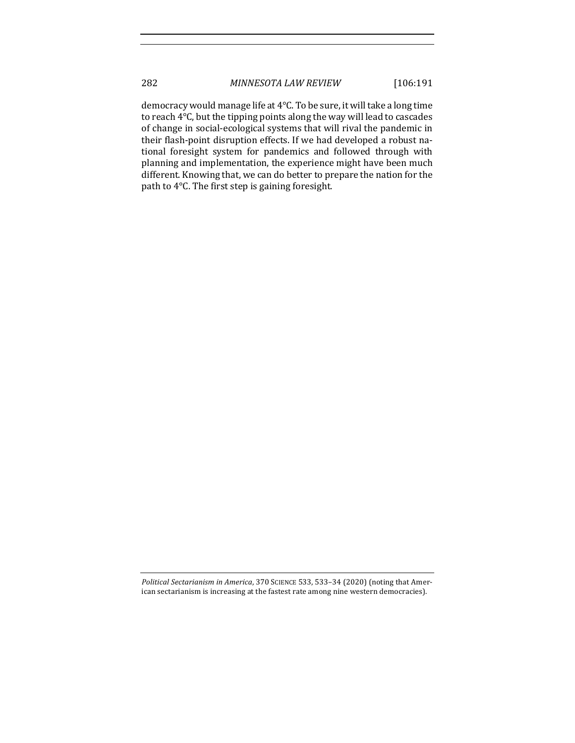democracy would manage life at 4°C. To be sure, it will take a long time to reach 4°C, but the tipping points along the way will lead to cascades of change in social-ecological systems that will rival the pandemic in their flash-point disruption effects. If we had developed a robust national foresight system for pandemics and followed through with planning and implementation, the experience might have been much different. Knowing that, we can do better to prepare the nation for the path to 4°C. The first step is gaining foresight.

---

*Political Sectarianism in America*, 370 SCIENCE 533, 533–34 (2020) (noting that American sectarianism is increasing at the fastest rate among nine western democracies).